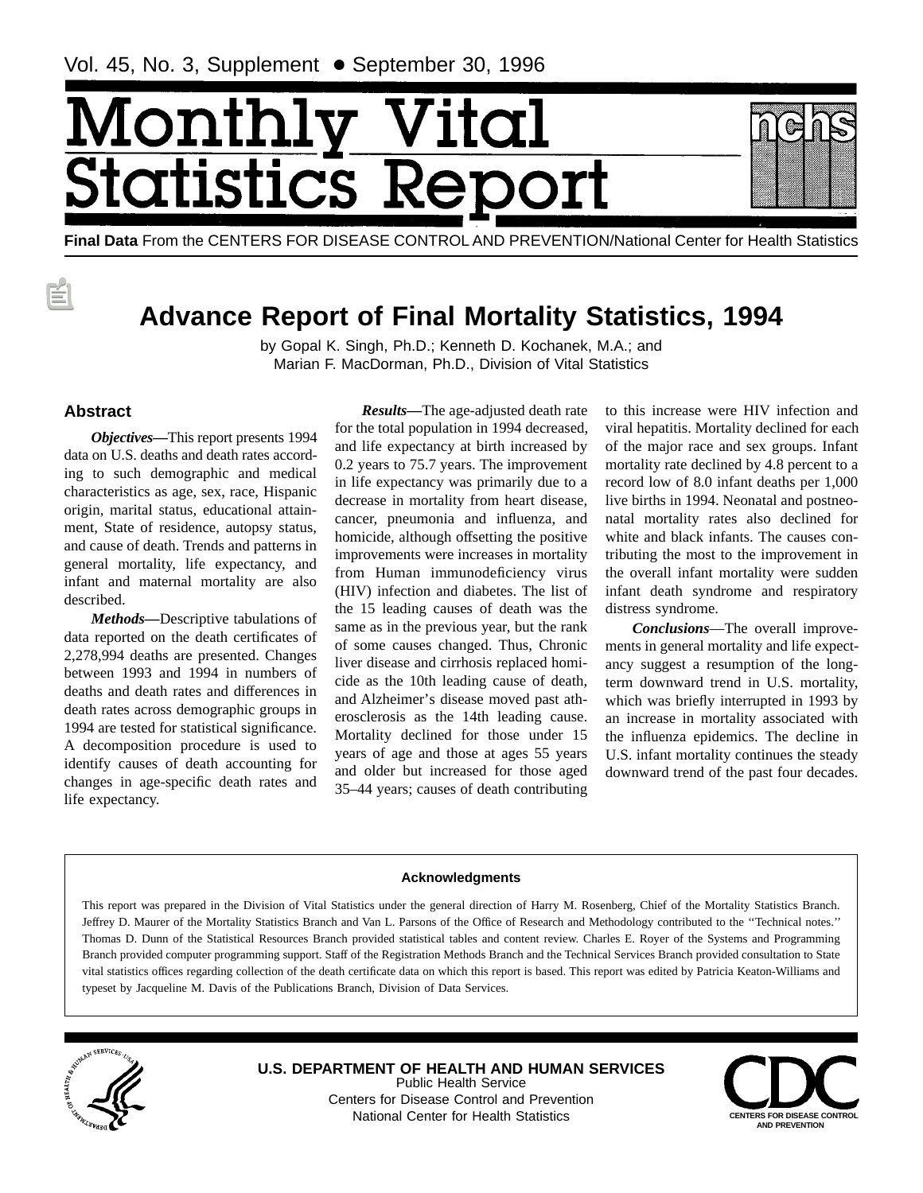# Monthly Vital Statistics Report

Vol. 45, No. 3, Supplement • September 30, 1996

**Final Data** From the CENTERS FOR DISEASE CONTROL AND PREVENTION/National Center for Health Statistics

## Advance Report of Final Mortality Statistics, 1994

by Gopal K. Singh, Ph.D.; Kenneth D. Kochanek, M.A.; and Marian F. MacDorman, Ph.D., Division of Vital Statistics

### Abstract

***Objectives*—**This report presents 1994 data on U.S. deaths and death rates according to such demographic and medical characteristics as age, sex, race, Hispanic origin, marital status, educational attainment, State of residence, autopsy status, and cause of death. Trends and patterns in general mortality, life expectancy, and infant and maternal mortality are also described.

***Methods*—**Descriptive tabulations of data reported on the death certificates of 2,278,994 deaths are presented. Changes between 1993 and 1994 in numbers of deaths and death rates and differences in death rates across demographic groups in 1994 are tested for statistical significance. A decomposition procedure is used to identify causes of death accounting for changes in age-specific death rates and life expectancy.

***Results*—**The age-adjusted death rate for the total population in 1994 decreased, and life expectancy at birth increased by 0.2 years to 75.7 years. The improvement in life expectancy was primarily due to a decrease in mortality from heart disease, cancer, pneumonia and influenza, and homicide, although offsetting the positive improvements were increases in mortality from Human immunodeficiency virus (HIV) infection and diabetes. The list of the 15 leading causes of death was the same as in the previous year, but the rank of some causes changed. Thus, Chronic liver disease and cirrhosis replaced homicide as the 10th leading cause of death, and Alzheimer's disease moved past atherosclerosis as the 14th leading cause. Mortality declined for those under 15 years of age and those at ages 55 years and older but increased for those aged 35–44 years; causes of death contributing to this increase were HIV infection and viral hepatitis. Mortality declined for each of the major race and sex groups. Infant mortality rate declined by 4.8 percent to a record low of 8.0 infant deaths per 1,000 live births in 1994. Neonatal and postneonatal mortality rates also declined for white and black infants. The causes contributing the most to the improvement in the overall infant mortality were sudden infant death syndrome and respiratory distress syndrome.

***Conclusions*—**The overall improvements in general mortality and life expectancy suggest a resumption of the long-term downward trend in U.S. mortality, which was briefly interrupted in 1993 by an increase in mortality associated with the influenza epidemics. The decline in U.S. infant mortality continues the steady downward trend of the past four decades.

---

**Acknowledgments**

This report was prepared in the Division of Vital Statistics under the general direction of Harry M. Rosenberg, Chief of the Mortality Statistics Branch. Jeffrey D. Maurer of the Mortality Statistics Branch and Van L. Parsons of the Office of Research and Methodology contributed to the "Technical notes." Thomas D. Dunn of the Statistical Resources Branch provided statistical tables and content review. Charles E. Royer of the Systems and Programming Branch provided computer programming support. Staff of the Registration Methods Branch and the Technical Services Branch provided consultation to State vital statistics offices regarding collection of the death certificate data on which this report is based. This report was edited by Patricia Keaton-Williams and typeset by Jacqueline M. Davis of the Publications Branch, Division of Data Services.

---

**U.S. DEPARTMENT OF HEALTH AND HUMAN SERVICES**
Public Health Service
Centers for Disease Control and Prevention
National Center for Health Statistics

CENTERS FOR DISEASE CONTROL AND PREVENTION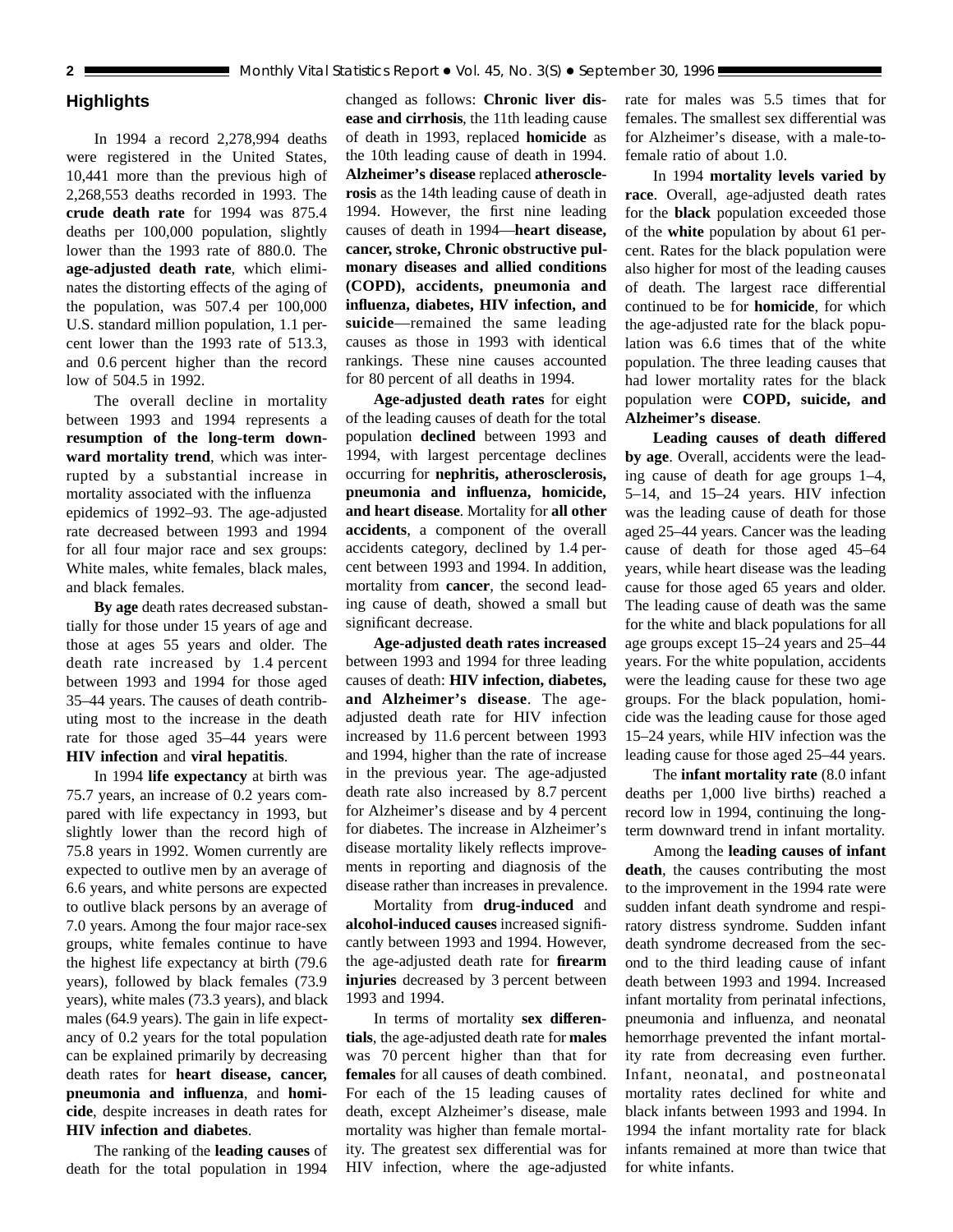## Highlights

In 1994 a record 2,278,994 deaths were registered in the United States, 10,441 more than the previous high of 2,268,553 deaths recorded in 1993. The **crude death rate** for 1994 was 875.4 deaths per 100,000 population, slightly lower than the 1993 rate of 880.0. The **age-adjusted death rate**, which eliminates the distorting effects of the aging of the population, was 507.4 per 100,000 U.S. standard million population, 1.1 percent lower than the 1993 rate of 513.3, and 0.6 percent higher than the record low of 504.5 in 1992.

The overall decline in mortality between 1993 and 1994 represents a **resumption of the long-term downward mortality trend**, which was interrupted by a substantial increase in mortality associated with the influenza epidemics of 1992–93. The age-adjusted rate decreased between 1993 and 1994 for all four major race and sex groups: White males, white females, black males, and black females.

**By age** death rates decreased substantially for those under 15 years of age and those at ages 55 years and older. The death rate increased by 1.4 percent between 1993 and 1994 for those aged 35–44 years. The causes of death contributing most to the increase in the death rate for those aged 35–44 years were **HIV infection** and **viral hepatitis**.

In 1994 **life expectancy** at birth was 75.7 years, an increase of 0.2 years compared with life expectancy in 1993, but slightly lower than the record high of 75.8 years in 1992. Women currently are expected to outlive men by an average of 6.6 years, and white persons are expected to outlive black persons by an average of 7.0 years. Among the four major race-sex groups, white females continue to have the highest life expectancy at birth (79.6 years), followed by black females (73.9 years), white males (73.3 years), and black males (64.9 years). The gain in life expectancy of 0.2 years for the total population can be explained primarily by decreasing death rates for **heart disease, cancer, pneumonia and influenza**, and **homicide**, despite increases in death rates for **HIV infection and diabetes**.

The ranking of the **leading causes** of death for the total population in 1994 changed as follows: **Chronic liver disease and cirrhosis**, the 11th leading cause of death in 1993, replaced **homicide** as the 10th leading cause of death in 1994. **Alzheimer's disease** replaced **atherosclerosis** as the 14th leading cause of death in 1994. However, the first nine leading causes of death in 1994—**heart disease, cancer, stroke, Chronic obstructive pulmonary diseases and allied conditions (COPD), accidents, pneumonia and influenza, diabetes, HIV infection, and suicide**—remained the same leading causes as those in 1993 with identical rankings. These nine causes accounted for 80 percent of all deaths in 1994.

**Age-adjusted death rates** for eight of the leading causes of death for the total population **declined** between 1993 and 1994, with largest percentage declines occurring for **nephritis, atherosclerosis, pneumonia and influenza, homicide, and heart disease**. Mortality for **all other accidents**, a component of the overall accidents category, declined by 1.4 percent between 1993 and 1994. In addition, mortality from **cancer**, the second leading cause of death, showed a small but significant decrease.

**Age-adjusted death rates increased** between 1993 and 1994 for three leading causes of death: **HIV infection, diabetes, and Alzheimer's disease**. The age-adjusted death rate for HIV infection increased by 11.6 percent between 1993 and 1994, higher than the rate of increase in the previous year. The age-adjusted death rate also increased by 8.7 percent for Alzheimer's disease and by 4 percent for diabetes. The increase in Alzheimer's disease mortality likely reflects improvements in reporting and diagnosis of the disease rather than increases in prevalence.

Mortality from **drug-induced** and **alcohol-induced causes** increased significantly between 1993 and 1994. However, the age-adjusted death rate for **firearm injuries** decreased by 3 percent between 1993 and 1994.

In terms of mortality **sex differentials**, the age-adjusted death rate for **males** was 70 percent higher than that for **females** for all causes of death combined. For each of the 15 leading causes of death, except Alzheimer's disease, male mortality was higher than female mortality. The greatest sex differential was for HIV infection, where the age-adjusted rate for males was 5.5 times that for females. The smallest sex differential was for Alzheimer's disease, with a male-to-female ratio of about 1.0.

In 1994 **mortality levels varied by race**. Overall, age-adjusted death rates for the **black** population exceeded those of the **white** population by about 61 percent. Rates for the black population were also higher for most of the leading causes of death. The largest race differential continued to be for **homicide**, for which the age-adjusted rate for the black population was 6.6 times that of the white population. The three leading causes that had lower mortality rates for the black population were **COPD, suicide, and Alzheimer's disease**.

**Leading causes of death differed by age**. Overall, accidents were the leading cause of death for age groups 1–4, 5–14, and 15–24 years. HIV infection was the leading cause of death for those aged 25–44 years. Cancer was the leading cause of death for those aged 45–64 years, while heart disease was the leading cause for those aged 65 years and older. The leading cause of death was the same for the white and black populations for all age groups except 15–24 years and 25–44 years. For the white population, accidents were the leading cause for these two age groups. For the black population, homicide was the leading cause for those aged 15–24 years, while HIV infection was the leading cause for those aged 25–44 years.

The **infant mortality rate** (8.0 infant deaths per 1,000 live births) reached a record low in 1994, continuing the long-term downward trend in infant mortality.

Among the **leading causes of infant death**, the causes contributing the most to the improvement in the 1994 rate were sudden infant death syndrome and respiratory distress syndrome. Sudden infant death syndrome decreased from the second to the third leading cause of infant death between 1993 and 1994. Increased infant mortality from perinatal infections, pneumonia and influenza, and neonatal hemorrhage prevented the infant mortality rate from decreasing even further. Infant, neonatal, and postneonatal mortality rates declined for white and black infants between 1993 and 1994. In 1994 the infant mortality rate for black infants remained at more than twice that for white infants.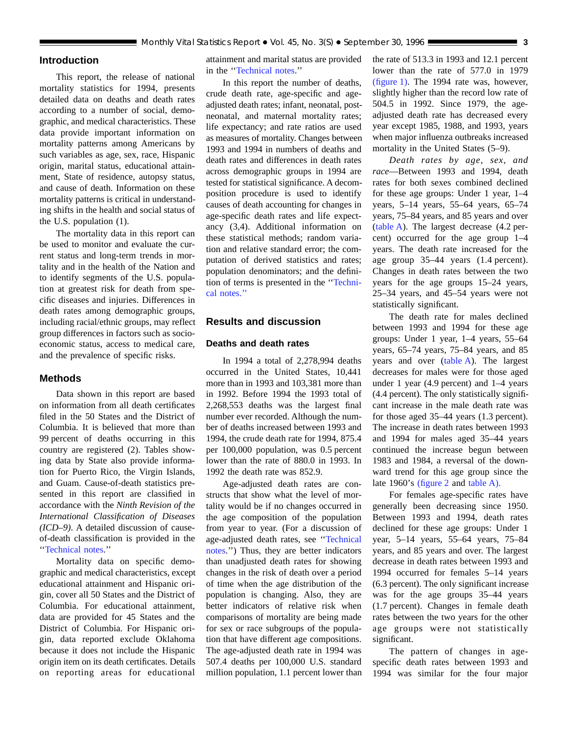## Introduction

This report, the release of national mortality statistics for 1994, presents detailed data on deaths and death rates according to a number of social, demographic, and medical characteristics. These data provide important information on mortality patterns among Americans by such variables as age, sex, race, Hispanic origin, marital status, educational attainment, State of residence, autopsy status, and cause of death. Information on these mortality patterns is critical in understanding shifts in the health and social status of the U.S. population (1).

The mortality data in this report can be used to monitor and evaluate the current status and long-term trends in mortality and in the health of the Nation and to identify segments of the U.S. population at greatest risk for death from specific diseases and injuries. Differences in death rates among demographic groups, including racial/ethnic groups, may reflect group differences in factors such as socioeconomic status, access to medical care, and the prevalence of specific risks.

## Methods

Data shown in this report are based on information from all death certificates filed in the 50 States and the District of Columbia. It is believed that more than 99 percent of deaths occurring in this country are registered (2). Tables showing data by State also provide information for Puerto Rico, the Virgin Islands, and Guam. Cause-of-death statistics presented in this report are classified in accordance with the *Ninth Revision of the International Classification of Diseases (ICD–9)*. A detailed discussion of cause-of-death classification is provided in the ''Technical notes.''

Mortality data on specific demographic and medical characteristics, except educational attainment and Hispanic origin, cover all 50 States and the District of Columbia. For educational attainment, data are provided for 45 States and the District of Columbia. For Hispanic origin, data reported exclude Oklahoma because it does not include the Hispanic origin item on its death certificates. Details on reporting areas for educational attainment and marital status are provided in the ''Technical notes.''

In this report the number of deaths, crude death rate, age-specific and age-adjusted death rates; infant, neonatal, postneonatal, and maternal mortality rates; life expectancy; and rate ratios are used as measures of mortality. Changes between 1993 and 1994 in numbers of deaths and death rates and differences in death rates across demographic groups in 1994 are tested for statistical significance. A decomposition procedure is used to identify causes of death accounting for changes in age-specific death rates and life expectancy (3,4). Additional information on these statistical methods; random variation and relative standard error; the computation of derived statistics and rates; population denominators; and the definition of terms is presented in the ''Technical notes.''

## Results and discussion

### Deaths and death rates

In 1994 a total of 2,278,994 deaths occurred in the United States, 10,441 more than in 1993 and 103,381 more than in 1992. Before 1994 the 1993 total of 2,268,553 deaths was the largest final number ever recorded. Although the number of deaths increased between 1993 and 1994, the crude death rate for 1994, 875.4 per 100,000 population, was 0.5 percent lower than the rate of 880.0 in 1993. In 1992 the death rate was 852.9.

Age-adjusted death rates are constructs that show what the level of mortality would be if no changes occurred in the age composition of the population from year to year. (For a discussion of age-adjusted death rates, see ''Technical notes.'') Thus, they are better indicators than unadjusted death rates for showing changes in the risk of death over a period of time when the age distribution of the population is changing. Also, they are better indicators of relative risk when comparisons of mortality are being made for sex or race subgroups of the population that have different age compositions. The age-adjusted death rate in 1994 was 507.4 deaths per 100,000 U.S. standard million population, 1.1 percent lower than the rate of 513.3 in 1993 and 12.1 percent lower than the rate of 577.0 in 1979 (figure 1). The 1994 rate was, however, slightly higher than the record low rate of 504.5 in 1992. Since 1979, the age-adjusted death rate has decreased every year except 1985, 1988, and 1993, years when major influenza outbreaks increased mortality in the United States (5–9).

*Death rates by age, sex, and race*—Between 1993 and 1994, death rates for both sexes combined declined for these age groups: Under 1 year, 1–4 years, 5–14 years, 55–64 years, 65–74 years, 75–84 years, and 85 years and over (table A). The largest decrease (4.2 percent) occurred for the age group 1–4 years. The death rate increased for the age group 35–44 years (1.4 percent). Changes in death rates between the two years for the age groups 15–24 years, 25–34 years, and 45–54 years were not statistically significant.

The death rate for males declined between 1993 and 1994 for these age groups: Under 1 year, 1–4 years, 55–64 years, 65–74 years, 75–84 years, and 85 years and over (table A). The largest decreases for males were for those aged under 1 year (4.9 percent) and 1–4 years (4.4 percent). The only statistically significant increase in the male death rate was for those aged 35–44 years (1.3 percent). The increase in death rates between 1993 and 1994 for males aged 35–44 years continued the increase begun between 1983 and 1984, a reversal of the downward trend for this age group since the late 1960's (figure 2 and table A).

For females age-specific rates have generally been decreasing since 1950. Between 1993 and 1994, death rates declined for these age groups: Under 1 year, 5–14 years, 55–64 years, 75–84 years, and 85 years and over. The largest decrease in death rates between 1993 and 1994 occurred for females 5–14 years (6.3 percent). The only significant increase was for the age groups 35–44 years (1.7 percent). Changes in female death rates between the two years for the other age groups were not statistically significant.

The pattern of changes in age-specific death rates between 1993 and 1994 was similar for the four major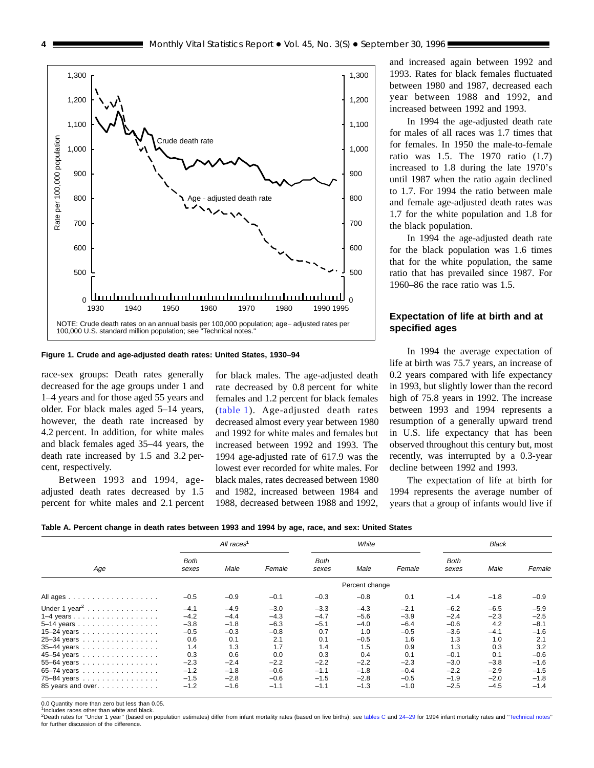Figure 1. Crude and age-adjusted death rates: United States, 1930–94

NOTE: Crude death rates on an annual basis per 100,000 population; age-adjusted rates per 100,000 U.S. standard million population; see "Technical notes."

race-sex groups: Death rates generally decreased for the age groups under 1 and 1–4 years and for those aged 55 years and older. For black males aged 5–14 years, however, the death rate increased by 4.2 percent. In addition, for white males and black females aged 35–44 years, the death rate increased by 1.5 and 3.2 percent, respectively.

Between 1993 and 1994, age-adjusted death rates decreased by 1.5 percent for white males and 2.1 percent for black males. The age-adjusted death rate decreased by 0.8 percent for white females and 1.2 percent for black females (table 1). Age-adjusted death rates decreased almost every year between 1980 and 1992 for white males and females but increased between 1992 and 1993. The 1994 age-adjusted rate of 617.9 was the lowest ever recorded for white males. For black males, rates decreased between 1980 and 1982, increased between 1984 and 1988, decreased between 1988 and 1992, and increased again between 1992 and 1993. Rates for black females fluctuated between 1980 and 1987, decreased each year between 1988 and 1992, and increased between 1992 and 1993.

In 1994 the age-adjusted death rate for males of all races was 1.7 times that for females. In 1950 the male-to-female ratio was 1.5. The 1970 ratio (1.7) increased to 1.8 during the late 1970's until 1987 when the ratio again declined to 1.7. For 1994 the ratio between male and female age-adjusted death rates was 1.7 for the white population and 1.8 for the black population.

In 1994 the age-adjusted death rate for the black population was 1.6 times that for the white population, the same ratio that has prevailed since 1987. For 1960–86 the race ratio was 1.5.

## Expectation of life at birth and at specified ages

In 1994 the average expectation of life at birth was 75.7 years, an increase of 0.2 years compared with life expectancy in 1993, but slightly lower than the record high of 75.8 years in 1992. The increase between 1993 and 1994 represents a resumption of a generally upward trend in U.S. life expectancy that has been observed throughout this century but, most recently, was interrupted by a 0.3-year decline between 1992 and 1993.

The expectation of life at birth for 1994 represents the average number of years that a group of infants would live if

**Table A. Percent change in death rates between 1993 and 1994 by age, race, and sex: United States**

| Age | All races[1] | | | White | | | Black | | |
|---|---|---|---|---|---|---|---|---|---|
| | Both sexes | Male | Female | Both sexes | Male | Female | Both sexes | Male | Female |
| | Percent change | | | | | | | | |
| All ages | –0.5 | –0.9 | –0.1 | –0.3 | –0.8 | 0.1 | –1.4 | –1.8 | –0.9 |
| Under 1 year[2] | –4.1 | –4.9 | –3.0 | –3.3 | –4.3 | –2.1 | –6.2 | –6.5 | –5.9 |
| 1–4 years | –4.2 | –4.4 | –4.3 | –4.7 | –5.6 | –3.9 | –2.4 | –2.3 | –2.5 |
| 5–14 years | –3.8 | –1.8 | –6.3 | –5.1 | –4.0 | –6.4 | –0.6 | 4.2 | –8.1 |
| 15–24 years | –0.5 | –0.3 | –0.8 | 0.7 | 1.0 | –0.5 | –3.6 | –4.1 | –1.6 |
| 25–34 years | 0.6 | 0.1 | 2.1 | 0.1 | –0.5 | 1.6 | 1.3 | 1.0 | 2.1 |
| 35–44 years | 1.4 | 1.3 | 1.7 | 1.4 | 1.5 | 0.9 | 1.3 | 0.3 | 3.2 |
| 45–54 years | 0.3 | 0.6 | 0.0 | 0.3 | 0.4 | 0.1 | –0.1 | 0.1 | –0.6 |
| 55–64 years | –2.3 | –2.4 | –2.2 | –2.2 | –2.2 | –2.3 | –3.0 | –3.8 | –1.6 |
| 65–74 years | –1.2 | –1.8 | –0.6 | –1.1 | –1.8 | –0.4 | –2.2 | –2.9 | –1.5 |
| 75–84 years | –1.5 | –2.8 | –0.6 | –1.5 | –2.8 | –0.5 | –1.9 | –2.0 | –1.8 |
| 85 years and over | –1.2 | –1.6 | –1.1 | –1.1 | –1.3 | –1.0 | –2.5 | –4.5 | –1.4 |

0.0 Quantity more than zero but less than 0.05.
[1] Includes races other than white and black.
[2] Death rates for "Under 1 year" (based on population estimates) differ from infant mortality rates (based on live births); see tables C and 24–29 for 1994 infant mortality rates and "Technical notes" for further discussion of the difference.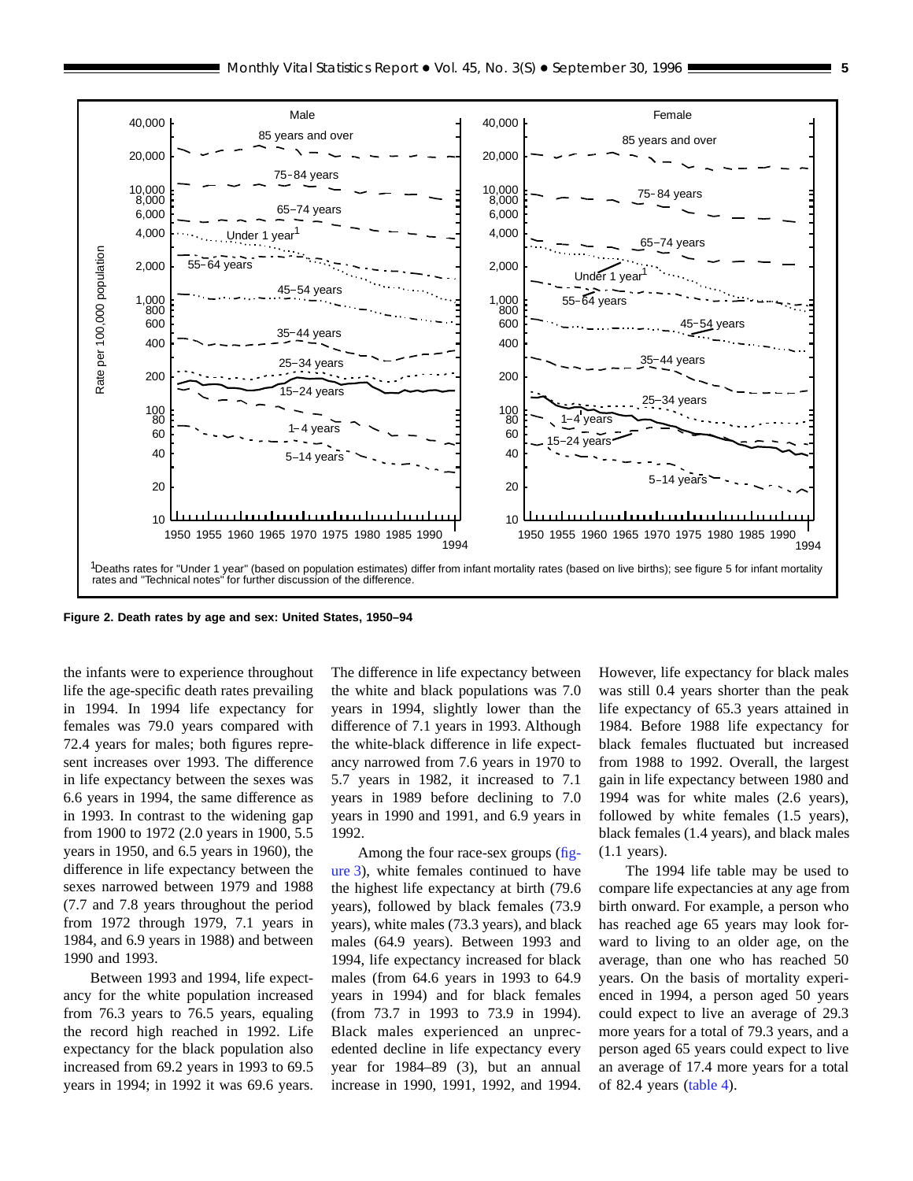[1]Deaths rates for "Under 1 year" (based on population estimates) differ from infant mortality rates (based on live births); see figure 5 for infant mortality rates and "Technical notes" for further discussion of the difference.

**Figure 2. Death rates by age and sex: United States, 1950–94**

the infants were to experience throughout life the age-specific death rates prevailing in 1994. In 1994 life expectancy for females was 79.0 years compared with 72.4 years for males; both figures represent increases over 1993. The difference in life expectancy between the sexes was 6.6 years in 1994, the same difference as in 1993. In contrast to the widening gap from 1900 to 1972 (2.0 years in 1900, 5.5 years in 1950, and 6.5 years in 1960), the difference in life expectancy between the sexes narrowed between 1979 and 1988 (7.7 and 7.8 years throughout the period from 1972 through 1979, 7.1 years in 1984, and 6.9 years in 1988) and between 1990 and 1993.

Between 1993 and 1994, life expectancy for the white population increased from 76.3 years to 76.5 years, equaling the record high reached in 1992. Life expectancy for the black population also increased from 69.2 years in 1993 to 69.5 years in 1994; in 1992 it was 69.6 years. The difference in life expectancy between the white and black populations was 7.0 years in 1994, slightly lower than the difference of 7.1 years in 1993. Although the white-black difference in life expectancy narrowed from 7.6 years in 1970 to 5.7 years in 1982, it increased to 7.1 years in 1989 before declining to 7.0 years in 1990 and 1991, and 6.9 years in 1992.

Among the four race-sex groups (figure 3), white females continued to have the highest life expectancy at birth (79.6 years), followed by black females (73.9 years), white males (73.3 years), and black males (64.9 years). Between 1993 and 1994, life expectancy increased for black males (from 64.6 years in 1993 to 64.9 years in 1994) and for black females (from 73.7 in 1993 to 73.9 in 1994). Black males experienced an unprecedented decline in life expectancy every year for 1984–89 (3), but an annual increase in 1990, 1991, 1992, and 1994. However, life expectancy for black males was still 0.4 years shorter than the peak life expectancy of 65.3 years attained in 1984. Before 1988 life expectancy for black females fluctuated but increased from 1988 to 1992. Overall, the largest gain in life expectancy between 1980 and 1994 was for white males (2.6 years), followed by white females (1.5 years), black females (1.4 years), and black males (1.1 years).

The 1994 life table may be used to compare life expectancies at any age from birth onward. For example, a person who has reached age 65 years may look forward to living to an older age, on the average, than one who has reached 50 years. On the basis of mortality experienced in 1994, a person aged 50 years could expect to live an average of 29.3 more years for a total of 79.3 years, and a person aged 65 years could expect to live an average of 17.4 more years for a total of 82.4 years (table 4).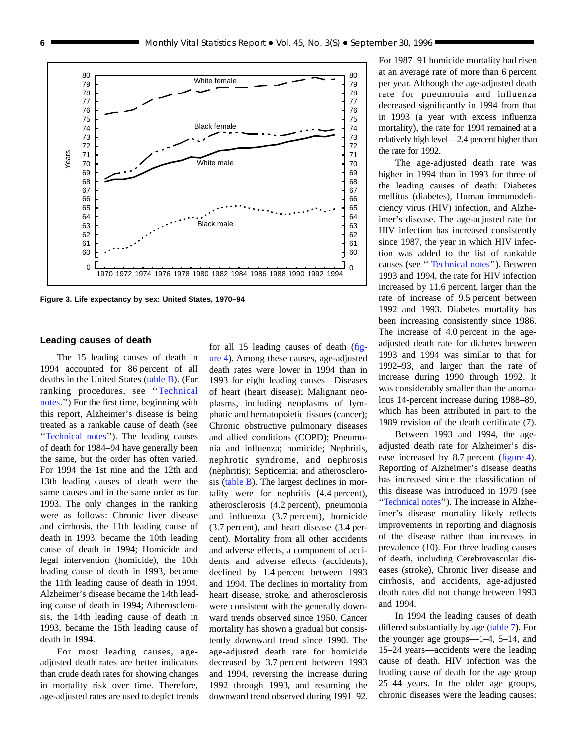Figure 3. Life expectancy by sex: United States, 1970–94

## Leading causes of death

The 15 leading causes of death in 1994 accounted for 86 percent of all deaths in the United States (table B). (For ranking procedures, see ''Technical notes.'') For the first time, beginning with this report, Alzheimer's disease is being treated as a rankable cause of death (see ''Technical notes''). The leading causes of death for 1984–94 have generally been the same, but the order has often varied. For 1994 the 1st nine and the 12th and 13th leading causes of death were the same causes and in the same order as for 1993. The only changes in the ranking were as follows: Chronic liver disease and cirrhosis, the 11th leading cause of death in 1993, became the 10th leading cause of death in 1994; Homicide and legal intervention (homicide), the 10th leading cause of death in 1993, became the 11th leading cause of death in 1994. Alzheimer's disease became the 14th leading cause of death in 1994; Atherosclerosis, the 14th leading cause of death in 1993, became the 15th leading cause of death in 1994.

For most leading causes, age-adjusted death rates are better indicators than crude death rates for showing changes in mortality risk over time. Therefore, age-adjusted rates are used to depict trends for all 15 leading causes of death (figure 4). Among these causes, age-adjusted death rates were lower in 1994 than in 1993 for eight leading causes—Diseases of heart (heart disease); Malignant neoplasms, including neoplasms of lymphatic and hematopoietic tissues (cancer); Chronic obstructive pulmonary diseases and allied conditions (COPD); Pneumonia and influenza; homicide; Nephritis, nephrotic syndrome, and nephrosis (nephritis); Septicemia; and atherosclerosis (table B). The largest declines in mortality were for nephritis (4.4 percent), atherosclerosis (4.2 percent), pneumonia and influenza (3.7 percent), homicide (3.7 percent), and heart disease (3.4 percent). Mortality from all other accidents and adverse effects, a component of accidents and adverse effects (accidents), declined by 1.4 percent between 1993 and 1994. The declines in mortality from heart disease, stroke, and atherosclerosis were consistent with the generally downward trends observed since 1950. Cancer mortality has shown a gradual but consistently downward trend since 1990. The age-adjusted death rate for homicide decreased by 3.7 percent between 1993 and 1994, reversing the increase during 1992 through 1993, and resuming the downward trend observed during 1991–92. For 1987–91 homicide mortality had risen at an average rate of more than 6 percent per year. Although the age-adjusted death rate for pneumonia and influenza decreased significantly in 1994 from that in 1993 (a year with excess influenza mortality), the rate for 1994 remained at a relatively high level—2.4 percent higher than the rate for 1992.

The age-adjusted death rate was higher in 1994 than in 1993 for three of the leading causes of death: Diabetes mellitus (diabetes), Human immunodeficiency virus (HIV) infection, and Alzheimer's disease. The age-adjusted rate for HIV infection has increased consistently since 1987, the year in which HIV infection was added to the list of rankable causes (see '' Technical notes''). Between 1993 and 1994, the rate for HIV infection increased by 11.6 percent, larger than the rate of increase of 9.5 percent between 1992 and 1993. Diabetes mortality has been increasing consistently since 1986. The increase of 4.0 percent in the age-adjusted death rate for diabetes between 1993 and 1994 was similar to that for 1992–93, and larger than the rate of increase during 1990 through 1992. It was considerably smaller than the anomalous 14-percent increase during 1988–89, which has been attributed in part to the 1989 revision of the death certificate (7).

Between 1993 and 1994, the age-adjusted death rate for Alzheimer's disease increased by 8.7 percent (figure 4). Reporting of Alzheimer's disease deaths has increased since the classification of this disease was introduced in 1979 (see ''Technical notes''). The increase in Alzheimer's disease mortality likely reflects improvements in reporting and diagnosis of the disease rather than increases in prevalence (10). For three leading causes of death, including Cerebrovascular diseases (stroke), Chronic liver disease and cirrhosis, and accidents, age-adjusted death rates did not change between 1993 and 1994.

In 1994 the leading causes of death differed substantially by age (table 7). For the younger age groups—1–4, 5–14, and 15–24 years—accidents were the leading cause of death. HIV infection was the leading cause of death for the age group 25–44 years. In the older age groups, chronic diseases were the leading causes: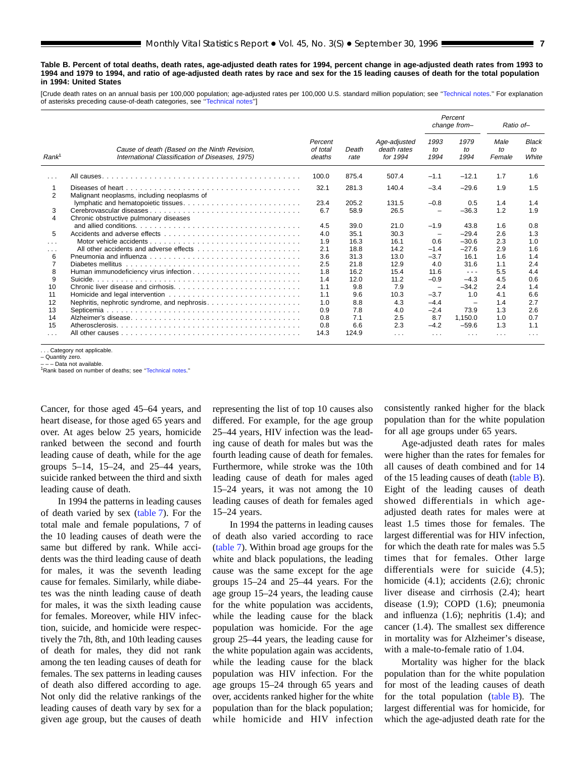**Table B. Percent of total deaths, death rates, age-adjusted death rates for 1994, percent change in age-adjusted death rates from 1993 to 1994 and 1979 to 1994, and ratio of age-adjusted death rates by race and sex for the 15 leading causes of death for the total population in 1994: United States**

[Crude death rates on an annual basis per 100,000 population; age-adjusted rates per 100,000 U.S. standard million population; see "Technical notes." For explanation of asterisks preceding cause-of-death categories, see "Technical notes"]

| Rank[1] | Cause of death (Based on the Ninth Revision, International Classification of Diseases, 1975) | Percent of total deaths | Death rate | Age-adjusted death rates for 1994 | Percent change from– | | Ratio of– | |
|---|---|---|---|---|---|---|---|---|
| | | | | | 1993 to 1994 | 1979 to 1994 | Male to Female | Black to White |
| . . . | All causes | 100.0 | 875.4 | 507.4 | –1.1 | –12.1 | 1.7 | 1.6 |
| 1 | Diseases of heart | 32.1 | 281.3 | 140.4 | –3.4 | –29.6 | 1.9 | 1.5 |
| 2 | Malignant neoplasms, including neoplasms of lymphatic and hematopoietic tissues | 23.4 | 205.2 | 131.5 | –0.8 | 0.5 | 1.4 | 1.4 |
| 3 | Cerebrovascular diseases | 6.7 | 58.9 | 26.5 | – | –36.3 | 1.2 | 1.9 |
| 4 | Chronic obstructive pulmonary diseases and allied conditions | 4.5 | 39.0 | 21.0 | –1.9 | 43.8 | 1.6 | 0.8 |
| 5 | Accidents and adverse effects | 4.0 | 35.1 | 30.3 | – | –29.4 | 2.6 | 1.3 |
| . . . | Motor vehicle accidents | 1.9 | 16.3 | 16.1 | 0.6 | –30.6 | 2.3 | 1.0 |
| . . . | All other accidents and adverse effects | 2.1 | 18.8 | 14.2 | –1.4 | –27.6 | 2.9 | 1.6 |
| 6 | Pneumonia and influenza | 3.6 | 31.3 | 13.0 | –3.7 | 16.1 | 1.6 | 1.4 |
| 7 | Diabetes mellitus | 2.5 | 21.8 | 12.9 | 4.0 | 31.6 | 1.1 | 2.4 |
| 8 | Human immunodeficiency virus infection | 1.8 | 16.2 | 15.4 | 11.6 | – – – | 5.5 | 4.4 |
| 9 | Suicide | 1.4 | 12.0 | 11.2 | –0.9 | –4.3 | 4.5 | 0.6 |
| 10 | Chronic liver disease and cirrhosis | 1.1 | 9.8 | 7.9 | – | –34.2 | 2.4 | 1.4 |
| 11 | Homicide and legal intervention | 1.1 | 9.6 | 10.3 | –3.7 | 1.0 | 4.1 | 6.6 |
| 12 | Nephritis, nephrotic syndrome, and nephrosis | 1.0 | 8.8 | 4.3 | –4.4 | – | 1.4 | 2.7 |
| 13 | Septicemia | 0.9 | 7.8 | 4.0 | –2.4 | 73.9 | 1.3 | 2.6 |
| 14 | Alzheimer's disease | 0.8 | 7.1 | 2.5 | 8.7 | 1,150.0 | 1.0 | 0.7 |
| 15 | Atherosclerosis | 0.8 | 6.6 | 2.3 | –4.2 | –59.6 | 1.3 | 1.1 |
| . . . | All other causes | 14.3 | 124.9 | . . . | . . . | . . . | . . . | . . . |

. . . Category not applicable.
– Quantity zero.
– – – Data not available.
[1]Rank based on number of deaths; see "Technical notes."

Cancer, for those aged 45–64 years, and heart disease, for those aged 65 years and over. At ages below 25 years, homicide ranked between the second and fourth leading cause of death, while for the age groups 5–14, 15–24, and 25–44 years, suicide ranked between the third and sixth leading cause of death.

In 1994 the patterns in leading causes of death varied by sex (table 7). For the total male and female populations, 7 of the 10 leading causes of death were the same but differed by rank. While accidents was the third leading cause of death for males, it was the seventh leading cause for females. Similarly, while diabetes was the ninth leading cause of death for males, it was the sixth leading cause for females. Moreover, while HIV infection, suicide, and homicide were respectively the 7th, 8th, and 10th leading causes of death for males, they did not rank among the ten leading causes of death for females. The sex patterns in leading causes of death also differed according to age. Not only did the relative rankings of the leading causes of death vary by sex for a given age group, but the causes of death representing the list of top 10 causes also differed. For example, for the age group 25–44 years, HIV infection was the leading cause of death for males but was the fourth leading cause of death for females. Furthermore, while stroke was the 10th leading cause of death for males aged 15–24 years, it was not among the 10 leading causes of death for females aged 15–24 years.

In 1994 the patterns in leading causes of death also varied according to race (table 7). Within broad age groups for the white and black populations, the leading cause was the same except for the age groups 15–24 and 25–44 years. For the age group 15–24 years, the leading cause for the white population was accidents, while the leading cause for the black population was homicide. For the age group 25–44 years, the leading cause for the white population again was accidents, while the leading cause for the black population was HIV infection. For the age groups 15–24 through 65 years and over, accidents ranked higher for the white population than for the black population; while homicide and HIV infection consistently ranked higher for the black population than for the white population for all age groups under 65 years.

Age-adjusted death rates for males were higher than the rates for females for all causes of death combined and for 14 of the 15 leading causes of death (table B). Eight of the leading causes of death showed differentials in which age-adjusted death rates for males were at least 1.5 times those for females. The largest differential was for HIV infection, for which the death rate for males was 5.5 times that for females. Other large differentials were for suicide (4.5); homicide (4.1); accidents (2.6); chronic liver disease and cirrhosis (2.4); heart disease (1.9); COPD (1.6); pneumonia and influenza (1.6); nephritis (1.4); and cancer (1.4). The smallest sex difference in mortality was for Alzheimer's disease, with a male-to-female ratio of 1.04.

Mortality was higher for the black population than for the white population for most of the leading causes of death for the total population (table B). The largest differential was for homicide, for which the age-adjusted death rate for the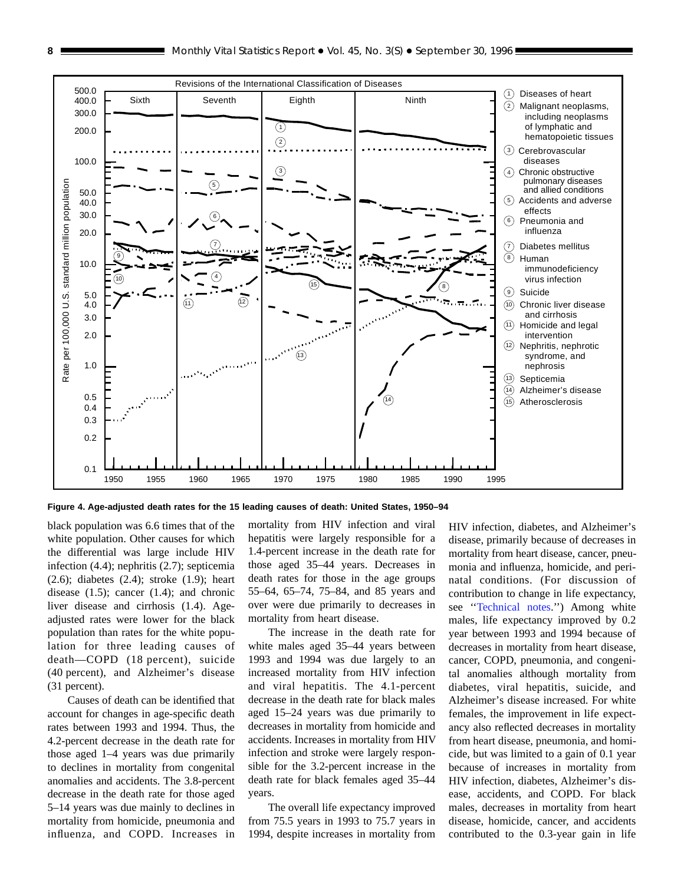**Figure 4. Age-adjusted death rates for the 15 leading causes of death: United States, 1950–94**

black population was 6.6 times that of the white population. Other causes for which the differential was large include HIV infection (4.4); nephritis (2.7); septicemia (2.6); diabetes (2.4); stroke (1.9); heart disease (1.5); cancer (1.4); and chronic liver disease and cirrhosis (1.4). Age-adjusted rates were lower for the black population than rates for the white population for three leading causes of death—COPD (18 percent), suicide (40 percent), and Alzheimer's disease (31 percent).

Causes of death can be identified that account for changes in age-specific death rates between 1993 and 1994. Thus, the 4.2-percent decrease in the death rate for those aged 1–4 years was due primarily to declines in mortality from congenital anomalies and accidents. The 3.8-percent decrease in the death rate for those aged 5–14 years was due mainly to declines in mortality from homicide, pneumonia and influenza, and COPD. Increases in mortality from HIV infection and viral hepatitis were largely responsible for a 1.4-percent increase in the death rate for those aged 35–44 years. Decreases in death rates for those in the age groups 55–64, 65–74, 75–84, and 85 years and over were due primarily to decreases in mortality from heart disease.

The increase in the death rate for white males aged 35–44 years between 1993 and 1994 was due largely to an increased mortality from HIV infection and viral hepatitis. The 4.1-percent decrease in the death rate for black males aged 15–24 years was due primarily to decreases in mortality from homicide and accidents. Increases in mortality from HIV infection and stroke were largely responsible for the 3.2-percent increase in the death rate for black females aged 35–44 years.

The overall life expectancy improved from 75.5 years in 1993 to 75.7 years in 1994, despite increases in mortality from HIV infection, diabetes, and Alzheimer's disease, primarily because of decreases in mortality from heart disease, cancer, pneumonia and influenza, homicide, and perinatal conditions. (For discussion of contribution to change in life expectancy, see ''Technical notes.'') Among white males, life expectancy improved by 0.2 year between 1993 and 1994 because of decreases in mortality from heart disease, cancer, COPD, pneumonia, and congenital anomalies although mortality from diabetes, viral hepatitis, suicide, and Alzheimer's disease increased. For white females, the improvement in life expectancy also reflected decreases in mortality from heart disease, pneumonia, and homicide, but was limited to a gain of 0.1 year because of increases in mortality from HIV infection, diabetes, Alzheimer's disease, accidents, and COPD. For black males, decreases in mortality from heart disease, homicide, cancer, and accidents contributed to the 0.3-year gain in life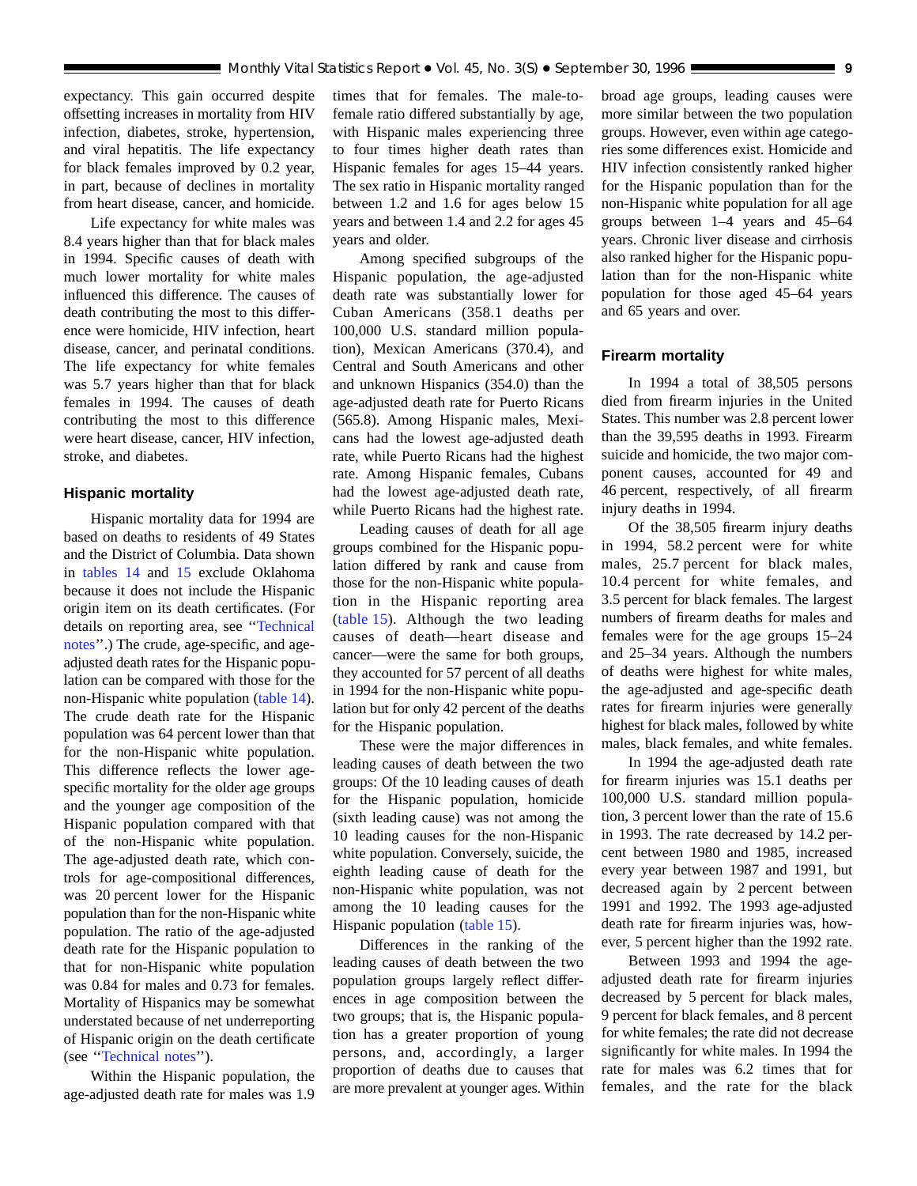expectancy. This gain occurred despite offsetting increases in mortality from HIV infection, diabetes, stroke, hypertension, and viral hepatitis. The life expectancy for black females improved by 0.2 year, in part, because of declines in mortality from heart disease, cancer, and homicide.

Life expectancy for white males was 8.4 years higher than that for black males in 1994. Specific causes of death with much lower mortality for white males influenced this difference. The causes of death contributing the most to this difference were homicide, HIV infection, heart disease, cancer, and perinatal conditions. The life expectancy for white females was 5.7 years higher than that for black females in 1994. The causes of death contributing the most to this difference were heart disease, cancer, HIV infection, stroke, and diabetes.

### Hispanic mortality

Hispanic mortality data for 1994 are based on deaths to residents of 49 States and the District of Columbia. Data shown in tables 14 and 15 exclude Oklahoma because it does not include the Hispanic origin item on its death certificates. (For details on reporting area, see ''Technical notes''.) The crude, age-specific, and age-adjusted death rates for the Hispanic population can be compared with those for the non-Hispanic white population (table 14). The crude death rate for the Hispanic population was 64 percent lower than that for the non-Hispanic white population. This difference reflects the lower age-specific mortality for the older age groups and the younger age composition of the Hispanic population compared with that of the non-Hispanic white population. The age-adjusted death rate, which controls for age-compositional differences, was 20 percent lower for the Hispanic population than for the non-Hispanic white population. The ratio of the age-adjusted death rate for the Hispanic population to that for non-Hispanic white population was 0.84 for males and 0.73 for females. Mortality of Hispanics may be somewhat understated because of net underreporting of Hispanic origin on the death certificate (see ''Technical notes'').

Within the Hispanic population, the age-adjusted death rate for males was 1.9 times that for females. The male-to-female ratio differed substantially by age, with Hispanic males experiencing three to four times higher death rates than Hispanic females for ages 15–44 years. The sex ratio in Hispanic mortality ranged between 1.2 and 1.6 for ages below 15 years and between 1.4 and 2.2 for ages 45 years and older.

Among specified subgroups of the Hispanic population, the age-adjusted death rate was substantially lower for Cuban Americans (358.1 deaths per 100,000 U.S. standard million population), Mexican Americans (370.4), and Central and South Americans and other and unknown Hispanics (354.0) than the age-adjusted death rate for Puerto Ricans (565.8). Among Hispanic males, Mexicans had the lowest age-adjusted death rate, while Puerto Ricans had the highest rate. Among Hispanic females, Cubans had the lowest age-adjusted death rate, while Puerto Ricans had the highest rate.

Leading causes of death for all age groups combined for the Hispanic population differed by rank and cause from those for the non-Hispanic white population in the Hispanic reporting area (table 15). Although the two leading causes of death—heart disease and cancer—were the same for both groups, they accounted for 57 percent of all deaths in 1994 for the non-Hispanic white population but for only 42 percent of the deaths for the Hispanic population.

These were the major differences in leading causes of death between the two groups: Of the 10 leading causes of death for the Hispanic population, homicide (sixth leading cause) was not among the 10 leading causes for the non-Hispanic white population. Conversely, suicide, the eighth leading cause of death for the non-Hispanic white population, was not among the 10 leading causes for the Hispanic population (table 15).

Differences in the ranking of the leading causes of death between the two population groups largely reflect differences in age composition between the two groups; that is, the Hispanic population has a greater proportion of young persons, and, accordingly, a larger proportion of deaths due to causes that are more prevalent at younger ages. Within broad age groups, leading causes were more similar between the two population groups. However, even within age categories some differences exist. Homicide and HIV infection consistently ranked higher for the Hispanic population than for the non-Hispanic white population for all age groups between 1–4 years and 45–64 years. Chronic liver disease and cirrhosis also ranked higher for the Hispanic population than for the non-Hispanic white population for those aged 45–64 years and 65 years and over.

### Firearm mortality

In 1994 a total of 38,505 persons died from firearm injuries in the United States. This number was 2.8 percent lower than the 39,595 deaths in 1993. Firearm suicide and homicide, the two major component causes, accounted for 49 and 46 percent, respectively, of all firearm injury deaths in 1994.

Of the 38,505 firearm injury deaths in 1994, 58.2 percent were for white males, 25.7 percent for black males, 10.4 percent for white females, and 3.5 percent for black females. The largest numbers of firearm deaths for males and females were for the age groups 15–24 and 25–34 years. Although the numbers of deaths were highest for white males, the age-adjusted and age-specific death rates for firearm injuries were generally highest for black males, followed by white males, black females, and white females.

In 1994 the age-adjusted death rate for firearm injuries was 15.1 deaths per 100,000 U.S. standard million population, 3 percent lower than the rate of 15.6 in 1993. The rate decreased by 14.2 percent between 1980 and 1985, increased every year between 1987 and 1991, but decreased again by 2 percent between 1991 and 1992. The 1993 age-adjusted death rate for firearm injuries was, however, 5 percent higher than the 1992 rate.

Between 1993 and 1994 the age-adjusted death rate for firearm injuries decreased by 5 percent for black males, 9 percent for black females, and 8 percent for white females; the rate did not decrease significantly for white males. In 1994 the rate for males was 6.2 times that for females, and the rate for the black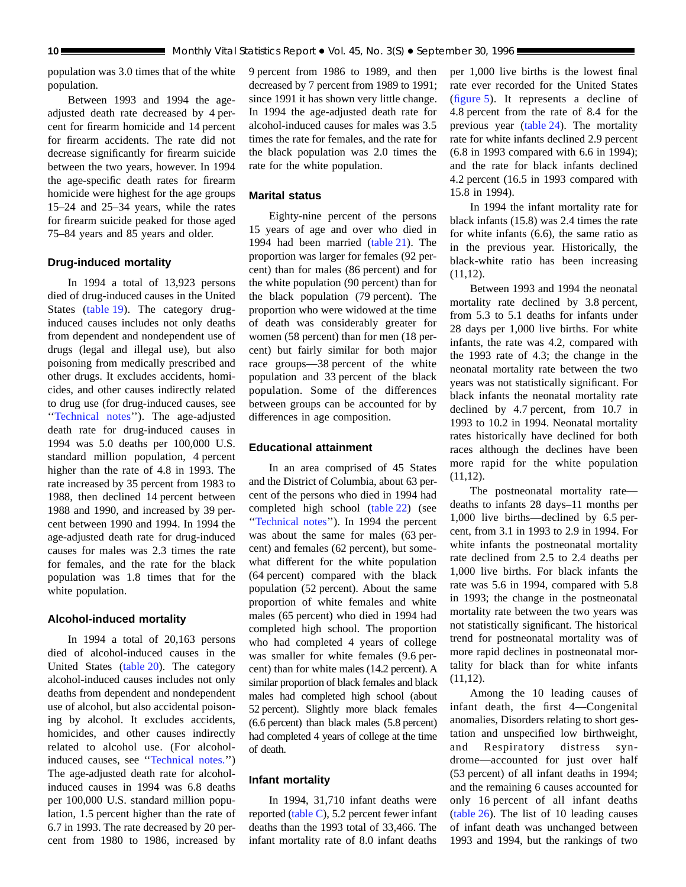population was 3.0 times that of the white population.

Between 1993 and 1994 the age-adjusted death rate decreased by 4 percent for firearm homicide and 14 percent for firearm accidents. The rate did not decrease significantly for firearm suicide between the two years, however. In 1994 the age-specific death rates for firearm homicide were highest for the age groups 15–24 and 25–34 years, while the rates for firearm suicide peaked for those aged 75–84 years and 85 years and older.

### Drug-induced mortality

In 1994 a total of 13,923 persons died of drug-induced causes in the United States (table 19). The category drug-induced causes includes not only deaths from dependent and nondependent use of drugs (legal and illegal use), but also poisoning from medically prescribed and other drugs. It excludes accidents, homicides, and other causes indirectly related to drug use (for drug-induced causes, see ''Technical notes''). The age-adjusted death rate for drug-induced causes in 1994 was 5.0 deaths per 100,000 U.S. standard million population, 4 percent higher than the rate of 4.8 in 1993. The rate increased by 35 percent from 1983 to 1988, then declined 14 percent between 1988 and 1990, and increased by 39 percent between 1990 and 1994. In 1994 the age-adjusted death rate for drug-induced causes for males was 2.3 times the rate for females, and the rate for the black population was 1.8 times that for the white population.

### Alcohol-induced mortality

In 1994 a total of 20,163 persons died of alcohol-induced causes in the United States (table 20). The category alcohol-induced causes includes not only deaths from dependent and nondependent use of alcohol, but also accidental poisoning by alcohol. It excludes accidents, homicides, and other causes indirectly related to alcohol use. (For alcohol-induced causes, see ''Technical notes.'') The age-adjusted death rate for alcohol-induced causes in 1994 was 6.8 deaths per 100,000 U.S. standard million population, 1.5 percent higher than the rate of 6.7 in 1993. The rate decreased by 20 percent from 1980 to 1986, increased by 9 percent from 1986 to 1989, and then decreased by 7 percent from 1989 to 1991; since 1991 it has shown very little change. In 1994 the age-adjusted death rate for alcohol-induced causes for males was 3.5 times the rate for females, and the rate for the black population was 2.0 times the rate for the white population.

### Marital status

Eighty-nine percent of the persons 15 years of age and over who died in 1994 had been married (table 21). The proportion was larger for females (92 percent) than for males (86 percent) and for the white population (90 percent) than for the black population (79 percent). The proportion who were widowed at the time of death was considerably greater for women (58 percent) than for men (18 percent) but fairly similar for both major race groups—38 percent of the white population and 33 percent of the black population. Some of the differences between groups can be accounted for by differences in age composition.

### Educational attainment

In an area comprised of 45 States and the District of Columbia, about 63 percent of the persons who died in 1994 had completed high school (table 22) (see ''Technical notes''). In 1994 the percent was about the same for males (63 percent) and females (62 percent), but somewhat different for the white population (64 percent) compared with the black population (52 percent). About the same proportion of white females and white males (65 percent) who died in 1994 had completed high school. The proportion who had completed 4 years of college was smaller for white females (9.6 percent) than for white males (14.2 percent). A similar proportion of black females and black males had completed high school (about 52 percent). Slightly more black females (6.6 percent) than black males (5.8 percent) had completed 4 years of college at the time of death.

### Infant mortality

In 1994, 31,710 infant deaths were reported (table C), 5.2 percent fewer infant deaths than the 1993 total of 33,466. The infant mortality rate of 8.0 infant deaths per 1,000 live births is the lowest final rate ever recorded for the United States (figure 5). It represents a decline of 4.8 percent from the rate of 8.4 for the previous year (table 24). The mortality rate for white infants declined 2.9 percent (6.8 in 1993 compared with 6.6 in 1994); and the rate for black infants declined 4.2 percent (16.5 in 1993 compared with 15.8 in 1994).

In 1994 the infant mortality rate for black infants (15.8) was 2.4 times the rate for white infants (6.6), the same ratio as in the previous year. Historically, the black-white ratio has been increasing (11,12).

Between 1993 and 1994 the neonatal mortality rate declined by 3.8 percent, from 5.3 to 5.1 deaths for infants under 28 days per 1,000 live births. For white infants, the rate was 4.2, compared with the 1993 rate of 4.3; the change in the neonatal mortality rate between the two years was not statistically significant. For black infants the neonatal mortality rate declined by 4.7 percent, from 10.7 in 1993 to 10.2 in 1994. Neonatal mortality rates historically have declined for both races although the declines have been more rapid for the white population (11,12).

The postneonatal mortality rate—deaths to infants 28 days–11 months per 1,000 live births—declined by 6.5 percent, from 3.1 in 1993 to 2.9 in 1994. For white infants the postneonatal mortality rate declined from 2.5 to 2.4 deaths per 1,000 live births. For black infants the rate was 5.6 in 1994, compared with 5.8 in 1993; the change in the postneonatal mortality rate between the two years was not statistically significant. The historical trend for postneonatal mortality was of more rapid declines in postneonatal mortality for black than for white infants (11,12).

Among the 10 leading causes of infant death, the first 4—Congenital anomalies, Disorders relating to short gestation and unspecified low birthweight, and Respiratory distress syndrome—accounted for just over half (53 percent) of all infant deaths in 1994; and the remaining 6 causes accounted for only 16 percent of all infant deaths (table 26). The list of 10 leading causes of infant death was unchanged between 1993 and 1994, but the rankings of two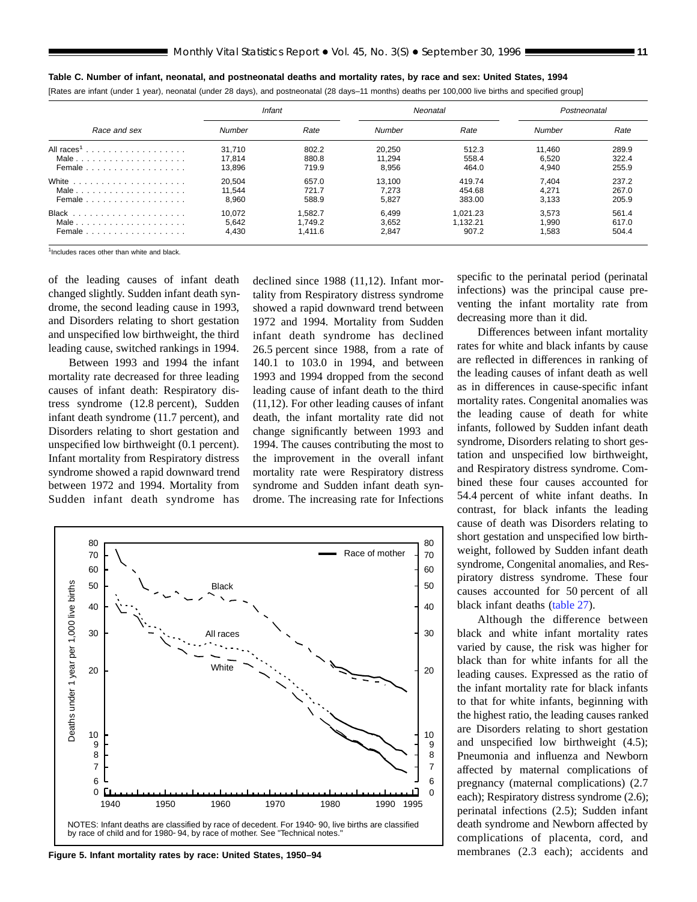**Table C. Number of infant, neonatal, and postneonatal deaths and mortality rates, by race and sex: United States, 1994**

[Rates are infant (under 1 year), neonatal (under 28 days), and postneonatal (28 days–11 months) deaths per 100,000 live births and specified group]

| Race and sex | Infant | | Neonatal | | Postneonatal | |
|---|---|---|---|---|---|---|
| | Number | Rate | Number | Rate | Number | Rate |
| All races[1] | 31,710 | 802.2 | 20,250 | 512.3 | 11,460 | 289.9 |
| Male | 17,814 | 880.8 | 11,294 | 558.4 | 6,520 | 322.4 |
| Female | 13,896 | 719.9 | 8,956 | 464.0 | 4,940 | 255.9 |
| White | 20,504 | 657.0 | 13,100 | 419.74 | 7,404 | 237.2 |
| Male | 11,544 | 721.7 | 7,273 | 454.68 | 4,271 | 267.0 |
| Female | 8,960 | 588.9 | 5,827 | 383.00 | 3,133 | 205.9 |
| Black | 10,072 | 1,582.7 | 6,499 | 1,021.23 | 3,573 | 561.4 |
| Male | 5,642 | 1,749.2 | 3,652 | 1,132.21 | 1,990 | 617.0 |
| Female | 4,430 | 1,411.6 | 2,847 | 907.2 | 1,583 | 504.4 |

[1]Includes races other than white and black.

of the leading causes of infant death changed slightly. Sudden infant death syndrome, the second leading cause in 1993, and Disorders relating to short gestation and unspecified low birthweight, the third leading cause, switched rankings in 1994.

Between 1993 and 1994 the infant mortality rate decreased for three leading causes of infant death: Respiratory distress syndrome (12.8 percent), Sudden infant death syndrome (11.7 percent), and Disorders relating to short gestation and unspecified low birthweight (0.1 percent). Infant mortality from Respiratory distress syndrome showed a rapid downward trend between 1972 and 1994. Mortality from Sudden infant death syndrome has declined since 1988 (11,12). Infant mortality from Respiratory distress syndrome showed a rapid downward trend between 1972 and 1994. Mortality from Sudden infant death syndrome has declined 26.5 percent since 1988, from a rate of 140.1 to 103.0 in 1994, and between 1993 and 1994 dropped from the second leading cause of infant death to the third (11,12). For other leading causes of infant death, the infant mortality rate did not change significantly between 1993 and 1994. The causes contributing the most to the improvement in the overall infant mortality rate were Respiratory distress syndrome and Sudden infant death syndrome. The increasing rate for Infections specific to the perinatal period (perinatal infections) was the principal cause preventing the infant mortality rate from decreasing more than it did.

Differences between infant mortality rates for white and black infants by cause are reflected in differences in ranking of the leading causes of infant death as well as in differences in cause-specific infant mortality rates. Congenital anomalies was the leading cause of death for white infants, followed by Sudden infant death syndrome, Disorders relating to short gestation and unspecified low birthweight, and Respiratory distress syndrome. Combined these four causes accounted for 54.4 percent of white infant deaths. In contrast, for black infants the leading cause of death was Disorders relating to short gestation and unspecified low birthweight, followed by Sudden infant death syndrome, Congenital anomalies, and Respiratory distress syndrome. These four causes accounted for 50 percent of all black infant deaths (table 27).

Although the difference between black and white infant mortality rates varied by cause, the risk was higher for black than for white infants for all the leading causes. Expressed as the ratio of the infant mortality rate for black infants to that for white infants, beginning with the highest ratio, the leading causes ranked are Disorders relating to short gestation and unspecified low birthweight (4.5); Pneumonia and influenza and Newborn affected by maternal complications of pregnancy (maternal complications) (2.7 each); Respiratory distress syndrome (2.6); perinatal infections (2.5); Sudden infant death syndrome and Newborn affected by complications of placenta, cord, and membranes (2.3 each); accidents and

NOTES: Infant deaths are classified by race of decedent. For 1940- 90, live births are classified by race of child and for 1980- 94, by race of mother. See "Technical notes."

**Figure 5. Infant mortality rates by race: United States, 1950–94**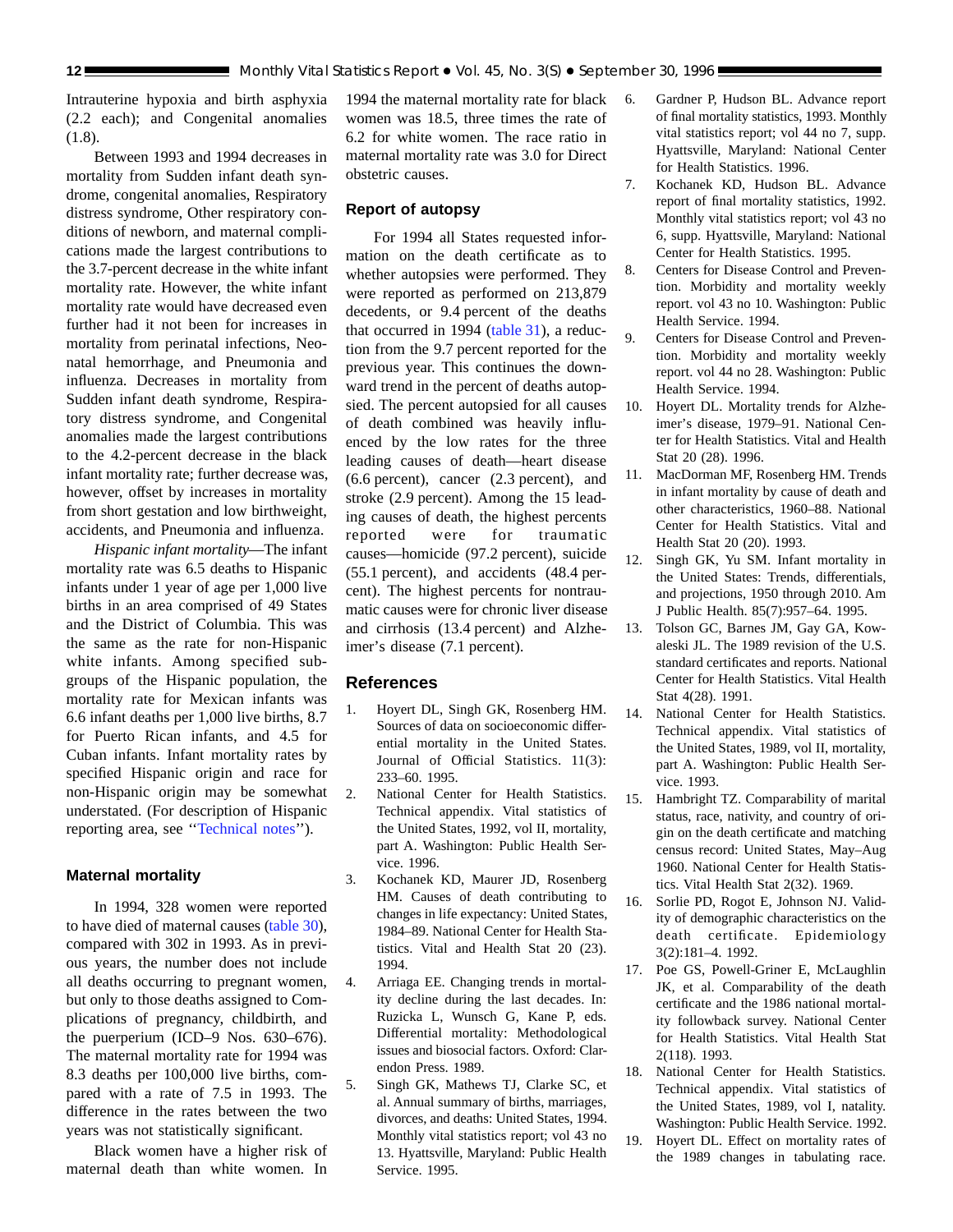Intrauterine hypoxia and birth asphyxia (2.2 each); and Congenital anomalies (1.8).

Between 1993 and 1994 decreases in mortality from Sudden infant death syndrome, congenital anomalies, Respiratory distress syndrome, Other respiratory conditions of newborn, and maternal complications made the largest contributions to the 3.7-percent decrease in the white infant mortality rate. However, the white infant mortality rate would have decreased even further had it not been for increases in mortality from perinatal infections, Neonatal hemorrhage, and Pneumonia and influenza. Decreases in mortality from Sudden infant death syndrome, Respiratory distress syndrome, and Congenital anomalies made the largest contributions to the 4.2-percent decrease in the black infant mortality rate; further decrease was, however, offset by increases in mortality from short gestation and low birthweight, accidents, and Pneumonia and influenza.

*Hispanic infant mortality*—The infant mortality rate was 6.5 deaths to Hispanic infants under 1 year of age per 1,000 live births in an area comprised of 49 States and the District of Columbia. This was the same as the rate for non-Hispanic white infants. Among specified subgroups of the Hispanic population, the mortality rate for Mexican infants was 6.6 infant deaths per 1,000 live births, 8.7 for Puerto Rican infants, and 4.5 for Cuban infants. Infant mortality rates by specified Hispanic origin and race for non-Hispanic origin may be somewhat understated. (For description of Hispanic reporting area, see ''Technical notes'').

### Maternal mortality

In 1994, 328 women were reported to have died of maternal causes (table 30), compared with 302 in 1993. As in previous years, the number does not include all deaths occurring to pregnant women, but only to those deaths assigned to Complications of pregnancy, childbirth, and the puerperium (ICD–9 Nos. 630–676). The maternal mortality rate for 1994 was 8.3 deaths per 100,000 live births, compared with a rate of 7.5 in 1993. The difference in the rates between the two years was not statistically significant.

Black women have a higher risk of maternal death than white women. In 1994 the maternal mortality rate for black women was 18.5, three times the rate of 6.2 for white women. The race ratio in maternal mortality rate was 3.0 for Direct obstetric causes.

### Report of autopsy

For 1994 all States requested information on the death certificate as to whether autopsies were performed. They were reported as performed on 213,879 decedents, or 9.4 percent of the deaths that occurred in 1994 (table 31), a reduction from the 9.7 percent reported for the previous year. This continues the downward trend in the percent of deaths autopsied. The percent autopsied for all causes of death combined was heavily influenced by the low rates for the three leading causes of death—heart disease (6.6 percent), cancer (2.3 percent), and stroke (2.9 percent). Among the 15 leading causes of death, the highest percents reported were for traumatic causes—homicide (97.2 percent), suicide (55.1 percent), and accidents (48.4 percent). The highest percents for nontraumatic causes were for chronic liver disease and cirrhosis (13.4 percent) and Alzheimer's disease (7.1 percent).

## References

1. Hoyert DL, Singh GK, Rosenberg HM. Sources of data on socioeconomic differential mortality in the United States. Journal of Official Statistics. 11(3): 233–60. 1995.
2. National Center for Health Statistics. Technical appendix. Vital statistics of the United States, 1992, vol II, mortality, part A. Washington: Public Health Service. 1996.
3. Kochanek KD, Maurer JD, Rosenberg HM. Causes of death contributing to changes in life expectancy: United States, 1984–89. National Center for Health Statistics. Vital and Health Stat 20 (23). 1994.
4. Arriaga EE. Changing trends in mortality decline during the last decades. In: Ruzicka L, Wunsch G, Kane P, eds. Differential mortality: Methodological issues and biosocial factors. Oxford: Clarendon Press. 1989.
5. Singh GK, Mathews TJ, Clarke SC, et al. Annual summary of births, marriages, divorces, and deaths: United States, 1994. Monthly vital statistics report; vol 43 no 13. Hyattsville, Maryland: Public Health Service. 1995.
6. Gardner P, Hudson BL. Advance report of final mortality statistics, 1993. Monthly vital statistics report; vol 44 no 7, supp. Hyattsville, Maryland: National Center for Health Statistics. 1996.
7. Kochanek KD, Hudson BL. Advance report of final mortality statistics, 1992. Monthly vital statistics report; vol 43 no 6, supp. Hyattsville, Maryland: National Center for Health Statistics. 1995.
8. Centers for Disease Control and Prevention. Morbidity and mortality weekly report. vol 43 no 10. Washington: Public Health Service. 1994.
9. Centers for Disease Control and Prevention. Morbidity and mortality weekly report. vol 44 no 28. Washington: Public Health Service. 1994.
10. Hoyert DL. Mortality trends for Alzheimer's disease, 1979–91. National Center for Health Statistics. Vital and Health Stat 20 (28). 1996.
11. MacDorman MF, Rosenberg HM. Trends in infant mortality by cause of death and other characteristics, 1960–88. National Center for Health Statistics. Vital and Health Stat 20 (20). 1993.
12. Singh GK, Yu SM. Infant mortality in the United States: Trends, differentials, and projections, 1950 through 2010. Am J Public Health. 85(7):957–64. 1995.
13. Tolson GC, Barnes JM, Gay GA, Kowaleski JL. The 1989 revision of the U.S. standard certificates and reports. National Center for Health Statistics. Vital Health Stat 4(28). 1991.
14. National Center for Health Statistics. Technical appendix. Vital statistics of the United States, 1989, vol II, mortality, part A. Washington: Public Health Service. 1993.
15. Hambright TZ. Comparability of marital status, race, nativity, and country of origin on the death certificate and matching census record: United States, May–Aug 1960. National Center for Health Statistics. Vital Health Stat 2(32). 1969.
16. Sorlie PD, Rogot E, Johnson NJ. Validity of demographic characteristics on the death certificate. Epidemiology 3(2):181–4. 1992.
17. Poe GS, Powell-Griner E, McLaughlin JK, et al. Comparability of the death certificate and the 1986 national mortality followback survey. National Center for Health Statistics. Vital Health Stat 2(118). 1993.
18. National Center for Health Statistics. Technical appendix. Vital statistics of the United States, 1989, vol I, natality. Washington: Public Health Service. 1992.
19. Hoyert DL. Effect on mortality rates of the 1989 changes in tabulating race.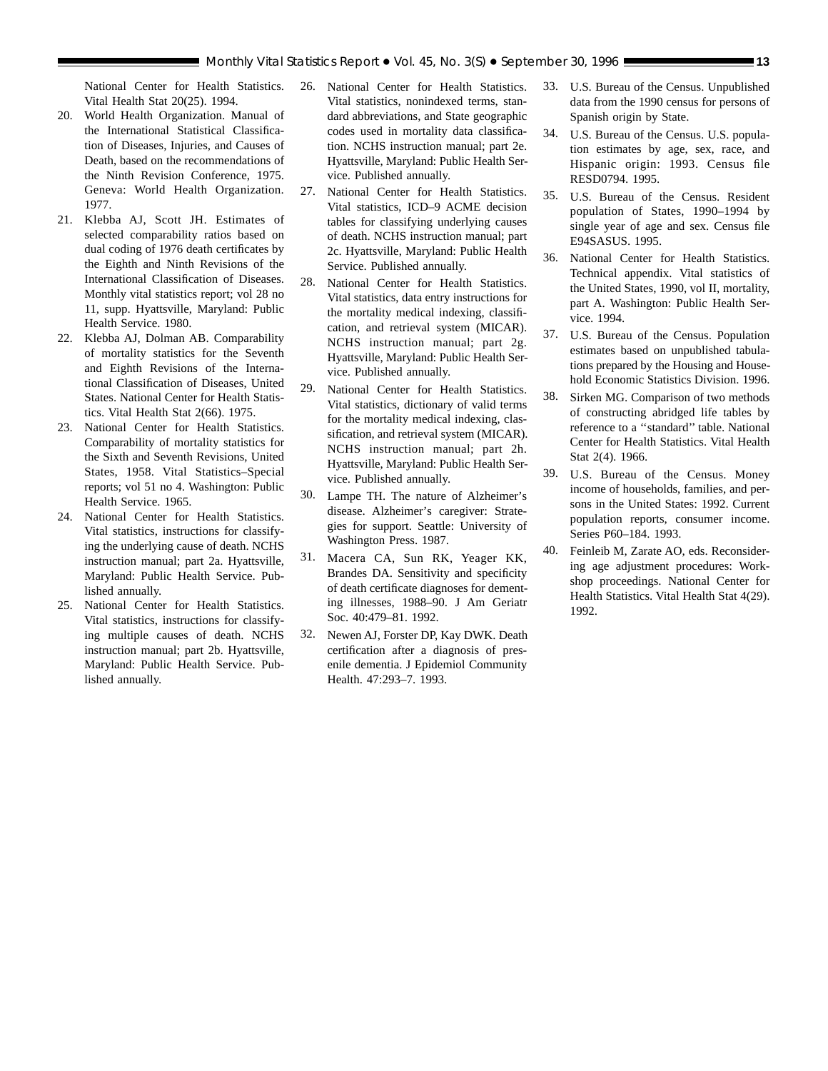National Center for Health Statistics. Vital Health Stat 20(25). 1994.

20. World Health Organization. Manual of the International Statistical Classification of Diseases, Injuries, and Causes of Death, based on the recommendations of the Ninth Revision Conference, 1975. Geneva: World Health Organization. 1977.
21. Klebba AJ, Scott JH. Estimates of selected comparability ratios based on dual coding of 1976 death certificates by the Eighth and Ninth Revisions of the International Classification of Diseases. Monthly vital statistics report; vol 28 no 11, supp. Hyattsville, Maryland: Public Health Service. 1980.
22. Klebba AJ, Dolman AB. Comparability of mortality statistics for the Seventh and Eighth Revisions of the International Classification of Diseases, United States. National Center for Health Statistics. Vital Health Stat 2(66). 1975.
23. National Center for Health Statistics. Comparability of mortality statistics for the Sixth and Seventh Revisions, United States, 1958. Vital Statistics–Special reports; vol 51 no 4. Washington: Public Health Service. 1965.
24. National Center for Health Statistics. Vital statistics, instructions for classifying the underlying cause of death. NCHS instruction manual; part 2a. Hyattsville, Maryland: Public Health Service. Published annually.
25. National Center for Health Statistics. Vital statistics, instructions for classifying multiple causes of death. NCHS instruction manual; part 2b. Hyattsville, Maryland: Public Health Service. Published annually.
26. National Center for Health Statistics. Vital statistics, nonindexed terms, standard abbreviations, and State geographic codes used in mortality data classification. NCHS instruction manual; part 2e. Hyattsville, Maryland: Public Health Service. Published annually.
27. National Center for Health Statistics. Vital statistics, ICD–9 ACME decision tables for classifying underlying causes of death. NCHS instruction manual; part 2c. Hyattsville, Maryland: Public Health Service. Published annually.
28. National Center for Health Statistics. Vital statistics, data entry instructions for the mortality medical indexing, classification, and retrieval system (MICAR). NCHS instruction manual; part 2g. Hyattsville, Maryland: Public Health Service. Published annually.
29. National Center for Health Statistics. Vital statistics, dictionary of valid terms for the mortality medical indexing, classification, and retrieval system (MICAR). NCHS instruction manual; part 2h. Hyattsville, Maryland: Public Health Service. Published annually.
30. Lampe TH. The nature of Alzheimer's disease. Alzheimer's caregiver: Strategies for support. Seattle: University of Washington Press. 1987.
31. Macera CA, Sun RK, Yeager KK, Brandes DA. Sensitivity and specificity of death certificate diagnoses for dementing illnesses, 1988–90. J Am Geriatr Soc. 40:479–81. 1992.
32. Newen AJ, Forster DP, Kay DWK. Death certification after a diagnosis of presenile dementia. J Epidemiol Community Health. 47:293–7. 1993.
33. U.S. Bureau of the Census. Unpublished data from the 1990 census for persons of Spanish origin by State.
34. U.S. Bureau of the Census. U.S. population estimates by age, sex, race, and Hispanic origin: 1993. Census file RESD0794. 1995.
35. U.S. Bureau of the Census. Resident population of States, 1990–1994 by single year of age and sex. Census file E94SASUS. 1995.
36. National Center for Health Statistics. Technical appendix. Vital statistics of the United States, 1990, vol II, mortality, part A. Washington: Public Health Service. 1994.
37. U.S. Bureau of the Census. Population estimates based on unpublished tabulations prepared by the Housing and Household Economic Statistics Division. 1996.
38. Sirken MG. Comparison of two methods of constructing abridged life tables by reference to a ''standard'' table. National Center for Health Statistics. Vital Health Stat 2(4). 1966.
39. U.S. Bureau of the Census. Money income of households, families, and persons in the United States: 1992. Current population reports, consumer income. Series P60–184. 1993.
40. Feinleib M, Zarate AO, eds. Reconsidering age adjustment procedures: Workshop proceedings. National Center for Health Statistics. Vital Health Stat 4(29). 1992.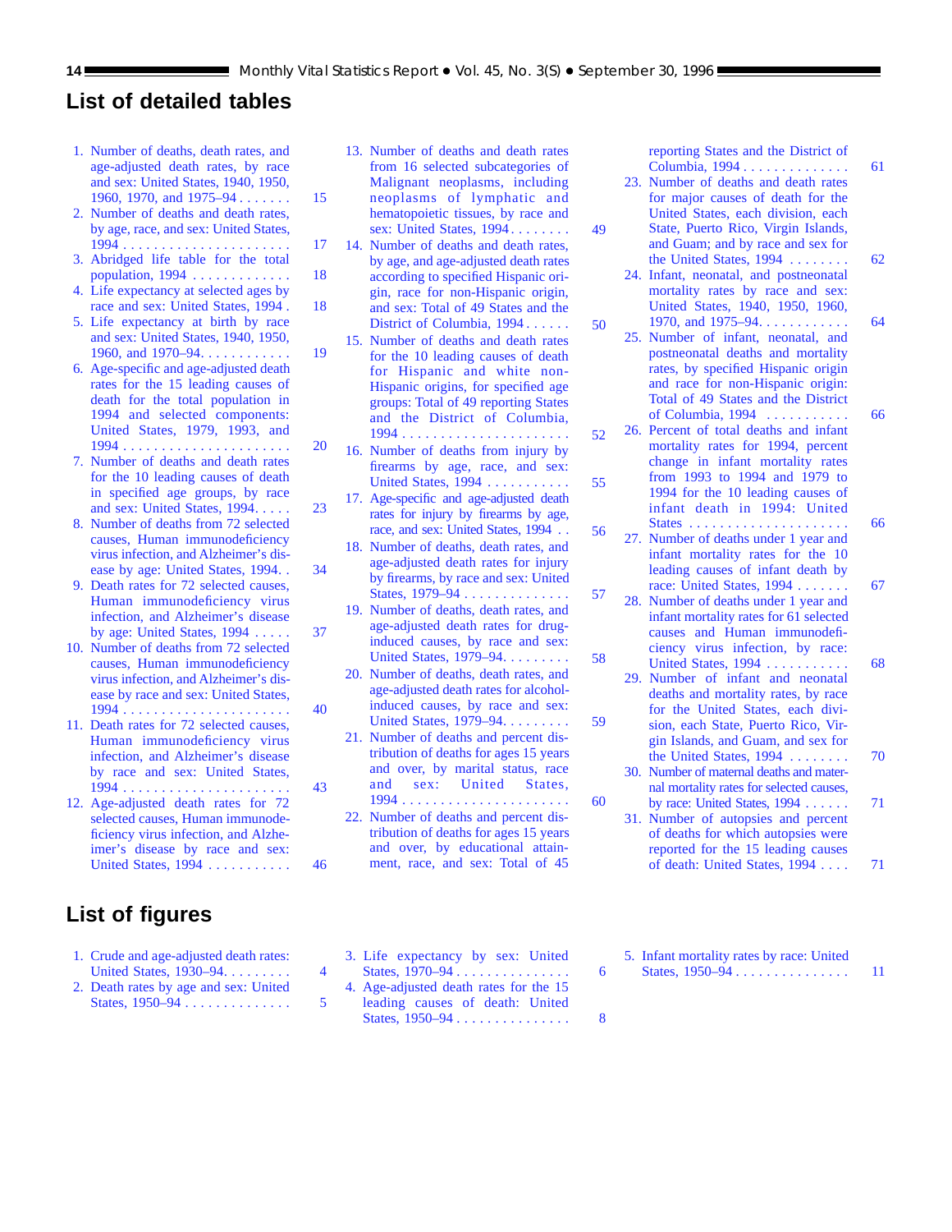## List of detailed tables

1. Number of deaths, death rates, and age-adjusted death rates, by race and sex: United States, 1940, 1950, 1960, 1970, and 1975–94 . . . . . . . 15
2. Number of deaths and death rates, by age, race, and sex: United States, 1994 . . . . . . . . . . . . . . . . . . . . . . 17
3. Abridged life table for the total population, 1994 . . . . . . . . . . . . . 18
4. Life expectancy at selected ages by race and sex: United States, 1994 . 18
5. Life expectancy at birth by race and sex: United States, 1940, 1950, 1960, and 1970–94. . . . . . . . . . . . 19
6. Age-specific and age-adjusted death rates for the 15 leading causes of death for the total population in 1994 and selected components: United States, 1979, 1993, and 1994 . . . . . . . . . . . . . . . . . . . . . . 20
7. Number of deaths and death rates for the 10 leading causes of death in specified age groups, by race and sex: United States, 1994. . . . . 23
8. Number of deaths from 72 selected causes, Human immunodeficiency virus infection, and Alzheimer's disease by age: United States, 1994. . 34
9. Death rates for 72 selected causes, Human immunodeficiency virus infection, and Alzheimer's disease by age: United States, 1994 . . . . . 37
10. Number of deaths from 72 selected causes, Human immunodeficiency virus infection, and Alzheimer's disease by race and sex: United States, 1994 . . . . . . . . . . . . . . . . . . . . . . 40
11. Death rates for 72 selected causes, Human immunodeficiency virus infection, and Alzheimer's disease by race and sex: United States, 1994 . . . . . . . . . . . . . . . . . . . . . . 43
12. Age-adjusted death rates for 72 selected causes, Human immunodeficiency virus infection, and Alzheimer's disease by race and sex: United States, 1994 . . . . . . . . . . . 46
13. Number of deaths and death rates from 16 selected subcategories of Malignant neoplasms, including neoplasms of lymphatic and hematopoietic tissues, by race and sex: United States, 1994 . . . . . . . . 49
14. Number of deaths and death rates, by age, and age-adjusted death rates according to specified Hispanic origin, race for non-Hispanic origin, and sex: Total of 49 States and the District of Columbia, 1994 . . . . . . 50
15. Number of deaths and death rates for the 10 leading causes of death for Hispanic and white non-Hispanic origins, for specified age groups: Total of 49 reporting States and the District of Columbia, 1994 . . . . . . . . . . . . . . . . . . . . . . 52
16. Number of deaths from injury by firearms by age, race, and sex: United States, 1994 . . . . . . . . . . . 55
17. Age-specific and age-adjusted death rates for injury by firearms by age, race, and sex: United States, 1994 . . 56
18. Number of deaths, death rates, and age-adjusted death rates for injury by firearms, by race and sex: United States, 1979–94 . . . . . . . . . . . . . . 57
19. Number of deaths, death rates, and age-adjusted death rates for drug-induced causes, by race and sex: United States, 1979–94. . . . . . . . . 58
20. Number of deaths, death rates, and age-adjusted death rates for alcohol-induced causes, by race and sex: United States, 1979–94. . . . . . . . . 59
21. Number of deaths and percent distribution of deaths for ages 15 years and over, by marital status, race and sex: United States, 1994 . . . . . . . . . . . . . . . . . . . . . . 60
22. Number of deaths and percent distribution of deaths for ages 15 years and over, by educational attainment, race, and sex: Total of 45 reporting States and the District of Columbia, 1994 . . . . . . . . . . . . . . 61
23. Number of deaths and death rates for major causes of death for the United States, each division, each State, Puerto Rico, Virgin Islands, and Guam; and by race and sex for the United States, 1994 . . . . . . . . 62
24. Infant, neonatal, and postneonatal mortality rates by race and sex: United States, 1940, 1950, 1960, 1970, and 1975–94. . . . . . . . . . . . 64
25. Number of infant, neonatal, and postneonatal deaths and mortality rates, by specified Hispanic origin and race for non-Hispanic origin: Total of 49 States and the District of Columbia, 1994 . . . . . . . . . . . 66
26. Percent of total deaths and infant mortality rates for 1994, percent change in infant mortality rates from 1993 to 1994 and 1979 to 1994 for the 10 leading causes of infant death in 1994: United States . . . . . . . . . . . . . . . . . . . . . . 66
27. Number of deaths under 1 year and infant mortality rates for the 10 leading causes of infant death by race: United States, 1994 . . . . . . . 67
28. Number of deaths under 1 year and infant mortality rates for 61 selected causes and Human immunodeficiency virus infection, by race: United States, 1994 . . . . . . . . . . . 68
29. Number of infant and neonatal deaths and mortality rates, by race for the United States, each division, each State, Puerto Rico, Virgin Islands, and Guam, and by sex for the United States, 1994 . . . . . . . . 70
30. Number of maternal deaths and maternal mortality rates for selected causes, by race: United States, 1994 . . . . . . 71
31. Number of autopsies and percent of deaths for which autopsies were reported for the 15 leading causes of death: United States, 1994 . . . . 71

## List of figures

1. Crude and age-adjusted death rates: United States, 1930–94. . . . . . . . . 4
2. Death rates by age and sex: United States, 1950–94 . . . . . . . . . . . . . . 5
3. Life expectancy by sex: United States, 1970–94 . . . . . . . . . . . . . . . 6
4. Age-adjusted death rates for the 15 leading causes of death: United States, 1950–94 . . . . . . . . . . . . . . . 8
5. Infant mortality rates by race: United States, 1950–94 . . . . . . . . . . . . . . . 11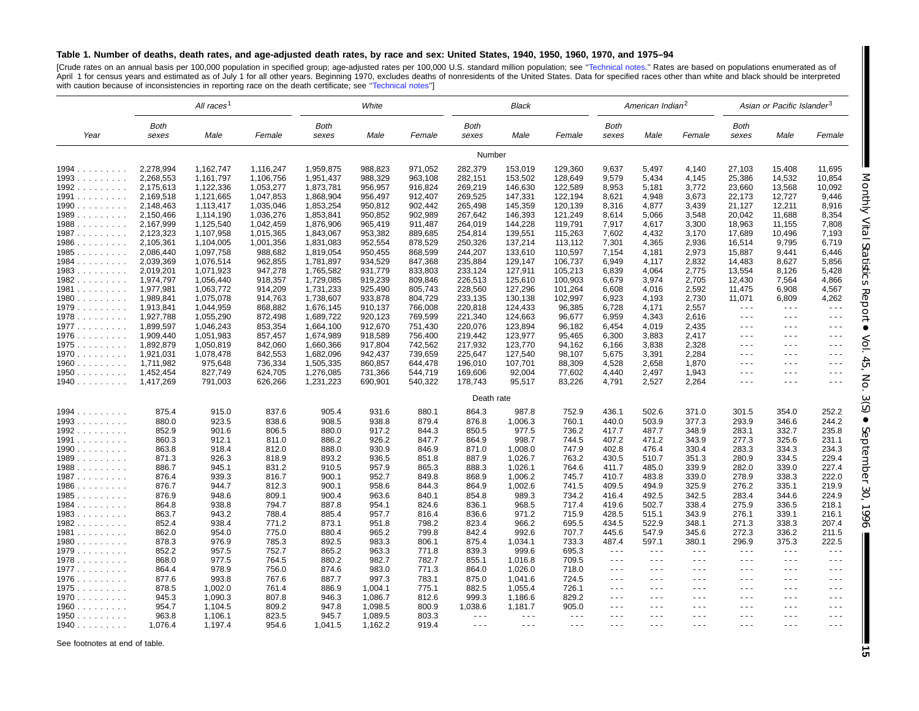### Table 1. Number of deaths, death rates, and age-adjusted death rates, by race and sex: United States, 1940, 1950, 1960, 1970, and 1975–94

[Crude rates on an annual basis per 100,000 population in specified group; age-adjusted rates per 100,000 U.S. standard million population; see "Technical notes." Rates are based on populations enumerated as of April 1 for census years and estimated as of July 1 for all other years. Beginning 1970, excludes deaths of nonresidents of the United States. Data for specified races other than white and black should be interpreted with caution because of inconsistencies in reporting race on the death certificate; see "Technical notes"]

| Year | *All races*[1] | | | *White* | | | *Black* | | | *American Indian*[2] | | | *Asian or Pacific Islander*[3] | | |
|---|---|---|---|---|---|---|---|---|---|---|---|---|---|---|---|
| | *Both sexes* | *Male* | *Female* | *Both sexes* | *Male* | *Female* | *Both sexes* | *Male* | *Female* | *Both sexes* | *Male* | *Female* | *Both sexes* | *Male* | *Female* |
| | | | | | | | Number | | | | | | | | |
| 1994 | 2,278,994 | 1,162,747 | 1,116,247 | 1,959,875 | 988,823 | 971,052 | 282,379 | 153,019 | 129,360 | 9,637 | 5,497 | 4,140 | 27,103 | 15,408 | 11,695 |
| 1993 | 2,268,553 | 1,161,797 | 1,106,756 | 1,951,437 | 988,329 | 963,108 | 282,151 | 153,502 | 128,649 | 9,579 | 5,434 | 4,145 | 25,386 | 14,532 | 10,854 |
| 1992 | 2,175,613 | 1,122,336 | 1,053,277 | 1,873,781 | 956,957 | 916,824 | 269,219 | 146,630 | 122,589 | 8,953 | 5,181 | 3,772 | 23,660 | 13,568 | 10,092 |
| 1991 | 2,169,518 | 1,121,665 | 1,047,853 | 1,868,904 | 956,497 | 912,407 | 269,525 | 147,331 | 122,194 | 8,621 | 4,948 | 3,673 | 22,173 | 12,727 | 9,446 |
| 1990 | 2,148,463 | 1,113,417 | 1,035,046 | 1,853,254 | 950,812 | 902,442 | 265,498 | 145,359 | 120,139 | 8,316 | 4,877 | 3,439 | 21,127 | 12,211 | 8,916 |
| 1989 | 2,150,466 | 1,114,190 | 1,036,276 | 1,853,841 | 950,852 | 902,989 | 267,642 | 146,393 | 121,249 | 8,614 | 5,066 | 3,548 | 20,042 | 11,688 | 8,354 |
| 1988 | 2,167,999 | 1,125,540 | 1,042,459 | 1,876,906 | 965,419 | 911,487 | 264,019 | 144,228 | 119,791 | 7,917 | 4,617 | 3,300 | 18,963 | 11,155 | 7,808 |
| 1987 | 2,123,323 | 1,107,958 | 1,015,365 | 1,843,067 | 953,382 | 889,685 | 254,814 | 139,551 | 115,263 | 7,602 | 4,432 | 3,170 | 17,689 | 10,496 | 7,193 |
| 1986 | 2,105,361 | 1,104,005 | 1,001,356 | 1,831,083 | 952,554 | 878,529 | 250,326 | 137,214 | 113,112 | 7,301 | 4,365 | 2,936 | 16,514 | 9,795 | 6,719 |
| 1985 | 2,086,440 | 1,097,758 | 988,682 | 1,819,054 | 950,455 | 868,599 | 244,207 | 133,610 | 110,597 | 7,154 | 4,181 | 2,973 | 15,887 | 9,441 | 6,446 |
| 1984 | 2,039,369 | 1,076,514 | 962,855 | 1,781,897 | 934,529 | 847,368 | 235,884 | 129,147 | 106,737 | 6,949 | 4,117 | 2,832 | 14,483 | 8,627 | 5,856 |
| 1983 | 2,019,201 | 1,071,923 | 947,278 | 1,765,582 | 931,779 | 833,803 | 233,124 | 127,911 | 105,213 | 6,839 | 4,064 | 2,775 | 13,554 | 8,126 | 5,428 |
| 1982 | 1,974,797 | 1,056,440 | 918,357 | 1,729,085 | 919,239 | 809,846 | 226,513 | 125,610 | 100,903 | 6,679 | 3,974 | 2,705 | 12,430 | 7,564 | 4,866 |
| 1981 | 1,977,981 | 1,063,772 | 914,209 | 1,731,233 | 925,490 | 805,743 | 228,560 | 127,296 | 101,264 | 6,608 | 4,016 | 2,592 | 11,475 | 6,908 | 4,567 |
| 1980 | 1,989,841 | 1,075,078 | 914,763 | 1,738,607 | 933,878 | 804,729 | 233,135 | 130,138 | 102,997 | 6,923 | 4,193 | 2,730 | 11,071 | 6,809 | 4,262 |
| 1979 | 1,913,841 | 1,044,959 | 868,882 | 1,676,145 | 910,137 | 766,008 | 220,818 | 124,433 | 96,385 | 6,728 | 4,171 | 2,557 | --- | --- | --- |
| 1978 | 1,927,788 | 1,055,290 | 872,498 | 1,689,722 | 920,123 | 769,599 | 221,340 | 124,663 | 96,677 | 6,959 | 4,343 | 2,616 | --- | --- | --- |
| 1977 | 1,899,597 | 1,046,243 | 853,354 | 1,664,100 | 912,670 | 751,430 | 220,076 | 123,894 | 96,182 | 6,454 | 4,019 | 2,435 | --- | --- | --- |
| 1976 | 1,909,440 | 1,051,983 | 857,457 | 1,674,989 | 918,589 | 756,400 | 219,442 | 123,977 | 95,465 | 6,300 | 3,883 | 2,417 | --- | --- | --- |
| 1975 | 1,892,879 | 1,050,819 | 842,060 | 1,660,366 | 917,804 | 742,562 | 217,932 | 123,770 | 94,162 | 6,166 | 3,838 | 2,328 | --- | --- | --- |
| 1970 | 1,921,031 | 1,078,478 | 842,553 | 1,682,096 | 942,437 | 739,659 | 225,647 | 127,540 | 98,107 | 5,675 | 3,391 | 2,284 | --- | --- | --- |
| 1960 | 1,711,982 | 975,648 | 736,334 | 1,505,335 | 860,857 | 644,478 | 196,010 | 107,701 | 88,309 | 4,528 | 2,658 | 1,870 | --- | --- | --- |
| 1950 | 1,452,454 | 827,749 | 624,705 | 1,276,085 | 731,366 | 544,719 | 169,606 | 92,004 | 77,602 | 4,440 | 2,497 | 1,943 | --- | --- | --- |
| 1940 | 1,417,269 | 791,003 | 626,266 | 1,231,223 | 690,901 | 540,322 | 178,743 | 95,517 | 83,226 | 4,791 | 2,527 | 2,264 | --- | --- | --- |
| | | | | | | | Death rate | | | | | | | | |
| 1994 | 875.4 | 915.0 | 837.6 | 905.4 | 931.6 | 880.1 | 864.3 | 987.8 | 752.9 | 436.1 | 502.6 | 371.0 | 301.5 | 354.0 | 252.2 |
| 1993 | 880.0 | 923.5 | 838.6 | 908.5 | 938.8 | 879.4 | 876.8 | 1,006.3 | 760.1 | 440.0 | 503.9 | 377.3 | 293.9 | 346.6 | 244.2 |
| 1992 | 852.9 | 901.6 | 806.5 | 880.0 | 917.2 | 844.3 | 850.5 | 977.5 | 736.2 | 417.7 | 487.7 | 348.9 | 283.1 | 332.7 | 235.8 |
| 1991 | 860.3 | 912.1 | 811.0 | 886.2 | 926.2 | 847.7 | 864.9 | 998.7 | 744.5 | 407.2 | 471.2 | 343.9 | 277.3 | 325.6 | 231.1 |
| 1990 | 863.8 | 918.4 | 812.0 | 888.0 | 930.9 | 846.9 | 871.0 | 1,008.0 | 747.9 | 402.8 | 476.4 | 330.4 | 283.3 | 334.3 | 234.3 |
| 1989 | 871.3 | 926.3 | 818.9 | 893.2 | 936.5 | 851.8 | 887.9 | 1,026.7 | 763.2 | 430.5 | 510.7 | 351.3 | 280.9 | 334.5 | 229.4 |
| 1988 | 886.7 | 945.1 | 831.2 | 910.5 | 957.9 | 865.3 | 888.3 | 1,026.1 | 764.6 | 411.7 | 485.0 | 339.9 | 282.0 | 339.0 | 227.4 |
| 1987 | 876.4 | 939.3 | 816.7 | 900.1 | 952.7 | 849.8 | 868.9 | 1,006.2 | 745.7 | 410.7 | 483.8 | 339.0 | 278.9 | 338.3 | 222.0 |
| 1986 | 876.7 | 944.7 | 812.3 | 900.1 | 958.6 | 844.3 | 864.9 | 1,002.6 | 741.5 | 409.5 | 494.9 | 325.9 | 276.2 | 335.1 | 219.9 |
| 1985 | 876.9 | 948.6 | 809.1 | 900.4 | 963.6 | 840.1 | 854.8 | 989.3 | 734.2 | 416.4 | 492.5 | 342.5 | 283.4 | 344.6 | 224.9 |
| 1984 | 864.8 | 938.8 | 794.7 | 887.8 | 954.1 | 824.6 | 836.1 | 968.5 | 717.4 | 419.6 | 502.7 | 338.4 | 275.9 | 336.5 | 218.1 |
| 1983 | 863.7 | 943.2 | 788.4 | 885.4 | 957.7 | 816.4 | 836.6 | 971.2 | 715.9 | 428.5 | 515.1 | 343.9 | 276.1 | 339.1 | 216.1 |
| 1982 | 852.4 | 938.4 | 771.2 | 873.1 | 951.8 | 798.2 | 823.4 | 966.2 | 695.5 | 434.5 | 522.9 | 348.1 | 271.3 | 338.3 | 207.4 |
| 1981 | 862.0 | 954.0 | 775.0 | 880.4 | 965.2 | 799.8 | 842.4 | 992.6 | 707.7 | 445.6 | 547.9 | 345.6 | 272.3 | 336.2 | 211.5 |
| 1980 | 878.3 | 976.9 | 785.3 | 892.5 | 983.3 | 806.1 | 875.4 | 1,034.1 | 733.3 | 487.4 | 597.1 | 380.1 | 296.9 | 375.3 | 222.5 |
| 1979 | 852.2 | 957.5 | 752.7 | 865.2 | 963.3 | 771.8 | 839.3 | 999.6 | 695.3 | --- | --- | --- | --- | --- | --- |
| 1978 | 868.0 | 977.5 | 764.5 | 880.2 | 982.7 | 782.7 | 855.1 | 1,016.8 | 709.5 | --- | --- | --- | --- | --- | --- |
| 1977 | 864.4 | 978.9 | 756.0 | 874.6 | 983.0 | 771.3 | 864.0 | 1,026.0 | 718.0 | --- | --- | --- | --- | --- | --- |
| 1976 | 877.6 | 993.8 | 767.6 | 887.7 | 997.3 | 783.1 | 875.0 | 1,041.6 | 724.5 | --- | --- | --- | --- | --- | --- |
| 1975 | 878.5 | 1,002.0 | 761.4 | 886.9 | 1,004.1 | 775.1 | 882.5 | 1,055.4 | 726.1 | --- | --- | --- | --- | --- | --- |
| 1970 | 945.3 | 1,090.3 | 807.8 | 946.3 | 1,086.7 | 812.6 | 999.3 | 1,186.6 | 829.2 | --- | --- | --- | --- | --- | --- |
| 1960 | 954.7 | 1,104.5 | 809.2 | 947.8 | 1,098.5 | 800.9 | 1,038.6 | 1,181.7 | 905.0 | --- | --- | --- | --- | --- | --- |
| 1950 | 963.8 | 1,106.1 | 823.5 | 945.7 | 1,089.5 | 803.3 | --- | --- | --- | --- | --- | --- | --- | --- | --- |
| 1940 | 1,076.4 | 1,197.4 | 954.6 | 1,041.5 | 1,162.2 | 919.4 | --- | --- | --- | --- | --- | --- | --- | --- | --- |

See footnotes at end of table.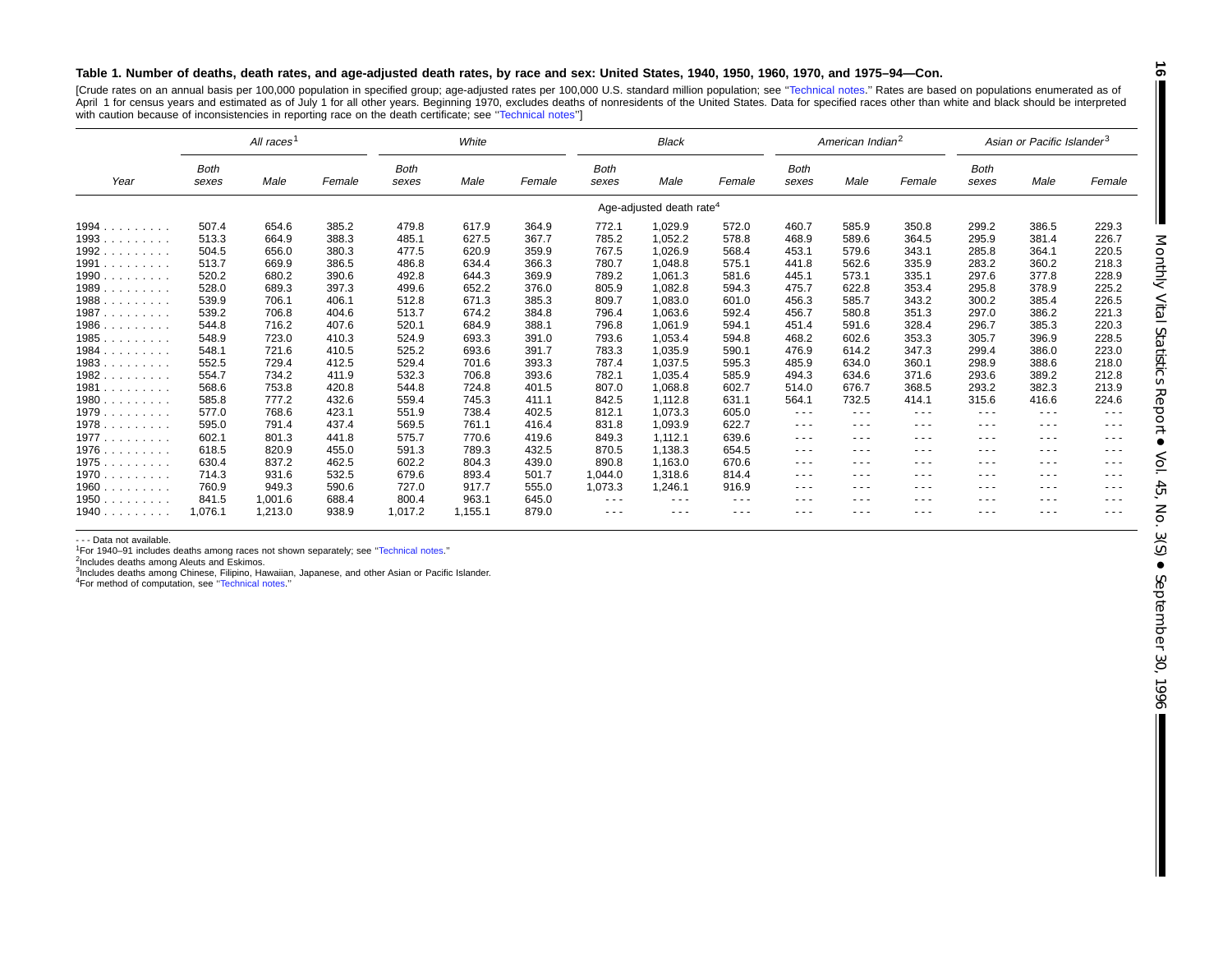**Table 1. Number of deaths, death rates, and age-adjusted death rates, by race and sex: United States, 1940, 1950, 1960, 1970, and 1975–94—Con.**

[Crude rates on an annual basis per 100,000 population in specified group; age-adjusted rates per 100,000 U.S. standard million population; see "Technical notes." Rates are based on populations enumerated as of April 1 for census years and estimated as of July 1 for all other years. Beginning 1970, excludes deaths of nonresidents of the United States. Data for specified races other than white and black should be interpreted with caution because of inconsistencies in reporting race on the death certificate; see "Technical notes"]

| Year | All races[1] | | | White | | | Black | | | American Indian[2] | | | Asian or Pacific Islander[3] | | |
|---|---|---|---|---|---|---|---|---|---|---|---|---|---|---|---|
| | Both sexes | Male | Female | Both sexes | Male | Female | Both sexes | Male | Female | Both sexes | Male | Female | Both sexes | Male | Female |
| | Age-adjusted death rate[4] | | | | | | | | | | | | | | |
| 1994 | 507.4 | 654.6 | 385.2 | 479.8 | 617.9 | 364.9 | 772.1 | 1,029.9 | 572.0 | 460.7 | 585.9 | 350.8 | 299.2 | 386.5 | 229.3 |
| 1993 | 513.3 | 664.9 | 388.3 | 485.1 | 627.5 | 367.7 | 785.2 | 1,052.2 | 578.8 | 468.9 | 589.6 | 364.5 | 295.9 | 381.4 | 226.7 |
| 1992 | 504.5 | 656.0 | 380.3 | 477.5 | 620.9 | 359.9 | 767.5 | 1,026.9 | 568.4 | 453.1 | 579.6 | 343.1 | 285.8 | 364.1 | 220.5 |
| 1991 | 513.7 | 669.9 | 386.5 | 486.8 | 634.4 | 366.3 | 780.7 | 1,048.8 | 575.1 | 441.8 | 562.6 | 335.9 | 283.2 | 360.2 | 218.3 |
| 1990 | 520.2 | 680.2 | 390.6 | 492.8 | 644.3 | 369.9 | 789.2 | 1,061.3 | 581.6 | 445.1 | 573.1 | 335.1 | 297.6 | 377.8 | 228.9 |
| 1989 | 528.0 | 689.3 | 397.3 | 499.6 | 652.2 | 376.0 | 805.9 | 1,082.8 | 594.3 | 475.7 | 622.8 | 353.4 | 295.8 | 378.9 | 225.2 |
| 1988 | 539.9 | 706.1 | 406.1 | 512.8 | 671.3 | 385.3 | 809.7 | 1,083.0 | 601.0 | 456.3 | 585.7 | 343.2 | 300.2 | 385.4 | 226.5 |
| 1987 | 539.2 | 706.8 | 404.6 | 513.7 | 674.2 | 384.8 | 796.4 | 1,063.6 | 592.4 | 456.7 | 580.8 | 351.3 | 297.0 | 386.2 | 221.3 |
| 1986 | 544.8 | 716.2 | 407.6 | 520.1 | 684.9 | 388.1 | 796.8 | 1,061.9 | 594.1 | 451.4 | 591.6 | 328.4 | 296.7 | 385.3 | 220.3 |
| 1985 | 548.9 | 723.0 | 410.3 | 524.9 | 693.3 | 391.0 | 793.6 | 1,053.4 | 594.8 | 468.2 | 602.6 | 353.3 | 305.7 | 396.9 | 228.5 |
| 1984 | 548.1 | 721.6 | 410.5 | 525.2 | 693.6 | 391.7 | 783.3 | 1,035.9 | 590.1 | 476.9 | 614.2 | 347.3 | 299.4 | 386.0 | 223.0 |
| 1983 | 552.5 | 729.4 | 412.5 | 529.4 | 701.6 | 393.3 | 787.4 | 1,037.5 | 595.3 | 485.9 | 634.0 | 360.1 | 298.9 | 388.6 | 218.0 |
| 1982 | 554.7 | 734.2 | 411.9 | 532.3 | 706.8 | 393.6 | 782.1 | 1,035.4 | 585.9 | 494.3 | 634.6 | 371.6 | 293.6 | 389.2 | 212.8 |
| 1981 | 568.6 | 753.8 | 420.8 | 544.8 | 724.8 | 401.5 | 807.0 | 1,068.8 | 602.7 | 514.0 | 676.7 | 368.5 | 293.2 | 382.3 | 213.9 |
| 1980 | 585.8 | 777.2 | 432.6 | 559.4 | 745.3 | 411.1 | 842.5 | 1,112.8 | 631.1 | 564.1 | 732.5 | 414.1 | 315.6 | 416.6 | 224.6 |
| 1979 | 577.0 | 768.6 | 423.1 | 551.9 | 738.4 | 402.5 | 812.1 | 1,073.3 | 605.0 | --- | --- | --- | --- | --- | --- |
| 1978 | 595.0 | 791.4 | 437.4 | 569.5 | 761.1 | 416.4 | 831.8 | 1,093.9 | 622.7 | --- | --- | --- | --- | --- | --- |
| 1977 | 602.1 | 801.3 | 441.8 | 575.7 | 770.6 | 419.6 | 849.3 | 1,112.1 | 639.6 | --- | --- | --- | --- | --- | --- |
| 1976 | 618.5 | 820.9 | 455.0 | 591.3 | 789.3 | 432.5 | 870.5 | 1,138.3 | 654.5 | --- | --- | --- | --- | --- | --- |
| 1975 | 630.4 | 837.2 | 462.5 | 602.2 | 804.3 | 439.0 | 890.8 | 1,163.0 | 670.6 | --- | --- | --- | --- | --- | --- |
| 1970 | 714.3 | 931.6 | 532.5 | 679.6 | 893.4 | 501.7 | 1,044.0 | 1,318.6 | 814.4 | --- | --- | --- | --- | --- | --- |
| 1960 | 760.9 | 949.3 | 590.6 | 727.0 | 917.7 | 555.0 | 1,073.3 | 1,246.1 | 916.9 | --- | --- | --- | --- | --- | --- |
| 1950 | 841.5 | 1,001.6 | 688.4 | 800.4 | 963.1 | 645.0 | --- | --- | --- | --- | --- | --- | --- | --- | --- |
| 1940 | 1,076.1 | 1,213.0 | 938.9 | 1,017.2 | 1,155.1 | 879.0 | --- | --- | --- | --- | --- | --- | --- | --- | --- |

--- Data not available.

[1] For 1940–91 includes deaths among races not shown separately; see "Technical notes."

[2] Includes deaths among Aleuts and Eskimos.

[3] Includes deaths among Chinese, Filipino, Hawaiian, Japanese, and other Asian or Pacific Islander.

[4] For method of computation, see "Technical notes."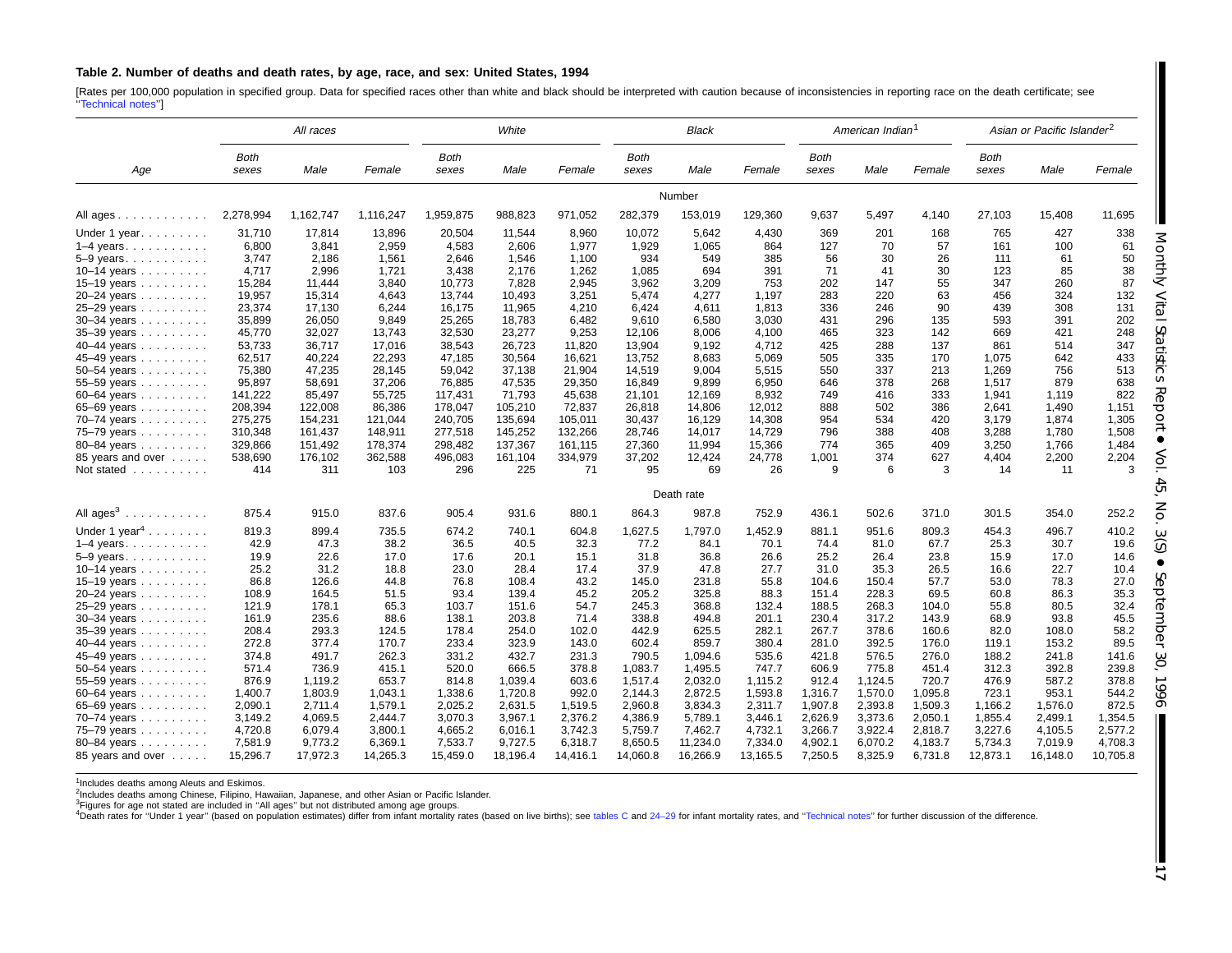**Table 2. Number of deaths and death rates, by age, race, and sex: United States, 1994**

[Rates per 100,000 population in specified group. Data for specified races other than white and black should be interpreted with caution because of inconsistencies in reporting race on the death certificate; see "Technical notes"]

| Age | All races | | | White | | | Black | | | American Indian[1] | | | Asian or Pacific Islander[2] | | |
|---|---|---|---|---|---|---|---|---|---|---|---|---|---|---|---|
| | *Both sexes* | *Male* | *Female* | *Both sexes* | *Male* | *Female* | *Both sexes* | *Male* | *Female* | *Both sexes* | *Male* | *Female* | *Both sexes* | *Male* | *Female* |
| | | | | | | | | Number | | | | | | | |
| All ages | 2,278,994 | 1,162,747 | 1,116,247 | 1,959,875 | 988,823 | 971,052 | 282,379 | 153,019 | 129,360 | 9,637 | 5,497 | 4,140 | 27,103 | 15,408 | 11,695 |
| Under 1 year | 31,710 | 17,814 | 13,896 | 20,504 | 11,544 | 8,960 | 10,072 | 5,642 | 4,430 | 369 | 201 | 168 | 765 | 427 | 338 |
| 1–4 years | 6,800 | 3,841 | 2,959 | 4,583 | 2,606 | 1,977 | 1,929 | 1,065 | 864 | 127 | 70 | 57 | 161 | 100 | 61 |
| 5–9 years | 3,747 | 2,186 | 1,561 | 2,646 | 1,546 | 1,100 | 934 | 549 | 385 | 56 | 30 | 26 | 111 | 61 | 50 |
| 10–14 years | 4,717 | 2,996 | 1,721 | 3,438 | 2,176 | 1,262 | 1,085 | 694 | 391 | 71 | 41 | 30 | 123 | 85 | 38 |
| 15–19 years | 15,284 | 11,444 | 3,840 | 10,773 | 7,828 | 2,945 | 3,962 | 3,209 | 753 | 202 | 147 | 55 | 347 | 260 | 87 |
| 20–24 years | 19,957 | 15,314 | 4,643 | 13,744 | 10,493 | 3,251 | 5,474 | 4,277 | 1,197 | 283 | 220 | 63 | 456 | 324 | 132 |
| 25–29 years | 23,374 | 17,130 | 6,244 | 16,175 | 11,965 | 4,210 | 6,424 | 4,611 | 1,813 | 336 | 246 | 90 | 439 | 308 | 131 |
| 30–34 years | 35,899 | 26,050 | 9,849 | 25,265 | 18,783 | 6,482 | 9,610 | 6,580 | 3,030 | 431 | 296 | 135 | 593 | 391 | 202 |
| 35–39 years | 45,770 | 32,027 | 13,743 | 32,530 | 23,277 | 9,253 | 12,106 | 8,006 | 4,100 | 465 | 323 | 142 | 669 | 421 | 248 |
| 40–44 years | 53,733 | 36,717 | 17,016 | 38,543 | 26,723 | 11,820 | 13,904 | 9,192 | 4,712 | 425 | 288 | 137 | 861 | 514 | 347 |
| 45–49 years | 62,517 | 40,224 | 22,293 | 47,185 | 30,564 | 16,621 | 13,752 | 8,683 | 5,069 | 505 | 335 | 170 | 1,075 | 642 | 433 |
| 50–54 years | 75,380 | 47,235 | 28,145 | 59,042 | 37,138 | 21,904 | 14,519 | 9,004 | 5,515 | 550 | 337 | 213 | 1,269 | 756 | 513 |
| 55–59 years | 95,897 | 58,691 | 37,206 | 76,885 | 47,535 | 29,350 | 16,849 | 9,899 | 6,950 | 646 | 378 | 268 | 1,517 | 879 | 638 |
| 60–64 years | 141,222 | 85,497 | 55,725 | 117,431 | 71,793 | 45,638 | 21,101 | 12,169 | 8,932 | 749 | 416 | 333 | 1,941 | 1,119 | 822 |
| 65–69 years | 208,394 | 122,008 | 86,386 | 178,047 | 105,210 | 72,837 | 26,818 | 14,806 | 12,012 | 888 | 502 | 386 | 2,641 | 1,490 | 1,151 |
| 70–74 years | 275,275 | 154,231 | 121,044 | 240,705 | 135,694 | 105,011 | 30,437 | 16,129 | 14,308 | 954 | 534 | 420 | 3,179 | 1,874 | 1,305 |
| 75–79 years | 310,348 | 161,437 | 148,911 | 277,518 | 145,252 | 132,266 | 28,746 | 14,017 | 14,729 | 796 | 388 | 408 | 3,288 | 1,780 | 1,508 |
| 80–84 years | 329,866 | 151,492 | 178,374 | 298,482 | 137,367 | 161,115 | 27,360 | 11,994 | 15,366 | 774 | 365 | 409 | 3,250 | 1,766 | 1,484 |
| 85 years and over | 538,690 | 176,102 | 362,588 | 496,083 | 161,104 | 334,979 | 37,202 | 12,424 | 24,778 | 1,001 | 374 | 627 | 4,404 | 2,200 | 2,204 |
| Not stated | 414 | 311 | 103 | 296 | 225 | 71 | 95 | 69 | 26 | 9 | 6 | 3 | 14 | 11 | 3 |
| | | | | | | | | Death rate | | | | | | | |
| All ages[3] | 875.4 | 915.0 | 837.6 | 905.4 | 931.6 | 880.1 | 864.3 | 987.8 | 752.9 | 436.1 | 502.6 | 371.0 | 301.5 | 354.0 | 252.2 |
| Under 1 year[4] | 819.3 | 899.4 | 735.5 | 674.2 | 740.1 | 604.8 | 1,627.5 | 1,797.0 | 1,452.9 | 881.1 | 951.6 | 809.3 | 454.3 | 496.7 | 410.2 |
| 1–4 years | 42.9 | 47.3 | 38.2 | 36.5 | 40.5 | 32.3 | 77.2 | 84.1 | 70.1 | 74.4 | 81.0 | 67.7 | 25.3 | 30.7 | 19.6 |
| 5–9 years | 19.9 | 22.6 | 17.0 | 17.6 | 20.1 | 15.1 | 31.8 | 36.8 | 26.6 | 25.2 | 26.4 | 23.8 | 15.9 | 17.0 | 14.6 |
| 10–14 years | 25.2 | 31.2 | 18.8 | 23.0 | 28.4 | 17.4 | 37.9 | 47.8 | 27.7 | 31.0 | 35.3 | 26.5 | 16.6 | 22.7 | 10.4 |
| 15–19 years | 86.8 | 126.6 | 44.8 | 76.8 | 108.4 | 43.2 | 145.0 | 231.8 | 55.8 | 104.6 | 150.4 | 57.7 | 53.0 | 78.3 | 27.0 |
| 20–24 years | 108.9 | 164.5 | 51.5 | 93.4 | 139.4 | 45.2 | 205.2 | 325.8 | 88.3 | 151.4 | 228.3 | 69.5 | 60.8 | 86.3 | 35.3 |
| 25–29 years | 121.9 | 178.1 | 65.3 | 103.7 | 151.6 | 54.7 | 245.3 | 368.8 | 132.4 | 188.5 | 268.3 | 104.0 | 55.8 | 80.5 | 32.4 |
| 30–34 years | 161.9 | 235.6 | 88.6 | 138.1 | 203.8 | 71.4 | 338.8 | 494.8 | 201.1 | 230.4 | 317.2 | 143.9 | 68.9 | 93.8 | 45.5 |
| 35–39 years | 208.4 | 293.3 | 124.5 | 178.4 | 254.0 | 102.0 | 442.9 | 625.5 | 282.1 | 267.7 | 378.6 | 160.6 | 82.0 | 108.0 | 58.2 |
| 40–44 years | 272.8 | 377.4 | 170.7 | 233.4 | 323.9 | 143.0 | 602.4 | 859.7 | 380.4 | 281.0 | 392.5 | 176.0 | 119.1 | 153.2 | 89.5 |
| 45–49 years | 374.8 | 491.7 | 262.3 | 331.2 | 432.7 | 231.3 | 790.5 | 1,094.6 | 535.6 | 421.8 | 576.5 | 276.0 | 188.2 | 241.8 | 141.6 |
| 50–54 years | 571.4 | 736.9 | 415.1 | 520.0 | 666.5 | 378.8 | 1,083.7 | 1,495.5 | 747.7 | 606.9 | 775.8 | 451.4 | 312.3 | 392.8 | 239.8 |
| 55–59 years | 876.9 | 1,119.2 | 653.7 | 814.8 | 1,039.4 | 603.6 | 1,517.4 | 2,032.0 | 1,115.2 | 912.4 | 1,124.5 | 720.7 | 476.9 | 587.2 | 378.8 |
| 60–64 years | 1,400.7 | 1,803.9 | 1,043.1 | 1,338.6 | 1,720.8 | 992.0 | 2,144.3 | 2,872.5 | 1,593.8 | 1,316.7 | 1,570.0 | 1,095.8 | 723.1 | 953.1 | 544.2 |
| 65–69 years | 2,090.1 | 2,711.4 | 1,579.1 | 2,025.2 | 2,631.5 | 1,519.5 | 2,960.8 | 3,834.3 | 2,311.7 | 1,907.8 | 2,393.8 | 1,509.3 | 1,166.2 | 1,576.0 | 872.5 |
| 70–74 years | 3,149.2 | 4,069.5 | 2,444.7 | 3,070.3 | 3,967.1 | 2,376.2 | 4,386.9 | 5,789.1 | 3,446.1 | 2,626.9 | 3,373.6 | 2,050.1 | 1,855.4 | 2,499.1 | 1,354.5 |
| 75–79 years | 4,720.8 | 6,079.4 | 3,800.1 | 4,665.2 | 6,016.1 | 3,742.3 | 5,759.7 | 7,462.7 | 4,732.1 | 3,266.7 | 3,922.4 | 2,818.7 | 3,227.6 | 4,105.5 | 2,577.2 |
| 80–84 years | 7,581.9 | 9,773.2 | 6,369.1 | 7,533.7 | 9,727.5 | 6,318.7 | 8,650.5 | 11,234.0 | 7,334.0 | 4,902.1 | 6,070.2 | 4,183.7 | 5,734.3 | 7,019.9 | 4,708.3 |
| 85 years and over | 15,296.7 | 17,972.3 | 14,265.3 | 15,459.0 | 18,196.4 | 14,416.1 | 14,060.8 | 16,266.9 | 13,165.5 | 7,250.5 | 8,325.9 | 6,731.8 | 12,873.1 | 16,148.0 | 10,705.8 |

[1]Includes deaths among Aleuts and Eskimos.
[2]Includes deaths among Chinese, Filipino, Hawaiian, Japanese, and other Asian or Pacific Islander.
[3]Figures for age not stated are included in "All ages" but not distributed among age groups.
[4]Death rates for "Under 1 year" (based on population estimates) differ from infant mortality rates (based on live births); see tables C and 24–29 for infant mortality rates, and "Technical notes" for further discussion of the difference.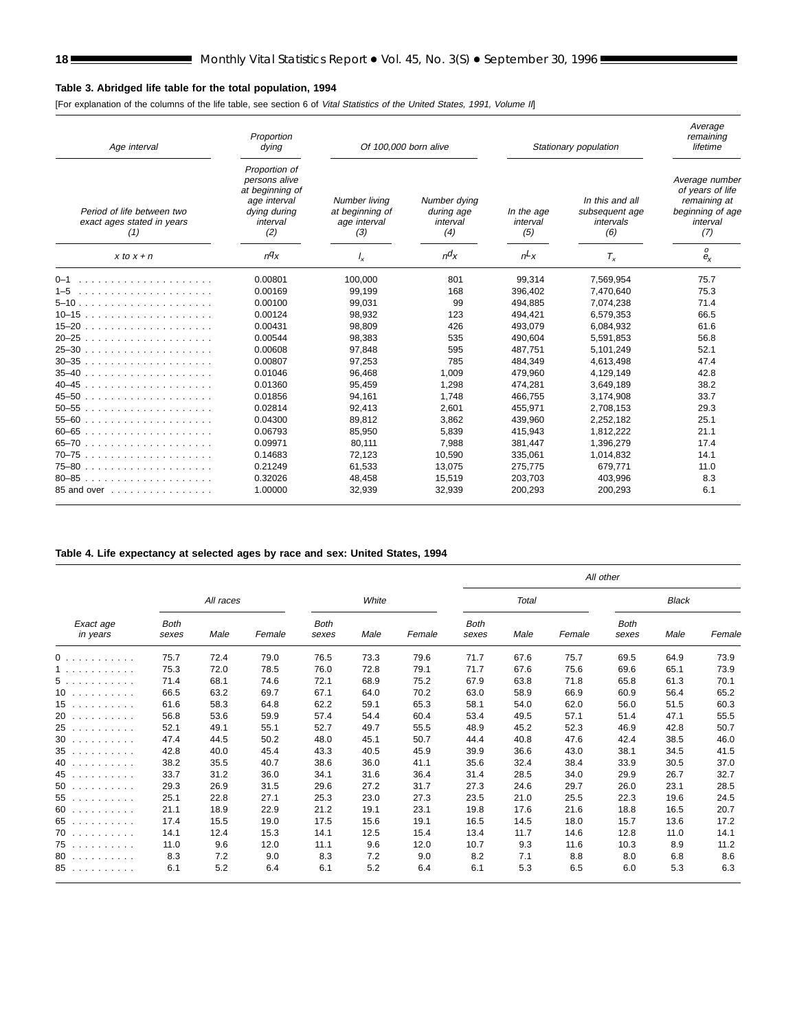**Table 3. Abridged life table for the total population, 1994**

[For explanation of the columns of the life table, see section 6 of *Vital Statistics of the United States, 1991, Volume II*]

| Age interval | Proportion dying | Of 100,000 born alive | | Stationary population | | Average remaining lifetime |
|---|---|---|---|---|---|---|
| Period of life between two exact ages stated in years (1) | Proportion of persons alive at beginning of age interval dying during interval (2) | Number living at beginning of age interval (3) | Number dying during age interval (4) | In the age interval (5) | In this and all subsequent age intervals (6) | Average number of years of life remaining at beginning of age interval (7) |
| $x$ to $x+n$ | $_nq_x$ | $l_x$ | $_nd_x$ | $_nL_x$ | $T_x$ | $\mathring{e}_x$ |
| 0–1 | 0.00801 | 100,000 | 801 | 99,314 | 7,569,954 | 75.7 |
| 1–5 | 0.00169 | 99,199 | 168 | 396,402 | 7,470,640 | 75.3 |
| 5–10 | 0.00100 | 99,031 | 99 | 494,885 | 7,074,238 | 71.4 |
| 10–15 | 0.00124 | 98,932 | 123 | 494,421 | 6,579,353 | 66.5 |
| 15–20 | 0.00431 | 98,809 | 426 | 493,079 | 6,084,932 | 61.6 |
| 20–25 | 0.00544 | 98,383 | 535 | 490,604 | 5,591,853 | 56.8 |
| 25–30 | 0.00608 | 97,848 | 595 | 487,751 | 5,101,249 | 52.1 |
| 30–35 | 0.00807 | 97,253 | 785 | 484,349 | 4,613,498 | 47.4 |
| 35–40 | 0.01046 | 96,468 | 1,009 | 479,960 | 4,129,149 | 42.8 |
| 40–45 | 0.01360 | 95,459 | 1,298 | 474,281 | 3,649,189 | 38.2 |
| 45–50 | 0.01856 | 94,161 | 1,748 | 466,755 | 3,174,908 | 33.7 |
| 50–55 | 0.02814 | 92,413 | 2,601 | 455,971 | 2,708,153 | 29.3 |
| 55–60 | 0.04300 | 89,812 | 3,862 | 439,960 | 2,252,182 | 25.1 |
| 60–65 | 0.06793 | 85,950 | 5,839 | 415,943 | 1,812,222 | 21.1 |
| 65–70 | 0.09971 | 80,111 | 7,988 | 381,447 | 1,396,279 | 17.4 |
| 70–75 | 0.14683 | 72,123 | 10,590 | 335,061 | 1,014,832 | 14.1 |
| 75–80 | 0.21249 | 61,533 | 13,075 | 275,775 | 679,771 | 11.0 |
| 80–85 | 0.32026 | 48,458 | 15,519 | 203,703 | 403,996 | 8.3 |
| 85 and over | 1.00000 | 32,939 | 32,939 | 200,293 | 200,293 | 6.1 |

**Table 4. Life expectancy at selected ages by race and sex: United States, 1994**

| Exact age in years | All races | | | White | | | All other | | | | | |
|---|---|---|---|---|---|---|---|---|---|---|---|---|
| | | | | | | | Total | | | Black | | |
| | Both sexes | Male | Female | Both sexes | Male | Female | Both sexes | Male | Female | Both sexes | Male | Female |
| 0 | 75.7 | 72.4 | 79.0 | 76.5 | 73.3 | 79.6 | 71.7 | 67.6 | 75.7 | 69.5 | 64.9 | 73.9 |
| 1 | 75.3 | 72.0 | 78.5 | 76.0 | 72.8 | 79.1 | 71.7 | 67.6 | 75.6 | 69.6 | 65.1 | 73.9 |
| 5 | 71.4 | 68.1 | 74.6 | 72.1 | 68.9 | 75.2 | 67.9 | 63.8 | 71.8 | 65.8 | 61.3 | 70.1 |
| 10 | 66.5 | 63.2 | 69.7 | 67.1 | 64.0 | 70.2 | 63.0 | 58.9 | 66.9 | 60.9 | 56.4 | 65.2 |
| 15 | 61.6 | 58.3 | 64.8 | 62.2 | 59.1 | 65.3 | 58.1 | 54.0 | 62.0 | 56.0 | 51.5 | 60.3 |
| 20 | 56.8 | 53.6 | 59.9 | 57.4 | 54.4 | 60.4 | 53.4 | 49.5 | 57.1 | 51.4 | 47.1 | 55.5 |
| 25 | 52.1 | 49.1 | 55.1 | 52.7 | 49.7 | 55.5 | 48.9 | 45.2 | 52.3 | 46.9 | 42.8 | 50.7 |
| 30 | 47.4 | 44.5 | 50.2 | 48.0 | 45.1 | 50.7 | 44.4 | 40.8 | 47.6 | 42.4 | 38.5 | 46.0 |
| 35 | 42.8 | 40.0 | 45.4 | 43.3 | 40.5 | 45.9 | 39.9 | 36.6 | 43.0 | 38.1 | 34.5 | 41.5 |
| 40 | 38.2 | 35.5 | 40.7 | 38.6 | 36.0 | 41.1 | 35.6 | 32.4 | 38.4 | 33.9 | 30.5 | 37.0 |
| 45 | 33.7 | 31.2 | 36.0 | 34.1 | 31.6 | 36.4 | 31.4 | 28.5 | 34.0 | 29.9 | 26.7 | 32.7 |
| 50 | 29.3 | 26.9 | 31.5 | 29.6 | 27.2 | 31.7 | 27.3 | 24.6 | 29.7 | 26.0 | 23.1 | 28.5 |
| 55 | 25.1 | 22.8 | 27.1 | 25.3 | 23.0 | 27.3 | 23.5 | 21.0 | 25.5 | 22.3 | 19.6 | 24.5 |
| 60 | 21.1 | 18.9 | 22.9 | 21.2 | 19.1 | 23.1 | 19.8 | 17.6 | 21.6 | 18.8 | 16.5 | 20.7 |
| 65 | 17.4 | 15.5 | 19.0 | 17.5 | 15.6 | 19.1 | 16.5 | 14.5 | 18.0 | 15.7 | 13.6 | 17.2 |
| 70 | 14.1 | 12.4 | 15.3 | 14.1 | 12.5 | 15.4 | 13.4 | 11.7 | 14.6 | 12.8 | 11.0 | 14.1 |
| 75 | 11.0 | 9.6 | 12.0 | 11.1 | 9.6 | 12.0 | 10.7 | 9.3 | 11.6 | 10.3 | 8.9 | 11.2 |
| 80 | 8.3 | 7.2 | 9.0 | 8.3 | 7.2 | 9.0 | 8.2 | 7.1 | 8.8 | 8.0 | 6.8 | 8.6 |
| 85 | 6.1 | 5.2 | 6.4 | 6.1 | 5.2 | 6.4 | 6.1 | 5.3 | 6.5 | 6.0 | 5.3 | 6.3 |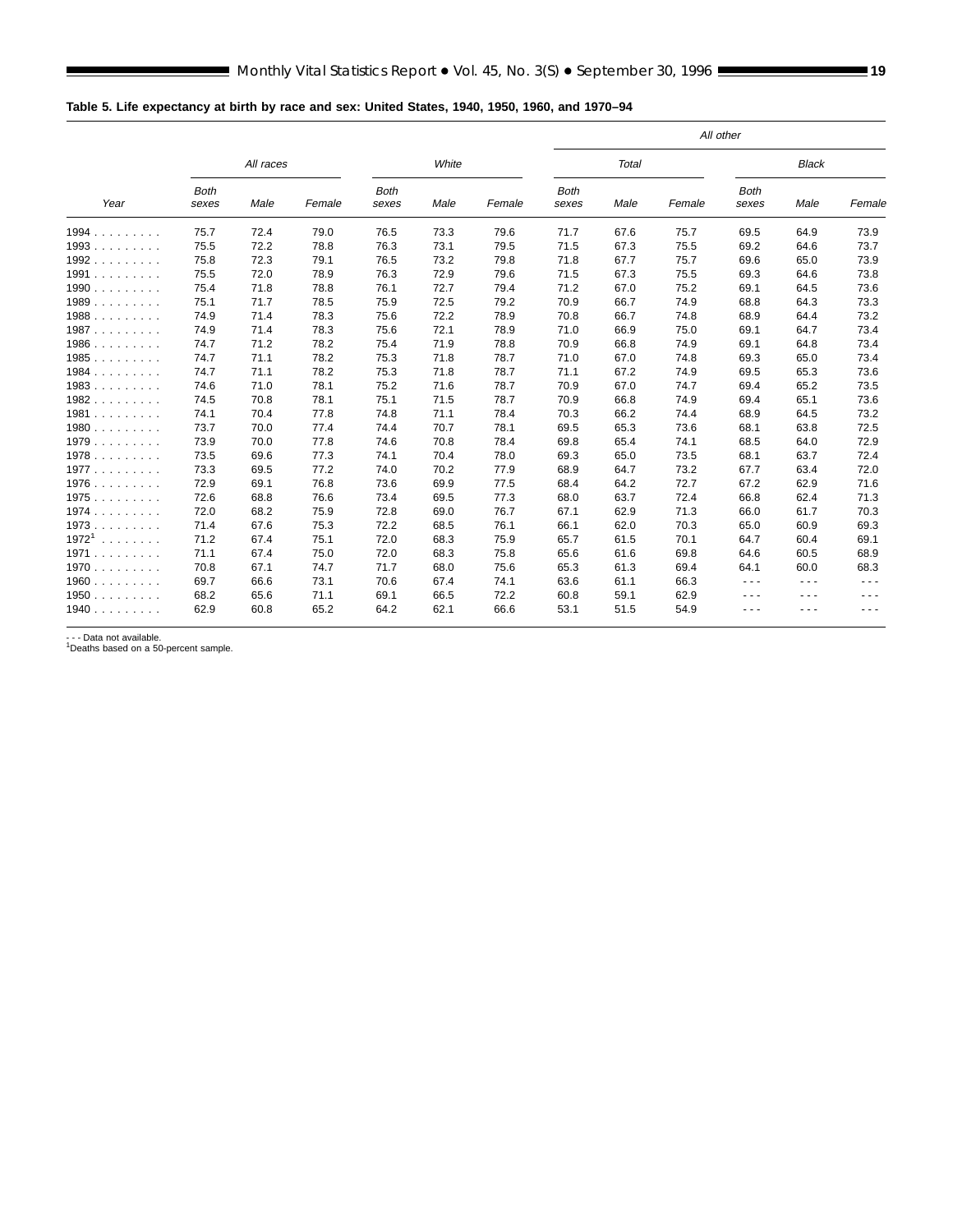**Table 5. Life expectancy at birth by race and sex: United States, 1940, 1950, 1960, and 1970–94**

| Year | All races | | | White | | | All other | | | | | |
|---|---|---|---|---|---|---|---|---|---|---|---|---|
| | | | | | | | Total | | | Black | | |
| | Both sexes | Male | Female | Both sexes | Male | Female | Both sexes | Male | Female | Both sexes | Male | Female |
| 1994 | 75.7 | 72.4 | 79.0 | 76.5 | 73.3 | 79.6 | 71.7 | 67.6 | 75.7 | 69.5 | 64.9 | 73.9 |
| 1993 | 75.5 | 72.2 | 78.8 | 76.3 | 73.1 | 79.5 | 71.5 | 67.3 | 75.5 | 69.2 | 64.6 | 73.7 |
| 1992 | 75.8 | 72.3 | 79.1 | 76.5 | 73.2 | 79.8 | 71.8 | 67.7 | 75.7 | 69.6 | 65.0 | 73.9 |
| 1991 | 75.5 | 72.0 | 78.9 | 76.3 | 72.9 | 79.6 | 71.5 | 67.3 | 75.5 | 69.3 | 64.6 | 73.8 |
| 1990 | 75.4 | 71.8 | 78.8 | 76.1 | 72.7 | 79.4 | 71.2 | 67.0 | 75.2 | 69.1 | 64.5 | 73.6 |
| 1989 | 75.1 | 71.7 | 78.5 | 75.9 | 72.5 | 79.2 | 70.9 | 66.7 | 74.9 | 68.8 | 64.3 | 73.3 |
| 1988 | 74.9 | 71.4 | 78.3 | 75.6 | 72.2 | 78.9 | 70.8 | 66.7 | 74.8 | 68.9 | 64.4 | 73.2 |
| 1987 | 74.9 | 71.4 | 78.3 | 75.6 | 72.1 | 78.9 | 71.0 | 66.9 | 75.0 | 69.1 | 64.7 | 73.4 |
| 1986 | 74.7 | 71.2 | 78.2 | 75.4 | 71.9 | 78.8 | 70.9 | 66.8 | 74.9 | 69.1 | 64.8 | 73.4 |
| 1985 | 74.7 | 71.1 | 78.2 | 75.3 | 71.8 | 78.7 | 71.0 | 67.0 | 74.8 | 69.3 | 65.0 | 73.4 |
| 1984 | 74.7 | 71.1 | 78.2 | 75.3 | 71.8 | 78.7 | 71.1 | 67.2 | 74.9 | 69.5 | 65.3 | 73.6 |
| 1983 | 74.6 | 71.0 | 78.1 | 75.2 | 71.6 | 78.7 | 70.9 | 67.0 | 74.7 | 69.4 | 65.2 | 73.5 |
| 1982 | 74.5 | 70.8 | 78.1 | 75.1 | 71.5 | 78.7 | 70.9 | 66.8 | 74.9 | 69.4 | 65.1 | 73.6 |
| 1981 | 74.1 | 70.4 | 77.8 | 74.8 | 71.1 | 78.4 | 70.3 | 66.2 | 74.4 | 68.9 | 64.5 | 73.2 |
| 1980 | 73.7 | 70.0 | 77.4 | 74.4 | 70.7 | 78.1 | 69.5 | 65.3 | 73.6 | 68.1 | 63.8 | 72.5 |
| 1979 | 73.9 | 70.0 | 77.8 | 74.6 | 70.8 | 78.4 | 69.8 | 65.4 | 74.1 | 68.5 | 64.0 | 72.9 |
| 1978 | 73.5 | 69.6 | 77.3 | 74.1 | 70.4 | 78.0 | 69.3 | 65.0 | 73.5 | 68.1 | 63.7 | 72.4 |
| 1977 | 73.3 | 69.5 | 77.2 | 74.0 | 70.2 | 77.9 | 68.9 | 64.7 | 73.2 | 67.7 | 63.4 | 72.0 |
| 1976 | 72.9 | 69.1 | 76.8 | 73.6 | 69.9 | 77.5 | 68.4 | 64.2 | 72.7 | 67.2 | 62.9 | 71.6 |
| 1975 | 72.6 | 68.8 | 76.6 | 73.4 | 69.5 | 77.3 | 68.0 | 63.7 | 72.4 | 66.8 | 62.4 | 71.3 |
| 1974 | 72.0 | 68.2 | 75.9 | 72.8 | 69.0 | 76.7 | 67.1 | 62.9 | 71.3 | 66.0 | 61.7 | 70.3 |
| 1973 | 71.4 | 67.6 | 75.3 | 72.2 | 68.5 | 76.1 | 66.1 | 62.0 | 70.3 | 65.0 | 60.9 | 69.3 |
| 1972[1] | 71.2 | 67.4 | 75.1 | 72.0 | 68.3 | 75.9 | 65.7 | 61.5 | 70.1 | 64.7 | 60.4 | 69.1 |
| 1971 | 71.1 | 67.4 | 75.0 | 72.0 | 68.3 | 75.8 | 65.6 | 61.6 | 69.8 | 64.6 | 60.5 | 68.9 |
| 1970 | 70.8 | 67.1 | 74.7 | 71.7 | 68.0 | 75.6 | 65.3 | 61.3 | 69.4 | 64.1 | 60.0 | 68.3 |
| 1960 | 69.7 | 66.6 | 73.1 | 70.6 | 67.4 | 74.1 | 63.6 | 61.1 | 66.3 | - - - | - - - | - - - |
| 1950 | 68.2 | 65.6 | 71.1 | 69.1 | 66.5 | 72.2 | 60.8 | 59.1 | 62.9 | - - - | - - - | - - - |
| 1940 | 62.9 | 60.8 | 65.2 | 64.2 | 62.1 | 66.6 | 53.1 | 51.5 | 54.9 | - - - | - - - | - - - |

- - - Data not available.
[1]Deaths based on a 50-percent sample.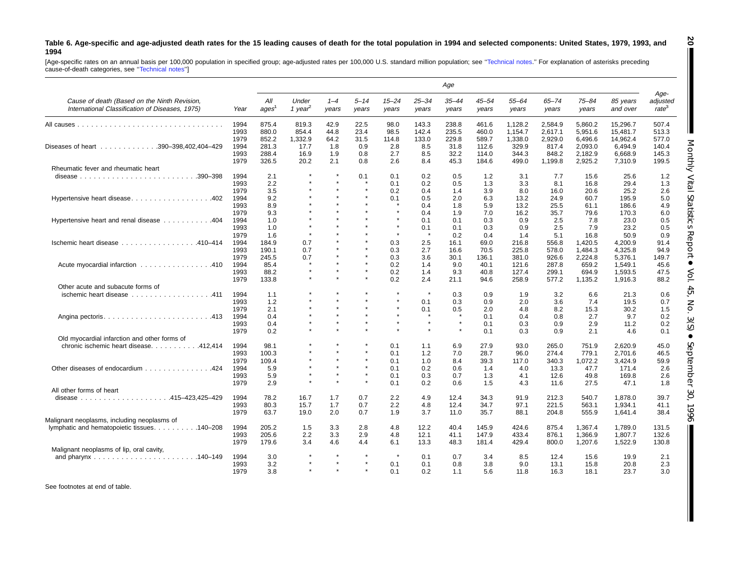**Table 6. Age-specific and age-adjusted death rates for the 15 leading causes of death for the total population in 1994 and selected components: United States, 1979, 1993, and 1994**

[Age-specific rates on an annual basis per 100,000 population in specified group; age-adjusted rates per 100,000 U.S. standard million population; see "Technical notes." For explanation of asterisks preceding cause-of-death categories, see "Technical notes"]

| Cause of death (Based on the Ninth Revision, International Classification of Diseases, 1975) | Year | Age | | | | | | | | | | | | Age-adjusted rate[3] |
|---|---|---|---|---|---|---|---|---|---|---|---|---|---|---|
| | | All ages[1] | Under 1 year[2] | 1–4 years | 5–14 years | 15–24 years | 25–34 years | 35–44 years | 45–54 years | 55–64 years | 65–74 years | 75–84 years | 85 years and over | |
| All causes | 1994 | 875.4 | 819.3 | 42.9 | 22.5 | 98.0 | 143.3 | 238.8 | 461.6 | 1,128.2 | 2,584.9 | 5,860.2 | 15,296.7 | 507.4 |
| | 1993 | 880.0 | 854.4 | 44.8 | 23.4 | 98.5 | 142.4 | 235.5 | 460.0 | 1,154.7 | 2,617.1 | 5,951.6 | 15,481.7 | 513.3 |
| | 1979 | 852.2 | 1,332.9 | 64.2 | 31.5 | 114.8 | 133.0 | 229.8 | 589.7 | 1,338.0 | 2,929.0 | 6,496.6 | 14,962.4 | 577.0 |
| Diseases of heart . . . . . . . . . . . . .390–398,402,404–429 | 1994 | 281.3 | 17.7 | 1.8 | 0.9 | 2.8 | 8.5 | 31.8 | 112.6 | 329.9 | 817.4 | 2,093.0 | 6,494.9 | 140.4 |
| | 1993 | 288.4 | 16.9 | 1.9 | 0.8 | 2.7 | 8.5 | 32.2 | 114.0 | 344.3 | 848.2 | 2,182.9 | 6,668.9 | 145.3 |
| | 1979 | 326.5 | 20.2 | 2.1 | 0.8 | 2.6 | 8.4 | 45.3 | 184.6 | 499.0 | 1,199.8 | 2,925.2 | 7,310.9 | 199.5 |
| Rheumatic fever and rheumatic heart disease . . . . . . . . . . . . . . . . . . . . . . . . .390–398 | 1994 | 2.1 | * | * | 0.1 | 0.1 | 0.2 | 0.5 | 1.2 | 3.1 | 7.7 | 15.6 | 25.6 | 1.2 |
| | 1993 | 2.2 | * | * | * | 0.1 | 0.2 | 0.5 | 1.3 | 3.3 | 8.1 | 16.8 | 29.4 | 1.3 |
| | 1979 | 3.5 | * | * | * | 0.2 | 0.4 | 1.4 | 3.9 | 8.0 | 16.0 | 20.6 | 25.2 | 2.6 |
| Hypertensive heart disease. . . . . . . . . . . . . . . . . .402 | 1994 | 9.2 | * | * | * | 0.1 | 0.5 | 2.0 | 6.3 | 13.2 | 24.9 | 60.7 | 195.9 | 5.0 |
| | 1993 | 8.9 | * | * | * | * | 0.4 | 1.8 | 5.9 | 13.2 | 25.5 | 61.1 | 186.6 | 4.9 |
| | 1979 | 9.3 | * | * | * | * | 0.4 | 1.9 | 7.0 | 16.2 | 35.7 | 79.6 | 170.3 | 6.0 |
| Hypertensive heart and renal disease . . . . . . . . . . .404 | 1994 | 1.0 | * | * | * | * | 0.1 | 0.1 | 0.3 | 0.9 | 2.5 | 7.8 | 23.0 | 0.5 |
| | 1993 | 1.0 | * | * | * | * | 0.1 | 0.1 | 0.3 | 0.9 | 2.5 | 7.9 | 23.2 | 0.5 |
| | 1979 | 1.6 | * | * | * | * | * | 0.2 | 0.4 | 1.4 | 5.1 | 16.8 | 50.9 | 0.9 |
| Ischemic heart disease . . . . . . . . . . . . . . . . .410–414 | 1994 | 184.9 | 0.7 | * | * | 0.3 | 2.5 | 16.1 | 69.0 | 216.8 | 556.8 | 1,420.5 | 4,200.9 | 91.4 |
| | 1993 | 190.1 | 0.7 | * | * | 0.3 | 2.7 | 16.6 | 70.5 | 225.8 | 578.0 | 1,484.3 | 4,325.8 | 94.9 |
| | 1979 | 245.5 | 0.7 | * | * | 0.3 | 3.6 | 30.1 | 136.1 | 381.0 | 926.6 | 2,224.8 | 5,376.1 | 149.7 |
| Acute myocardial infarction . . . . . . . . . . . . . . . .410 | 1994 | 85.4 | * | * | * | 0.2 | 1.4 | 9.0 | 40.1 | 121.6 | 287.8 | 659.2 | 1,549.1 | 45.6 |
| | 1993 | 88.2 | * | * | * | 0.2 | 1.4 | 9.3 | 40.8 | 127.4 | 299.1 | 694.9 | 1,593.5 | 47.5 |
| | 1979 | 133.8 | * | * | * | 0.2 | 2.4 | 21.1 | 94.6 | 258.9 | 577.2 | 1,135.2 | 1,916.3 | 88.2 |
| Other acute and subacute forms of ischemic heart disease . . . . . . . . . . . . . . . . . .411 | 1994 | 1.1 | * | * | * | * | * | 0.3 | 0.9 | 1.9 | 3.2 | 6.6 | 21.3 | 0.6 |
| | 1993 | 1.2 | * | * | * | * | 0.1 | 0.3 | 0.9 | 2.0 | 3.6 | 7.4 | 19.5 | 0.7 |
| | 1979 | 2.1 | * | * | * | * | 0.1 | 0.5 | 2.0 | 4.8 | 8.2 | 15.3 | 30.2 | 1.5 |
| Angina pectoris. . . . . . . . . . . . . . . . . . . . . . . .413 | 1994 | 0.4 | * | * | * | * | * | * | 0.1 | 0.4 | 0.8 | 2.7 | 9.7 | 0.2 |
| | 1993 | 0.4 | * | * | * | * | * | * | 0.1 | 0.3 | 0.9 | 2.9 | 11.2 | 0.2 |
| | 1979 | 0.2 | * | * | * | * | * | * | 0.1 | 0.3 | 0.9 | 2.1 | 4.6 | 0.1 |
| Old myocardial infarction and other forms of chronic ischemic heart disease. . . . . . . . . . .412,414 | 1994 | 98.1 | * | * | * | 0.1 | 1.1 | 6.9 | 27.9 | 93.0 | 265.0 | 751.9 | 2,620.9 | 45.0 |
| | 1993 | 100.3 | * | * | * | 0.1 | 1.2 | 7.0 | 28.7 | 96.0 | 274.4 | 779.1 | 2,701.6 | 46.5 |
| | 1979 | 109.4 | * | * | * | 0.1 | 1.0 | 8.4 | 39.3 | 117.0 | 340.3 | 1,072.2 | 3,424.9 | 59.9 |
| Other diseases of endocardium . . . . . . . . . . . . . .424 | 1994 | 5.9 | * | * | * | 0.1 | 0.2 | 0.6 | 1.4 | 4.0 | 13.3 | 47.7 | 171.4 | 2.6 |
| | 1993 | 5.9 | * | * | * | 0.1 | 0.3 | 0.7 | 1.3 | 4.1 | 12.6 | 49.8 | 169.8 | 2.6 |
| | 1979 | 2.9 | * | * | * | 0.1 | 0.2 | 0.6 | 1.5 | 4.3 | 11.6 | 27.5 | 47.1 | 1.8 |
| All other forms of heart disease . . . . . . . . . . . . . . . . . . .415–423,425–429 | 1994 | 78.2 | 16.7 | 1.7 | 0.7 | 2.2 | 4.9 | 12.4 | 34.3 | 91.9 | 212.3 | 540.7 | 1,878.0 | 39.7 |
| | 1993 | 80.3 | 15.7 | 1.7 | 0.7 | 2.2 | 4.8 | 12.4 | 34.7 | 97.1 | 221.5 | 563.1 | 1,934.1 | 41.1 |
| | 1979 | 63.7 | 19.0 | 2.0 | 0.7 | 1.9 | 3.7 | 11.0 | 35.7 | 88.1 | 204.8 | 555.9 | 1,641.4 | 38.4 |
| Malignant neoplasms, including neoplasms of lymphatic and hematopoietic tissues. . . . . . . . . .140–208 | 1994 | 205.2 | 1.5 | 3.3 | 2.8 | 4.8 | 12.2 | 40.4 | 145.9 | 424.6 | 875.4 | 1,367.4 | 1,789.0 | 131.5 |
| | 1993 | 205.6 | 2.2 | 3.3 | 2.9 | 4.8 | 12.1 | 41.1 | 147.9 | 433.4 | 876.1 | 1,366.9 | 1,807.7 | 132.6 |
| | 1979 | 179.6 | 3.4 | 4.6 | 4.4 | 6.1 | 13.3 | 48.3 | 181.4 | 429.4 | 800.0 | 1,207.6 | 1,522.9 | 130.8 |
| Malignant neoplasms of lip, oral cavity, and pharynx . . . . . . . . . . . . . . . . . . . . . .140–149 | 1994 | 3.0 | * | * | * | * | 0.1 | 0.7 | 3.4 | 8.5 | 12.4 | 15.6 | 19.9 | 2.1 |
| | 1993 | 3.2 | * | * | * | 0.1 | 0.1 | 0.8 | 3.8 | 9.0 | 13.1 | 15.8 | 20.8 | 2.3 |
| | 1979 | 3.8 | * | * | * | 0.1 | 0.2 | 1.1 | 5.6 | 11.8 | 16.3 | 18.1 | 23.7 | 3.0 |

See footnotes at end of table.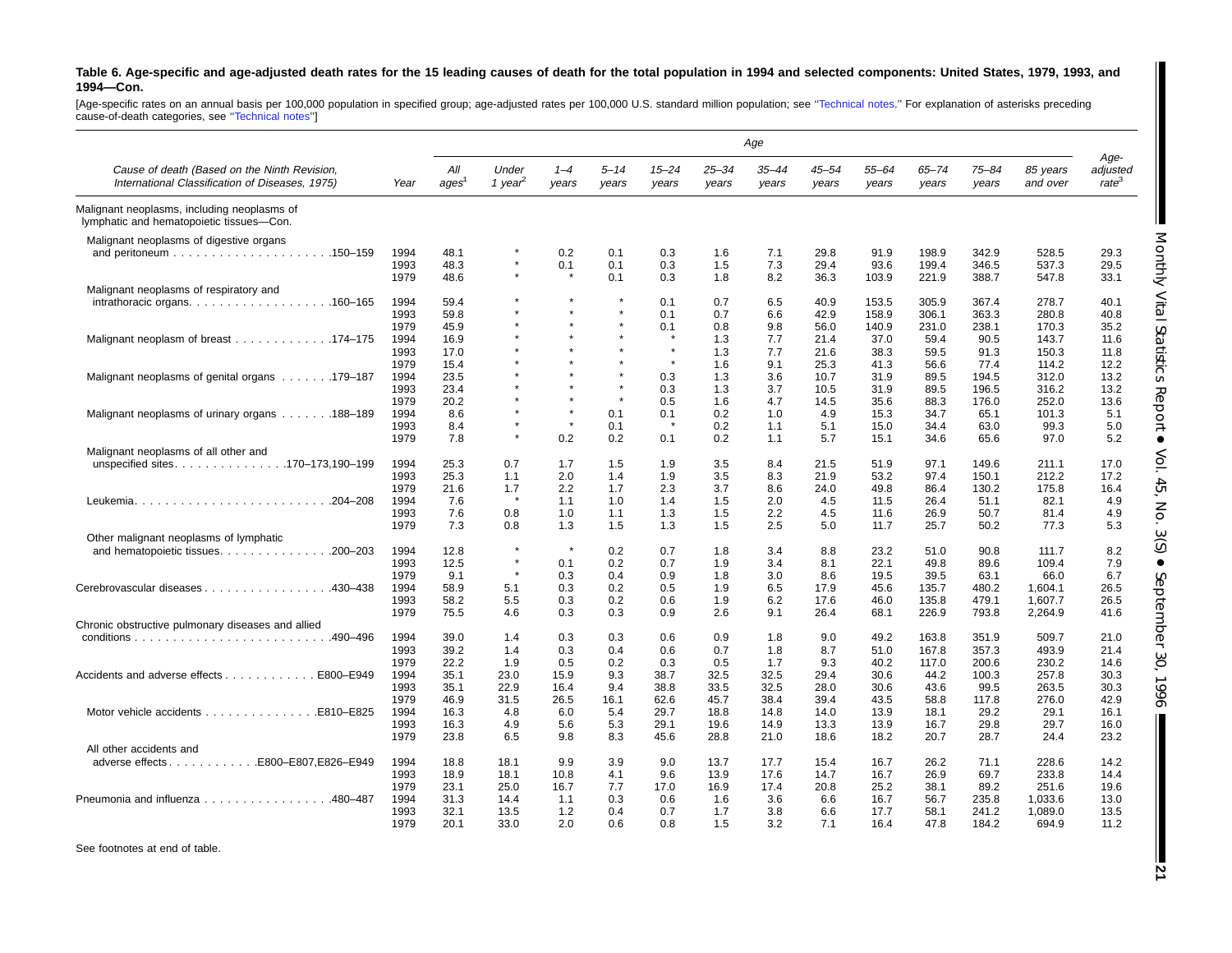**Table 6. Age-specific and age-adjusted death rates for the 15 leading causes of death for the total population in 1994 and selected components: United States, 1979, 1993, and 1994—Con.**

[Age-specific rates on an annual basis per 100,000 population in specified group; age-adjusted rates per 100,000 U.S. standard million population; see "Technical notes." For explanation of asterisks preceding cause-of-death categories, see "Technical notes"]

| Cause of death (Based on the Ninth Revision, International Classification of Diseases, 1975) | Year | All ages[1] | Under 1 year[2] | 1–4 years | 5–14 years | 15–24 years | 25–34 years | 35–44 years | 45–54 years | 55–64 years | 65–74 years | 75–84 years | 85 years and over | Age-adjusted rate[3] |
|---|---|---|---|---|---|---|---|---|---|---|---|---|---|---|
| Malignant neoplasms, including neoplasms of lymphatic and hematopoietic tissues—Con. | | | | | | | | | | | | | | |
| Malignant neoplasms of digestive organs and peritoneum . . . . . . . . . . . . . . . . . . . .150–159 | 1994 | 48.1 | * | 0.2 | 0.1 | 0.3 | 1.6 | 7.1 | 29.8 | 91.9 | 198.9 | 342.9 | 528.5 | 29.3 |
| | 1993 | 48.3 | * | 0.1 | 0.1 | 0.3 | 1.5 | 7.3 | 29.4 | 93.6 | 199.4 | 346.5 | 537.3 | 29.5 |
| | 1979 | 48.6 | * | * | 0.1 | 0.3 | 1.8 | 8.2 | 36.3 | 103.9 | 221.9 | 388.7 | 547.8 | 33.1 |
| Malignant neoplasms of respiratory and intrathoracic organs. . . . . . . . . . . . . . . . . .160–165 | 1994 | 59.4 | * | * | * | 0.1 | 0.7 | 6.5 | 40.9 | 153.5 | 305.9 | 367.4 | 278.7 | 40.1 |
| | 1993 | 59.8 | * | * | * | 0.1 | 0.7 | 6.6 | 42.9 | 158.9 | 306.1 | 363.3 | 280.8 | 40.8 |
| | 1979 | 45.9 | * | * | * | 0.1 | 0.8 | 9.8 | 56.0 | 140.9 | 231.0 | 238.1 | 170.3 | 35.2 |
| Malignant neoplasm of breast . . . . . . . . . . . . .174–175 | 1994 | 16.9 | * | * | * | * | 1.3 | 7.7 | 21.4 | 37.0 | 59.4 | 90.5 | 143.7 | 11.6 |
| | 1993 | 17.0 | * | * | * | * | 1.3 | 7.7 | 21.6 | 38.3 | 59.5 | 91.3 | 150.3 | 11.8 |
| | 1979 | 15.4 | * | * | * | * | 1.6 | 9.1 | 25.3 | 41.3 | 56.6 | 77.4 | 114.2 | 12.2 |
| Malignant neoplasms of genital organs . . . . . . .179–187 | 1994 | 23.5 | * | * | * | 0.3 | 1.3 | 3.6 | 10.7 | 31.9 | 89.5 | 194.5 | 312.0 | 13.2 |
| | 1993 | 23.4 | * | * | * | 0.3 | 1.3 | 3.7 | 10.5 | 31.9 | 89.5 | 196.5 | 316.2 | 13.2 |
| | 1979 | 20.2 | * | * | * | 0.5 | 1.6 | 4.7 | 14.5 | 35.6 | 88.3 | 176.0 | 252.0 | 13.6 |
| Malignant neoplasms of urinary organs . . . . . . .188–189 | 1994 | 8.6 | * | * | 0.1 | 0.1 | 0.2 | 1.0 | 4.9 | 15.3 | 34.7 | 65.1 | 101.3 | 5.1 |
| | 1993 | 8.4 | * | * | 0.1 | * | 0.2 | 1.1 | 5.1 | 15.0 | 34.4 | 63.0 | 99.3 | 5.0 |
| | 1979 | 7.8 | * | 0.2 | 0.2 | 0.1 | 0.2 | 1.1 | 5.7 | 15.1 | 34.6 | 65.6 | 97.0 | 5.2 |
| Malignant neoplasms of all other and unspecified sites. . . . . . . . . . . . . . .170–173,190–199 | 1994 | 25.3 | 0.7 | 1.7 | 1.5 | 1.9 | 3.5 | 8.4 | 21.5 | 51.9 | 97.1 | 149.6 | 211.1 | 17.0 |
| | 1993 | 25.3 | 1.1 | 2.0 | 1.4 | 1.9 | 3.5 | 8.3 | 21.9 | 53.2 | 97.4 | 150.1 | 212.2 | 17.2 |
| | 1979 | 21.6 | 1.7 | 2.2 | 1.7 | 2.3 | 3.7 | 8.6 | 24.0 | 49.8 | 86.4 | 130.2 | 175.8 | 16.4 |
| Leukemia. . . . . . . . . . . . . . . . . . . . . . . . . .204–208 | 1994 | 7.6 | * | 1.1 | 1.0 | 1.4 | 1.5 | 2.0 | 4.5 | 11.5 | 26.4 | 51.1 | 82.1 | 4.9 |
| | 1993 | 7.6 | 0.8 | 1.0 | 1.1 | 1.3 | 1.5 | 2.2 | 4.5 | 11.6 | 26.9 | 50.7 | 81.4 | 4.9 |
| | 1979 | 7.3 | 0.8 | 1.3 | 1.5 | 1.3 | 1.5 | 2.5 | 5.0 | 11.7 | 25.7 | 50.2 | 77.3 | 5.3 |
| Other malignant neoplasms of lymphatic and hematopoietic tissues. . . . . . . . . . . . . .200–203 | 1994 | 12.8 | * | * | 0.2 | 0.7 | 1.8 | 3.4 | 8.8 | 23.2 | 51.0 | 90.8 | 111.7 | 8.2 |
| | 1993 | 12.5 | * | 0.1 | 0.2 | 0.7 | 1.9 | 3.4 | 8.1 | 22.1 | 49.8 | 89.6 | 109.4 | 7.9 |
| | 1979 | 9.1 | * | 0.3 | 0.4 | 0.9 | 1.8 | 3.0 | 8.6 | 19.5 | 39.5 | 63.1 | 66.0 | 6.7 |
| Cerebrovascular diseases . . . . . . . . . . . . . . . . .430–438 | 1994 | 58.9 | 5.1 | 0.3 | 0.2 | 0.5 | 1.9 | 6.5 | 17.9 | 45.6 | 135.7 | 480.2 | 1,604.1 | 26.5 |
| | 1993 | 58.2 | 5.5 | 0.3 | 0.2 | 0.6 | 1.9 | 6.2 | 17.6 | 46.0 | 135.8 | 479.1 | 1,607.7 | 26.5 |
| | 1979 | 75.5 | 4.6 | 0.3 | 0.3 | 0.9 | 2.6 | 9.1 | 26.4 | 68.1 | 226.9 | 793.8 | 2,264.9 | 41.6 |
| Chronic obstructive pulmonary diseases and allied conditions . . . . . . . . . . . . . . . . . . . . . . . . . .490–496 | 1994 | 39.0 | 1.4 | 0.3 | 0.3 | 0.6 | 0.9 | 1.8 | 9.0 | 49.2 | 163.8 | 351.9 | 509.7 | 21.0 |
| | 1993 | 39.2 | 1.4 | 0.3 | 0.4 | 0.6 | 0.7 | 1.8 | 8.7 | 51.0 | 167.8 | 357.3 | 493.9 | 21.4 |
| | 1979 | 22.2 | 1.9 | 0.5 | 0.2 | 0.3 | 0.5 | 1.7 | 9.3 | 40.2 | 117.0 | 200.6 | 230.2 | 14.6 |
| Accidents and adverse effects . . . . . . . . . . . . E800–E949 | 1994 | 35.1 | 23.0 | 15.9 | 9.3 | 38.7 | 32.5 | 32.5 | 29.4 | 30.6 | 44.2 | 100.3 | 257.8 | 30.3 |
| | 1993 | 35.1 | 22.9 | 16.4 | 9.4 | 38.8 | 33.5 | 32.5 | 28.0 | 30.6 | 43.6 | 99.5 | 263.5 | 30.3 |
| | 1979 | 46.9 | 31.5 | 26.5 | 16.1 | 62.6 | 45.7 | 38.4 | 39.4 | 43.5 | 58.8 | 117.8 | 276.0 | 42.9 |
| Motor vehicle accidents . . . . . . . . . . . . . . .E810–E825 | 1994 | 16.3 | 4.8 | 6.0 | 5.4 | 29.7 | 18.8 | 14.8 | 14.0 | 13.9 | 18.1 | 29.2 | 29.1 | 16.1 |
| | 1993 | 16.3 | 4.9 | 5.6 | 5.3 | 29.1 | 19.6 | 14.9 | 13.3 | 13.9 | 16.7 | 29.8 | 29.7 | 16.0 |
| | 1979 | 23.8 | 6.5 | 9.8 | 8.3 | 45.6 | 28.8 | 21.0 | 18.6 | 18.2 | 20.7 | 28.7 | 24.4 | 23.2 |
| All other accidents and adverse effects . . . . . . . . . . . .E800–E807,E826–E949 | 1994 | 18.8 | 18.1 | 9.9 | 3.9 | 9.0 | 13.7 | 17.7 | 15.4 | 16.7 | 26.2 | 71.1 | 228.6 | 14.2 |
| | 1993 | 18.9 | 18.1 | 10.8 | 4.1 | 9.6 | 13.9 | 17.6 | 14.7 | 16.7 | 26.9 | 69.7 | 233.8 | 14.4 |
| | 1979 | 23.1 | 25.0 | 16.7 | 7.7 | 17.0 | 16.9 | 17.4 | 20.8 | 25.2 | 38.1 | 89.2 | 251.6 | 19.6 |
| Pneumonia and influenza . . . . . . . . . . . . . . . . .480–487 | 1994 | 31.3 | 14.4 | 1.1 | 0.3 | 0.6 | 1.6 | 3.6 | 6.6 | 16.7 | 56.7 | 235.8 | 1,033.6 | 13.0 |
| | 1993 | 32.1 | 13.5 | 1.2 | 0.4 | 0.7 | 1.7 | 3.8 | 6.6 | 17.7 | 58.1 | 241.2 | 1,089.0 | 13.5 |
| | 1979 | 20.1 | 33.0 | 2.0 | 0.6 | 0.8 | 1.5 | 3.2 | 7.1 | 16.4 | 47.8 | 184.2 | 694.9 | 11.2 |

See footnotes at end of table.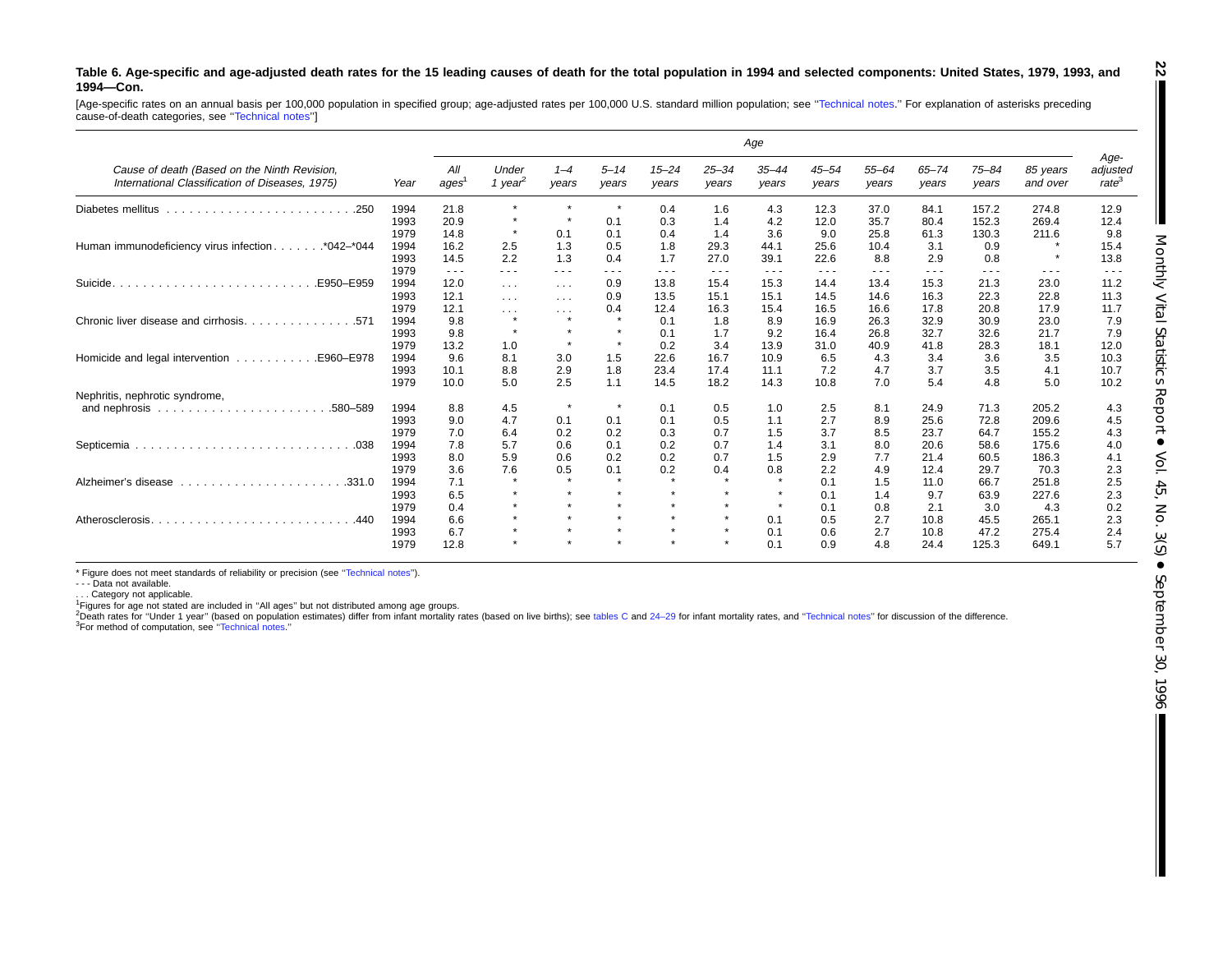**Table 6. Age-specific and age-adjusted death rates for the 15 leading causes of death for the total population in 1994 and selected components: United States, 1979, 1993, and 1994—Con.**

[Age-specific rates on an annual basis per 100,000 population in specified group; age-adjusted rates per 100,000 U.S. standard million population; see "Technical notes." For explanation of asterisks preceding cause-of-death categories, see "Technical notes"]

| Cause of death (Based on the Ninth Revision, International Classification of Diseases, 1975) | Year | Age | | | | | | | | | | | | Age-adjusted rate[3] |
|---|---|---|---|---|---|---|---|---|---|---|---|---|---|---|
| | | All ages[1] | Under 1 year[2] | 1–4 years | 5–14 years | 15–24 years | 25–34 years | 35–44 years | 45–54 years | 55–64 years | 65–74 years | 75–84 years | 85 years and over | |
| Diabetes mellitus . . . . . . . . . . . . . . . . . . . . . . . . .250 | 1994 | 21.8 | * | * | * | 0.4 | 1.6 | 4.3 | 12.3 | 37.0 | 84.1 | 157.2 | 274.8 | 12.9 |
| | 1993 | 20.9 | * | * | 0.1 | 0.3 | 1.4 | 4.2 | 12.0 | 35.7 | 80.4 | 152.3 | 269.4 | 12.4 |
| | 1979 | 14.8 | * | 0.1 | 0.1 | 0.4 | 1.4 | 3.6 | 9.0 | 25.8 | 61.3 | 130.3 | 211.6 | 9.8 |
| Human immunodeficiency virus infection. . . . . . .*042–*044 | 1994 | 16.2 | 2.5 | 1.3 | 0.5 | 1.8 | 29.3 | 44.1 | 25.6 | 10.4 | 3.1 | 0.9 | * | 15.4 |
| | 1993 | 14.5 | 2.2 | 1.3 | 0.4 | 1.7 | 27.0 | 39.1 | 22.6 | 8.8 | 2.9 | 0.8 | * | 13.8 |
| | 1979 | - - - | - - - | - - - | - - - | - - - | - - - | - - - | - - - | - - - | - - - | - - - | - - - | - - - |
| Suicide. . . . . . . . . . . . . . . . . . . . . . . . . .E950–E959 | 1994 | 12.0 | . . . | . . . | 0.9 | 13.8 | 15.4 | 15.3 | 14.4 | 13.4 | 15.3 | 21.3 | 23.0 | 11.2 |
| | 1993 | 12.1 | . . . | . . . | 0.9 | 13.5 | 15.1 | 15.1 | 14.5 | 14.6 | 16.3 | 22.3 | 22.8 | 11.3 |
| | 1979 | 12.1 | . . . | . . . | 0.4 | 12.4 | 16.3 | 15.4 | 16.5 | 16.6 | 17.8 | 20.8 | 17.9 | 11.7 |
| Chronic liver disease and cirrhosis. . . . . . . . . . . . . . .571 | 1994 | 9.8 | * | * | * | 0.1 | 1.8 | 8.9 | 16.9 | 26.3 | 32.9 | 30.9 | 23.0 | 7.9 |
| | 1993 | 9.8 | * | * | * | 0.1 | 1.7 | 9.2 | 16.4 | 26.8 | 32.7 | 32.6 | 21.7 | 7.9 |
| | 1979 | 13.2 | 1.0 | * | * | 0.2 | 3.4 | 13.9 | 31.0 | 40.9 | 41.8 | 28.3 | 18.1 | 12.0 |
| Homicide and legal intervention . . . . . . . . . . .E960–E978 | 1994 | 9.6 | 8.1 | 3.0 | 1.5 | 22.6 | 16.7 | 10.9 | 6.5 | 4.3 | 3.4 | 3.6 | 3.5 | 10.3 |
| | 1993 | 10.1 | 8.8 | 2.9 | 1.8 | 23.4 | 17.4 | 11.1 | 7.2 | 4.7 | 3.7 | 3.5 | 4.1 | 10.7 |
| | 1979 | 10.0 | 5.0 | 2.5 | 1.1 | 14.5 | 18.2 | 14.3 | 10.8 | 7.0 | 5.4 | 4.8 | 5.0 | 10.2 |
| Nephritis, nephrotic syndrome, and nephrosis . . . . . . . . . . . . . . . . . . . . . .580–589 | 1994 | 8.8 | 4.5 | * | * | 0.1 | 0.5 | 1.0 | 2.5 | 8.1 | 24.9 | 71.3 | 205.2 | 4.3 |
| | 1993 | 9.0 | 4.7 | 0.1 | 0.1 | 0.1 | 0.5 | 1.1 | 2.7 | 8.9 | 25.6 | 72.8 | 209.6 | 4.5 |
| | 1979 | 7.0 | 6.4 | 0.2 | 0.2 | 0.3 | 0.7 | 1.5 | 3.7 | 8.5 | 23.7 | 64.7 | 155.2 | 4.3 |
| Septicemia . . . . . . . . . . . . . . . . . . . . . . . . . . . .038 | 1994 | 7.8 | 5.7 | 0.6 | 0.1 | 0.2 | 0.7 | 1.4 | 3.1 | 8.0 | 20.6 | 58.6 | 175.6 | 4.0 |
| | 1993 | 8.0 | 5.9 | 0.6 | 0.2 | 0.2 | 0.7 | 1.5 | 2.9 | 7.7 | 21.4 | 60.5 | 186.3 | 4.1 |
| | 1979 | 3.6 | 7.6 | 0.5 | 0.1 | 0.2 | 0.4 | 0.8 | 2.2 | 4.9 | 12.4 | 29.7 | 70.3 | 2.3 |
| Alzheimer's disease . . . . . . . . . . . . . . . . . . . . .331.0 | 1994 | 7.1 | * | * | * | * | * | * | 0.1 | 1.5 | 11.0 | 66.7 | 251.8 | 2.5 |
| | 1993 | 6.5 | * | * | * | * | * | * | 0.1 | 1.4 | 9.7 | 63.9 | 227.6 | 2.3 |
| | 1979 | 0.4 | * | * | * | * | * | * | 0.1 | 0.8 | 2.1 | 3.0 | 4.3 | 0.2 |
| Atherosclerosis. . . . . . . . . . . . . . . . . . . . . . . . . .440 | 1994 | 6.6 | * | * | * | * | * | 0.1 | 0.5 | 2.7 | 10.8 | 45.5 | 265.1 | 2.3 |
| | 1993 | 6.7 | * | * | * | * | * | 0.1 | 0.6 | 2.7 | 10.8 | 47.2 | 275.4 | 2.4 |
| | 1979 | 12.8 | * | * | * | * | * | 0.1 | 0.9 | 4.8 | 24.4 | 125.3 | 649.1 | 5.7 |

* Figure does not meet standards of reliability or precision (see "Technical notes").
- - - Data not available.
. . . Category not applicable.
[1]Figures for age not stated are included in "All ages" but not distributed among age groups.
[2]Death rates for "Under 1 year" (based on population estimates) differ from infant mortality rates (based on live births); see tables C and 24–29 for infant mortality rates, and "Technical notes" for discussion of the difference.
[3]For method of computation, see "Technical notes."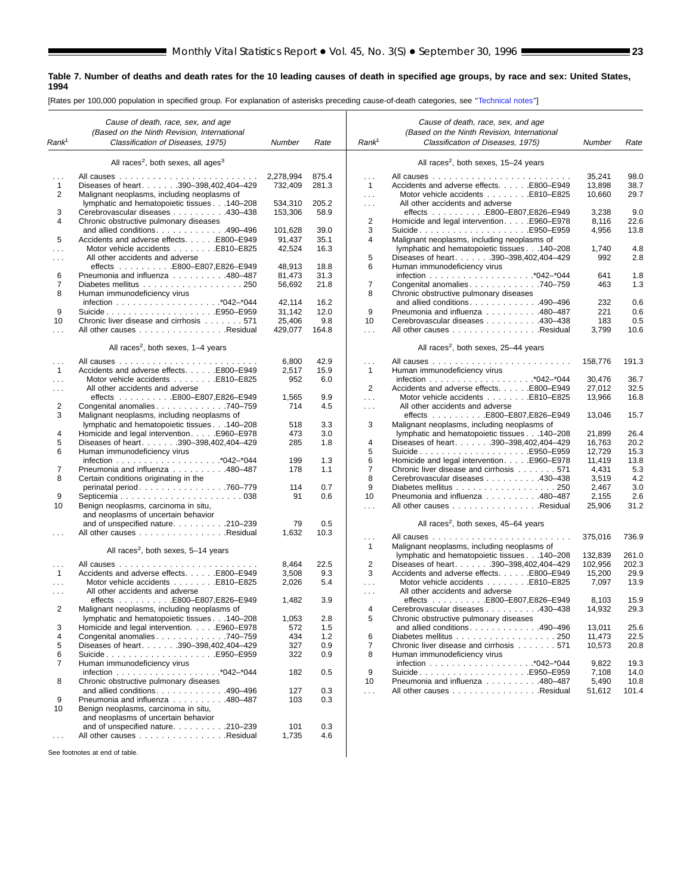**Table 7. Number of deaths and death rates for the 10 leading causes of death in specified age groups, by race and sex: United States, 1994**

[Rates per 100,000 population in specified group. For explanation of asterisks preceding cause-of-death categories, see "Technical notes"]

| Rank[1] | Cause of death, race, sex, and age (Based on the Ninth Revision, International Classification of Diseases, 1975) | Number | Rate |
|---|---|---|---|
| | **All races[2], both sexes, all ages[3]** | | |
| . . . | All causes | 2,278,994 | 875.4 |
| 1 | Diseases of heart . . . . . . .390–398,402,404–429 | 732,409 | 281.3 |
| 2 | Malignant neoplasms, including neoplasms of lymphatic and hematopoietic tissues . . .140–208 | 534,310 | 205.2 |
| 3 | Cerebrovascular diseases . . . . . . . . . .430–438 | 153,306 | 58.9 |
| 4 | Chronic obstructive pulmonary diseases and allied conditions . . . . . . . . . . . . .490–496 | 101,628 | 39.0 |
| 5 | Accidents and adverse effects . . . . . .E800–E949 | 91,437 | 35.1 |
| . . . | Motor vehicle accidents . . . . . . . .E810–E825 | 42,524 | 16.3 |
| . . . | All other accidents and adverse effects . . . . . . . . . .E800–E807,E826–E949 | 48,913 | 18.8 |
| 6 | Pneumonia and influenza . . . . . . . . . .480–487 | 81,473 | 31.3 |
| 7 | Diabetes mellitus . . . . . . . . . . . . . . . . . . 250 | 56,692 | 21.8 |
| 8 | Human immunodeficiency virus infection . . . . . . . . . . . . . . . . . . .*042–*044 | 42,114 | 16.2 |
| 9 | Suicide . . . . . . . . . . . . . . . . . . . .E950–E959 | 31,142 | 12.0 |
| 10 | Chronic liver disease and cirrhosis . . . . . . . 571 | 25,406 | 9.8 |
| . . . | All other causes . . . . . . . . . . . . . . . .Residual | 429,077 | 164.8 |
| | **All races[2], both sexes, 1–4 years** | | |
| . . . | All causes | 6,800 | 42.9 |
| 1 | Accidents and adverse effects . . . . . .E800–E949 | 2,517 | 15.9 |
| . . . | Motor vehicle accidents . . . . . . . .E810–E825 | 952 | 6.0 |
| . . . | All other accidents and adverse effects . . . . . . . . . .E800–E807,E826–E949 | 1,565 | 9.9 |
| 2 | Congenital anomalies . . . . . . . . . . . . .740–759 | 714 | 4.5 |
| 3 | Malignant neoplasms, including neoplasms of lymphatic and hematopoietic tissues . . .140–208 | 518 | 3.3 |
| 4 | Homicide and legal intervention . . . . .E960–E978 | 473 | 3.0 |
| 5 | Diseases of heart . . . . . . .390–398,402,404–429 | 285 | 1.8 |
| 6 | Human immunodeficiency virus infection . . . . . . . . . . . . . . . . . . .*042–*044 | 199 | 1.3 |
| 7 | Pneumonia and influenza . . . . . . . . . .480–487 | 178 | 1.1 |
| 8 | Certain conditions originating in the perinatal period . . . . . . . . . . . . . . . .760–779 | 114 | 0.7 |
| 9 | Septicemia . . . . . . . . . . . . . . . . . . . . . . 038 | 91 | 0.6 |
| 10 | Benign neoplasms, carcinoma in situ, and neoplasms of uncertain behavior and of unspecified nature . . . . . . . . . .210–239 | 79 | 0.5 |
| . . . | All other causes . . . . . . . . . . . . . . . .Residual | 1,632 | 10.3 |
| | **All races[2], both sexes, 5–14 years** | | |
| . . . | All causes | 8,464 | 22.5 |
| 1 | Accidents and adverse effects . . . . . .E800–E949 | 3,508 | 9.3 |
| . . . | Motor vehicle accidents . . . . . . . .E810–E825 | 2,026 | 5.4 |
| . . . | All other accidents and adverse effects . . . . . . . . . .E800–E807,E826–E949 | 1,482 | 3.9 |
| 2 | Malignant neoplasms, including neoplasms of lymphatic and hematopoietic tissues . . .140–208 | 1,053 | 2.8 |
| 3 | Homicide and legal intervention . . . . .E960–E978 | 572 | 1.5 |
| 4 | Congenital anomalies . . . . . . . . . . . . .740–759 | 434 | 1.2 |
| 5 | Diseases of heart . . . . . . .390–398,402,404–429 | 327 | 0.9 |
| 6 | Suicide . . . . . . . . . . . . . . . . . . . .E950–E959 | 322 | 0.9 |
| 7 | Human immunodeficiency virus infection . . . . . . . . . . . . . . . . . . .*042–*044 | 182 | 0.5 |
| 8 | Chronic obstructive pulmonary diseases and allied conditions . . . . . . . . . . . . .490–496 | 127 | 0.3 |
| 9 | Pneumonia and influenza . . . . . . . . . .480–487 | 103 | 0.3 |
| 10 | Benign neoplasms, carcinoma in situ, and neoplasms of uncertain behavior and of unspecified nature . . . . . . . . . .210–239 | 101 | 0.3 |
| . . . | All other causes . . . . . . . . . . . . . . . .Residual | 1,735 | 4.6 |
| | **All races[2], both sexes, 15–24 years** | | |
| . . . | All causes | 35,241 | 98.0 |
| 1 | Accidents and adverse effects . . . . . .E800–E949 | 13,898 | 38.7 |
| . . . | Motor vehicle accidents . . . . . . . .E810–E825 | 10,660 | 29.7 |
| . . . | All other accidents and adverse effects . . . . . . . . . .E800–E807,E826–E949 | 3,238 | 9.0 |
| 2 | Homicide and legal intervention . . . . .E960–E978 | 8,116 | 22.6 |
| 3 | Suicide . . . . . . . . . . . . . . . . . . . .E950–E959 | 4,956 | 13.8 |
| 4 | Malignant neoplasms, including neoplasms of lymphatic and hematopoietic tissues . . .140–208 | 1,740 | 4.8 |
| 5 | Diseases of heart . . . . . . .390–398,402,404–429 | 992 | 2.8 |
| 6 | Human immunodeficiency virus infection . . . . . . . . . . . . . . . . . . .*042–*044 | 641 | 1.8 |
| 7 | Congenital anomalies . . . . . . . . . . . . .740–759 | 463 | 1.3 |
| 8 | Chronic obstructive pulmonary diseases and allied conditions . . . . . . . . . . . . .490–496 | 232 | 0.6 |
| 9 | Pneumonia and influenza . . . . . . . . . .480–487 | 221 | 0.6 |
| 10 | Cerebrovascular diseases . . . . . . . . . .430–438 | 183 | 0.5 |
| . . . | All other causes . . . . . . . . . . . . . . . .Residual | 3,799 | 10.6 |
| | **All races[2], both sexes, 25–44 years** | | |
| . . . | All causes | 158,776 | 191.3 |
| 1 | Human immunodeficiency virus infection . . . . . . . . . . . . . . . . . . .*042–*044 | 30,476 | 36.7 |
| 2 | Accidents and adverse effects . . . . . .E800–E949 | 27,012 | 32.5 |
| . . . | Motor vehicle accidents . . . . . . . .E810–E825 | 13,966 | 16.8 |
| . . . | All other accidents and adverse effects . . . . . . . . . .E800–E807,E826–E949 | 13,046 | 15.7 |
| 3 | Malignant neoplasms, including neoplasms of lymphatic and hematopoietic tissues . . .140–208 | 21,899 | 26.4 |
| 4 | Diseases of heart . . . . . . .390–398,402,404–429 | 16,763 | 20.2 |
| 5 | Suicide . . . . . . . . . . . . . . . . . . . .E950–E959 | 12,729 | 15.3 |
| 6 | Homicide and legal intervention . . . . .E960–E978 | 11,419 | 13.8 |
| 7 | Chronic liver disease and cirrhosis . . . . . . . 571 | 4,431 | 5.3 |
| 8 | Cerebrovascular diseases . . . . . . . . . .430–438 | 3,519 | 4.2 |
| 9 | Diabetes mellitus . . . . . . . . . . . . . . . . . . 250 | 2,467 | 3.0 |
| 10 | Pneumonia and influenza . . . . . . . . . .480–487 | 2,155 | 2.6 |
| . . . | All other causes . . . . . . . . . . . . . . . .Residual | 25,906 | 31.2 |
| | **All races[2], both sexes, 45–64 years** | | |
| . . . | All causes | 375,016 | 736.9 |
| 1 | Malignant neoplasms, including neoplasms of lymphatic and hematopoietic tissues . . .140–208 | 132,839 | 261.0 |
| 2 | Diseases of heart . . . . . . .390–398,402,404–429 | 102,956 | 202.3 |
| 3 | Accidents and adverse effects . . . . . .E800–E949 | 15,200 | 29.9 |
| . . . | Motor vehicle accidents . . . . . . . .E810–E825 | 7,097 | 13.9 |
| . . . | All other accidents and adverse effects . . . . . . . . . .E800–E807,E826–E949 | 8,103 | 15.9 |
| 4 | Cerebrovascular diseases . . . . . . . . . .430–438 | 14,932 | 29.3 |
| 5 | Chronic obstructive pulmonary diseases and allied conditions . . . . . . . . . . . . .490–496 | 13,011 | 25.6 |
| 6 | Diabetes mellitus . . . . . . . . . . . . . . . . . . 250 | 11,473 | 22.5 |
| 7 | Chronic liver disease and cirrhosis . . . . . . . 571 | 10,573 | 20.8 |
| 8 | Human immunodeficiency virus infection . . . . . . . . . . . . . . . . . . .*042–*044 | 9,822 | 19.3 |
| 9 | Suicide . . . . . . . . . . . . . . . . . . . .E950–E959 | 7,108 | 14.0 |
| 10 | Pneumonia and influenza . . . . . . . . . .480–487 | 5,490 | 10.8 |
| . . . | All other causes . . . . . . . . . . . . . . . .Residual | 51,612 | 101.4 |

See footnotes at end of table.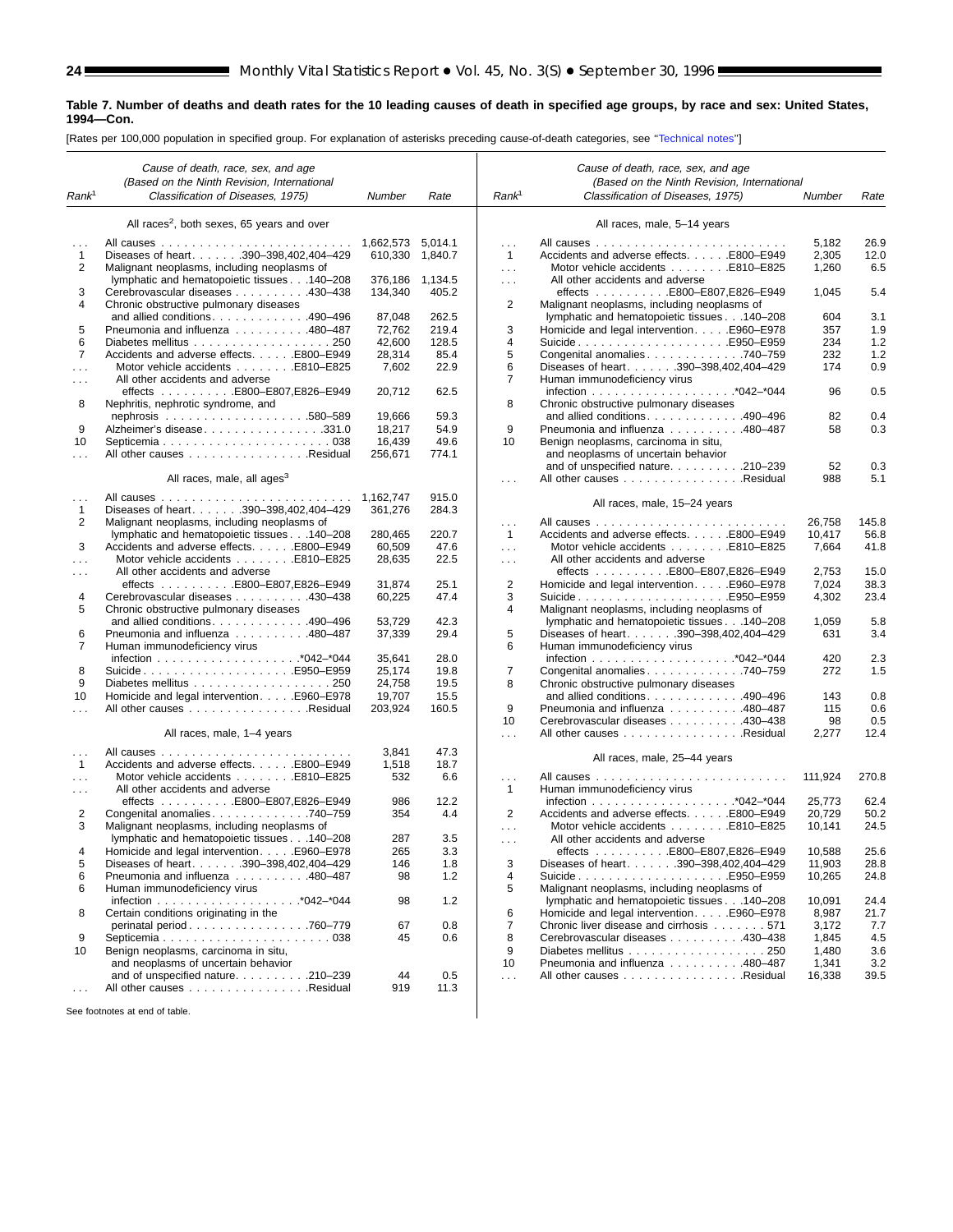**Table 7. Number of deaths and death rates for the 10 leading causes of death in specified age groups, by race and sex: United States, 1994—Con.**

[Rates per 100,000 population in specified group. For explanation of asterisks preceding cause-of-death categories, see "Technical notes"]

| Rank[1] | Cause of death, race, sex, and age (Based on the Ninth Revision, International Classification of Diseases, 1975) | Number | Rate |
|---|---|---|---|
| | **All races[2], both sexes, 65 years and over** | | |
| . . . | All causes | 1,662,573 | 5,014.1 |
| 1 | Diseases of heart . . . . . . .390–398,402,404–429 | 610,330 | 1,840.7 |
| 2 | Malignant neoplasms, including neoplasms of lymphatic and hematopoietic tissues . . .140–208 | 376,186 | 1,134.5 |
| 3 | Cerebrovascular diseases . . . . . . . . . .430–438 | 134,340 | 405.2 |
| 4 | Chronic obstructive pulmonary diseases and allied conditions . . . . . . . . . . . . .490–496 | 87,048 | 262.5 |
| 5 | Pneumonia and influenza . . . . . . . . . .480–487 | 72,762 | 219.4 |
| 6 | Diabetes mellitus . . . . . . . . . . . . . . . . . . 250 | 42,600 | 128.5 |
| 7 | Accidents and adverse effects. . . . . .E800–E949 | 28,314 | 85.4 |
| . . . | Motor vehicle accidents . . . . . . . .E810–E825 | 7,602 | 22.9 |
| . . . | All other accidents and adverse effects . . . . . . . . . .E800–E807,E826–E949 | 20,712 | 62.5 |
| 8 | Nephritis, nephrotic syndrome, and nephrosis . . . . . . . . . . . . . . . . . . .580–589 | 19,666 | 59.3 |
| 9 | Alzheimer's disease . . . . . . . . . . . . . . . .331.0 | 18,217 | 54.9 |
| 10 | Septicemia . . . . . . . . . . . . . . . . . . . . . . 038 | 16,439 | 49.6 |
| . . . | All other causes . . . . . . . . . . . . . . . .Residual | 256,671 | 774.1 |
| | **All races, male, all ages[3]** | | |
| . . . | All causes | 1,162,747 | 915.0 |
| 1 | Diseases of heart . . . . . . .390–398,402,404–429 | 361,276 | 284.3 |
| 2 | Malignant neoplasms, including neoplasms of lymphatic and hematopoietic tissues . . .140–208 | 280,465 | 220.7 |
| 3 | Accidents and adverse effects. . . . . .E800–E949 | 60,509 | 47.6 |
| . . . | Motor vehicle accidents . . . . . . . .E810–E825 | 28,635 | 22.5 |
| . . . | All other accidents and adverse effects . . . . . . . . . .E800–E807,E826–E949 | 31,874 | 25.1 |
| 4 | Cerebrovascular diseases . . . . . . . . . .430–438 | 60,225 | 47.4 |
| 5 | Chronic obstructive pulmonary diseases and allied conditions . . . . . . . . . . . . .490–496 | 53,729 | 42.3 |
| 6 | Pneumonia and influenza . . . . . . . . . .480–487 | 37,339 | 29.4 |
| 7 | Human immunodeficiency virus infection . . . . . . . . . . . . . . . . . . .*042–*044 | 35,641 | 28.0 |
| 8 | Suicide . . . . . . . . . . . . . . . . . . . .E950–E959 | 25,174 | 19.8 |
| 9 | Diabetes mellitus . . . . . . . . . . . . . . . . . . 250 | 24,758 | 19.5 |
| 10 | Homicide and legal intervention. . . . .E960–E978 | 19,707 | 15.5 |
| . . . | All other causes . . . . . . . . . . . . . . . .Residual | 203,924 | 160.5 |
| | **All races, male, 1–4 years** | | |
| . . . | All causes | 3,841 | 47.3 |
| 1 | Accidents and adverse effects. . . . . .E800–E949 | 1,518 | 18.7 |
| . . . | Motor vehicle accidents . . . . . . . .E810–E825 | 532 | 6.6 |
| . . . | All other accidents and adverse effects . . . . . . . . . .E800–E807,E826–E949 | 986 | 12.2 |
| 2 | Congenital anomalies. . . . . . . . . . . . .740–759 | 354 | 4.4 |
| 3 | Malignant neoplasms, including neoplasms of lymphatic and hematopoietic tissues . . .140–208 | 287 | 3.5 |
| 4 | Homicide and legal intervention. . . . .E960–E978 | 265 | 3.3 |
| 5 | Diseases of heart . . . . . . .390–398,402,404–429 | 146 | 1.8 |
| 6 | Pneumonia and influenza . . . . . . . . . .480–487 | 98 | 1.2 |
| 6 | Human immunodeficiency virus infection . . . . . . . . . . . . . . . . . . .*042–*044 | 98 | 1.2 |
| 8 | Certain conditions originating in the perinatal period . . . . . . . . . . . . . . . .760–779 | 67 | 0.8 |
| 9 | Septicemia . . . . . . . . . . . . . . . . . . . . . . 038 | 45 | 0.6 |
| 10 | Benign neoplasms, carcinoma in situ, and neoplasms of uncertain behavior and of unspecified nature. . . . . . . . . .210–239 | 44 | 0.5 |
| . . . | All other causes . . . . . . . . . . . . . . . .Residual | 919 | 11.3 |
| | **All races, male, 5–14 years** | | |
| . . . | All causes | 5,182 | 26.9 |
| 1 | Accidents and adverse effects. . . . . .E800–E949 | 2,305 | 12.0 |
| . . . | Motor vehicle accidents . . . . . . . .E810–E825 | 1,260 | 6.5 |
| . . . | All other accidents and adverse effects . . . . . . . . . .E800–E807,E826–E949 | 1,045 | 5.4 |
| 2 | Malignant neoplasms, including neoplasms of lymphatic and hematopoietic tissues . . .140–208 | 604 | 3.1 |
| 3 | Homicide and legal intervention. . . . .E960–E978 | 357 | 1.9 |
| 4 | Suicide . . . . . . . . . . . . . . . . . . . .E950–E959 | 234 | 1.2 |
| 5 | Congenital anomalies. . . . . . . . . . . . .740–759 | 232 | 1.2 |
| 6 | Diseases of heart . . . . . . .390–398,402,404–429 | 174 | 0.9 |
| 7 | Human immunodeficiency virus infection . . . . . . . . . . . . . . . . . . .*042–*044 | 96 | 0.5 |
| 8 | Chronic obstructive pulmonary diseases and allied conditions . . . . . . . . . . . . .490–496 | 82 | 0.4 |
| 9 | Pneumonia and influenza . . . . . . . . . .480–487 | 58 | 0.3 |
| 10 | Benign neoplasms, carcinoma in situ, and neoplasms of uncertain behavior and of unspecified nature. . . . . . . . . .210–239 | 52 | 0.3 |
| . . . | All other causes . . . . . . . . . . . . . . . .Residual | 988 | 5.1 |
| | **All races, male, 15–24 years** | | |
| . . . | All causes | 26,758 | 145.8 |
| 1 | Accidents and adverse effects. . . . . .E800–E949 | 10,417 | 56.8 |
| . . . | Motor vehicle accidents . . . . . . . .E810–E825 | 7,664 | 41.8 |
| . . . | All other accidents and adverse effects . . . . . . . . . .E800–E807,E826–E949 | 2,753 | 15.0 |
| 2 | Homicide and legal intervention. . . . .E960–E978 | 7,024 | 38.3 |
| 3 | Suicide . . . . . . . . . . . . . . . . . . . .E950–E959 | 4,302 | 23.4 |
| 4 | Malignant neoplasms, including neoplasms of lymphatic and hematopoietic tissues . . .140–208 | 1,059 | 5.8 |
| 5 | Diseases of heart . . . . . . .390–398,402,404–429 | 631 | 3.4 |
| 6 | Human immunodeficiency virus infection . . . . . . . . . . . . . . . . . . .*042–*044 | 420 | 2.3 |
| 7 | Congenital anomalies. . . . . . . . . . . . .740–759 | 272 | 1.5 |
| 8 | Chronic obstructive pulmonary diseases and allied conditions . . . . . . . . . . . . .490–496 | 143 | 0.8 |
| 9 | Pneumonia and influenza . . . . . . . . . .480–487 | 115 | 0.6 |
| 10 | Cerebrovascular diseases . . . . . . . . . .430–438 | 98 | 0.5 |
| . . . | All other causes . . . . . . . . . . . . . . . .Residual | 2,277 | 12.4 |
| | **All races, male, 25–44 years** | | |
| . . . | All causes | 111,924 | 270.8 |
| 1 | Human immunodeficiency virus infection . . . . . . . . . . . . . . . . . . .*042–*044 | 25,773 | 62.4 |
| 2 | Accidents and adverse effects. . . . . .E800–E949 | 20,729 | 50.2 |
| . . . | Motor vehicle accidents . . . . . . . .E810–E825 | 10,141 | 24.5 |
| . . . | All other accidents and adverse effects . . . . . . . . . .E800–E807,E826–E949 | 10,588 | 25.6 |
| 3 | Diseases of heart . . . . . . .390–398,402,404–429 | 11,903 | 28.8 |
| 4 | Suicide . . . . . . . . . . . . . . . . . . . .E950–E959 | 10,265 | 24.8 |
| 5 | Malignant neoplasms, including neoplasms of lymphatic and hematopoietic tissues . . .140–208 | 10,091 | 24.4 |
| 6 | Homicide and legal intervention. . . . .E960–E978 | 8,987 | 21.7 |
| 7 | Chronic liver disease and cirrhosis . . . . . . . 571 | 3,172 | 7.7 |
| 8 | Cerebrovascular diseases . . . . . . . . . .430–438 | 1,845 | 4.5 |
| 9 | Diabetes mellitus . . . . . . . . . . . . . . . . . . 250 | 1,480 | 3.6 |
| 10 | Pneumonia and influenza . . . . . . . . . .480–487 | 1,341 | 3.2 |
| . . . | All other causes . . . . . . . . . . . . . . . .Residual | 16,338 | 39.5 |

See footnotes at end of table.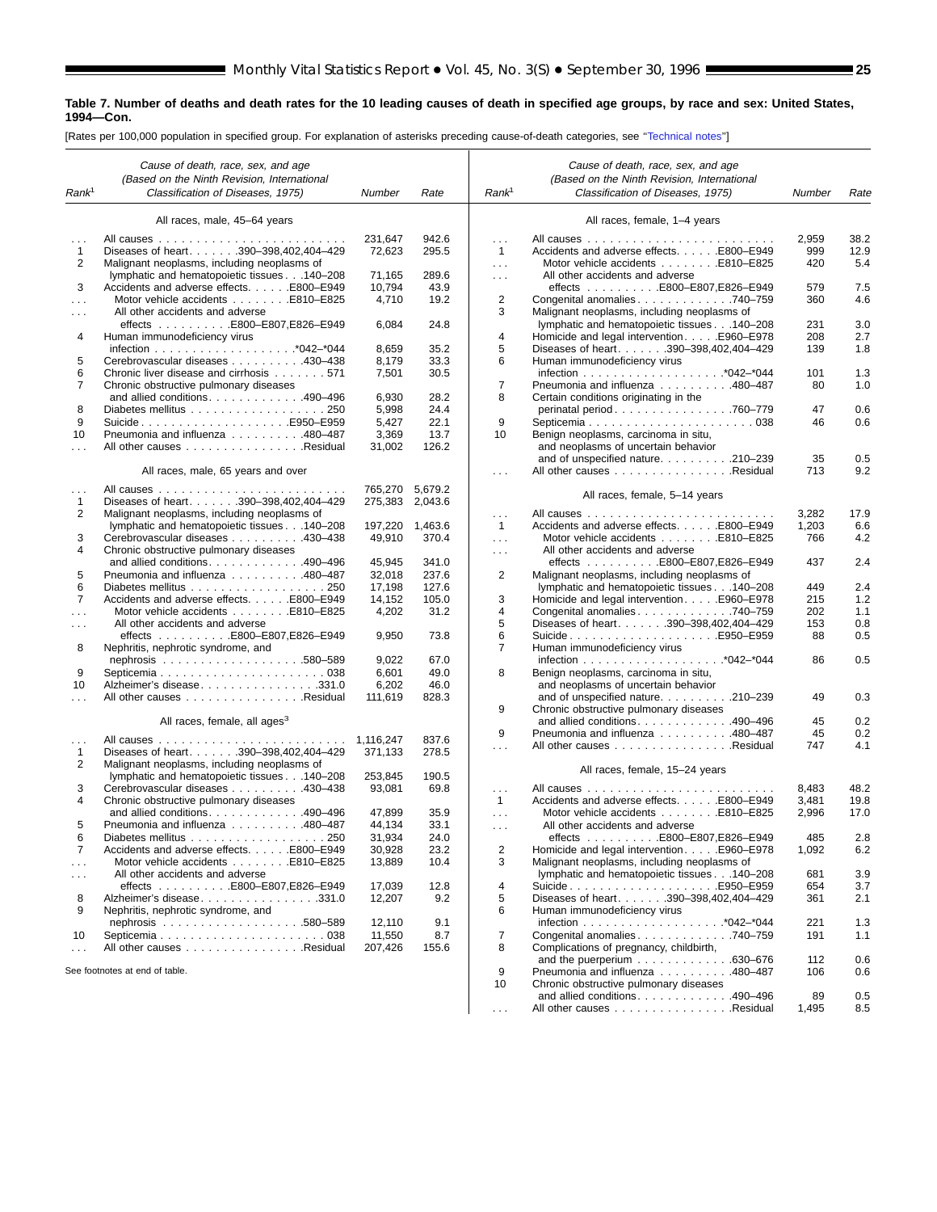**Table 7. Number of deaths and death rates for the 10 leading causes of death in specified age groups, by race and sex: United States, 1994—Con.**

[Rates per 100,000 population in specified group. For explanation of asterisks preceding cause-of-death categories, see "Technical notes"]

| Rank[1] | Cause of death, race, sex, and age (Based on the Ninth Revision, International Classification of Diseases, 1975) | Number | Rate |
|---|---|---|---|
| | **All races, male, 45–64 years** | | |
| . . . | All causes | 231,647 | 942.6 |
| 1 | Diseases of heart . . . . . . .390–398,402,404–429 | 72,623 | 295.5 |
| 2 | Malignant neoplasms, including neoplasms of lymphatic and hematopoietic tissues . . .140–208 | 71,165 | 289.6 |
| 3 | Accidents and adverse effects. . . . . .E800–E949 | 10,794 | 43.9 |
| . . . | Motor vehicle accidents . . . . . . . .E810–E825 | 4,710 | 19.2 |
| . . . | All other accidents and adverse effects . . . . . . . . . .E800–E807,E826–E949 | 6,084 | 24.8 |
| 4 | Human immunodeficiency virus infection . . . . . . . . . . . . . . . . . . .*042–*044 | 8,659 | 35.2 |
| 5 | Cerebrovascular diseases . . . . . . . . . .430–438 | 8,179 | 33.3 |
| 6 | Chronic liver disease and cirrhosis . . . . . . . 571 | 7,501 | 30.5 |
| 7 | Chronic obstructive pulmonary diseases and allied conditions. . . . . . . . . . . . .490–496 | 6,930 | 28.2 |
| 8 | Diabetes mellitus . . . . . . . . . . . . . . . . . . 250 | 5,998 | 24.4 |
| 9 | Suicide . . . . . . . . . . . . . . . . . . . .E950–E959 | 5,427 | 22.1 |
| 10 | Pneumonia and influenza . . . . . . . . . .480–487 | 3,369 | 13.7 |
| . . . | All other causes . . . . . . . . . . . . . . . .Residual | 31,002 | 126.2 |
| | **All races, male, 65 years and over** | | |
| . . . | All causes | 765,270 | 5,679.2 |
| 1 | Diseases of heart . . . . . . .390–398,402,404–429 | 275,383 | 2,043.6 |
| 2 | Malignant neoplasms, including neoplasms of lymphatic and hematopoietic tissues . . .140–208 | 197,220 | 1,463.6 |
| 3 | Cerebrovascular diseases . . . . . . . . . .430–438 | 49,910 | 370.4 |
| 4 | Chronic obstructive pulmonary diseases and allied conditions. . . . . . . . . . . . .490–496 | 45,945 | 341.0 |
| 5 | Pneumonia and influenza . . . . . . . . . .480–487 | 32,018 | 237.6 |
| 6 | Diabetes mellitus . . . . . . . . . . . . . . . . . . 250 | 17,198 | 127.6 |
| 7 | Accidents and adverse effects. . . . . .E800–E949 | 14,152 | 105.0 |
| . . . | Motor vehicle accidents . . . . . . . .E810–E825 | 4,202 | 31.2 |
| . . . | All other accidents and adverse effects . . . . . . . . . .E800–E807,E826–E949 | 9,950 | 73.8 |
| 8 | Nephritis, nephrotic syndrome, and nephrosis . . . . . . . . . . . . . . . . . . .580–589 | 9,022 | 67.0 |
| 9 | Septicemia . . . . . . . . . . . . . . . . . . . . . . 038 | 6,601 | 49.0 |
| 10 | Alzheimer's disease. . . . . . . . . . . . . . . .331.0 | 6,202 | 46.0 |
| . . . | All other causes . . . . . . . . . . . . . . . .Residual | 111,619 | 828.3 |
| | **All races, female, all ages[3]** | | |
| . . . | All causes | 1,116,247 | 837.6 |
| 1 | Diseases of heart . . . . . . .390–398,402,404–429 | 371,133 | 278.5 |
| 2 | Malignant neoplasms, including neoplasms of lymphatic and hematopoietic tissues . . .140–208 | 253,845 | 190.5 |
| 3 | Cerebrovascular diseases . . . . . . . . . .430–438 | 93,081 | 69.8 |
| 4 | Chronic obstructive pulmonary diseases and allied conditions. . . . . . . . . . . . .490–496 | 47,899 | 35.9 |
| 5 | Pneumonia and influenza . . . . . . . . . .480–487 | 44,134 | 33.1 |
| 6 | Diabetes mellitus . . . . . . . . . . . . . . . . . . 250 | 31,934 | 24.0 |
| 7 | Accidents and adverse effects. . . . . .E800–E949 | 30,928 | 23.2 |
| . . . | Motor vehicle accidents . . . . . . . .E810–E825 | 13,889 | 10.4 |
| . . . | All other accidents and adverse effects . . . . . . . . . .E800–E807,E826–E949 | 17,039 | 12.8 |
| 8 | Alzheimer's disease. . . . . . . . . . . . . . . .331.0 | 12,207 | 9.2 |
| 9 | Nephritis, nephrotic syndrome, and nephrosis . . . . . . . . . . . . . . . . . . .580–589 | 12,110 | 9.1 |
| 10 | Septicemia . . . . . . . . . . . . . . . . . . . . . . 038 | 11,550 | 8.7 |
| . . . | All other causes . . . . . . . . . . . . . . . .Residual | 207,426 | 155.6 |
| | **All races, female, 1–4 years** | | |
| . . . | All causes | 2,959 | 38.2 |
| 1 | Accidents and adverse effects. . . . . .E800–E949 | 999 | 12.9 |
| . . . | Motor vehicle accidents . . . . . . . .E810–E825 | 420 | 5.4 |
| . . . | All other accidents and adverse effects . . . . . . . . . .E800–E807,E826–E949 | 579 | 7.5 |
| 2 | Congenital anomalies. . . . . . . . . . . . .740–759 | 360 | 4.6 |
| 3 | Malignant neoplasms, including neoplasms of lymphatic and hematopoietic tissues . . .140–208 | 231 | 3.0 |
| 4 | Homicide and legal intervention. . . . .E960–E978 | 208 | 2.7 |
| 5 | Diseases of heart . . . . . . .390–398,402,404–429 | 139 | 1.8 |
| 6 | Human immunodeficiency virus infection . . . . . . . . . . . . . . . . . . .*042–*044 | 101 | 1.3 |
| 7 | Pneumonia and influenza . . . . . . . . . .480–487 | 80 | 1.0 |
| 8 | Certain conditions originating in the perinatal period. . . . . . . . . . . . . . . .760–779 | 47 | 0.6 |
| 9 | Septicemia . . . . . . . . . . . . . . . . . . . . . . 038 | 46 | 0.6 |
| 10 | Benign neoplasms, carcinoma in situ, and neoplasms of uncertain behavior and of unspecified nature. . . . . . . . . .210–239 | 35 | 0.5 |
| . . . | All other causes . . . . . . . . . . . . . . . .Residual | 713 | 9.2 |
| | **All races, female, 5–14 years** | | |
| . . . | All causes | 3,282 | 17.9 |
| 1 | Accidents and adverse effects. . . . . .E800–E949 | 1,203 | 6.6 |
| . . . | Motor vehicle accidents . . . . . . . .E810–E825 | 766 | 4.2 |
| . . . | All other accidents and adverse effects . . . . . . . . . .E800–E807,E826–E949 | 437 | 2.4 |
| 2 | Malignant neoplasms, including neoplasms of lymphatic and hematopoietic tissues . . .140–208 | 449 | 2.4 |
| 3 | Homicide and legal intervention. . . . .E960–E978 | 215 | 1.2 |
| 4 | Congenital anomalies. . . . . . . . . . . . .740–759 | 202 | 1.1 |
| 5 | Diseases of heart . . . . . . .390–398,402,404–429 | 153 | 0.8 |
| 6 | Suicide . . . . . . . . . . . . . . . . . . . .E950–E959 | 88 | 0.5 |
| 7 | Human immunodeficiency virus infection . . . . . . . . . . . . . . . . . . .*042–*044 | 86 | 0.5 |
| 8 | Benign neoplasms, carcinoma in situ, and neoplasms of uncertain behavior and of unspecified nature. . . . . . . . . .210–239 | 49 | 0.3 |
| 9 | Chronic obstructive pulmonary diseases and allied conditions. . . . . . . . . . . . .490–496 | 45 | 0.2 |
| 9 | Pneumonia and influenza . . . . . . . . . .480–487 | 45 | 0.2 |
| . . . | All other causes . . . . . . . . . . . . . . . .Residual | 747 | 4.1 |
| | **All races, female, 15–24 years** | | |
| . . . | All causes | 8,483 | 48.2 |
| 1 | Accidents and adverse effects. . . . . .E800–E949 | 3,481 | 19.8 |
| . . . | Motor vehicle accidents . . . . . . . .E810–E825 | 2,996 | 17.0 |
| . . . | All other accidents and adverse effects . . . . . . . . . .E800–E807,E826–E949 | 485 | 2.8 |
| 2 | Homicide and legal intervention. . . . .E960–E978 | 1,092 | 6.2 |
| 3 | Malignant neoplasms, including neoplasms of lymphatic and hematopoietic tissues . . .140–208 | 681 | 3.9 |
| 4 | Suicide . . . . . . . . . . . . . . . . . . . .E950–E959 | 654 | 3.7 |
| 5 | Diseases of heart . . . . . . .390–398,402,404–429 | 361 | 2.1 |
| 6 | Human immunodeficiency virus infection . . . . . . . . . . . . . . . . . . .*042–*044 | 221 | 1.3 |
| 7 | Congenital anomalies. . . . . . . . . . . . .740–759 | 191 | 1.1 |
| 8 | Complications of pregnancy, childbirth, and the puerperium . . . . . . . . . . . . .630–676 | 112 | 0.6 |
| 9 | Pneumonia and influenza . . . . . . . . . .480–487 | 106 | 0.6 |
| 10 | Chronic obstructive pulmonary diseases and allied conditions. . . . . . . . . . . . .490–496 | 89 | 0.5 |
| . . . | All other causes . . . . . . . . . . . . . . . .Residual | 1,495 | 8.5 |

See footnotes at end of table.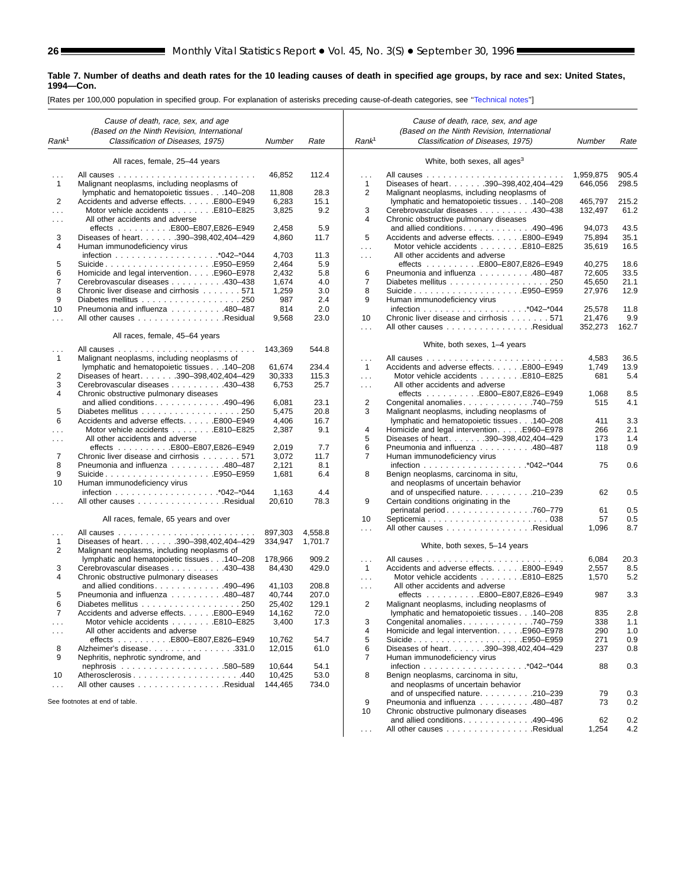**Table 7. Number of deaths and death rates for the 10 leading causes of death in specified age groups, by race and sex: United States, 1994—Con.**

[Rates per 100,000 population in specified group. For explanation of asterisks preceding cause-of-death categories, see "Technical notes"]

| Rank[1] | Cause of death, race, sex, and age (Based on the Ninth Revision, International Classification of Diseases, 1975) | Number | Rate |
|---|---|---|---|
| | **All races, female, 25–44 years** | | |
| . . . | All causes | 46,852 | 112.4 |
| 1 | Malignant neoplasms, including neoplasms of lymphatic and hematopoietic tissues . . .140–208 | 11,808 | 28.3 |
| 2 | Accidents and adverse effects. . . . . .E800–E949 | 6,283 | 15.1 |
| . . . | Motor vehicle accidents . . . . . . . .E810–E825 | 3,825 | 9.2 |
| . . . | All other accidents and adverse effects . . . . . . . . . .E800–E807,E826–E949 | 2,458 | 5.9 |
| 3 | Diseases of heart. . . . . . .390–398,402,404–429 | 4,860 | 11.7 |
| 4 | Human immunodeficiency virus infection . . . . . . . . . . . . . . . . . . .*042–*044 | 4,703 | 11.3 |
| 5 | Suicide . . . . . . . . . . . . . . . . . . . .E950–E959 | 2,464 | 5.9 |
| 6 | Homicide and legal intervention. . . . .E960–E978 | 2,432 | 5.8 |
| 7 | Cerebrovascular diseases . . . . . . . . . .430–438 | 1,674 | 4.0 |
| 8 | Chronic liver disease and cirrhosis . . . . . . . 571 | 1,259 | 3.0 |
| 9 | Diabetes mellitus . . . . . . . . . . . . . . . . . . 250 | 987 | 2.4 |
| 10 | Pneumonia and influenza . . . . . . . . . .480–487 | 814 | 2.0 |
| . . . | All other causes . . . . . . . . . . . . . . . .Residual | 9,568 | 23.0 |
| | **All races, female, 45–64 years** | | |
| . . . | All causes | 143,369 | 544.8 |
| 1 | Malignant neoplasms, including neoplasms of lymphatic and hematopoietic tissues . . .140–208 | 61,674 | 234.4 |
| 2 | Diseases of heart. . . . . . .390–398,402,404–429 | 30,333 | 115.3 |
| 3 | Cerebrovascular diseases . . . . . . . . . .430–438 | 6,753 | 25.7 |
| 4 | Chronic obstructive pulmonary diseases and allied conditions. . . . . . . . . . . . .490–496 | 6,081 | 23.1 |
| 5 | Diabetes mellitus . . . . . . . . . . . . . . . . . . 250 | 5,475 | 20.8 |
| 6 | Accidents and adverse effects. . . . . .E800–E949 | 4,406 | 16.7 |
| . . . | Motor vehicle accidents . . . . . . . .E810–E825 | 2,387 | 9.1 |
| . . . | All other accidents and adverse effects . . . . . . . . . .E800–E807,E826–E949 | 2,019 | 7.7 |
| 7 | Chronic liver disease and cirrhosis . . . . . . . 571 | 3,072 | 11.7 |
| 8 | Pneumonia and influenza . . . . . . . . . .480–487 | 2,121 | 8.1 |
| 9 | Suicide . . . . . . . . . . . . . . . . . . . .E950–E959 | 1,681 | 6.4 |
| 10 | Human immunodeficiency virus infection . . . . . . . . . . . . . . . . . . .*042–*044 | 1,163 | 4.4 |
| . . . | All other causes . . . . . . . . . . . . . . . .Residual | 20,610 | 78.3 |
| | **All races, female, 65 years and over** | | |
| . . . | All causes | 897,303 | 4,558.8 |
| 1 | Diseases of heart. . . . . . .390–398,402,404–429 | 334,947 | 1,701.7 |
| 2 | Malignant neoplasms, including neoplasms of lymphatic and hematopoietic tissues . . .140–208 | 178,966 | 909.2 |
| 3 | Cerebrovascular diseases . . . . . . . . . .430–438 | 84,430 | 429.0 |
| 4 | Chronic obstructive pulmonary diseases and allied conditions. . . . . . . . . . . . .490–496 | 41,103 | 208.8 |
| 5 | Pneumonia and influenza . . . . . . . . . .480–487 | 40,744 | 207.0 |
| 6 | Diabetes mellitus . . . . . . . . . . . . . . . . . . 250 | 25,402 | 129.1 |
| 7 | Accidents and adverse effects. . . . . .E800–E949 | 14,162 | 72.0 |
| . . . | Motor vehicle accidents . . . . . . . .E810–E825 | 3,400 | 17.3 |
| . . . | All other accidents and adverse effects . . . . . . . . . .E800–E807,E826–E949 | 10,762 | 54.7 |
| 8 | Alzheimer's disease. . . . . . . . . . . . . . . .331.0 | 12,015 | 61.0 |
| 9 | Nephritis, nephrotic syndrome, and nephrosis . . . . . . . . . . . . . . . . . . .580–589 | 10,644 | 54.1 |
| 10 | Atherosclerosis . . . . . . . . . . . . . . . . . . . .440 | 10,425 | 53.0 |
| . . . | All other causes . . . . . . . . . . . . . . . .Residual | 144,465 | 734.0 |
| | **White, both sexes, all ages[3]** | | |
| . . . | All causes | 1,959,875 | 905.4 |
| 1 | Diseases of heart. . . . . . .390–398,402,404–429 | 646,056 | 298.5 |
| 2 | Malignant neoplasms, including neoplasms of lymphatic and hematopoietic tissues . . .140–208 | 465,797 | 215.2 |
| 3 | Cerebrovascular diseases . . . . . . . . . .430–438 | 132,497 | 61.2 |
| 4 | Chronic obstructive pulmonary diseases and allied conditions. . . . . . . . . . . . .490–496 | 94,073 | 43.5 |
| 5 | Accidents and adverse effects. . . . . .E800–E949 | 75,894 | 35.1 |
| . . . | Motor vehicle accidents . . . . . . . .E810–E825 | 35,619 | 16.5 |
| . . . | All other accidents and adverse effects . . . . . . . . . .E800–E807,E826–E949 | 40,275 | 18.6 |
| 6 | Pneumonia and influenza . . . . . . . . . .480–487 | 72,605 | 33.5 |
| 7 | Diabetes mellitus . . . . . . . . . . . . . . . . . . 250 | 45,650 | 21.1 |
| 8 | Suicide . . . . . . . . . . . . . . . . . . . .E950–E959 | 27,976 | 12.9 |
| 9 | Human immunodeficiency virus infection . . . . . . . . . . . . . . . . . . .*042–*044 | 25,578 | 11.8 |
| 10 | Chronic liver disease and cirrhosis . . . . . . . 571 | 21,476 | 9.9 |
| . . . | All other causes . . . . . . . . . . . . . . . .Residual | 352,273 | 162.7 |
| | **White, both sexes, 1–4 years** | | |
| . . . | All causes | 4,583 | 36.5 |
| 1 | Accidents and adverse effects. . . . . .E800–E949 | 1,749 | 13.9 |
| . . . | Motor vehicle accidents . . . . . . . .E810–E825 | 681 | 5.4 |
| . . . | All other accidents and adverse effects . . . . . . . . . .E800–E807,E826–E949 | 1,068 | 8.5 |
| 2 | Congenital anomalies. . . . . . . . . . . . .740–759 | 515 | 4.1 |
| 3 | Malignant neoplasms, including neoplasms of lymphatic and hematopoietic tissues . . .140–208 | 411 | 3.3 |
| 4 | Homicide and legal intervention. . . . .E960–E978 | 266 | 2.1 |
| 5 | Diseases of heart. . . . . . .390–398,402,404–429 | 173 | 1.4 |
| 6 | Pneumonia and influenza . . . . . . . . . .480–487 | 118 | 0.9 |
| 7 | Human immunodeficiency virus infection . . . . . . . . . . . . . . . . . . .*042–*044 | 75 | 0.6 |
| 8 | Benign neoplasms, carcinoma in situ, and neoplasms of uncertain behavior and of unspecified nature. . . . . . . . . .210–239 | 62 | 0.5 |
| 9 | Certain conditions originating in the perinatal period . . . . . . . . . . . . . . . .760–779 | 61 | 0.5 |
| 10 | Septicemia . . . . . . . . . . . . . . . . . . . . . . . 038 | 57 | 0.5 |
| . . . | All other causes . . . . . . . . . . . . . . . .Residual | 1,096 | 8.7 |
| | **White, both sexes, 5–14 years** | | |
| . . . | All causes | 6,084 | 20.3 |
| 1 | Accidents and adverse effects. . . . . .E800–E949 | 2,557 | 8.5 |
| . . . | Motor vehicle accidents . . . . . . . .E810–E825 | 1,570 | 5.2 |
| . . . | All other accidents and adverse effects . . . . . . . . . .E800–E807,E826–E949 | 987 | 3.3 |
| 2 | Malignant neoplasms, including neoplasms of lymphatic and hematopoietic tissues . . .140–208 | 835 | 2.8 |
| 3 | Congenital anomalies. . . . . . . . . . . . .740–759 | 338 | 1.1 |
| 4 | Homicide and legal intervention. . . . .E960–E978 | 290 | 1.0 |
| 5 | Suicide . . . . . . . . . . . . . . . . . . . .E950–E959 | 271 | 0.9 |
| 6 | Diseases of heart. . . . . . .390–398,402,404–429 | 237 | 0.8 |
| 7 | Human immunodeficiency virus infection . . . . . . . . . . . . . . . . . . .*042–*044 | 88 | 0.3 |
| 8 | Benign neoplasms, carcinoma in situ, and neoplasms of uncertain behavior and of unspecified nature. . . . . . . . . .210–239 | 79 | 0.3 |
| 9 | Pneumonia and influenza . . . . . . . . . .480–487 | 73 | 0.2 |
| 10 | Chronic obstructive pulmonary diseases and allied conditions. . . . . . . . . . . . .490–496 | 62 | 0.2 |
| . . . | All other causes . . . . . . . . . . . . . . . .Residual | 1,254 | 4.2 |

See footnotes at end of table.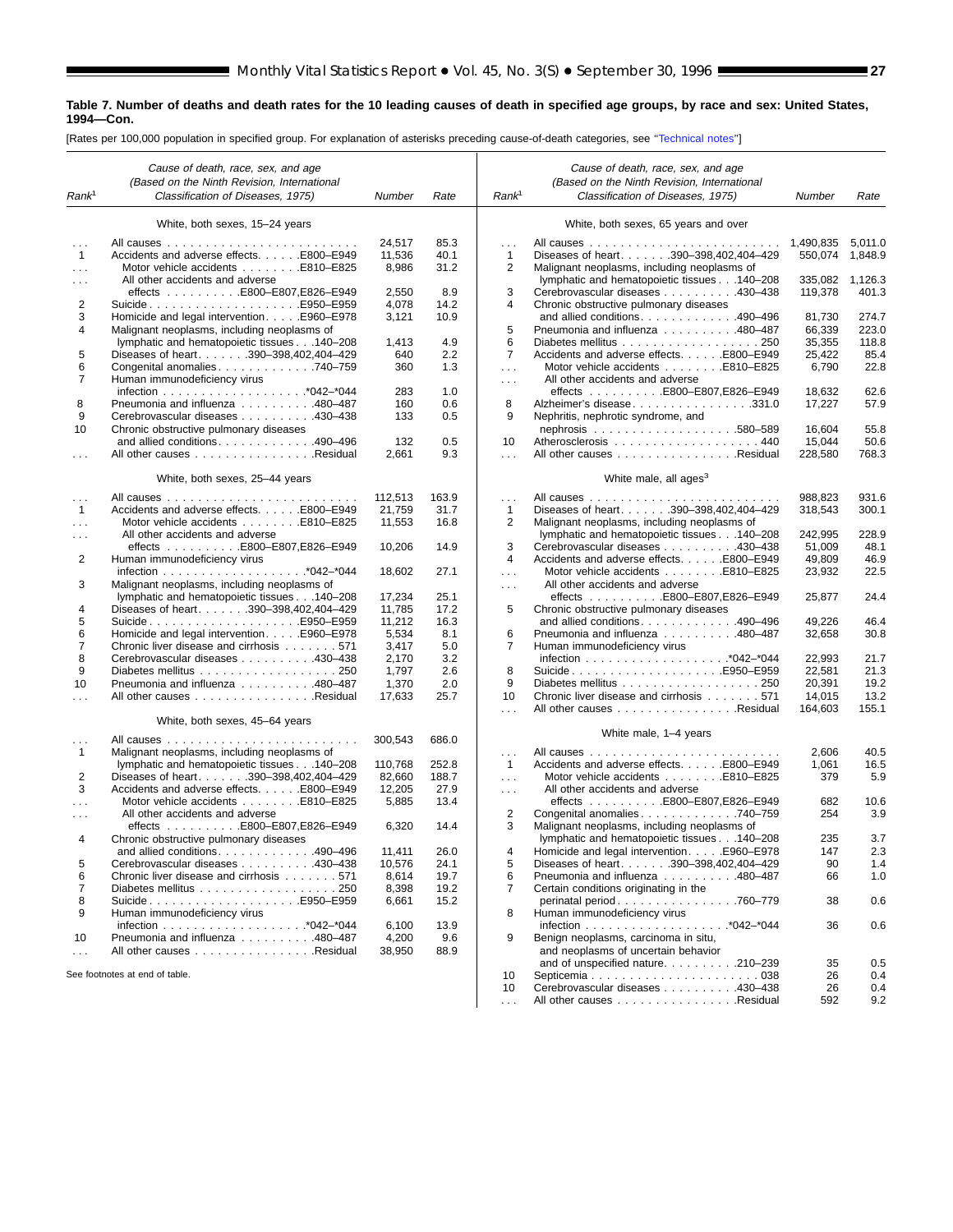**Table 7. Number of deaths and death rates for the 10 leading causes of death in specified age groups, by race and sex: United States, 1994—Con.**

[Rates per 100,000 population in specified group. For explanation of asterisks preceding cause-of-death categories, see "Technical notes"]

| Rank[1] | Cause of death, race, sex, and age (Based on the Ninth Revision, International Classification of Diseases, 1975) | Number | Rate |
|---|---|---|---|
| | **White, both sexes, 15–24 years** | | |
| . . . | All causes | 24,517 | 85.3 |
| 1 | Accidents and adverse effects . . . . . E800–E949 | 11,536 | 40.1 |
| . . . | Motor vehicle accidents . . . . . . . . E810–E825 | 8,986 | 31.2 |
| . . . | All other accidents and adverse effects . . . . . . . . . E800–E807,E826–E949 | 2,550 | 8.9 |
| 2 | Suicide . . . . . . . . . . . . . . . . . . . E950–E959 | 4,078 | 14.2 |
| 3 | Homicide and legal intervention . . . . . E960–E978 | 3,121 | 10.9 |
| 4 | Malignant neoplasms, including neoplasms of lymphatic and hematopoietic tissues . . . 140–208 | 1,413 | 4.9 |
| 5 | Diseases of heart . . . . . . . 390–398,402,404–429 | 640 | 2.2 |
| 6 | Congenital anomalies . . . . . . . . . . . . 740–759 | 360 | 1.3 |
| 7 | Human immunodeficiency virus infection . . . . . . . . . . . . . . . . . . *042–*044 | 283 | 1.0 |
| 8 | Pneumonia and influenza . . . . . . . . . . 480–487 | 160 | 0.6 |
| 9 | Cerebrovascular diseases . . . . . . . . . . 430–438 | 133 | 0.5 |
| 10 | Chronic obstructive pulmonary diseases and allied conditions . . . . . . . . . . . . 490–496 | 132 | 0.5 |
| . . . | All other causes . . . . . . . . . . . . . . . . Residual | 2,661 | 9.3 |
| | **White, both sexes, 25–44 years** | | |
| . . . | All causes | 112,513 | 163.9 |
| 1 | Accidents and adverse effects . . . . . E800–E949 | 21,759 | 31.7 |
| . . . | Motor vehicle accidents . . . . . . . . E810–E825 | 11,553 | 16.8 |
| . . . | All other accidents and adverse effects . . . . . . . . . E800–E807,E826–E949 | 10,206 | 14.9 |
| 2 | Human immunodeficiency virus infection . . . . . . . . . . . . . . . . . . *042–*044 | 18,602 | 27.1 |
| 3 | Malignant neoplasms, including neoplasms of lymphatic and hematopoietic tissues . . . 140–208 | 17,234 | 25.1 |
| 4 | Diseases of heart . . . . . . . 390–398,402,404–429 | 11,785 | 17.2 |
| 5 | Suicide . . . . . . . . . . . . . . . . . . . E950–E959 | 11,212 | 16.3 |
| 6 | Homicide and legal intervention . . . . . E960–E978 | 5,534 | 8.1 |
| 7 | Chronic liver disease and cirrhosis . . . . . . . 571 | 3,417 | 5.0 |
| 8 | Cerebrovascular diseases . . . . . . . . . . 430–438 | 2,170 | 3.2 |
| 9 | Diabetes mellitus . . . . . . . . . . . . . . . . . . 250 | 1,797 | 2.6 |
| 10 | Pneumonia and influenza . . . . . . . . . . 480–487 | 1,370 | 2.0 |
| . . . | All other causes . . . . . . . . . . . . . . . . Residual | 17,633 | 25.7 |
| | **White, both sexes, 45–64 years** | | |
| . . . | All causes | 300,543 | 686.0 |
| 1 | Malignant neoplasms, including neoplasms of lymphatic and hematopoietic tissues . . . 140–208 | 110,768 | 252.8 |
| 2 | Diseases of heart . . . . . . . 390–398,402,404–429 | 82,660 | 188.7 |
| 3 | Accidents and adverse effects . . . . . E800–E949 | 12,205 | 27.9 |
| . . . | Motor vehicle accidents . . . . . . . . E810–E825 | 5,885 | 13.4 |
| . . . | All other accidents and adverse effects . . . . . . . . . E800–E807,E826–E949 | 6,320 | 14.4 |
| 4 | Chronic obstructive pulmonary diseases and allied conditions . . . . . . . . . . . . 490–496 | 11,411 | 26.0 |
| 5 | Cerebrovascular diseases . . . . . . . . . . 430–438 | 10,576 | 24.1 |
| 6 | Chronic liver disease and cirrhosis . . . . . . . 571 | 8,614 | 19.7 |
| 7 | Diabetes mellitus . . . . . . . . . . . . . . . . . . 250 | 8,398 | 19.2 |
| 8 | Suicide . . . . . . . . . . . . . . . . . . . E950–E959 | 6,661 | 15.2 |
| 9 | Human immunodeficiency virus infection . . . . . . . . . . . . . . . . . . *042–*044 | 6,100 | 13.9 |
| 10 | Pneumonia and influenza . . . . . . . . . . 480–487 | 4,200 | 9.6 |
| . . . | All other causes . . . . . . . . . . . . . . . . Residual | 38,950 | 88.9 |
| | **White, both sexes, 65 years and over** | | |
| . . . | All causes | 1,490,835 | 5,011.0 |
| 1 | Diseases of heart . . . . . . . 390–398,402,404–429 | 550,074 | 1,848.9 |
| 2 | Malignant neoplasms, including neoplasms of lymphatic and hematopoietic tissues . . . 140–208 | 335,082 | 1,126.3 |
| 3 | Cerebrovascular diseases . . . . . . . . . . 430–438 | 119,378 | 401.3 |
| 4 | Chronic obstructive pulmonary diseases and allied conditions . . . . . . . . . . . . 490–496 | 81,730 | 274.7 |
| 5 | Pneumonia and influenza . . . . . . . . . . 480–487 | 66,339 | 223.0 |
| 6 | Diabetes mellitus . . . . . . . . . . . . . . . . . . 250 | 35,355 | 118.8 |
| 7 | Accidents and adverse effects . . . . . E800–E949 | 25,422 | 85.4 |
| . . . | Motor vehicle accidents . . . . . . . . E810–E825 | 6,790 | 22.8 |
| . . . | All other accidents and adverse effects . . . . . . . . . E800–E807,E826–E949 | 18,632 | 62.6 |
| 8 | Alzheimer's disease . . . . . . . . . . . . . . . . 331.0 | 17,227 | 57.9 |
| 9 | Nephritis, nephrotic syndrome, and nephrosis . . . . . . . . . . . . . . . . . . 580–589 | 16,604 | 55.8 |
| 10 | Atherosclerosis . . . . . . . . . . . . . . . . . . . 440 | 15,044 | 50.6 |
| . . . | All other causes . . . . . . . . . . . . . . . . Residual | 228,580 | 768.3 |
| | **White male, all ages[3]** | | |
| . . . | All causes | 988,823 | 931.6 |
| 1 | Diseases of heart . . . . . . . 390–398,402,404–429 | 318,543 | 300.1 |
| 2 | Malignant neoplasms, including neoplasms of lymphatic and hematopoietic tissues . . . 140–208 | 242,995 | 228.9 |
| 3 | Cerebrovascular diseases . . . . . . . . . . 430–438 | 51,009 | 48.1 |
| 4 | Accidents and adverse effects . . . . . E800–E949 | 49,809 | 46.9 |
| . . . | Motor vehicle accidents . . . . . . . . E810–E825 | 23,932 | 22.5 |
| . . . | All other accidents and adverse effects . . . . . . . . . E800–E807,E826–E949 | 25,877 | 24.4 |
| 5 | Chronic obstructive pulmonary diseases and allied conditions . . . . . . . . . . . . 490–496 | 49,226 | 46.4 |
| 6 | Pneumonia and influenza . . . . . . . . . . 480–487 | 32,658 | 30.8 |
| 7 | Human immunodeficiency virus infection . . . . . . . . . . . . . . . . . . *042–*044 | 22,993 | 21.7 |
| 8 | Suicide . . . . . . . . . . . . . . . . . . . E950–E959 | 22,581 | 21.3 |
| 9 | Diabetes mellitus . . . . . . . . . . . . . . . . . . 250 | 20,391 | 19.2 |
| 10 | Chronic liver disease and cirrhosis . . . . . . . 571 | 14,015 | 13.2 |
| . . . | All other causes . . . . . . . . . . . . . . . . Residual | 164,603 | 155.1 |
| | **White male, 1–4 years** | | |
| . . . | All causes | 2,606 | 40.5 |
| 1 | Accidents and adverse effects . . . . . E800–E949 | 1,061 | 16.5 |
| . . . | Motor vehicle accidents . . . . . . . . E810–E825 | 379 | 5.9 |
| . . . | All other accidents and adverse effects . . . . . . . . . E800–E807,E826–E949 | 682 | 10.6 |
| 2 | Congenital anomalies . . . . . . . . . . . . 740–759 | 254 | 3.9 |
| 3 | Malignant neoplasms, including neoplasms of lymphatic and hematopoietic tissues . . . 140–208 | 235 | 3.7 |
| 4 | Homicide and legal intervention . . . . . E960–E978 | 147 | 2.3 |
| 5 | Diseases of heart . . . . . . . 390–398,402,404–429 | 90 | 1.4 |
| 6 | Pneumonia and influenza . . . . . . . . . . 480–487 | 66 | 1.0 |
| 7 | Certain conditions originating in the perinatal period . . . . . . . . . . . . . . . 760–779 | 38 | 0.6 |
| 8 | Human immunodeficiency virus infection . . . . . . . . . . . . . . . . . . *042–*044 | 36 | 0.6 |
| 9 | Benign neoplasms, carcinoma in situ, and neoplasms of uncertain behavior and of unspecified nature . . . . . . . . . . 210–239 | 35 | 0.5 |
| 10 | Septicemia . . . . . . . . . . . . . . . . . . . . . . 038 | 26 | 0.4 |
| 10 | Cerebrovascular diseases . . . . . . . . . . 430–438 | 26 | 0.4 |
| . . . | All other causes . . . . . . . . . . . . . . . . Residual | 592 | 9.2 |

See footnotes at end of table.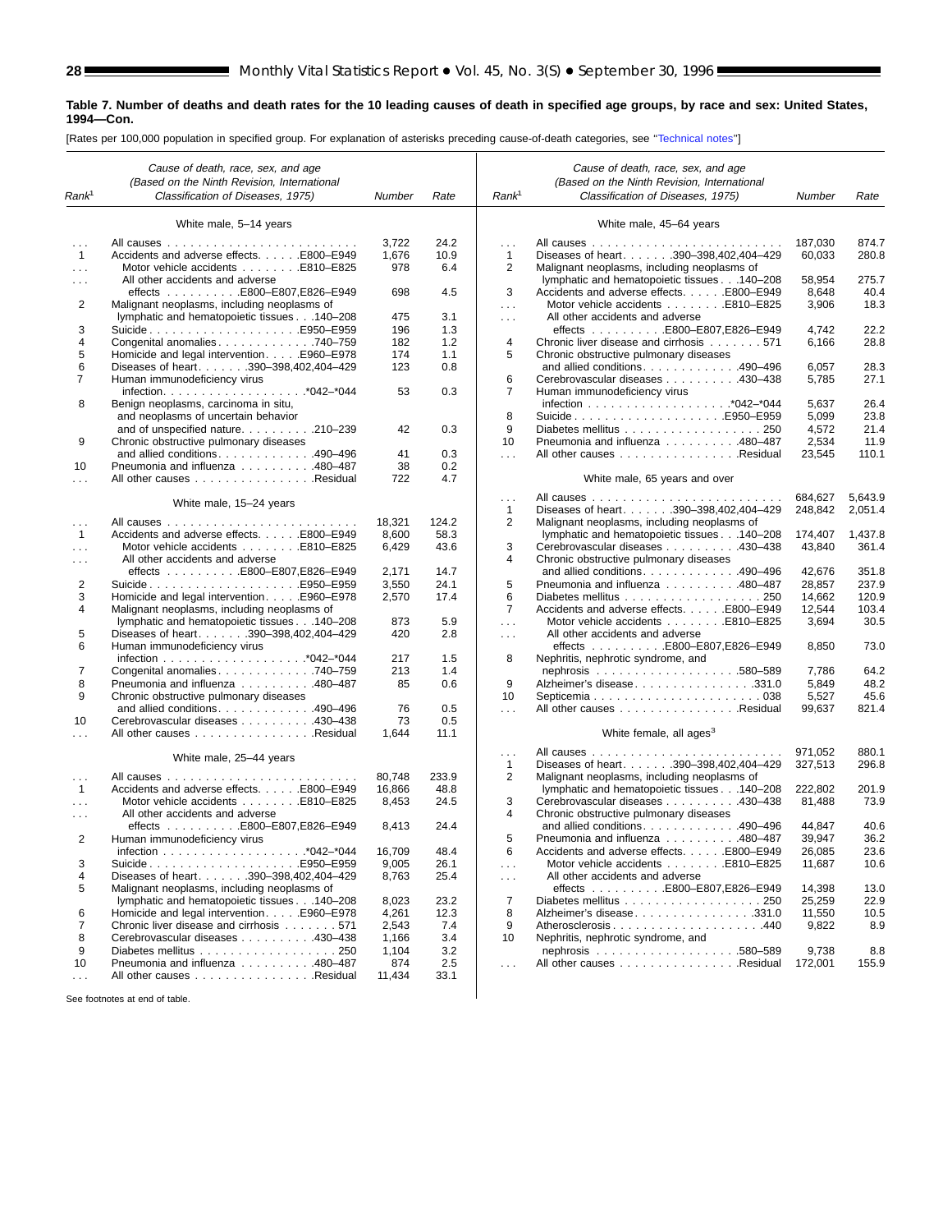**Table 7. Number of deaths and death rates for the 10 leading causes of death in specified age groups, by race and sex: United States, 1994—Con.**

[Rates per 100,000 population in specified group. For explanation of asterisks preceding cause-of-death categories, see "Technical notes"]

| Rank[1] | Cause of death, race, sex, and age (Based on the Ninth Revision, International Classification of Diseases, 1975) | Number | Rate |
|---|---|---|---|
| | **White male, 5–14 years** | | |
| . . . | All causes | 3,722 | 24.2 |
| 1 | Accidents and adverse effects . . . . . E800–E949 | 1,676 | 10.9 |
| . . . | Motor vehicle accidents . . . . . . . . E810–E825 | 978 | 6.4 |
| . . . | All other accidents and adverse effects . . . . . . . . . . E800–E807,E826–E949 | 698 | 4.5 |
| 2 | Malignant neoplasms, including neoplasms of lymphatic and hematopoietic tissues . . . 140–208 | 475 | 3.1 |
| 3 | Suicide . . . . . . . . . . . . . . . . . . . . E950–E959 | 196 | 1.3 |
| 4 | Congenital anomalies . . . . . . . . . . . . 740–759 | 182 | 1.2 |
| 5 | Homicide and legal intervention . . . . . E960–E978 | 174 | 1.1 |
| 6 | Diseases of heart . . . . . . . 390–398,402,404–429 | 123 | 0.8 |
| 7 | Human immunodeficiency virus infection . . . . . . . . . . . . . . . . . . *042–*044 | 53 | 0.3 |
| 8 | Benign neoplasms, carcinoma in situ, and neoplasms of uncertain behavior and of unspecified nature . . . . . . . . . 210–239 | 42 | 0.3 |
| 9 | Chronic obstructive pulmonary diseases and allied conditions . . . . . . . . . . . . 490–496 | 41 | 0.3 |
| 10 | Pneumonia and influenza . . . . . . . . . . 480–487 | 38 | 0.2 |
| . . . | All other causes . . . . . . . . . . . . . . . . Residual | 722 | 4.7 |
| | **White male, 15–24 years** | | |
| . . . | All causes | 18,321 | 124.2 |
| 1 | Accidents and adverse effects . . . . . E800–E949 | 8,600 | 58.3 |
| . . . | Motor vehicle accidents . . . . . . . . E810–E825 | 6,429 | 43.6 |
| . . . | All other accidents and adverse effects . . . . . . . . . . E800–E807,E826–E949 | 2,171 | 14.7 |
| 2 | Suicide . . . . . . . . . . . . . . . . . . . . E950–E959 | 3,550 | 24.1 |
| 3 | Homicide and legal intervention . . . . . E960–E978 | 2,570 | 17.4 |
| 4 | Malignant neoplasms, including neoplasms of lymphatic and hematopoietic tissues . . . 140–208 | 873 | 5.9 |
| 5 | Diseases of heart . . . . . . . 390–398,402,404–429 | 420 | 2.8 |
| 6 | Human immunodeficiency virus infection . . . . . . . . . . . . . . . . . . *042–*044 | 217 | 1.5 |
| 7 | Congenital anomalies . . . . . . . . . . . . 740–759 | 213 | 1.4 |
| 8 | Pneumonia and influenza . . . . . . . . . . 480–487 | 85 | 0.6 |
| 9 | Chronic obstructive pulmonary diseases and allied conditions . . . . . . . . . . . . 490–496 | 76 | 0.5 |
| 10 | Cerebrovascular diseases . . . . . . . . . . 430–438 | 73 | 0.5 |
| . . . | All other causes . . . . . . . . . . . . . . . . Residual | 1,644 | 11.1 |
| | **White male, 25–44 years** | | |
| . . . | All causes | 80,748 | 233.9 |
| 1 | Accidents and adverse effects . . . . . E800–E949 | 16,866 | 48.8 |
| . . . | Motor vehicle accidents . . . . . . . . E810–E825 | 8,453 | 24.5 |
| . . . | All other accidents and adverse effects . . . . . . . . . . E800–E807,E826–E949 | 8,413 | 24.4 |
| 2 | Human immunodeficiency virus infection . . . . . . . . . . . . . . . . . . *042–*044 | 16,709 | 48.4 |
| 3 | Suicide . . . . . . . . . . . . . . . . . . . . E950–E959 | 9,005 | 26.1 |
| 4 | Diseases of heart . . . . . . . 390–398,402,404–429 | 8,763 | 25.4 |
| 5 | Malignant neoplasms, including neoplasms of lymphatic and hematopoietic tissues . . . 140–208 | 8,023 | 23.2 |
| 6 | Homicide and legal intervention . . . . . E960–E978 | 4,261 | 12.3 |
| 7 | Chronic liver disease and cirrhosis . . . . . . . 571 | 2,543 | 7.4 |
| 8 | Cerebrovascular diseases . . . . . . . . . . 430–438 | 1,166 | 3.4 |
| 9 | Diabetes mellitus . . . . . . . . . . . . . . . . . . 250 | 1,104 | 3.2 |
| 10 | Pneumonia and influenza . . . . . . . . . . 480–487 | 874 | 2.5 |
| . . . | All other causes . . . . . . . . . . . . . . . . Residual | 11,434 | 33.1 |
| | **White male, 45–64 years** | | |
| . . . | All causes | 187,030 | 874.7 |
| 1 | Diseases of heart . . . . . . . 390–398,402,404–429 | 60,033 | 280.8 |
| 2 | Malignant neoplasms, including neoplasms of lymphatic and hematopoietic tissues . . . 140–208 | 58,954 | 275.7 |
| 3 | Accidents and adverse effects . . . . . E800–E949 | 8,648 | 40.4 |
| . . . | Motor vehicle accidents . . . . . . . . E810–E825 | 3,906 | 18.3 |
| . . . | All other accidents and adverse effects . . . . . . . . . . E800–E807,E826–E949 | 4,742 | 22.2 |
| 4 | Chronic liver disease and cirrhosis . . . . . . . 571 | 6,166 | 28.8 |
| 5 | Chronic obstructive pulmonary diseases and allied conditions . . . . . . . . . . . . 490–496 | 6,057 | 28.3 |
| 6 | Cerebrovascular diseases . . . . . . . . . . 430–438 | 5,785 | 27.1 |
| 7 | Human immunodeficiency virus infection . . . . . . . . . . . . . . . . . . *042–*044 | 5,637 | 26.4 |
| 8 | Suicide . . . . . . . . . . . . . . . . . . . . E950–E959 | 5,099 | 23.8 |
| 9 | Diabetes mellitus . . . . . . . . . . . . . . . . . . 250 | 4,572 | 21.4 |
| 10 | Pneumonia and influenza . . . . . . . . . . 480–487 | 2,534 | 11.9 |
| . . . | All other causes . . . . . . . . . . . . . . . . Residual | 23,545 | 110.1 |
| | **White male, 65 years and over** | | |
| . . . | All causes | 684,627 | 5,643.9 |
| 1 | Diseases of heart . . . . . . . 390–398,402,404–429 | 248,842 | 2,051.4 |
| 2 | Malignant neoplasms, including neoplasms of lymphatic and hematopoietic tissues . . . 140–208 | 174,407 | 1,437.8 |
| 3 | Cerebrovascular diseases . . . . . . . . . . 430–438 | 43,840 | 361.4 |
| 4 | Chronic obstructive pulmonary diseases and allied conditions . . . . . . . . . . . . 490–496 | 42,676 | 351.8 |
| 5 | Pneumonia and influenza . . . . . . . . . . 480–487 | 28,857 | 237.9 |
| 6 | Diabetes mellitus . . . . . . . . . . . . . . . . . . 250 | 14,662 | 120.9 |
| 7 | Accidents and adverse effects . . . . . E800–E949 | 12,544 | 103.4 |
| . . . | Motor vehicle accidents . . . . . . . . E810–E825 | 3,694 | 30.5 |
| . . . | All other accidents and adverse effects . . . . . . . . . . E800–E807,E826–E949 | 8,850 | 73.0 |
| 8 | Nephritis, nephrotic syndrome, and nephrosis . . . . . . . . . . . . . . . . . . 580–589 | 7,786 | 64.2 |
| 9 | Alzheimer's disease . . . . . . . . . . . . . . . . 331.0 | 5,849 | 48.2 |
| 10 | Septicemia . . . . . . . . . . . . . . . . . . . . . . . 038 | 5,527 | 45.6 |
| . . . | All other causes . . . . . . . . . . . . . . . . Residual | 99,637 | 821.4 |
| | **White female, all ages[3]** | | |
| . . . | All causes | 971,052 | 880.1 |
| 1 | Diseases of heart . . . . . . . 390–398,402,404–429 | 327,513 | 296.8 |
| 2 | Malignant neoplasms, including neoplasms of lymphatic and hematopoietic tissues . . . 140–208 | 222,802 | 201.9 |
| 3 | Cerebrovascular diseases . . . . . . . . . . 430–438 | 81,488 | 73.9 |
| 4 | Chronic obstructive pulmonary diseases and allied conditions . . . . . . . . . . . . 490–496 | 44,847 | 40.6 |
| 5 | Pneumonia and influenza . . . . . . . . . . 480–487 | 39,947 | 36.2 |
| 6 | Accidents and adverse effects . . . . . E800–E949 | 26,085 | 23.6 |
| . . . | Motor vehicle accidents . . . . . . . . E810–E825 | 11,687 | 10.6 |
| . . . | All other accidents and adverse effects . . . . . . . . . . E800–E807,E826–E949 | 14,398 | 13.0 |
| 7 | Diabetes mellitus . . . . . . . . . . . . . . . . . . 250 | 25,259 | 22.9 |
| 8 | Alzheimer's disease . . . . . . . . . . . . . . . . 331.0 | 11,550 | 10.5 |
| 9 | Atherosclerosis . . . . . . . . . . . . . . . . . . . . 440 | 9,822 | 8.9 |
| 10 | Nephritis, nephrotic syndrome, and nephrosis . . . . . . . . . . . . . . . . . . 580–589 | 9,738 | 8.8 |
| . . . | All other causes . . . . . . . . . . . . . . . . Residual | 172,001 | 155.9 |

See footnotes at end of table.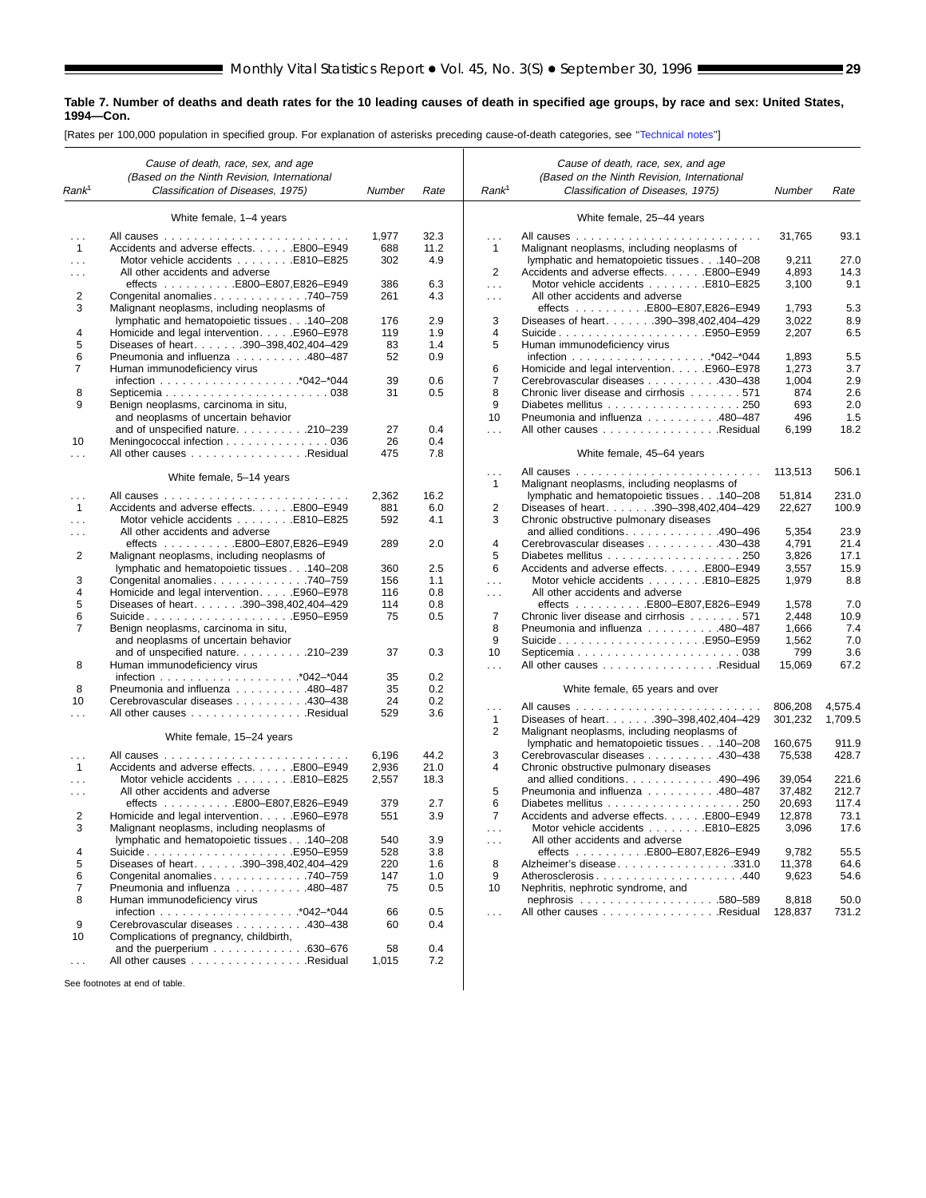**Table 7. Number of deaths and death rates for the 10 leading causes of death in specified age groups, by race and sex: United States, 1994—Con.**

[Rates per 100,000 population in specified group. For explanation of asterisks preceding cause-of-death categories, see "Technical notes"]

| Rank[1] | Cause of death, race, sex, and age (Based on the Ninth Revision, International Classification of Diseases, 1975) | Number | Rate |
|---|---|---|---|
| | **White female, 1–4 years** | | |
| . . . | All causes | 1,977 | 32.3 |
| 1 | Accidents and adverse effects . . . . . E800–E949 | 688 | 11.2 |
| . . . | Motor vehicle accidents . . . . . . . . E810–E825 | 302 | 4.9 |
| . . . | All other accidents and adverse effects . . . . . . . . . . E800–E807,E826–E949 | 386 | 6.3 |
| 2 | Congenital anomalies . . . . . . . . . . . . . 740–759 | 261 | 4.3 |
| 3 | Malignant neoplasms, including neoplasms of lymphatic and hematopoietic tissues . . . 140–208 | 176 | 2.9 |
| 4 | Homicide and legal intervention . . . . . E960–E978 | 119 | 1.9 |
| 5 | Diseases of heart . . . . . . . 390–398,402,404–429 | 83 | 1.4 |
| 6 | Pneumonia and influenza . . . . . . . . . . 480–487 | 52 | 0.9 |
| 7 | Human immunodeficiency virus infection . . . . . . . . . . . . . . . . . . . *042–*044 | 39 | 0.6 |
| 8 | Septicemia . . . . . . . . . . . . . . . . . . . . . . 038 | 31 | 0.5 |
| 9 | Benign neoplasms, carcinoma in situ, and neoplasms of uncertain behavior and of unspecified nature . . . . . . . . . . 210–239 | 27 | 0.4 |
| 10 | Meningococcal infection . . . . . . . . . . . . . . 036 | 26 | 0.4 |
| . . . | All other causes . . . . . . . . . . . . . . . . Residual | 475 | 7.8 |
| | **White female, 5–14 years** | | |
| . . . | All causes | 2,362 | 16.2 |
| 1 | Accidents and adverse effects . . . . . E800–E949 | 881 | 6.0 |
| . . . | Motor vehicle accidents . . . . . . . . E810–E825 | 592 | 4.1 |
| . . . | All other accidents and adverse effects . . . . . . . . . . E800–E807,E826–E949 | 289 | 2.0 |
| 2 | Malignant neoplasms, including neoplasms of lymphatic and hematopoietic tissues . . . 140–208 | 360 | 2.5 |
| 3 | Congenital anomalies . . . . . . . . . . . . . 740–759 | 156 | 1.1 |
| 4 | Homicide and legal intervention . . . . . E960–E978 | 116 | 0.8 |
| 5 | Diseases of heart . . . . . . . 390–398,402,404–429 | 114 | 0.8 |
| 6 | Suicide . . . . . . . . . . . . . . . . . . . . E950–E959 | 75 | 0.5 |
| 7 | Benign neoplasms, carcinoma in situ, and neoplasms of uncertain behavior and of unspecified nature . . . . . . . . . . 210–239 | 37 | 0.3 |
| 8 | Human immunodeficiency virus infection . . . . . . . . . . . . . . . . . . . *042–*044 | 35 | 0.2 |
| 8 | Pneumonia and influenza . . . . . . . . . . 480–487 | 35 | 0.2 |
| 10 | Cerebrovascular diseases . . . . . . . . . . 430–438 | 24 | 0.2 |
| . . . | All other causes . . . . . . . . . . . . . . . . Residual | 529 | 3.6 |
| | **White female, 15–24 years** | | |
| . . . | All causes | 6,196 | 44.2 |
| 1 | Accidents and adverse effects . . . . . E800–E949 | 2,936 | 21.0 |
| . . . | Motor vehicle accidents . . . . . . . . E810–E825 | 2,557 | 18.3 |
| . . . | All other accidents and adverse effects . . . . . . . . . . E800–E807,E826–E949 | 379 | 2.7 |
| 2 | Homicide and legal intervention . . . . . E960–E978 | 551 | 3.9 |
| 3 | Malignant neoplasms, including neoplasms of lymphatic and hematopoietic tissues . . . 140–208 | 540 | 3.9 |
| 4 | Suicide . . . . . . . . . . . . . . . . . . . . E950–E959 | 528 | 3.8 |
| 5 | Diseases of heart . . . . . . . 390–398,402,404–429 | 220 | 1.6 |
| 6 | Congenital anomalies . . . . . . . . . . . . . 740–759 | 147 | 1.0 |
| 7 | Pneumonia and influenza . . . . . . . . . . 480–487 | 75 | 0.5 |
| 8 | Human immunodeficiency virus infection . . . . . . . . . . . . . . . . . . . *042–*044 | 66 | 0.5 |
| 9 | Cerebrovascular diseases . . . . . . . . . . 430–438 | 60 | 0.4 |
| 10 | Complications of pregnancy, childbirth, and the puerperium . . . . . . . . . . . . 630–676 | 58 | 0.4 |
| . . . | All other causes . . . . . . . . . . . . . . . . Residual | 1,015 | 7.2 |
| | **White female, 25–44 years** | | |
| . . . | All causes | 31,765 | 93.1 |
| 1 | Malignant neoplasms, including neoplasms of lymphatic and hematopoietic tissues . . . 140–208 | 9,211 | 27.0 |
| 2 | Accidents and adverse effects . . . . . E800–E949 | 4,893 | 14.3 |
| . . . | Motor vehicle accidents . . . . . . . . E810–E825 | 3,100 | 9.1 |
| . . . | All other accidents and adverse effects . . . . . . . . . . E800–E807,E826–E949 | 1,793 | 5.3 |
| 3 | Diseases of heart . . . . . . . 390–398,402,404–429 | 3,022 | 8.9 |
| 4 | Suicide . . . . . . . . . . . . . . . . . . . . E950–E959 | 2,207 | 6.5 |
| 5 | Human immunodeficiency virus infection . . . . . . . . . . . . . . . . . . . *042–*044 | 1,893 | 5.5 |
| 6 | Homicide and legal intervention . . . . . E960–E978 | 1,273 | 3.7 |
| 7 | Cerebrovascular diseases . . . . . . . . . . 430–438 | 1,004 | 2.9 |
| 8 | Chronic liver disease and cirrhosis . . . . . . . 571 | 874 | 2.6 |
| 9 | Diabetes mellitus . . . . . . . . . . . . . . . . . . 250 | 693 | 2.0 |
| 10 | Pneumonia and influenza . . . . . . . . . . 480–487 | 496 | 1.5 |
| . . . | All other causes . . . . . . . . . . . . . . . . Residual | 6,199 | 18.2 |
| | **White female, 45–64 years** | | |
| . . . | All causes | 113,513 | 506.1 |
| 1 | Malignant neoplasms, including neoplasms of lymphatic and hematopoietic tissues . . . 140–208 | 51,814 | 231.0 |
| 2 | Diseases of heart . . . . . . . 390–398,402,404–429 | 22,627 | 100.9 |
| 3 | Chronic obstructive pulmonary diseases and allied conditions . . . . . . . . . . . . 490–496 | 5,354 | 23.9 |
| 4 | Cerebrovascular diseases . . . . . . . . . . 430–438 | 4,791 | 21.4 |
| 5 | Diabetes mellitus . . . . . . . . . . . . . . . . . . 250 | 3,826 | 17.1 |
| 6 | Accidents and adverse effects . . . . . E800–E949 | 3,557 | 15.9 |
| . . . | Motor vehicle accidents . . . . . . . . E810–E825 | 1,979 | 8.8 |
| . . . | All other accidents and adverse effects . . . . . . . . . . E800–E807,E826–E949 | 1,578 | 7.0 |
| 7 | Chronic liver disease and cirrhosis . . . . . . . 571 | 2,448 | 10.9 |
| 8 | Pneumonia and influenza . . . . . . . . . . 480–487 | 1,666 | 7.4 |
| 9 | Suicide . . . . . . . . . . . . . . . . . . . . E950–E959 | 1,562 | 7.0 |
| 10 | Septicemia . . . . . . . . . . . . . . . . . . . . . . 038 | 799 | 3.6 |
| . . . | All other causes . . . . . . . . . . . . . . . . Residual | 15,069 | 67.2 |
| | **White female, 65 years and over** | | |
| . . . | All causes | 806,208 | 4,575.4 |
| 1 | Diseases of heart . . . . . . . 390–398,402,404–429 | 301,232 | 1,709.5 |
| 2 | Malignant neoplasms, including neoplasms of lymphatic and hematopoietic tissues . . . 140–208 | 160,675 | 911.9 |
| 3 | Cerebrovascular diseases . . . . . . . . . . 430–438 | 75,538 | 428.7 |
| 4 | Chronic obstructive pulmonary diseases and allied conditions . . . . . . . . . . . . 490–496 | 39,054 | 221.6 |
| 5 | Pneumonia and influenza . . . . . . . . . . 480–487 | 37,482 | 212.7 |
| 6 | Diabetes mellitus . . . . . . . . . . . . . . . . . . 250 | 20,693 | 117.4 |
| 7 | Accidents and adverse effects . . . . . E800–E949 | 12,878 | 73.1 |
| . . . | Motor vehicle accidents . . . . . . . . E810–E825 | 3,096 | 17.6 |
| . . . | All other accidents and adverse effects . . . . . . . . . . E800–E807,E826–E949 | 9,782 | 55.5 |
| 8 | Alzheimer's disease . . . . . . . . . . . . . . . . 331.0 | 11,378 | 64.6 |
| 9 | Atherosclerosis . . . . . . . . . . . . . . . . . . . . 440 | 9,623 | 54.6 |
| 10 | Nephritis, nephrotic syndrome, and nephrosis . . . . . . . . . . . . . . . . . . 580–589 | 8,818 | 50.0 |
| . . . | All other causes . . . . . . . . . . . . . . . . Residual | 128,837 | 731.2 |

See footnotes at end of table.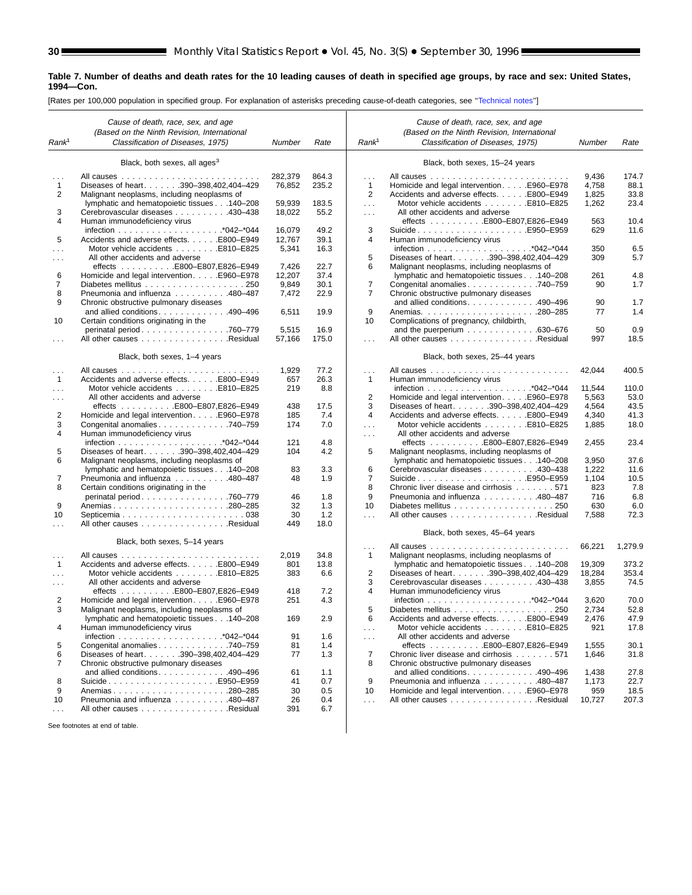**Table 7. Number of deaths and death rates for the 10 leading causes of death in specified age groups, by race and sex: United States, 1994—Con.**

[Rates per 100,000 population in specified group. For explanation of asterisks preceding cause-of-death categories, see "Technical notes"]

| Rank[1] | Cause of death, race, sex, and age (Based on the Ninth Revision, International Classification of Diseases, 1975) | Number | Rate |
|---|---|---|---|
| | **Black, both sexes, all ages[3]** | | |
| . . . | All causes | 282,379 | 864.3 |
| 1 | Diseases of heart . . . . . . .390–398,402,404–429 | 76,852 | 235.2 |
| 2 | Malignant neoplasms, including neoplasms of lymphatic and hematopoietic tissues . . .140–208 | 59,939 | 183.5 |
| 3 | Cerebrovascular diseases . . . . . . . . . .430–438 | 18,022 | 55.2 |
| 4 | Human immunodeficiency virus infection . . . . . . . . . . . . . . . . . . .*042–*044 | 16,079 | 49.2 |
| 5 | Accidents and adverse effects. . . . . .E800–E949 | 12,767 | 39.1 |
| . . . | Motor vehicle accidents . . . . . . . .E810–E825 | 5,341 | 16.3 |
| . . . | All other accidents and adverse effects . . . . . . . . . .E800–E807,E826–E949 | 7,426 | 22.7 |
| 6 | Homicide and legal intervention. . . . .E960–E978 | 12,207 | 37.4 |
| 7 | Diabetes mellitus . . . . . . . . . . . . . . . . . . 250 | 9,849 | 30.1 |
| 8 | Pneumonia and influenza . . . . . . . . . .480–487 | 7,472 | 22.9 |
| 9 | Chronic obstructive pulmonary diseases and allied conditions. . . . . . . . . . . . .490–496 | 6,511 | 19.9 |
| 10 | Certain conditions originating in the perinatal period. . . . . . . . . . . . . . . .760–779 | 5,515 | 16.9 |
| . . . | All other causes . . . . . . . . . . . . . . . .Residual | 57,166 | 175.0 |
| | **Black, both sexes, 1–4 years** | | |
| . . . | All causes | 1,929 | 77.2 |
| 1 | Accidents and adverse effects. . . . . .E800–E949 | 657 | 26.3 |
| . . . | Motor vehicle accidents . . . . . . . .E810–E825 | 219 | 8.8 |
| . . . | All other accidents and adverse effects . . . . . . . . . .E800–E807,E826–E949 | 438 | 17.5 |
| 2 | Homicide and legal intervention. . . . .E960–E978 | 185 | 7.4 |
| 3 | Congenital anomalies. . . . . . . . . . . . .740–759 | 174 | 7.0 |
| 4 | Human immunodeficiency virus infection . . . . . . . . . . . . . . . . . . .*042–*044 | 121 | 4.8 |
| 5 | Diseases of heart . . . . . . .390–398,402,404–429 | 104 | 4.2 |
| 6 | Malignant neoplasms, including neoplasms of lymphatic and hematopoietic tissues . . .140–208 | 83 | 3.3 |
| 7 | Pneumonia and influenza . . . . . . . . . .480–487 | 48 | 1.9 |
| 8 | Certain conditions originating in the perinatal period. . . . . . . . . . . . . . . .760–779 | 46 | 1.8 |
| 9 | Anemias. . . . . . . . . . . . . . . . . . . . .280–285 | 32 | 1.3 |
| 10 | Septicemia . . . . . . . . . . . . . . . . . . . . . . 038 | 30 | 1.2 |
| . . . | All other causes . . . . . . . . . . . . . . . .Residual | 449 | 18.0 |
| | **Black, both sexes, 5–14 years** | | |
| . . . | All causes | 2,019 | 34.8 |
| 1 | Accidents and adverse effects. . . . . .E800–E949 | 801 | 13.8 |
| . . . | Motor vehicle accidents . . . . . . . .E810–E825 | 383 | 6.6 |
| . . . | All other accidents and adverse effects . . . . . . . . . .E800–E807,E826–E949 | 418 | 7.2 |
| 2 | Homicide and legal intervention. . . . .E960–E978 | 251 | 4.3 |
| 3 | Malignant neoplasms, including neoplasms of lymphatic and hematopoietic tissues . . .140–208 | 169 | 2.9 |
| 4 | Human immunodeficiency virus infection . . . . . . . . . . . . . . . . . . .*042–*044 | 91 | 1.6 |
| 5 | Congenital anomalies. . . . . . . . . . . . .740–759 | 81 | 1.4 |
| 6 | Diseases of heart . . . . . . .390–398,402,404–429 | 77 | 1.3 |
| 7 | Chronic obstructive pulmonary diseases and allied conditions. . . . . . . . . . . . .490–496 | 61 | 1.1 |
| 8 | Suicide . . . . . . . . . . . . . . . . . . . .E950–E959 | 41 | 0.7 |
| 9 | Anemias. . . . . . . . . . . . . . . . . . . . .280–285 | 30 | 0.5 |
| 10 | Pneumonia and influenza . . . . . . . . . .480–487 | 26 | 0.4 |
| . . . | All other causes . . . . . . . . . . . . . . . .Residual | 391 | 6.7 |
| | **Black, both sexes, 15–24 years** | | |
| . . . | All causes | 9,436 | 174.7 |
| 1 | Homicide and legal intervention. . . . .E960–E978 | 4,758 | 88.1 |
| 2 | Accidents and adverse effects. . . . . .E800–E949 | 1,825 | 33.8 |
| . . . | Motor vehicle accidents . . . . . . . .E810–E825 | 1,262 | 23.4 |
| . . . | All other accidents and adverse effects . . . . . . . . . .E800–E807,E826–E949 | 563 | 10.4 |
| 3 | Suicide . . . . . . . . . . . . . . . . . . . .E950–E959 | 629 | 11.6 |
| 4 | Human immunodeficiency virus infection . . . . . . . . . . . . . . . . . . .*042–*044 | 350 | 6.5 |
| 5 | Diseases of heart . . . . . . .390–398,402,404–429 | 309 | 5.7 |
| 6 | Malignant neoplasms, including neoplasms of lymphatic and hematopoietic tissues . . .140–208 | 261 | 4.8 |
| 7 | Congenital anomalies. . . . . . . . . . . . .740–759 | 90 | 1.7 |
| 7 | Chronic obstructive pulmonary diseases and allied conditions. . . . . . . . . . . . .490–496 | 90 | 1.7 |
| 9 | Anemias. . . . . . . . . . . . . . . . . . . . .280–285 | 77 | 1.4 |
| 10 | Complications of pregnancy, childbirth, and the puerperium . . . . . . . . . . . . .630–676 | 50 | 0.9 |
| . . . | All other causes . . . . . . . . . . . . . . . .Residual | 997 | 18.5 |
| | **Black, both sexes, 25–44 years** | | |
| . . . | All causes | 42,044 | 400.5 |
| 1 | Human immunodeficiency virus infection . . . . . . . . . . . . . . . . . . .*042–*044 | 11,544 | 110.0 |
| 2 | Homicide and legal intervention. . . . .E960–E978 | 5,563 | 53.0 |
| 3 | Diseases of heart . . . . . . .390–398,402,404–429 | 4,564 | 43.5 |
| 4 | Accidents and adverse effects. . . . . .E800–E949 | 4,340 | 41.3 |
| . . . | Motor vehicle accidents . . . . . . . .E810–E825 | 1,885 | 18.0 |
| . . . | All other accidents and adverse effects . . . . . . . . . .E800–E807,E826–E949 | 2,455 | 23.4 |
| 5 | Malignant neoplasms, including neoplasms of lymphatic and hematopoietic tissues . . .140–208 | 3,950 | 37.6 |
| 6 | Cerebrovascular diseases . . . . . . . . . .430–438 | 1,222 | 11.6 |
| 7 | Suicide . . . . . . . . . . . . . . . . . . . .E950–E959 | 1,104 | 10.5 |
| 8 | Chronic liver disease and cirrhosis . . . . . . . 571 | 823 | 7.8 |
| 9 | Pneumonia and influenza . . . . . . . . . .480–487 | 716 | 6.8 |
| 10 | Diabetes mellitus . . . . . . . . . . . . . . . . . . 250 | 630 | 6.0 |
| . . . | All other causes . . . . . . . . . . . . . . . .Residual | 7,588 | 72.3 |
| | **Black, both sexes, 45–64 years** | | |
| . . . | All causes | 66,221 | 1,279.9 |
| 1 | Malignant neoplasms, including neoplasms of lymphatic and hematopoietic tissues . . .140–208 | 19,309 | 373.2 |
| 2 | Diseases of heart . . . . . . .390–398,402,404–429 | 18,284 | 353.4 |
| 3 | Cerebrovascular diseases . . . . . . . . . .430–438 | 3,855 | 74.5 |
| 4 | Human immunodeficiency virus infection . . . . . . . . . . . . . . . . . . .*042–*044 | 3,620 | 70.0 |
| 5 | Diabetes mellitus . . . . . . . . . . . . . . . . . . 250 | 2,734 | 52.8 |
| 6 | Accidents and adverse effects. . . . . .E800–E949 | 2,476 | 47.9 |
| . . . | Motor vehicle accidents . . . . . . . .E810–E825 | 921 | 17.8 |
| . . . | All other accidents and adverse effects . . . . . . . . . .E800–E807,E826–E949 | 1,555 | 30.1 |
| 7 | Chronic liver disease and cirrhosis . . . . . . . 571 | 1,646 | 31.8 |
| 8 | Chronic obstructive pulmonary diseases and allied conditions. . . . . . . . . . . . .490–496 | 1,438 | 27.8 |
| 9 | Pneumonia and influenza . . . . . . . . . .480–487 | 1,173 | 22.7 |
| 10 | Homicide and legal intervention. . . . .E960–E978 | 959 | 18.5 |
| . . . | All other causes . . . . . . . . . . . . . . . .Residual | 10,727 | 207.3 |

See footnotes at end of table.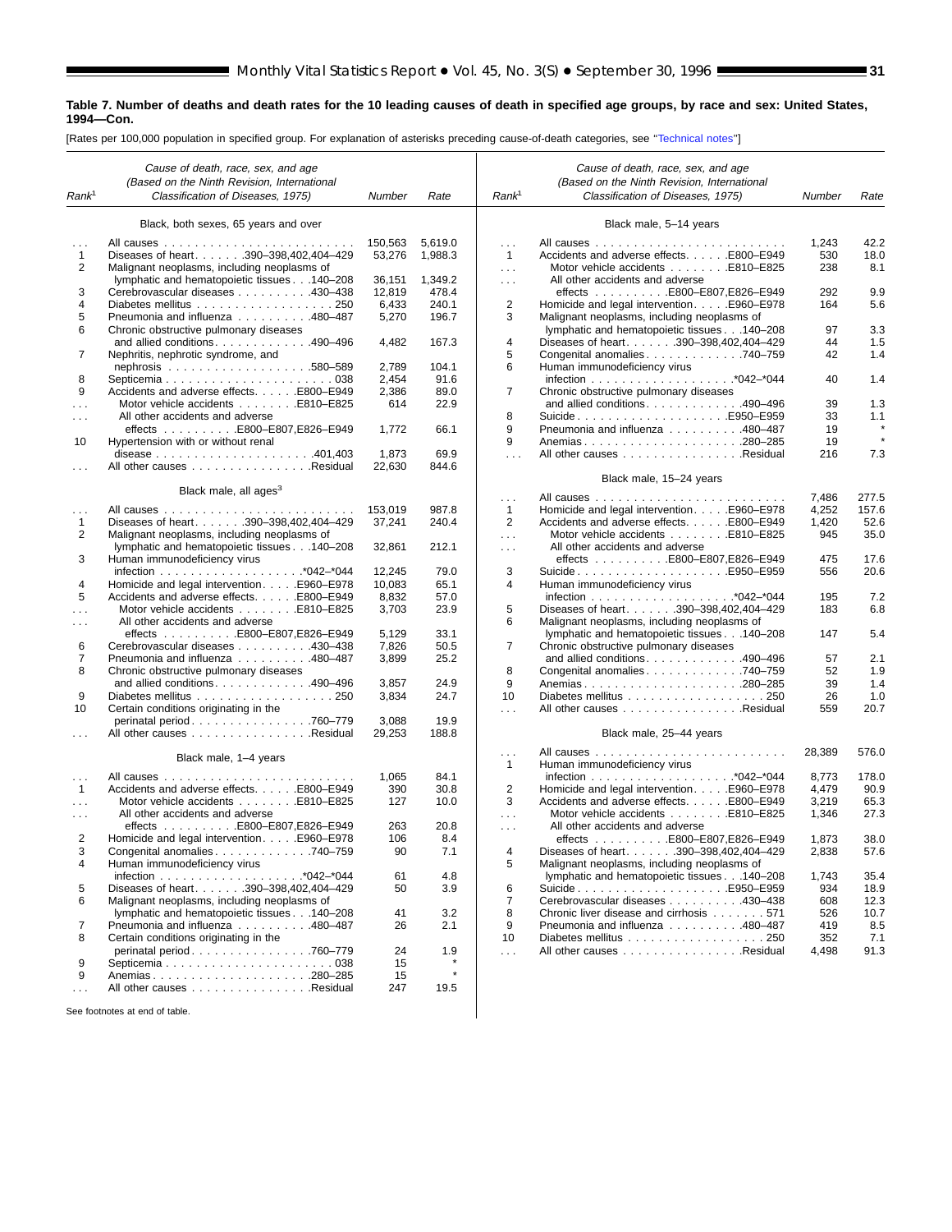**Table 7. Number of deaths and death rates for the 10 leading causes of death in specified age groups, by race and sex: United States, 1994—Con.**

[Rates per 100,000 population in specified group. For explanation of asterisks preceding cause-of-death categories, see "Technical notes"]

| Rank[1] | Cause of death, race, sex, and age (Based on the Ninth Revision, International Classification of Diseases, 1975) | Number | Rate |
|---|---|---|---|
| | **Black, both sexes, 65 years and over** | | |
| . . . | All causes | 150,563 | 5,619.0 |
| 1 | Diseases of heart . . . . . . 390–398,402,404–429 | 53,276 | 1,988.3 |
| 2 | Malignant neoplasms, including neoplasms of lymphatic and hematopoietic tissues . . . 140–208 | 36,151 | 1,349.2 |
| 3 | Cerebrovascular diseases . . . . . . . . . 430–438 | 12,819 | 478.4 |
| 4 | Diabetes mellitus . . . . . . . . . . . . . . . . . 250 | 6,433 | 240.1 |
| 5 | Pneumonia and influenza . . . . . . . . . 480–487 | 5,270 | 196.7 |
| 6 | Chronic obstructive pulmonary diseases and allied conditions . . . . . . . . . . . 490–496 | 4,482 | 167.3 |
| 7 | Nephritis, nephrotic syndrome, and nephrosis . . . . . . . . . . . . . . . . . 580–589 | 2,789 | 104.1 |
| 8 | Septicemia . . . . . . . . . . . . . . . . . . . . . 038 | 2,454 | 91.6 |
| 9 | Accidents and adverse effects . . . . . E800–E949 | 2,386 | 89.0 |
| . . . | Motor vehicle accidents . . . . . . . E810–E825 | 614 | 22.9 |
| . . . | All other accidents and adverse effects . . . . . . . . . E800–E807,E826–E949 | 1,772 | 66.1 |
| 10 | Hypertension with or without renal disease . . . . . . . . . . . . . . . . . . . . 401,403 | 1,873 | 69.9 |
| . . . | All other causes . . . . . . . . . . . . . . . Residual | 22,630 | 844.6 |
| | **Black male, all ages[3]** | | |
| . . . | All causes | 153,019 | 987.8 |
| 1 | Diseases of heart . . . . . . 390–398,402,404–429 | 37,241 | 240.4 |
| 2 | Malignant neoplasms, including neoplasms of lymphatic and hematopoietic tissues . . . 140–208 | 32,861 | 212.1 |
| 3 | Human immunodeficiency virus infection . . . . . . . . . . . . . . . . . . *042–*044 | 12,245 | 79.0 |
| 4 | Homicide and legal intervention . . . . . E960–E978 | 10,083 | 65.1 |
| 5 | Accidents and adverse effects . . . . . E800–E949 | 8,832 | 57.0 |
| . . . | Motor vehicle accidents . . . . . . . E810–E825 | 3,703 | 23.9 |
| . . . | All other accidents and adverse effects . . . . . . . . . E800–E807,E826–E949 | 5,129 | 33.1 |
| 6 | Cerebrovascular diseases . . . . . . . . . 430–438 | 7,826 | 50.5 |
| 7 | Pneumonia and influenza . . . . . . . . . 480–487 | 3,899 | 25.2 |
| 8 | Chronic obstructive pulmonary diseases and allied conditions . . . . . . . . . . . 490–496 | 3,857 | 24.9 |
| 9 | Diabetes mellitus . . . . . . . . . . . . . . . . . 250 | 3,834 | 24.7 |
| 10 | Certain conditions originating in the perinatal period . . . . . . . . . . . . . . . 760–779 | 3,088 | 19.9 |
| . . . | All other causes . . . . . . . . . . . . . . . Residual | 29,253 | 188.8 |
| | **Black male, 1–4 years** | | |
| . . . | All causes | 1,065 | 84.1 |
| 1 | Accidents and adverse effects . . . . . E800–E949 | 390 | 30.8 |
| . . . | Motor vehicle accidents . . . . . . . E810–E825 | 127 | 10.0 |
| . . . | All other accidents and adverse effects . . . . . . . . . E800–E807,E826–E949 | 263 | 20.8 |
| 2 | Homicide and legal intervention . . . . . E960–E978 | 106 | 8.4 |
| 3 | Congenital anomalies . . . . . . . . . . . . 740–759 | 90 | 7.1 |
| 4 | Human immunodeficiency virus infection . . . . . . . . . . . . . . . . . . *042–*044 | 61 | 4.8 |
| 5 | Diseases of heart . . . . . . 390–398,402,404–429 | 50 | 3.9 |
| 6 | Malignant neoplasms, including neoplasms of lymphatic and hematopoietic tissues . . . 140–208 | 41 | 3.2 |
| 7 | Pneumonia and influenza . . . . . . . . . 480–487 | 26 | 2.1 |
| 8 | Certain conditions originating in the perinatal period . . . . . . . . . . . . . . . 760–779 | 24 | 1.9 |
| 9 | Septicemia . . . . . . . . . . . . . . . . . . . . . 038 | 15 | * |
| 9 | Anemias . . . . . . . . . . . . . . . . . . . . 280–285 | 15 | * |
| . . . | All other causes . . . . . . . . . . . . . . . Residual | 247 | 19.5 |
| | **Black male, 5–14 years** | | |
| . . . | All causes | 1,243 | 42.2 |
| 1 | Accidents and adverse effects . . . . . E800–E949 | 530 | 18.0 |
| . . . | Motor vehicle accidents . . . . . . . E810–E825 | 238 | 8.1 |
| . . . | All other accidents and adverse effects . . . . . . . . . E800–E807,E826–E949 | 292 | 9.9 |
| 2 | Homicide and legal intervention . . . . . E960–E978 | 164 | 5.6 |
| 3 | Malignant neoplasms, including neoplasms of lymphatic and hematopoietic tissues . . . 140–208 | 97 | 3.3 |
| 4 | Diseases of heart . . . . . . 390–398,402,404–429 | 44 | 1.5 |
| 5 | Congenital anomalies . . . . . . . . . . . . 740–759 | 42 | 1.4 |
| 6 | Human immunodeficiency virus infection . . . . . . . . . . . . . . . . . . *042–*044 | 40 | 1.4 |
| 7 | Chronic obstructive pulmonary diseases and allied conditions . . . . . . . . . . . 490–496 | 39 | 1.3 |
| 8 | Suicide . . . . . . . . . . . . . . . . . . . . E950–E959 | 33 | 1.1 |
| 9 | Pneumonia and influenza . . . . . . . . . 480–487 | 19 | * |
| 9 | Anemias . . . . . . . . . . . . . . . . . . . . 280–285 | 19 | * |
| . . . | All other causes . . . . . . . . . . . . . . . Residual | 216 | 7.3 |
| | **Black male, 15–24 years** | | |
| . . . | All causes | 7,486 | 277.5 |
| 1 | Homicide and legal intervention . . . . . E960–E978 | 4,252 | 157.6 |
| 2 | Accidents and adverse effects . . . . . E800–E949 | 1,420 | 52.6 |
| . . . | Motor vehicle accidents . . . . . . . E810–E825 | 945 | 35.0 |
| . . . | All other accidents and adverse effects . . . . . . . . . E800–E807,E826–E949 | 475 | 17.6 |
| 3 | Suicide . . . . . . . . . . . . . . . . . . . . E950–E959 | 556 | 20.6 |
| 4 | Human immunodeficiency virus infection . . . . . . . . . . . . . . . . . . *042–*044 | 195 | 7.2 |
| 5 | Diseases of heart . . . . . . 390–398,402,404–429 | 183 | 6.8 |
| 6 | Malignant neoplasms, including neoplasms of lymphatic and hematopoietic tissues . . . 140–208 | 147 | 5.4 |
| 7 | Chronic obstructive pulmonary diseases and allied conditions . . . . . . . . . . . 490–496 | 57 | 2.1 |
| 8 | Congenital anomalies . . . . . . . . . . . . 740–759 | 52 | 1.9 |
| 9 | Anemias . . . . . . . . . . . . . . . . . . . . 280–285 | 39 | 1.4 |
| 10 | Diabetes mellitus . . . . . . . . . . . . . . . . . 250 | 26 | 1.0 |
| . . . | All other causes . . . . . . . . . . . . . . . Residual | 559 | 20.7 |
| | **Black male, 25–44 years** | | |
| . . . | All causes | 28,389 | 576.0 |
| 1 | Human immunodeficiency virus infection . . . . . . . . . . . . . . . . . . *042–*044 | 8,773 | 178.0 |
| 2 | Homicide and legal intervention . . . . . E960–E978 | 4,479 | 90.9 |
| 3 | Accidents and adverse effects . . . . . E800–E949 | 3,219 | 65.3 |
| . . . | Motor vehicle accidents . . . . . . . E810–E825 | 1,346 | 27.3 |
| . . . | All other accidents and adverse effects . . . . . . . . . E800–E807,E826–E949 | 1,873 | 38.0 |
| 4 | Diseases of heart . . . . . . 390–398,402,404–429 | 2,838 | 57.6 |
| 5 | Malignant neoplasms, including neoplasms of lymphatic and hematopoietic tissues . . . 140–208 | 1,743 | 35.4 |
| 6 | Suicide . . . . . . . . . . . . . . . . . . . . E950–E959 | 934 | 18.9 |
| 7 | Cerebrovascular diseases . . . . . . . . . 430–438 | 608 | 12.3 |
| 8 | Chronic liver disease and cirrhosis . . . . . . . 571 | 526 | 10.7 |
| 9 | Pneumonia and influenza . . . . . . . . . 480–487 | 419 | 8.5 |
| 10 | Diabetes mellitus . . . . . . . . . . . . . . . . . 250 | 352 | 7.1 |
| . . . | All other causes . . . . . . . . . . . . . . . Residual | 4,498 | 91.3 |

See footnotes at end of table.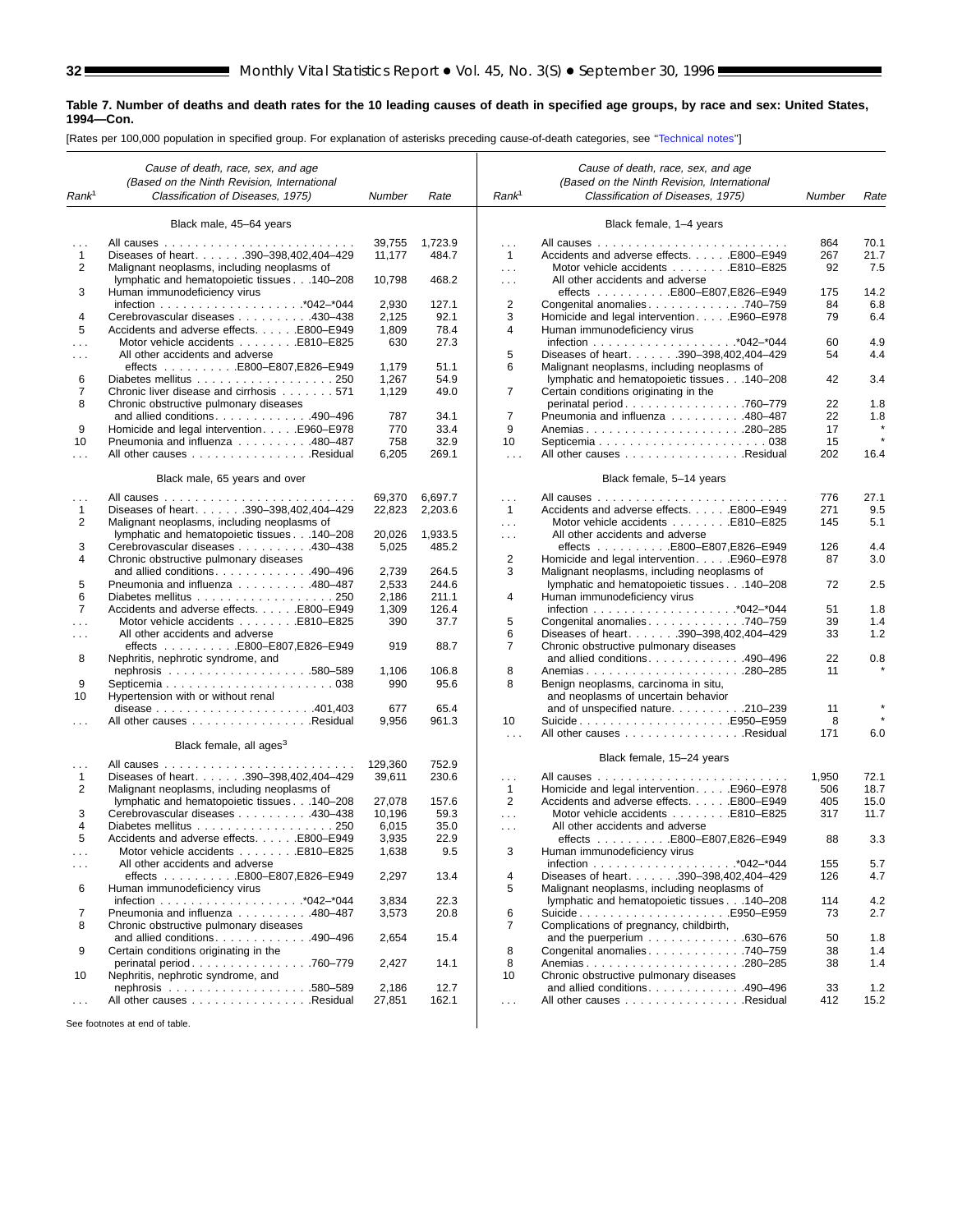**Table 7. Number of deaths and death rates for the 10 leading causes of death in specified age groups, by race and sex: United States, 1994—Con.**

[Rates per 100,000 population in specified group. For explanation of asterisks preceding cause-of-death categories, see "Technical notes"]

| Rank[1] | Cause of death, race, sex, and age (Based on the Ninth Revision, International Classification of Diseases, 1975) | Number | Rate |
|---|---|---|---|
| | **Black male, 45–64 years** | | |
| . . . | All causes | 39,755 | 1,723.9 |
| 1 | Diseases of heart . . . . . . 390–398,402,404–429 | 11,177 | 484.7 |
| 2 | Malignant neoplasms, including neoplasms of lymphatic and hematopoietic tissues . . . 140–208 | 10,798 | 468.2 |
| 3 | Human immunodeficiency virus infection . . . . . . *042–*044 | 2,930 | 127.1 |
| 4 | Cerebrovascular diseases . . . . . . 430–438 | 2,125 | 92.1 |
| 5 | Accidents and adverse effects. . . . . . E800–E949 | 1,809 | 78.4 |
| . . . | Motor vehicle accidents . . . . . . E810–E825 | 630 | 27.3 |
| . . . | All other accidents and adverse effects . . . . . . E800–E807,E826–E949 | 1,179 | 51.1 |
| 6 | Diabetes mellitus . . . . . . 250 | 1,267 | 54.9 |
| 7 | Chronic liver disease and cirrhosis . . . . . . 571 | 1,129 | 49.0 |
| 8 | Chronic obstructive pulmonary diseases and allied conditions. . . . . . 490–496 | 787 | 34.1 |
| 9 | Homicide and legal intervention. . . . . . E960–E978 | 770 | 33.4 |
| 10 | Pneumonia and influenza . . . . . . 480–487 | 758 | 32.9 |
| . . . | All other causes . . . . . . Residual | 6,205 | 269.1 |
| | **Black male, 65 years and over** | | |
| . . . | All causes | 69,370 | 6,697.7 |
| 1 | Diseases of heart . . . . . . 390–398,402,404–429 | 22,823 | 2,203.6 |
| 2 | Malignant neoplasms, including neoplasms of lymphatic and hematopoietic tissues . . . 140–208 | 20,026 | 1,933.5 |
| 3 | Cerebrovascular diseases . . . . . . 430–438 | 5,025 | 485.2 |
| 4 | Chronic obstructive pulmonary diseases and allied conditions. . . . . . 490–496 | 2,739 | 264.5 |
| 5 | Pneumonia and influenza . . . . . . 480–487 | 2,533 | 244.6 |
| 6 | Diabetes mellitus . . . . . . 250 | 2,186 | 211.1 |
| 7 | Accidents and adverse effects. . . . . . E800–E949 | 1,309 | 126.4 |
| . . . | Motor vehicle accidents . . . . . . E810–E825 | 390 | 37.7 |
| . . . | All other accidents and adverse effects . . . . . . E800–E807,E826–E949 | 919 | 88.7 |
| 8 | Nephritis, nephrotic syndrome, and nephrosis . . . . . . 580–589 | 1,106 | 106.8 |
| 9 | Septicemia . . . . . . 038 | 990 | 95.6 |
| 10 | Hypertension with or without renal disease . . . . . . 401,403 | 677 | 65.4 |
| . . . | All other causes . . . . . . Residual | 9,956 | 961.3 |
| | **Black female, all ages[3]** | | |
| . . . | All causes | 129,360 | 752.9 |
| 1 | Diseases of heart . . . . . . 390–398,402,404–429 | 39,611 | 230.6 |
| 2 | Malignant neoplasms, including neoplasms of lymphatic and hematopoietic tissues . . . 140–208 | 27,078 | 157.6 |
| 3 | Cerebrovascular diseases . . . . . . 430–438 | 10,196 | 59.3 |
| 4 | Diabetes mellitus . . . . . . 250 | 6,015 | 35.0 |
| 5 | Accidents and adverse effects. . . . . . E800–E949 | 3,935 | 22.9 |
| . . . | Motor vehicle accidents . . . . . . E810–E825 | 1,638 | 9.5 |
| . . . | All other accidents and adverse effects . . . . . . E800–E807,E826–E949 | 2,297 | 13.4 |
| 6 | Human immunodeficiency virus infection . . . . . . *042–*044 | 3,834 | 22.3 |
| 7 | Pneumonia and influenza . . . . . . 480–487 | 3,573 | 20.8 |
| 8 | Chronic obstructive pulmonary diseases and allied conditions. . . . . . 490–496 | 2,654 | 15.4 |
| 9 | Certain conditions originating in the perinatal period. . . . . . 760–779 | 2,427 | 14.1 |
| 10 | Nephritis, nephrotic syndrome, and nephrosis . . . . . . 580–589 | 2,186 | 12.7 |
| . . . | All other causes . . . . . . Residual | 27,851 | 162.1 |
| | **Black female, 1–4 years** | | |
| . . . | All causes | 864 | 70.1 |
| 1 | Accidents and adverse effects. . . . . . E800–E949 | 267 | 21.7 |
| . . . | Motor vehicle accidents . . . . . . E810–E825 | 92 | 7.5 |
| . . . | All other accidents and adverse effects . . . . . . E800–E807,E826–E949 | 175 | 14.2 |
| 2 | Congenital anomalies. . . . . . 740–759 | 84 | 6.8 |
| 3 | Homicide and legal intervention. . . . . . E960–E978 | 79 | 6.4 |
| 4 | Human immunodeficiency virus infection . . . . . . *042–*044 | 60 | 4.9 |
| 5 | Diseases of heart . . . . . . 390–398,402,404–429 | 54 | 4.4 |
| 6 | Malignant neoplasms, including neoplasms of lymphatic and hematopoietic tissues . . . 140–208 | 42 | 3.4 |
| 7 | Certain conditions originating in the perinatal period. . . . . . 760–779 | 22 | 1.8 |
| 7 | Pneumonia and influenza . . . . . . 480–487 | 22 | 1.8 |
| 9 | Anemias . . . . . . 280–285 | 17 | * |
| 10 | Septicemia . . . . . . 038 | 15 | * |
| . . . | All other causes . . . . . . Residual | 202 | 16.4 |
| | **Black female, 5–14 years** | | |
| . . . | All causes | 776 | 27.1 |
| 1 | Accidents and adverse effects. . . . . . E800–E949 | 271 | 9.5 |
| . . . | Motor vehicle accidents . . . . . . E810–E825 | 145 | 5.1 |
| . . . | All other accidents and adverse effects . . . . . . E800–E807,E826–E949 | 126 | 4.4 |
| 2 | Homicide and legal intervention. . . . . . E960–E978 | 87 | 3.0 |
| 3 | Malignant neoplasms, including neoplasms of lymphatic and hematopoietic tissues . . . 140–208 | 72 | 2.5 |
| 4 | Human immunodeficiency virus infection . . . . . . *042–*044 | 51 | 1.8 |
| 5 | Congenital anomalies. . . . . . 740–759 | 39 | 1.4 |
| 6 | Diseases of heart . . . . . . 390–398,402,404–429 | 33 | 1.2 |
| 7 | Chronic obstructive pulmonary diseases and allied conditions. . . . . . 490–496 | 22 | 0.8 |
| 8 | Anemias . . . . . . 280–285 | 11 | * |
| 8 | Benign neoplasms, carcinoma in situ, and neoplasms of uncertain behavior and of unspecified nature. . . . . . 210–239 | 11 | * |
| 10 | Suicide . . . . . . E950–E959 | 8 | * |
| . . . | All other causes . . . . . . Residual | 171 | 6.0 |
| | **Black female, 15–24 years** | | |
| . . . | All causes | 1,950 | 72.1 |
| 1 | Homicide and legal intervention. . . . . . E960–E978 | 506 | 18.7 |
| 2 | Accidents and adverse effects. . . . . . E800–E949 | 405 | 15.0 |
| . . . | Motor vehicle accidents . . . . . . E810–E825 | 317 | 11.7 |
| . . . | All other accidents and adverse effects . . . . . . E800–E807,E826–E949 | 88 | 3.3 |
| 3 | Human immunodeficiency virus infection . . . . . . *042–*044 | 155 | 5.7 |
| 4 | Diseases of heart . . . . . . 390–398,402,404–429 | 126 | 4.7 |
| 5 | Malignant neoplasms, including neoplasms of lymphatic and hematopoietic tissues . . . 140–208 | 114 | 4.2 |
| 6 | Suicide . . . . . . E950–E959 | 73 | 2.7 |
| 7 | Complications of pregnancy, childbirth, and the puerperium . . . . . . 630–676 | 50 | 1.8 |
| 8 | Congenital anomalies. . . . . . 740–759 | 38 | 1.4 |
| 8 | Anemias . . . . . . 280–285 | 38 | 1.4 |
| 10 | Chronic obstructive pulmonary diseases and allied conditions. . . . . . 490–496 | 33 | 1.2 |
| . . . | All other causes . . . . . . Residual | 412 | 15.2 |

See footnotes at end of table.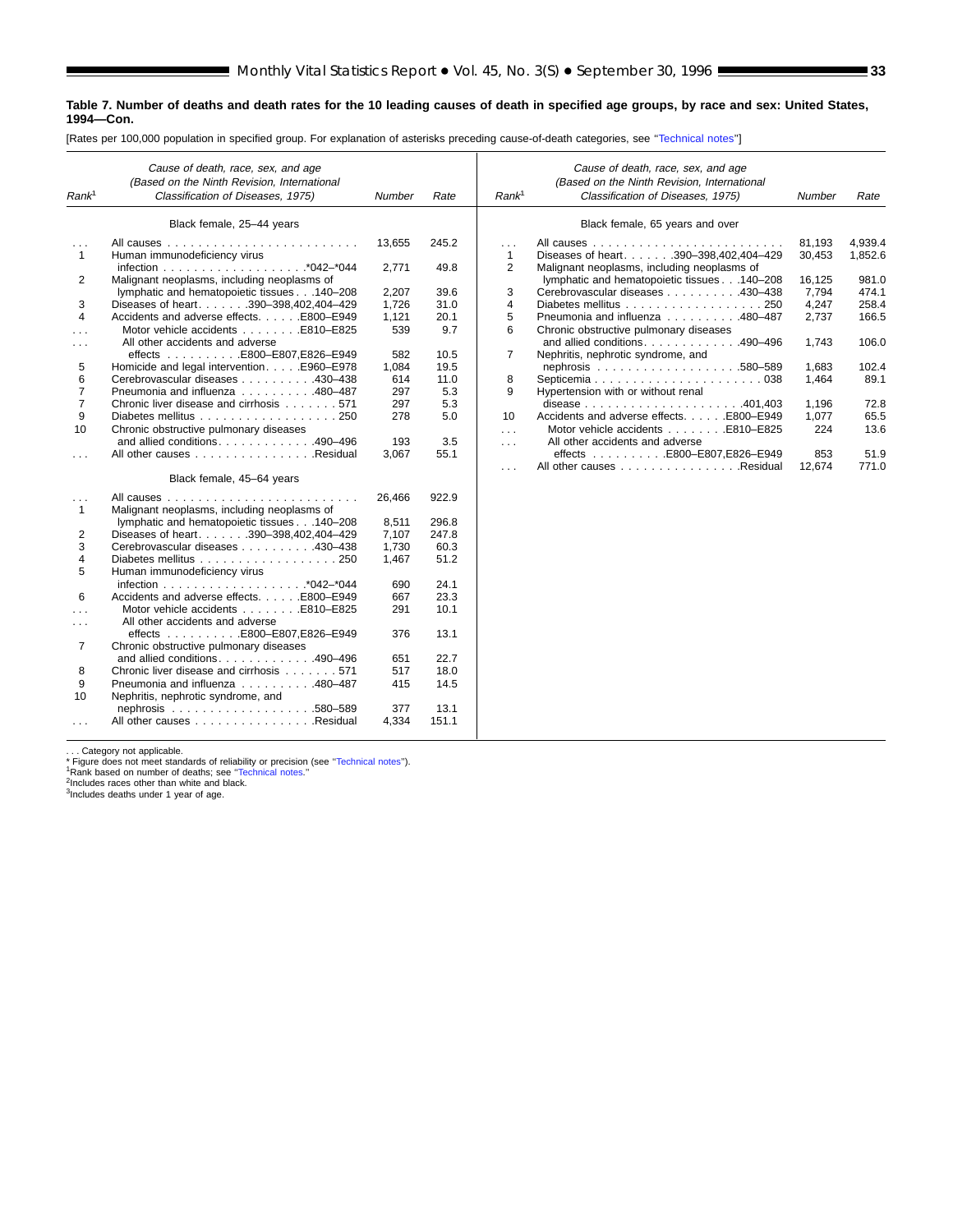**Table 7. Number of deaths and death rates for the 10 leading causes of death in specified age groups, by race and sex: United States, 1994—Con.**

[Rates per 100,000 population in specified group. For explanation of asterisks preceding cause-of-death categories, see "Technical notes"]

| Rank[1] | Cause of death, race, sex, and age (Based on the Ninth Revision, International Classification of Diseases, 1975) | Number | Rate |
|---|---|---|---|
| | **Black female, 25–44 years** | | |
| . . . | All causes | 13,655 | 245.2 |
| 1 | Human immunodeficiency virus infection . . . *042–*044 | 2,771 | 49.8 |
| 2 | Malignant neoplasms, including neoplasms of lymphatic and hematopoietic tissues . . . 140–208 | 2,207 | 39.6 |
| 3 | Diseases of heart . . . 390–398,402,404–429 | 1,726 | 31.0 |
| 4 | Accidents and adverse effects . . . E800–E949 | 1,121 | 20.1 |
| . . . | Motor vehicle accidents . . . E810–E825 | 539 | 9.7 |
| . . . | All other accidents and adverse effects . . . E800–E807,E826–E949 | 582 | 10.5 |
| 5 | Homicide and legal intervention . . . E960–E978 | 1,084 | 19.5 |
| 6 | Cerebrovascular diseases . . . 430–438 | 614 | 11.0 |
| 7 | Pneumonia and influenza . . . 480–487 | 297 | 5.3 |
| 7 | Chronic liver disease and cirrhosis . . . 571 | 297 | 5.3 |
| 9 | Diabetes mellitus . . . 250 | 278 | 5.0 |
| 10 | Chronic obstructive pulmonary diseases and allied conditions . . . 490–496 | 193 | 3.5 |
| . . . | All other causes . . . Residual | 3,067 | 55.1 |
| | **Black female, 45–64 years** | | |
| . . . | All causes | 26,466 | 922.9 |
| 1 | Malignant neoplasms, including neoplasms of lymphatic and hematopoietic tissues . . . 140–208 | 8,511 | 296.8 |
| 2 | Diseases of heart . . . 390–398,402,404–429 | 7,107 | 247.8 |
| 3 | Cerebrovascular diseases . . . 430–438 | 1,730 | 60.3 |
| 4 | Diabetes mellitus . . . 250 | 1,467 | 51.2 |
| 5 | Human immunodeficiency virus infection . . . *042–*044 | 690 | 24.1 |
| 6 | Accidents and adverse effects . . . E800–E949 | 667 | 23.3 |
| . . . | Motor vehicle accidents . . . E810–E825 | 291 | 10.1 |
| . . . | All other accidents and adverse effects . . . E800–E807,E826–E949 | 376 | 13.1 |
| 7 | Chronic obstructive pulmonary diseases and allied conditions . . . 490–496 | 651 | 22.7 |
| 8 | Chronic liver disease and cirrhosis . . . 571 | 517 | 18.0 |
| 9 | Pneumonia and influenza . . . 480–487 | 415 | 14.5 |
| 10 | Nephritis, nephrotic syndrome, and nephrosis . . . 580–589 | 377 | 13.1 |
| . . . | All other causes . . . Residual | 4,334 | 151.1 |
| | **Black female, 65 years and over** | | |
| . . . | All causes | 81,193 | 4,939.4 |
| 1 | Diseases of heart . . . 390–398,402,404–429 | 30,453 | 1,852.6 |
| 2 | Malignant neoplasms, including neoplasms of lymphatic and hematopoietic tissues . . . 140–208 | 16,125 | 981.0 |
| 3 | Cerebrovascular diseases . . . 430–438 | 7,794 | 474.1 |
| 4 | Diabetes mellitus . . . 250 | 4,247 | 258.4 |
| 5 | Pneumonia and influenza . . . 480–487 | 2,737 | 166.5 |
| 6 | Chronic obstructive pulmonary diseases and allied conditions . . . 490–496 | 1,743 | 106.0 |
| 7 | Nephritis, nephrotic syndrome, and nephrosis . . . 580–589 | 1,683 | 102.4 |
| 8 | Septicemia . . . 038 | 1,464 | 89.1 |
| 9 | Hypertension with or without renal disease . . . 401,403 | 1,196 | 72.8 |
| 10 | Accidents and adverse effects . . . E800–E949 | 1,077 | 65.5 |
| . . . | Motor vehicle accidents . . . E810–E825 | 224 | 13.6 |
| . . . | All other accidents and adverse effects . . . E800–E807,E826–E949 | 853 | 51.9 |
| . . . | All other causes . . . Residual | 12,674 | 771.0 |

. . . Category not applicable.

* Figure does not meet standards of reliability or precision (see "Technical notes").

[1]Rank based on number of deaths; see "Technical notes."

[2]Includes races other than white and black.

[3]Includes deaths under 1 year of age.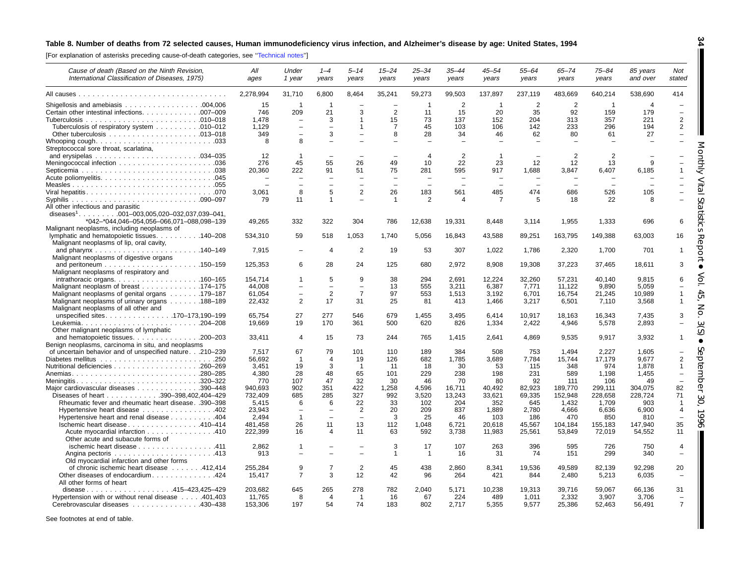## Table 8. Number of deaths from 72 selected causes, Human immunodeficiency virus infection, and Alzheimer's disease by age: United States, 1994

[For explanation of asterisks preceding cause-of-death categories, see "Technical notes"]

| Cause of death (Based on the Ninth Revision, International Classification of Diseases, 1975) | All ages | Under 1 year | 1–4 years | 5–14 years | 15–24 years | 25–34 years | 35–44 years | 45–54 years | 55–64 years | 65–74 years | 75–84 years | 85 years and over | Not stated |
|---|---|---|---|---|---|---|---|---|---|---|---|---|---|
| All causes | 2,278,994 | 31,710 | 6,800 | 8,464 | 35,241 | 59,273 | 99,503 | 137,897 | 237,119 | 483,669 | 640,214 | 538,690 | 414 |
| Shigellosis and amebiasis .004,006 | 15 | 1 | 1 | – | – | 1 | 2 | 1 | 2 | 2 | 1 | 4 | – |
| Certain other intestinal infections .007–009 | 746 | 209 | 21 | 3 | 2 | 11 | 15 | 20 | 35 | 92 | 159 | 179 | – |
| Tuberculosis .010–018 | 1,478 | – | 3 | 1 | 15 | 73 | 137 | 152 | 204 | 313 | 357 | 221 | 2 |
| Tuberculosis of respiratory system .010–012 | 1,129 | – | – | 1 | 7 | 45 | 103 | 106 | 142 | 233 | 296 | 194 | 2 |
| Other tuberculosis .013–018 | 349 | – | 3 | – | 8 | 28 | 34 | 46 | 62 | 80 | 61 | 27 | – |
| Whooping cough .033 | 8 | 8 | – | – | – | – | – | – | – | – | – | – | – |
| Streptococcal sore throat, scarlatina, and erysipelas .034–035 | 12 | 1 | – | – | – | 4 | 2 | 1 | – | 2 | 2 | – | – |
| Meningococcal infection .036 | 276 | 45 | 55 | 26 | 49 | 10 | 22 | 23 | 12 | 12 | 13 | 9 | – |
| Septicemia .038 | 20,360 | 222 | 91 | 51 | 75 | 281 | 595 | 917 | 1,688 | 3,847 | 6,407 | 6,185 | 1 |
| Acute poliomyelitis .045 | – | – | – | – | – | – | – | – | – | – | – | – | – |
| Measles .055 | – | – | – | – | – | – | – | – | – | – | – | – | – |
| Viral hepatitis .070 | 3,061 | 8 | 5 | 2 | 26 | 183 | 561 | 485 | 474 | 686 | 526 | 105 | – |
| Syphilis .090–097 | 79 | 11 | 1 | – | 1 | 2 | 4 | 7 | 5 | 18 | 22 | 8 | – |
| All other infectious and parasitic diseases[1] .001–003,005,020–032,037,039–041, *042–*044,046–054,056–066,071–088,098–139 | 49,265 | 332 | 322 | 304 | 786 | 12,638 | 19,331 | 8,448 | 3,114 | 1,955 | 1,333 | 696 | 6 |
| Malignant neoplasms, including neoplasms of lymphatic and hematopoietic tissues .140–208 | 534,310 | 59 | 518 | 1,053 | 1,740 | 5,056 | 16,843 | 43,588 | 89,251 | 163,795 | 149,388 | 63,003 | 16 |
| Malignant neoplasms of lip, oral cavity, and pharynx .140–149 | 7,915 | – | 4 | 2 | 19 | 53 | 307 | 1,022 | 1,786 | 2,320 | 1,700 | 701 | 1 |
| Malignant neoplasms of digestive organs and peritoneum .150–159 | 125,353 | 6 | 28 | 24 | 125 | 680 | 2,972 | 8,908 | 19,308 | 37,223 | 37,465 | 18,611 | 3 |
| Malignant neoplasms of respiratory and intrathoracic organs .160–165 | 154,714 | 1 | 5 | 9 | 38 | 294 | 2,691 | 12,224 | 32,260 | 57,231 | 40,140 | 9,815 | 6 |
| Malignant neoplasm of breast .174–175 | 44,008 | – | – | – | 13 | 555 | 3,211 | 6,387 | 7,771 | 11,122 | 9,890 | 5,059 | – |
| Malignant neoplasms of genital organs .179–187 | 61,054 | – | 2 | 7 | 97 | 553 | 1,513 | 3,192 | 6,701 | 16,754 | 21,245 | 10,989 | 1 |
| Malignant neoplasms of urinary organs .188–189 | 22,432 | 2 | 17 | 31 | 25 | 81 | 413 | 1,466 | 3,217 | 6,501 | 7,110 | 3,568 | 1 |
| Malignant neoplasms of all other and unspecified sites .170–173,190–199 | 65,754 | 27 | 277 | 546 | 679 | 1,455 | 3,495 | 6,414 | 10,917 | 18,163 | 16,343 | 7,435 | 3 |
| Leukemia .204–208 | 19,669 | 19 | 170 | 361 | 500 | 620 | 826 | 1,334 | 2,422 | 4,946 | 5,578 | 2,893 | – |
| Other malignant neoplasms of lymphatic and hematopoietic tissues .200–203 | 33,411 | 4 | 15 | 73 | 244 | 765 | 1,415 | 2,641 | 4,869 | 9,535 | 9,917 | 3,932 | 1 |
| Benign neoplasms, carcinoma in situ, and neoplasms of uncertain behavior and of unspecified nature .210–239 | 7,517 | 67 | 79 | 101 | 110 | 189 | 384 | 508 | 753 | 1,494 | 2,227 | 1,605 | – |
| Diabetes mellitus .250 | 56,692 | 1 | 4 | 19 | 126 | 682 | 1,785 | 3,689 | 7,784 | 15,744 | 17,179 | 9,677 | 2 |
| Nutritional deficiencies .260–269 | 3,451 | 19 | 3 | 1 | 11 | 18 | 30 | 53 | 115 | 348 | 974 | 1,878 | 1 |
| Anemias .280–285 | 4,380 | 28 | 48 | 65 | 101 | 229 | 238 | 198 | 231 | 589 | 1,198 | 1,455 | – |
| Meningitis .320–322 | 770 | 107 | 47 | 32 | 30 | 46 | 70 | 80 | 92 | 111 | 106 | 49 | – |
| Major cardiovascular diseases .390–448 | 940,693 | 902 | 351 | 422 | 1,258 | 4,596 | 16,711 | 40,492 | 82,923 | 189,770 | 299,111 | 304,075 | 82 |
| Diseases of heart .390–398,402,404–429 | 732,409 | 685 | 285 | 327 | 992 | 3,520 | 13,243 | 33,621 | 69,335 | 152,948 | 228,658 | 228,724 | 71 |
| Rheumatic fever and rheumatic heart disease .390–398 | 5,415 | 6 | 6 | 22 | 33 | 102 | 204 | 352 | 645 | 1,432 | 1,709 | 903 | 1 |
| Hypertensive heart disease .402 | 23,943 | – | – | 2 | 20 | 209 | 837 | 1,889 | 2,780 | 4,666 | 6,636 | 6,900 | 4 |
| Hypertensive heart and renal disease .404 | 2,494 | 1 | – | – | 3 | 25 | 46 | 103 | 186 | 470 | 850 | 810 | – |
| Ischemic heart disease .410–414 | 481,458 | 26 | 11 | 13 | 112 | 1,048 | 6,721 | 20,618 | 45,567 | 104,184 | 155,183 | 147,940 | 35 |
| Acute myocardial infarction .410 | 222,399 | 16 | 4 | 11 | 63 | 592 | 3,738 | 11,983 | 25,561 | 53,849 | 72,019 | 54,552 | 11 |
| Other acute and subacute forms of ischemic heart disease .411 | 2,862 | 1 | – | – | 3 | 17 | 107 | 263 | 396 | 595 | 726 | 750 | 4 |
| Angina pectoris .413 | 913 | – | – | – | 1 | 1 | 16 | 31 | 74 | 151 | 299 | 340 | – |
| Old myocardial infarction and other forms of chronic ischemic heart disease .412,414 | 255,284 | 9 | 7 | 2 | 45 | 438 | 2,860 | 8,341 | 19,536 | 49,589 | 82,139 | 92,298 | 20 |
| Other diseases of endocardium .424 | 15,417 | 7 | 3 | 12 | 42 | 96 | 264 | 421 | 844 | 2,480 | 5,213 | 6,035 | – |
| All other forms of heart disease .415–423,425–429 | 203,682 | 645 | 265 | 278 | 782 | 2,040 | 5,171 | 10,238 | 19,313 | 39,716 | 59,067 | 66,136 | 31 |
| Hypertension with or without renal disease .401,403 | 11,765 | 8 | 4 | 1 | 16 | 67 | 224 | 489 | 1,011 | 2,332 | 3,907 | 3,706 | – |
| Cerebrovascular diseases .430–438 | 153,306 | 197 | 54 | 74 | 183 | 802 | 2,717 | 5,355 | 9,577 | 25,386 | 52,463 | 56,491 | 7 |

See footnotes at end of table.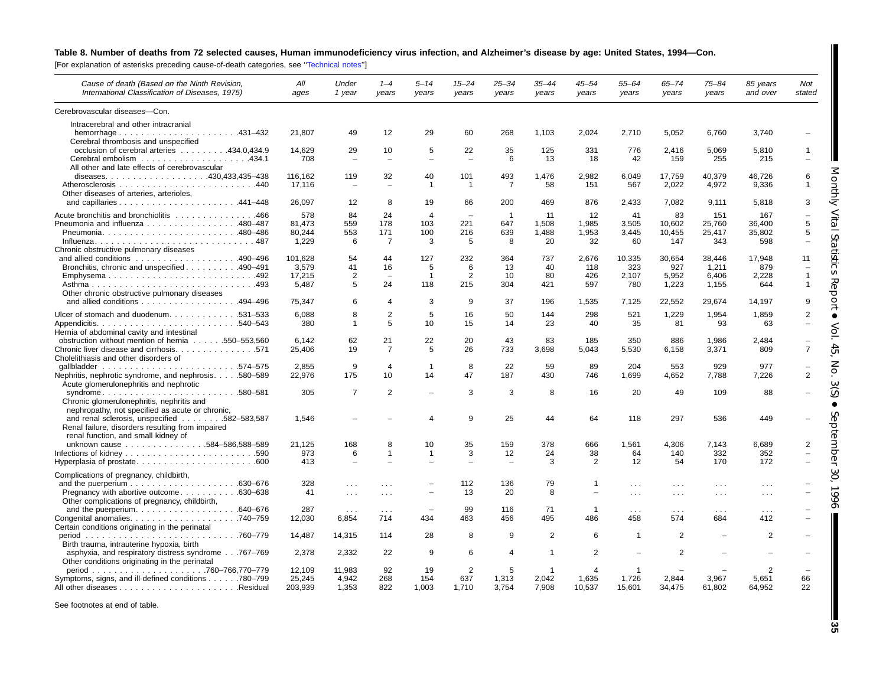**Table 8. Number of deaths from 72 selected causes, Human immunodeficiency virus infection, and Alzheimer's disease by age: United States, 1994—Con.**

[For explanation of asterisks preceding cause-of-death categories, see "Technical notes"]

| Cause of death (Based on the Ninth Revision, International Classification of Diseases, 1975) | All ages | Under 1 year | 1–4 years | 5–14 years | 15–24 years | 25–34 years | 35–44 years | 45–54 years | 55–64 years | 65–74 years | 75–84 years | 85 years and over | Not stated |
|---|---|---|---|---|---|---|---|---|---|---|---|---|---|
| Cerebrovascular diseases—Con. | | | | | | | | | | | | | |
| Intracerebral and other intracranial hemorrhage . . . . . .431–432 | 21,807 | 49 | 12 | 29 | 60 | 268 | 1,103 | 2,024 | 2,710 | 5,052 | 6,760 | 3,740 | – |
| Cerebral thrombosis and unspecified occlusion of cerebral arteries . . . . .434.0,434.9 | 14,629 | 29 | 10 | 5 | 22 | 35 | 125 | 331 | 776 | 2,416 | 5,069 | 5,810 | 1 |
| Cerebral embolism . . . . . .434.1 | 708 | – | – | – | – | 6 | 13 | 18 | 42 | 159 | 255 | 215 | – |
| All other and late effects of cerebrovascular diseases. . . . . .430,433,435–438 | 116,162 | 119 | 32 | 40 | 101 | 493 | 1,476 | 2,982 | 6,049 | 17,759 | 40,379 | 46,726 | 6 |
| Atherosclerosis . . . . . .440 | 17,116 | – | – | 1 | 1 | 7 | 58 | 151 | 567 | 2,022 | 4,972 | 9,336 | 1 |
| Other diseases of arteries, arterioles, and capillaries . . . . . .441–448 | 26,097 | 12 | 8 | 19 | 66 | 200 | 469 | 876 | 2,433 | 7,082 | 9,111 | 5,818 | 3 |
| Acute bronchitis and bronchiolitis . . . . . .466 | 578 | 84 | 24 | 4 | – | 1 | 11 | 12 | 41 | 83 | 151 | 167 | – |
| Pneumonia and influenza . . . . . .480–487 | 81,473 | 559 | 178 | 103 | 221 | 647 | 1,508 | 1,985 | 3,505 | 10,602 | 25,760 | 36,400 | 5 |
| Pneumonia. . . . . .480–486 | 80,244 | 553 | 171 | 100 | 216 | 639 | 1,488 | 1,953 | 3,445 | 10,455 | 25,417 | 35,802 | 5 |
| Influenza. . . . . .487 | 1,229 | 6 | 7 | 3 | 5 | 8 | 20 | 32 | 60 | 147 | 343 | 598 | – |
| Chronic obstructive pulmonary diseases and allied conditions . . . . . .490–496 | 101,628 | 54 | 44 | 127 | 232 | 364 | 737 | 2,676 | 10,335 | 30,654 | 38,446 | 17,948 | 11 |
| Bronchitis, chronic and unspecified . . . . . .490–491 | 3,579 | 41 | 16 | 5 | 6 | 13 | 40 | 118 | 323 | 927 | 1,211 | 879 | – |
| Emphysema . . . . . .492 | 17,215 | 2 | – | 1 | 2 | 10 | 80 | 426 | 2,107 | 5,952 | 6,406 | 2,228 | 1 |
| Asthma . . . . . .493 | 5,487 | 5 | 24 | 118 | 215 | 304 | 421 | 597 | 780 | 1,223 | 1,155 | 644 | 1 |
| Other chronic obstructive pulmonary diseases and allied conditions . . . . . .494–496 | 75,347 | 6 | 4 | 3 | 9 | 37 | 196 | 1,535 | 7,125 | 22,552 | 29,674 | 14,197 | 9 |
| Ulcer of stomach and duodenum. . . . . .531–533 | 6,088 | 8 | 2 | 5 | 16 | 50 | 144 | 298 | 521 | 1,229 | 1,954 | 1,859 | 2 |
| Appendicitis. . . . . .540–543 | 380 | 1 | 5 | 10 | 15 | 14 | 23 | 40 | 35 | 81 | 93 | 63 | – |
| Hernia of abdominal cavity and intestinal obstruction without mention of hernia . . . . . .550–553,560 | 6,142 | 62 | 21 | 22 | 20 | 43 | 83 | 185 | 350 | 886 | 1,986 | 2,484 | – |
| Chronic liver disease and cirrhosis. . . . . .571 | 25,406 | 19 | 7 | 5 | 26 | 733 | 3,698 | 5,043 | 5,530 | 6,158 | 3,371 | 809 | 7 |
| Cholelithiasis and other disorders of gallbladder . . . . . .574–575 | 2,855 | 9 | 4 | 1 | 8 | 22 | 59 | 89 | 204 | 553 | 929 | 977 | – |
| Nephritis, nephrotic syndrome, and nephrosis. . . . .580–589 | 22,976 | 175 | 10 | 14 | 47 | 187 | 430 | 746 | 1,699 | 4,652 | 7,788 | 7,226 | 2 |
| Acute glomerulonephritis and nephrotic syndrome . . . . . .580–581 | 305 | 7 | 2 | – | 3 | 3 | 8 | 16 | 20 | 49 | 109 | 88 | – |
| Chronic glomerulonephritis, nephritis and nephropathy, not specified as acute or chronic, and renal sclerosis, unspecified . . . . . .582–583,587 | 1,546 | – | – | 4 | 9 | 25 | 44 | 64 | 118 | 297 | 536 | 449 | – |
| Renal failure, disorders resulting from impaired renal function, and small kidney of unknown cause . . . . . .584–586,588–589 | 21,125 | 168 | 8 | 10 | 35 | 159 | 378 | 666 | 1,561 | 4,306 | 7,143 | 6,689 | 2 |
| Infections of kidney . . . . . .590 | 973 | 6 | 1 | 1 | 3 | 12 | 24 | 38 | 64 | 140 | 332 | 352 | – |
| Hyperplasia of prostate. . . . . .600 | 413 | – | – | – | – | – | 3 | 2 | 12 | 54 | 170 | 172 | – |
| Complications of pregnancy, childbirth, and the puerperium . . . . . .630–676 | 328 | . . . | . . . | – | 112 | 136 | 79 | 1 | . . . | . . . | . . . | . . . | – |
| Pregnancy with abortive outcome. . . . . .630–638 | 41 | . . . | . . . | – | 13 | 20 | 8 | – | . . . | . . . | . . . | . . . | – |
| Other complications of pregnancy, childbirth, and the puerperium. . . . . .640–676 | 287 | . . . | . . . | – | 99 | 116 | 71 | 1 | . . . | . . . | . . . | . . . | – |
| Congenital anomalies. . . . . .740–759 | 12,030 | 6,854 | 714 | 434 | 463 | 456 | 495 | 486 | 458 | 574 | 684 | 412 | – |
| Certain conditions originating in the perinatal period . . . . . .760–779 | 14,487 | 14,315 | 114 | 28 | 8 | 9 | 2 | 6 | 1 | 2 | – | 2 | – |
| Birth trauma, intrauterine hypoxia, birth asphyxia, and respiratory distress syndrome . . .767–769 | 2,378 | 2,332 | 22 | 9 | 6 | 4 | 1 | 2 | – | 2 | – | – | – |
| Other conditions originating in the perinatal period . . . . . .760–766,770–779 | 12,109 | 11,983 | 92 | 19 | 2 | 5 | 1 | 4 | 1 | – | – | 2 | – |
| Symptoms, signs, and ill-defined conditions . . . . . .780–799 | 25,245 | 4,942 | 268 | 154 | 637 | 1,313 | 2,042 | 1,635 | 1,726 | 2,844 | 3,967 | 5,651 | 66 |
| All other diseases . . . . . .Residual | 203,939 | 1,353 | 822 | 1,003 | 1,710 | 3,754 | 7,908 | 10,537 | 15,601 | 34,475 | 61,802 | 64,952 | 22 |

See footnotes at end of table.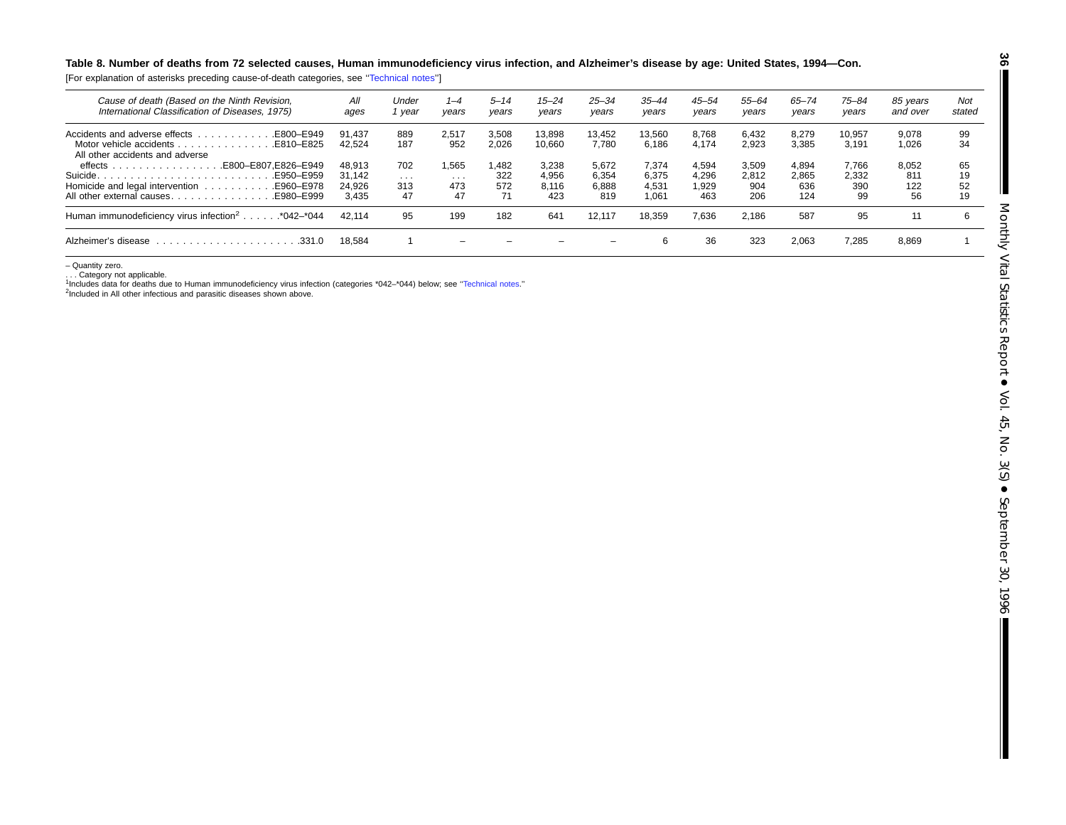**Table 8. Number of deaths from 72 selected causes, Human immunodeficiency virus infection, and Alzheimer's disease by age: United States, 1994—Con.**

[For explanation of asterisks preceding cause-of-death categories, see "Technical notes"]

| Cause of death (Based on the Ninth Revision, International Classification of Diseases, 1975) | All ages | Under 1 year | 1–4 years | 5–14 years | 15–24 years | 25–34 years | 35–44 years | 45–54 years | 55–64 years | 65–74 years | 75–84 years | 85 years and over | Not stated |
|---|---|---|---|---|---|---|---|---|---|---|---|---|---|
| Accidents and adverse effects . . . . . . . . . . . .E800–E949 | 91,437 | 889 | 2,517 | 3,508 | 13,898 | 13,452 | 13,560 | 8,768 | 6,432 | 8,279 | 10,957 | 9,078 | 99 |
| Motor vehicle accidents . . . . . . . . . . . . . . .E810–E825 | 42,524 | 187 | 952 | 2,026 | 10,660 | 7,780 | 6,186 | 4,174 | 2,923 | 3,385 | 3,191 | 1,026 | 34 |
| All other accidents and adverse effects . . . . . . . . . . . . . . . . .E800–E807,E826–E949 | 48,913 | 702 | 1,565 | 1,482 | 3,238 | 5,672 | 7,374 | 4,594 | 3,509 | 4,894 | 7,766 | 8,052 | 65 |
| Suicide. . . . . . . . . . . . . . . . . . . . . . . . . .E950–E959 | 31,142 | . . . | . . . | 322 | 4,956 | 6,354 | 6,375 | 4,296 | 2,812 | 2,865 | 2,332 | 811 | 19 |
| Homicide and legal intervention . . . . . . . . . . .E960–E978 | 24,926 | 313 | 473 | 572 | 8,116 | 6,888 | 4,531 | 1,929 | 904 | 636 | 390 | 122 | 52 |
| All other external causes. . . . . . . . . . . . . . . .E980–E999 | 3,435 | 47 | 47 | 71 | 423 | 819 | 1,061 | 463 | 206 | 124 | 99 | 56 | 19 |
| Human immunodeficiency virus infection[2] . . . . . .*042–*044 | 42,114 | 95 | 199 | 182 | 641 | 12,117 | 18,359 | 7,636 | 2,186 | 587 | 95 | 11 | 6 |
| Alzheimer's disease . . . . . . . . . . . . . . . . . . . . . .331.0 | 18,584 | 1 | – | – | – | – | 6 | 36 | 323 | 2,063 | 7,285 | 8,869 | 1 |

– Quantity zero.
. . . Category not applicable.
[1]Includes data for deaths due to Human immunodeficiency virus infection (categories *042–*044) below; see "Technical notes."
[2]Included in All other infectious and parasitic diseases shown above.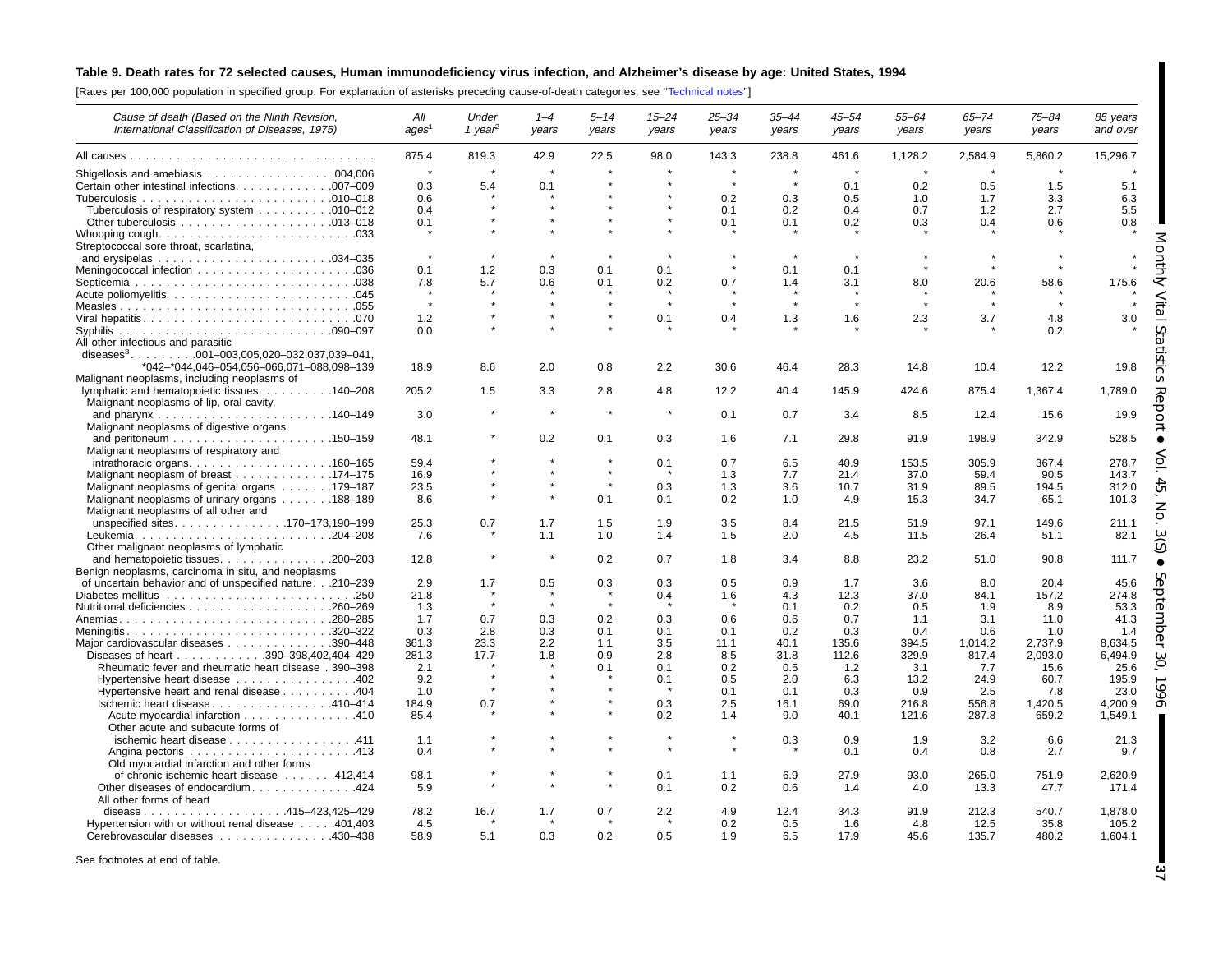**Table 9. Death rates for 72 selected causes, Human immunodeficiency virus infection, and Alzheimer's disease by age: United States, 1994**

[Rates per 100,000 population in specified group. For explanation of asterisks preceding cause-of-death categories, see "Technical notes"]

| Cause of death (Based on the Ninth Revision, International Classification of Diseases, 1975) | All ages[1] | Under 1 year[2] | 1–4 years | 5–14 years | 15–24 years | 25–34 years | 35–44 years | 45–54 years | 55–64 years | 65–74 years | 75–84 years | 85 years and over |
|---|---|---|---|---|---|---|---|---|---|---|---|---|
| All causes | 875.4 | 819.3 | 42.9 | 22.5 | 98.0 | 143.3 | 238.8 | 461.6 | 1,128.2 | 2,584.9 | 5,860.2 | 15,296.7 |
| Shigellosis and amebiasis .004,006 | * | * | * | * | * | * | * | * | * | * | * | * |
| Certain other intestinal infections .007–009 | 0.3 | 5.4 | 0.1 | * | * | * | * | 0.1 | 0.2 | 0.5 | 1.5 | 5.1 |
| Tuberculosis .010–018 | 0.6 | * | * | * | * | 0.2 | 0.3 | 0.5 | 1.0 | 1.7 | 3.3 | 6.3 |
| Tuberculosis of respiratory system .010–012 | 0.4 | * | * | * | * | 0.1 | 0.2 | 0.4 | 0.7 | 1.2 | 2.7 | 5.5 |
| Other tuberculosis .013–018 | 0.1 | * | * | * | * | 0.1 | 0.1 | 0.2 | 0.3 | 0.4 | 0.6 | 0.8 |
| Whooping cough .033 | * | * | * | * | * | * | * | * | * | * | * | * |
| Streptococcal sore throat, scarlatina, and erysipelas .034–035 | * | * | * | * | * | * | * | * | * | * | * | * |
| Meningococcal infection .036 | 0.1 | 1.2 | 0.3 | 0.1 | 0.1 | * | 0.1 | 0.1 | * | * | * | * |
| Septicemia .038 | 7.8 | 5.7 | 0.6 | 0.1 | 0.2 | 0.7 | 1.4 | 3.1 | 8.0 | 20.6 | 58.6 | 175.6 |
| Acute poliomyelitis .045 | * | * | * | * | * | * | * | * | * | * | * | * |
| Measles .055 | * | * | * | * | * | * | * | * | * | * | * | * |
| Viral hepatitis .070 | 1.2 | * | * | * | 0.1 | 0.4 | 1.3 | 1.6 | 2.3 | 3.7 | 4.8 | 3.0 |
| Syphilis .090–097 | 0.0 | * | * | * | * | * | * | * | * | * | 0.2 | * |
| All other infectious and parasitic diseases[3] .001–003,005,020–032,037,039–041, *042–*044,046–054,056–066,071–088,098–139 | 18.9 | 8.6 | 2.0 | 0.8 | 2.2 | 30.6 | 46.4 | 28.3 | 14.8 | 10.4 | 12.2 | 19.8 |
| Malignant neoplasms, including neoplasms of lymphatic and hematopoietic tissues .140–208 | 205.2 | 1.5 | 3.3 | 2.8 | 4.8 | 12.2 | 40.4 | 145.9 | 424.6 | 875.4 | 1,367.4 | 1,789.0 |
| Malignant neoplasms of lip, oral cavity, and pharynx .140–149 | 3.0 | * | * | * | * | 0.1 | 0.7 | 3.4 | 8.5 | 12.4 | 15.6 | 19.9 |
| Malignant neoplasms of digestive organs and peritoneum .150–159 | 48.1 | * | 0.2 | 0.1 | 0.3 | 1.6 | 7.1 | 29.8 | 91.9 | 198.9 | 342.9 | 528.5 |
| Malignant neoplasms of respiratory and intrathoracic organs .160–165 | 59.4 | * | * | * | 0.1 | 0.7 | 6.5 | 40.9 | 153.5 | 305.9 | 367.4 | 278.7 |
| Malignant neoplasm of breast .174–175 | 16.9 | * | * | * | * | 1.3 | 7.7 | 21.4 | 37.0 | 59.4 | 90.5 | 143.7 |
| Malignant neoplasms of genital organs .179–187 | 23.5 | * | * | * | 0.3 | 1.3 | 3.6 | 10.7 | 31.9 | 89.5 | 194.5 | 312.0 |
| Malignant neoplasms of urinary organs .188–189 | 8.6 | * | * | 0.1 | 0.1 | 0.2 | 1.0 | 4.9 | 15.3 | 34.7 | 65.1 | 101.3 |
| Malignant neoplasms of all other and unspecified sites .170–173,190–199 | 25.3 | 0.7 | 1.7 | 1.5 | 1.9 | 3.5 | 8.4 | 21.5 | 51.9 | 97.1 | 149.6 | 211.1 |
| Leukemia .204–208 | 7.6 | * | 1.1 | 1.0 | 1.4 | 1.5 | 2.0 | 4.5 | 11.5 | 26.4 | 51.1 | 82.1 |
| Other malignant neoplasms of lymphatic and hematopoietic tissues .200–203 | 12.8 | * | * | 0.2 | 0.7 | 1.8 | 3.4 | 8.8 | 23.2 | 51.0 | 90.8 | 111.7 |
| Benign neoplasms, carcinoma in situ, and neoplasms of uncertain behavior and of unspecified nature .210–239 | 2.9 | 1.7 | 0.5 | 0.3 | 0.3 | 0.5 | 0.9 | 1.7 | 3.6 | 8.0 | 20.4 | 45.6 |
| Diabetes mellitus .250 | 21.8 | * | * | * | 0.4 | 1.6 | 4.3 | 12.3 | 37.0 | 84.1 | 157.2 | 274.8 |
| Nutritional deficiencies .260–269 | 1.3 | * | * | * | * | * | 0.1 | 0.2 | 0.5 | 1.9 | 8.9 | 53.3 |
| Anemias .280–285 | 1.7 | 0.7 | 0.3 | 0.2 | 0.3 | 0.6 | 0.6 | 0.7 | 1.1 | 3.1 | 11.0 | 41.3 |
| Meningitis .320–322 | 0.3 | 2.8 | 0.3 | 0.1 | 0.1 | 0.1 | 0.2 | 0.3 | 0.4 | 0.6 | 1.0 | 1.4 |
| Major cardiovascular diseases .390–448 | 361.3 | 23.3 | 2.2 | 1.1 | 3.5 | 11.1 | 40.1 | 135.6 | 394.5 | 1,014.2 | 2,737.9 | 8,634.5 |
| Diseases of heart .390–398,402,404–429 | 281.3 | 17.7 | 1.8 | 0.9 | 2.8 | 8.5 | 31.8 | 112.6 | 329.9 | 817.4 | 2,093.0 | 6,494.9 |
| Rheumatic fever and rheumatic heart disease .390–398 | 2.1 | * | * | 0.1 | 0.1 | 0.2 | 0.5 | 1.2 | 3.1 | 7.7 | 15.6 | 25.6 |
| Hypertensive heart disease .402 | 9.2 | * | * | * | 0.1 | 0.5 | 2.0 | 6.3 | 13.2 | 24.9 | 60.7 | 195.9 |
| Hypertensive heart and renal disease .404 | 1.0 | * | * | * | * | 0.1 | 0.1 | 0.3 | 0.9 | 2.5 | 7.8 | 23.0 |
| Ischemic heart disease .410–414 | 184.9 | 0.7 | * | * | 0.3 | 2.5 | 16.1 | 69.0 | 216.8 | 556.8 | 1,420.5 | 4,200.9 |
| Acute myocardial infarction .410 | 85.4 | * | * | * | 0.2 | 1.4 | 9.0 | 40.1 | 121.6 | 287.8 | 659.2 | 1,549.1 |
| Other acute and subacute forms of ischemic heart disease .411 | 1.1 | * | * | * | * | * | 0.3 | 0.9 | 1.9 | 3.2 | 6.6 | 21.3 |
| Angina pectoris .413 | 0.4 | * | * | * | * | * | * | 0.1 | 0.4 | 0.8 | 2.7 | 9.7 |
| Old myocardial infarction and other forms of chronic ischemic heart disease .412,414 | 98.1 | * | * | * | 0.1 | 1.1 | 6.9 | 27.9 | 93.0 | 265.0 | 751.9 | 2,620.9 |
| Other diseases of endocardium .424 | 5.9 | * | * | * | 0.1 | 0.2 | 0.6 | 1.4 | 4.0 | 13.3 | 47.7 | 171.4 |
| All other forms of heart disease .415–423,425–429 | 78.2 | 16.7 | 1.7 | 0.7 | 2.2 | 4.9 | 12.4 | 34.3 | 91.9 | 212.3 | 540.7 | 1,878.0 |
| Hypertension with or without renal disease .401,403 | 4.5 | * | * | * | * | 0.2 | 0.5 | 1.6 | 4.8 | 12.5 | 35.8 | 105.2 |
| Cerebrovascular diseases .430–438 | 58.9 | 5.1 | 0.3 | 0.2 | 0.5 | 1.9 | 6.5 | 17.9 | 45.6 | 135.7 | 480.2 | 1,604.1 |

See footnotes at end of table.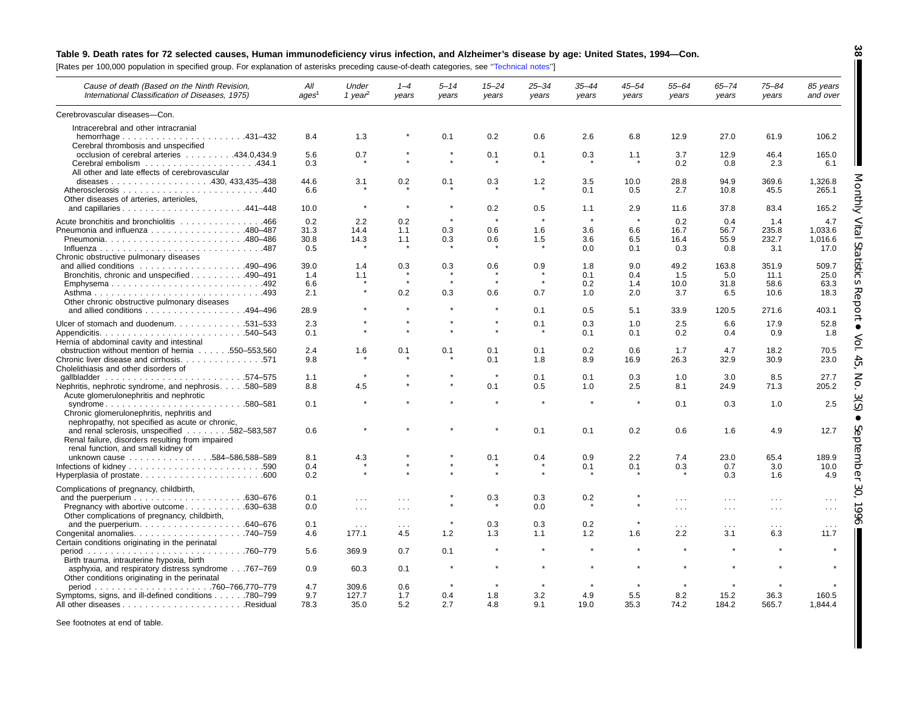**Table 9. Death rates for 72 selected causes, Human immunodeficiency virus infection, and Alzheimer's disease by age: United States, 1994—Con.**

[Rates per 100,000 population in specified group. For explanation of asterisks preceding cause-of-death categories, see "Technical notes"]

| Cause of death (Based on the Ninth Revision, International Classification of Diseases, 1975) | All ages[1] | Under 1 year[2] | 1–4 years | 5–14 years | 15–24 years | 25–34 years | 35–44 years | 45–54 years | 55–64 years | 65–74 years | 75–84 years | 85 years and over |
|---|---|---|---|---|---|---|---|---|---|---|---|---|
| Cerebrovascular diseases—Con. | | | | | | | | | | | | |
| Intracerebral and other intracranial hemorrhage . . . . . . . . . . . . . . . . . . . . . .431–432 | 8.4 | 1.3 | * | 0.1 | 0.2 | 0.6 | 2.6 | 6.8 | 12.9 | 27.0 | 61.9 | 106.2 |
| Cerebral thrombosis and unspecified occlusion of cerebral arteries . . . . . . . . .434.0,434.9 | 5.6 | 0.7 | * | * | 0.1 | 0.1 | 0.3 | 1.1 | 3.7 | 12.9 | 46.4 | 165.0 |
| Cerebral embolism . . . . . . . . . . . . . . . . . . . .434.1 | 0.3 | * | * | * | * | * | * | * | 0.2 | 0.8 | 2.3 | 6.1 |
| All other and late effects of cerebrovascular diseases . . . . . . . . . . . . . . . . . .430, 433,435–438 | 44.6 | 3.1 | 0.2 | 0.1 | 0.3 | 1.2 | 3.5 | 10.0 | 28.8 | 94.9 | 369.6 | 1,326.8 |
| Atherosclerosis . . . . . . . . . . . . . . . . . . . . . . . .440 | 6.6 | * | * | * | * | * | 0.1 | 0.5 | 2.7 | 10.8 | 45.5 | 265.1 |
| Other diseases of arteries, arterioles, and capillaries . . . . . . . . . . . . . . . . . . . . . .441–448 | 10.0 | * | * | * | 0.2 | 0.5 | 1.1 | 2.9 | 11.6 | 37.8 | 83.4 | 165.2 |
| Acute bronchitis and bronchiolitis . . . . . . . . . . . . . .466 | 0.2 | 2.2 | 0.2 | * | * | * | * | * | 0.2 | 0.4 | 1.4 | 4.7 |
| Pneumonia and influenza . . . . . . . . . . . . . . . . .480–487 | 31.3 | 14.4 | 1.1 | 0.3 | 0.6 | 1.6 | 3.6 | 6.6 | 16.7 | 56.7 | 235.8 | 1,033.6 |
| Pneumonia. . . . . . . . . . . . . . . . . . . . . . . . .480–486 | 30.8 | 14.3 | 1.1 | 0.3 | 0.6 | 1.5 | 3.6 | 6.5 | 16.4 | 55.9 | 232.7 | 1,016.6 |
| Influenza . . . . . . . . . . . . . . . . . . . . . . . . . . .487 | 0.5 | * | * | * | * | * | 0.0 | 0.1 | 0.3 | 0.8 | 3.1 | 17.0 |
| Chronic obstructive pulmonary diseases and allied conditions . . . . . . . . . . . . . . . . . .490–496 | 39.0 | 1.4 | 0.3 | 0.3 | 0.6 | 0.9 | 1.8 | 9.0 | 49.2 | 163.8 | 351.9 | 509.7 |
| Bronchitis, chronic and unspecified . . . . . . . . . .490–491 | 1.4 | 1.1 | * | * | * | * | 0.1 | 0.4 | 1.5 | 5.0 | 11.1 | 25.0 |
| Emphysema . . . . . . . . . . . . . . . . . . . . . . . . . .492 | 6.6 | * | * | * | * | * | 0.2 | 1.4 | 10.0 | 31.8 | 58.6 | 63.3 |
| Asthma . . . . . . . . . . . . . . . . . . . . . . . . . . . . .493 | 2.1 | * | 0.2 | 0.3 | 0.6 | 0.7 | 1.0 | 2.0 | 3.7 | 6.5 | 10.6 | 18.3 |
| Other chronic obstructive pulmonary diseases and allied conditions . . . . . . . . . . . . . . . . .494–496 | 28.9 | * | * | * | * | 0.1 | 0.5 | 5.1 | 33.9 | 120.5 | 271.6 | 403.1 |
| Ulcer of stomach and duodenum. . . . . . . . . . . . .531–533 | 2.3 | * | * | * | * | 0.1 | 0.3 | 1.0 | 2.5 | 6.6 | 17.9 | 52.8 |
| Appendicitis. . . . . . . . . . . . . . . . . . . . . . . . . .540–543 | 0.1 | * | * | * | * | * | 0.1 | 0.1 | 0.2 | 0.4 | 0.9 | 1.8 |
| Hernia of abdominal cavity and intestinal obstruction without mention of hernia . . . . . .550–553,560 | 2.4 | 1.6 | 0.1 | 0.1 | 0.1 | 0.1 | 0.2 | 0.6 | 1.7 | 4.7 | 18.2 | 70.5 |
| Chronic liver disease and cirrhosis. . . . . . . . . . . . . . .571 | 9.8 | * | * | * | 0.1 | 1.8 | 8.9 | 16.9 | 26.3 | 32.9 | 30.9 | 23.0 |
| Cholelithiasis and other disorders of gallbladder . . . . . . . . . . . . . . . . . . . . . . . . .574–575 | 1.1 | * | * | * | * | 0.1 | 0.1 | 0.3 | 1.0 | 3.0 | 8.5 | 27.7 |
| Nephritis, nephrotic syndrome, and nephrosis. . . . .580–589 | 8.8 | 4.5 | * | * | 0.1 | 0.5 | 1.0 | 2.5 | 8.1 | 24.9 | 71.3 | 205.2 |
| Acute glomerulonephritis and nephrotic syndrome . . . . . . . . . . . . . . . . . . . . . . . .580–581 | 0.1 | * | * | * | * | * | * | * | 0.1 | 0.3 | 1.0 | 2.5 |
| Chronic glomerulonephritis, nephritis and nephropathy, not specified as acute or chronic, and renal sclerosis, unspecified . . . . . . . .582–583,587 | 0.6 | * | * | * | * | 0.1 | 0.1 | 0.2 | 0.6 | 1.6 | 4.9 | 12.7 |
| Renal failure, disorders resulting from impaired renal function, and small kidney of unknown cause . . . . . . . . . . . . . . .584–586,588–589 | 8.1 | 4.3 | * | * | 0.1 | 0.4 | 0.9 | 2.2 | 7.4 | 23.0 | 65.4 | 189.9 |
| Infections of kidney . . . . . . . . . . . . . . . . . . . . . . .590 | 0.4 | * | * | * | * | * | 0.1 | 0.1 | 0.3 | 0.7 | 3.0 | 10.0 |
| Hyperplasia of prostate. . . . . . . . . . . . . . . . . . . . . .600 | 0.2 | * | * | * | * | * | * | * | * | 0.3 | 1.6 | 4.9 |
| Complications of pregnancy, childbirth, and the puerperium . . . . . . . . . . . . . . . . . . .630–676 | 0.1 | . . . | . . . | * | 0.3 | 0.3 | 0.2 | * | . . . | . . . | . . . | . . . |
| Pregnancy with abortive outcome . . . . . . . . . . .630–638 | 0.0 | . . . | . . . | * | * | 0.0 | * | * | . . . | . . . | . . . | . . . |
| Other complications of pregnancy, childbirth, and the puerperium. . . . . . . . . . . . . . . . . .640–676 | 0.1 | . . . | . . . | * | 0.3 | 0.3 | 0.2 | * | . . . | . . . | . . . | . . . |
| Congenital anomalies. . . . . . . . . . . . . . . . . . . .740–759 | 4.6 | 177.1 | 4.5 | 1.2 | 1.3 | 1.1 | 1.2 | 1.6 | 2.2 | 3.1 | 6.3 | 11.7 |
| Certain conditions originating in the perinatal period . . . . . . . . . . . . . . . . . . . . . . . . . . .760–779 | 5.6 | 369.9 | 0.7 | 0.1 | * | * | * | * | * | * | * | * |
| Birth trauma, intrauterine hypoxia, birth asphyxia, and respiratory distress syndrome . . .767–769 | 0.9 | 60.3 | 0.1 | * | * | * | * | * | * | * | * | * |
| Other conditions originating in the perinatal period . . . . . . . . . . . . . . . . . . . . .760–766,770–779 | 4.7 | 309.6 | 0.6 | * | * | * | * | * | * | * | * | * |
| Symptoms, signs, and ill-defined conditions . . . . . .780–799 | 9.7 | 127.7 | 1.7 | 0.4 | 1.8 | 3.2 | 4.9 | 5.5 | 8.2 | 15.2 | 36.3 | 160.5 |
| All other diseases . . . . . . . . . . . . . . . . . . . . . .Residual | 78.3 | 35.0 | 5.2 | 2.7 | 4.8 | 9.1 | 19.0 | 35.3 | 74.2 | 184.2 | 565.7 | 1,844.4 |

See footnotes at end of table.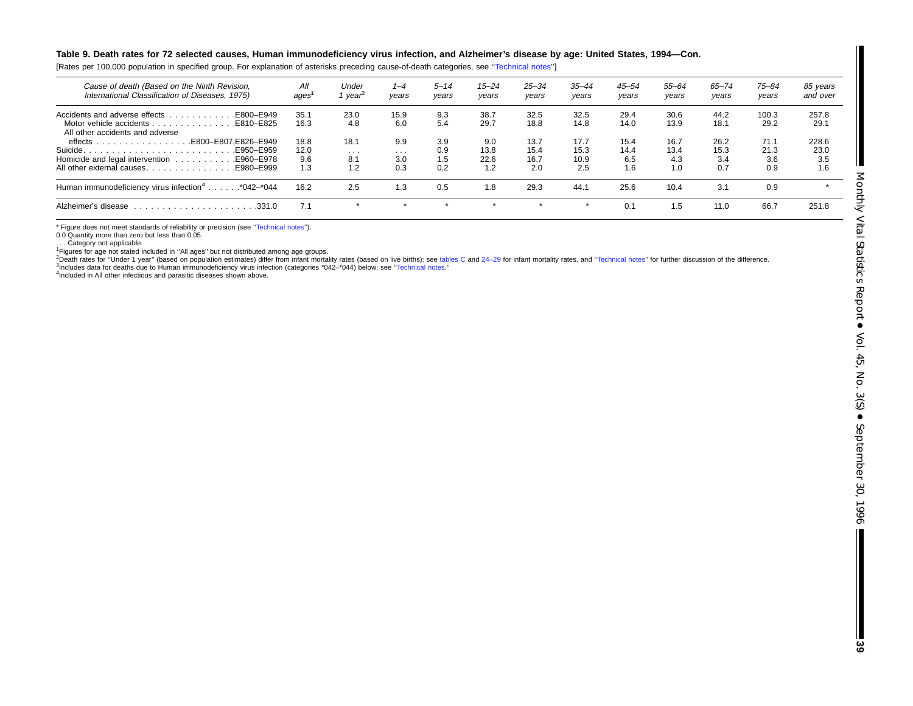**Table 9. Death rates for 72 selected causes, Human immunodeficiency virus infection, and Alzheimer's disease by age: United States, 1994—Con.**

[Rates per 100,000 population in specified group. For explanation of asterisks preceding cause-of-death categories, see ''Technical notes'']

| Cause of death (Based on the Ninth Revision, International Classification of Diseases, 1975) | All ages[1] | Under 1 year[2] | 1–4 years | 5–14 years | 15–24 years | 25–34 years | 35–44 years | 45–54 years | 55–64 years | 65–74 years | 75–84 years | 85 years and over |
|---|---|---|---|---|---|---|---|---|---|---|---|---|
| Accidents and adverse effects . . . . . . . . . . . .E800–E949 | 35.1 | 23.0 | 15.9 | 9.3 | 38.7 | 32.5 | 32.5 | 29.4 | 30.6 | 44.2 | 100.3 | 257.8 |
| Motor vehicle accidents . . . . . . . . . . . . . . .E810–E825 | 16.3 | 4.8 | 6.0 | 5.4 | 29.7 | 18.8 | 14.8 | 14.0 | 13.9 | 18.1 | 29.2 | 29.1 |
| All other accidents and adverse effects . . . . . . . . . . . . . . . .E800–E807,E826–E949 | 18.8 | 18.1 | 9.9 | 3.9 | 9.0 | 13.7 | 17.7 | 15.4 | 16.7 | 26.2 | 71.1 | 228.6 |
| Suicide. . . . . . . . . . . . . . . . . . . . . . . . . .E950–E959 | 12.0 | . . . | . . . | 0.9 | 13.8 | 15.4 | 15.3 | 14.4 | 13.4 | 15.3 | 21.3 | 23.0 |
| Homicide and legal intervention . . . . . . . . . . .E960–E978 | 9.6 | 8.1 | 3.0 | 1.5 | 22.6 | 16.7 | 10.9 | 6.5 | 4.3 | 3.4 | 3.6 | 3.5 |
| All other external causes. . . . . . . . . . . . . . . .E980–E999 | 1.3 | 1.2 | 0.3 | 0.2 | 1.2 | 2.0 | 2.5 | 1.6 | 1.0 | 0.7 | 0.9 | 1.6 |
| Human immunodeficiency virus infection[4] . . . . . .*042–*044 | 16.2 | 2.5 | 1.3 | 0.5 | 1.8 | 29.3 | 44.1 | 25.6 | 10.4 | 3.1 | 0.9 | * |
| Alzheimer's disease . . . . . . . . . . . . . . . . . . . . . .331.0 | 7.1 | * | * | * | * | * | * | 0.1 | 1.5 | 11.0 | 66.7 | 251.8 |

\* Figure does not meet standards of reliability or precision (see ''Technical notes'').
0.0 Quantity more than zero but less than 0.05.
. . . Category not applicable.
[1]Figures for age not stated included in ''All ages'' but not distributed among age groups.
[2]Death rates for ''Under 1 year'' (based on population estimates) differ from infant mortality rates (based on live births); see tables C and 24–29 for infant mortality rates, and ''Technical notes'' for further discussion of the difference.
[3]Includes data for deaths due to Human immunodeficiency virus infection (categories *042–*044) below; see ''Technical notes.''
[4]Included in All other infectious and parasitic diseases shown above.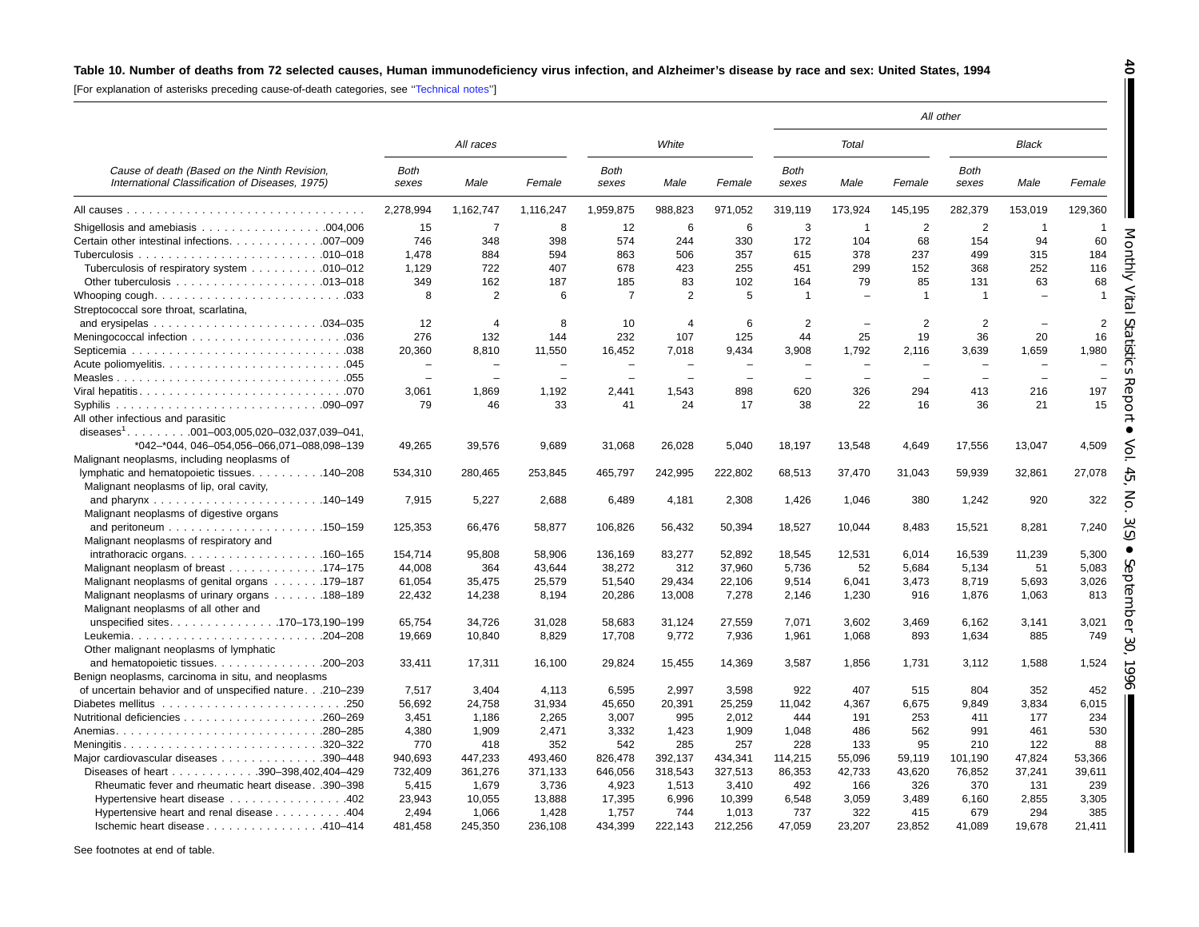**Table 10. Number of deaths from 72 selected causes, Human immunodeficiency virus infection, and Alzheimer's disease by race and sex: United States, 1994**

[For explanation of asterisks preceding cause-of-death categories, see "Technical notes"]

| Cause of death (Based on the Ninth Revision, International Classification of Diseases, 1975) | All races | | | White | | | All other: Total | | | All other: Black | | |
|---|---|---|---|---|---|---|---|---|---|---|---|---|
| | Both sexes | Male | Female | Both sexes | Male | Female | Both sexes | Male | Female | Both sexes | Male | Female |
| All causes | 2,278,994 | 1,162,747 | 1,116,247 | 1,959,875 | 988,823 | 971,052 | 319,119 | 173,924 | 145,195 | 282,379 | 153,019 | 129,360 |
| Shigellosis and amebiasis . . . 004,006 | 15 | 7 | 8 | 12 | 6 | 6 | 3 | 1 | 2 | 2 | 1 | 1 |
| Certain other intestinal infections . . . 007–009 | 746 | 348 | 398 | 574 | 244 | 330 | 172 | 104 | 68 | 154 | 94 | 60 |
| Tuberculosis . . . 010–018 | 1,478 | 884 | 594 | 863 | 506 | 357 | 615 | 378 | 237 | 499 | 315 | 184 |
| Tuberculosis of respiratory system . . . 010–012 | 1,129 | 722 | 407 | 678 | 423 | 255 | 451 | 299 | 152 | 368 | 252 | 116 |
| Other tuberculosis . . . 013–018 | 349 | 162 | 187 | 185 | 83 | 102 | 164 | 79 | 85 | 131 | 63 | 68 |
| Whooping cough . . . 033 | 8 | 2 | 6 | 7 | 2 | 5 | 1 | – | 1 | 1 | – | 1 |
| Streptococcal sore throat, scarlatina, and erysipelas . . . 034–035 | 12 | 4 | 8 | 10 | 4 | 6 | 2 | – | 2 | 2 | – | 2 |
| Meningococcal infection . . . 036 | 276 | 132 | 144 | 232 | 107 | 125 | 44 | 25 | 19 | 36 | 20 | 16 |
| Septicemia . . . 038 | 20,360 | 8,810 | 11,550 | 16,452 | 7,018 | 9,434 | 3,908 | 1,792 | 2,116 | 3,639 | 1,659 | 1,980 |
| Acute poliomyelitis . . . 045 | – | – | – | – | – | – | – | – | – | – | – | – |
| Measles . . . 055 | – | – | – | – | – | – | – | – | – | – | – | – |
| Viral hepatitis . . . 070 | 3,061 | 1,869 | 1,192 | 2,441 | 1,543 | 898 | 620 | 326 | 294 | 413 | 216 | 197 |
| Syphilis . . . 090–097 | 79 | 46 | 33 | 41 | 24 | 17 | 38 | 22 | 16 | 36 | 21 | 15 |
| All other infectious and parasitic diseases[1] . . . 001–003,005,020–032,037,039–041, *042–*044, 046–054,056–066,071–088,098–139 | 49,265 | 39,576 | 9,689 | 31,068 | 26,028 | 5,040 | 18,197 | 13,548 | 4,649 | 17,556 | 13,047 | 4,509 |
| Malignant neoplasms, including neoplasms of lymphatic and hematopoietic tissues . . . 140–208 | 534,310 | 280,465 | 253,845 | 465,797 | 242,995 | 222,802 | 68,513 | 37,470 | 31,043 | 59,939 | 32,861 | 27,078 |
| Malignant neoplasms of lip, oral cavity, and pharynx . . . 140–149 | 7,915 | 5,227 | 2,688 | 6,489 | 4,181 | 2,308 | 1,426 | 1,046 | 380 | 1,242 | 920 | 322 |
| Malignant neoplasms of digestive organs and peritoneum . . . 150–159 | 125,353 | 66,476 | 58,877 | 106,826 | 56,432 | 50,394 | 18,527 | 10,044 | 8,483 | 15,521 | 8,281 | 7,240 |
| Malignant neoplasms of respiratory and intrathoracic organs . . . 160–165 | 154,714 | 95,808 | 58,906 | 136,169 | 83,277 | 52,892 | 18,545 | 12,531 | 6,014 | 16,539 | 11,239 | 5,300 |
| Malignant neoplasm of breast . . . 174–175 | 44,008 | 364 | 43,644 | 38,272 | 312 | 37,960 | 5,736 | 52 | 5,684 | 5,134 | 51 | 5,083 |
| Malignant neoplasms of genital organs . . . 179–187 | 61,054 | 35,475 | 25,579 | 51,540 | 29,434 | 22,106 | 9,514 | 6,041 | 3,473 | 8,719 | 5,693 | 3,026 |
| Malignant neoplasms of urinary organs . . . 188–189 | 22,432 | 14,238 | 8,194 | 20,286 | 13,008 | 7,278 | 2,146 | 1,230 | 916 | 1,876 | 1,063 | 813 |
| Malignant neoplasms of all other and unspecified sites . . . 170–173,190–199 | 65,754 | 34,726 | 31,028 | 58,683 | 31,124 | 27,559 | 7,071 | 3,602 | 3,469 | 6,162 | 3,141 | 3,021 |
| Leukemia . . . 204–208 | 19,669 | 10,840 | 8,829 | 17,708 | 9,772 | 7,936 | 1,961 | 1,068 | 893 | 1,634 | 885 | 749 |
| Other malignant neoplasms of lymphatic and hematopoietic tissues . . . 200–203 | 33,411 | 17,311 | 16,100 | 29,824 | 15,455 | 14,369 | 3,587 | 1,856 | 1,731 | 3,112 | 1,588 | 1,524 |
| Benign neoplasms, carcinoma in situ, and neoplasms of uncertain behavior and of unspecified nature . . . 210–239 | 7,517 | 3,404 | 4,113 | 6,595 | 2,997 | 3,598 | 922 | 407 | 515 | 804 | 352 | 452 |
| Diabetes mellitus . . . 250 | 56,692 | 24,758 | 31,934 | 45,650 | 20,391 | 25,259 | 11,042 | 4,367 | 6,675 | 9,849 | 3,834 | 6,015 |
| Nutritional deficiencies . . . 260–269 | 3,451 | 1,186 | 2,265 | 3,007 | 995 | 2,012 | 444 | 191 | 253 | 411 | 177 | 234 |
| Anemias . . . 280–285 | 4,380 | 1,909 | 2,471 | 3,332 | 1,423 | 1,909 | 1,048 | 486 | 562 | 991 | 461 | 530 |
| Meningitis . . . 320–322 | 770 | 418 | 352 | 542 | 285 | 257 | 228 | 133 | 95 | 210 | 122 | 88 |
| Major cardiovascular diseases . . . 390–448 | 940,693 | 447,233 | 493,460 | 826,478 | 392,137 | 434,341 | 114,215 | 55,096 | 59,119 | 101,190 | 47,824 | 53,366 |
| Diseases of heart . . . 390–398,402,404–429 | 732,409 | 361,276 | 371,133 | 646,056 | 318,543 | 327,513 | 86,353 | 42,733 | 43,620 | 76,852 | 37,241 | 39,611 |
| Rheumatic fever and rheumatic heart disease . . . 390–398 | 5,415 | 1,679 | 3,736 | 4,923 | 1,513 | 3,410 | 492 | 166 | 326 | 370 | 131 | 239 |
| Hypertensive heart disease . . . 402 | 23,943 | 10,055 | 13,888 | 17,395 | 6,996 | 10,399 | 6,548 | 3,059 | 3,489 | 6,160 | 2,855 | 3,305 |
| Hypertensive heart and renal disease . . . 404 | 2,494 | 1,066 | 1,428 | 1,757 | 744 | 1,013 | 737 | 322 | 415 | 679 | 294 | 385 |
| Ischemic heart disease . . . 410–414 | 481,458 | 245,350 | 236,108 | 434,399 | 222,143 | 212,256 | 47,059 | 23,207 | 23,852 | 41,089 | 19,678 | 21,411 |

See footnotes at end of table.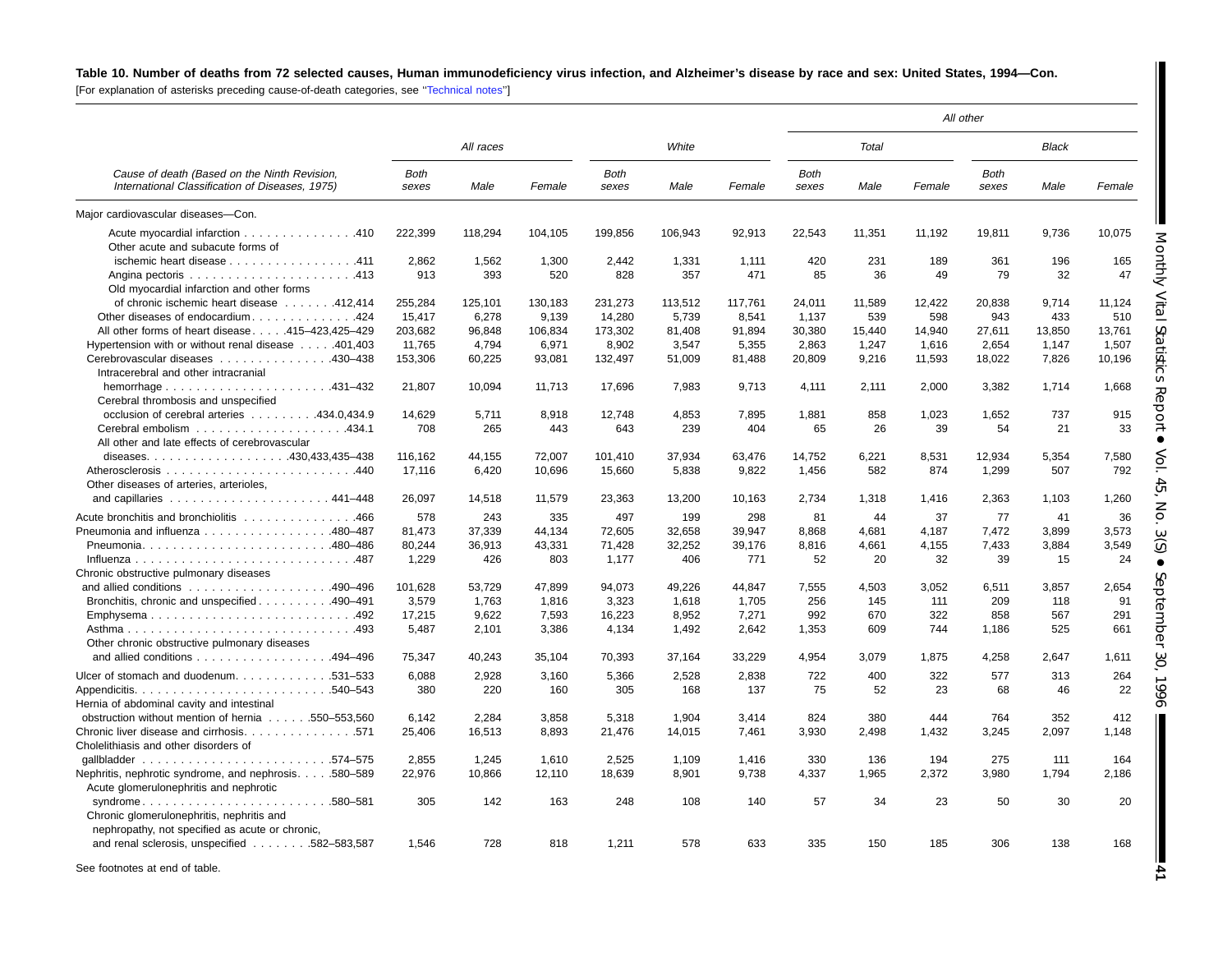**Table 10. Number of deaths from 72 selected causes, Human immunodeficiency virus infection, and Alzheimer's disease by race and sex: United States, 1994—Con.**

[For explanation of asterisks preceding cause-of-death categories, see "Technical notes"]

| Cause of death (Based on the Ninth Revision, International Classification of Diseases, 1975) | All races | | | White | | | All other | | | | | |
|---|---|---|---|---|---|---|---|---|---|---|---|---|
| | | | | | | | Total | | | Black | | |
| | Both sexes | Male | Female | Both sexes | Male | Female | Both sexes | Male | Female | Both sexes | Male | Female |
| Major cardiovascular diseases—Con. | | | | | | | | | | | | |
| Acute myocardial infarction . . . . . . . . . . . . . . .410 | 222,399 | 118,294 | 104,105 | 199,856 | 106,943 | 92,913 | 22,543 | 11,351 | 11,192 | 19,811 | 9,736 | 10,075 |
| Other acute and subacute forms of ischemic heart disease . . . . . . . . . . . . . . . . .411 | 2,862 | 1,562 | 1,300 | 2,442 | 1,331 | 1,111 | 420 | 231 | 189 | 361 | 196 | 165 |
| Angina pectoris . . . . . . . . . . . . . . . . . . . . . .413 | 913 | 393 | 520 | 828 | 357 | 471 | 85 | 36 | 49 | 79 | 32 | 47 |
| Old myocardial infarction and other forms of chronic ischemic heart disease . . . . . . .412,414 | 255,284 | 125,101 | 130,183 | 231,273 | 113,512 | 117,761 | 24,011 | 11,589 | 12,422 | 20,838 | 9,714 | 11,124 |
| Other diseases of endocardium. . . . . . . . . . . . . .424 | 15,417 | 6,278 | 9,139 | 14,280 | 5,739 | 8,541 | 1,137 | 539 | 598 | 943 | 433 | 510 |
| All other forms of heart disease. . . . .415–423,425–429 | 203,682 | 96,848 | 106,834 | 173,302 | 81,408 | 91,894 | 30,380 | 15,440 | 14,940 | 27,611 | 13,850 | 13,761 |
| Hypertension with or without renal disease . . . . .401,403 | 11,765 | 4,794 | 6,971 | 8,902 | 3,547 | 5,355 | 2,863 | 1,247 | 1,616 | 2,654 | 1,147 | 1,507 |
| Cerebrovascular diseases . . . . . . . . . . . . . . .430–438 | 153,306 | 60,225 | 93,081 | 132,497 | 51,009 | 81,488 | 20,809 | 9,216 | 11,593 | 18,022 | 7,826 | 10,196 |
| Intracerebral and other intracranial hemorrhage . . . . . . . . . . . . . . . . . . . . . .431–432 | 21,807 | 10,094 | 11,713 | 17,696 | 7,983 | 9,713 | 4,111 | 2,111 | 2,000 | 3,382 | 1,714 | 1,668 |
| Cerebral thrombosis and unspecified occlusion of cerebral arteries . . . . . . . . .434.0,434.9 | 14,629 | 5,711 | 8,918 | 12,748 | 4,853 | 7,895 | 1,881 | 858 | 1,023 | 1,652 | 737 | 915 |
| Cerebral embolism . . . . . . . . . . . . . . . . . . . .434.1 | 708 | 265 | 443 | 643 | 239 | 404 | 65 | 26 | 39 | 54 | 21 | 33 |
| All other and late effects of cerebrovascular diseases. . . . . . . . . . . . . . . . . .430,433,435–438 | 116,162 | 44,155 | 72,007 | 101,410 | 37,934 | 63,476 | 14,752 | 6,221 | 8,531 | 12,934 | 5,354 | 7,580 |
| Atherosclerosis . . . . . . . . . . . . . . . . . . . . . . . . .440 | 17,116 | 6,420 | 10,696 | 15,660 | 5,838 | 9,822 | 1,456 | 582 | 874 | 1,299 | 507 | 792 |
| Other diseases of arteries, arterioles, and capillaries . . . . . . . . . . . . . . . . . . . . . 441–448 | 26,097 | 14,518 | 11,579 | 23,363 | 13,200 | 10,163 | 2,734 | 1,318 | 1,416 | 2,363 | 1,103 | 1,260 |
| Acute bronchitis and bronchiolitis . . . . . . . . . . . . . . .466 | 578 | 243 | 335 | 497 | 199 | 298 | 81 | 44 | 37 | 77 | 41 | 36 |
| Pneumonia and influenza . . . . . . . . . . . . . . . . .480–487 | 81,473 | 37,339 | 44,134 | 72,605 | 32,658 | 39,947 | 8,868 | 4,681 | 4,187 | 7,472 | 3,899 | 3,573 |
| Pneumonia. . . . . . . . . . . . . . . . . . . . . . . . .480–486 | 80,244 | 36,913 | 43,331 | 71,428 | 32,252 | 39,176 | 8,816 | 4,661 | 4,155 | 7,433 | 3,884 | 3,549 |
| Influenza . . . . . . . . . . . . . . . . . . . . . . . . . . . .487 | 1,229 | 426 | 803 | 1,177 | 406 | 771 | 52 | 20 | 32 | 39 | 15 | 24 |
| Chronic obstructive pulmonary diseases and allied conditions . . . . . . . . . . . . . . . . . .490–496 | 101,628 | 53,729 | 47,899 | 94,073 | 49,226 | 44,847 | 7,555 | 4,503 | 3,052 | 6,511 | 3,857 | 2,654 |
| Bronchitis, chronic and unspecified . . . . . . . . . .490–491 | 3,579 | 1,763 | 1,816 | 3,323 | 1,618 | 1,705 | 256 | 145 | 111 | 209 | 118 | 91 |
| Emphysema . . . . . . . . . . . . . . . . . . . . . . . . . .492 | 17,215 | 9,622 | 7,593 | 16,223 | 8,952 | 7,271 | 992 | 670 | 322 | 858 | 567 | 291 |
| Asthma . . . . . . . . . . . . . . . . . . . . . . . . . . . . .493 | 5,487 | 2,101 | 3,386 | 4,134 | 1,492 | 2,642 | 1,353 | 609 | 744 | 1,186 | 525 | 661 |
| Other chronic obstructive pulmonary diseases and allied conditions . . . . . . . . . . . . . . . . .494–496 | 75,347 | 40,243 | 35,104 | 70,393 | 37,164 | 33,229 | 4,954 | 3,079 | 1,875 | 4,258 | 2,647 | 1,611 |
| Ulcer of stomach and duodenum. . . . . . . . . . . . .531–533 | 6,088 | 2,928 | 3,160 | 5,366 | 2,528 | 2,838 | 722 | 400 | 322 | 577 | 313 | 264 |
| Appendicitis. . . . . . . . . . . . . . . . . . . . . . . . .540–543 | 380 | 220 | 160 | 305 | 168 | 137 | 75 | 52 | 23 | 68 | 46 | 22 |
| Hernia of abdominal cavity and intestinal obstruction without mention of hernia . . . . . .550–553,560 | 6,142 | 2,284 | 3,858 | 5,318 | 1,904 | 3,414 | 824 | 380 | 444 | 764 | 352 | 412 |
| Chronic liver disease and cirrhosis. . . . . . . . . . . . . . .571 | 25,406 | 16,513 | 8,893 | 21,476 | 14,015 | 7,461 | 3,930 | 2,498 | 1,432 | 3,245 | 2,097 | 1,148 |
| Cholelithiasis and other disorders of gallbladder . . . . . . . . . . . . . . . . . . . . . . . .574–575 | 2,855 | 1,245 | 1,610 | 2,525 | 1,109 | 1,416 | 330 | 136 | 194 | 275 | 111 | 164 |
| Nephritis, nephrotic syndrome, and nephrosis. . . . .580–589 | 22,976 | 10,866 | 12,110 | 18,639 | 8,901 | 9,738 | 4,337 | 1,965 | 2,372 | 3,980 | 1,794 | 2,186 |
| Acute glomerulonephritis and nephrotic syndrome . . . . . . . . . . . . . . . . . . . . . . . .580–581 | 305 | 142 | 163 | 248 | 108 | 140 | 57 | 34 | 23 | 50 | 30 | 20 |
| Chronic glomerulonephritis, nephritis and nephropathy, not specified as acute or chronic, and renal sclerosis, unspecified . . . . . . . .582–583,587 | 1,546 | 728 | 818 | 1,211 | 578 | 633 | 335 | 150 | 185 | 306 | 138 | 168 |

See footnotes at end of table.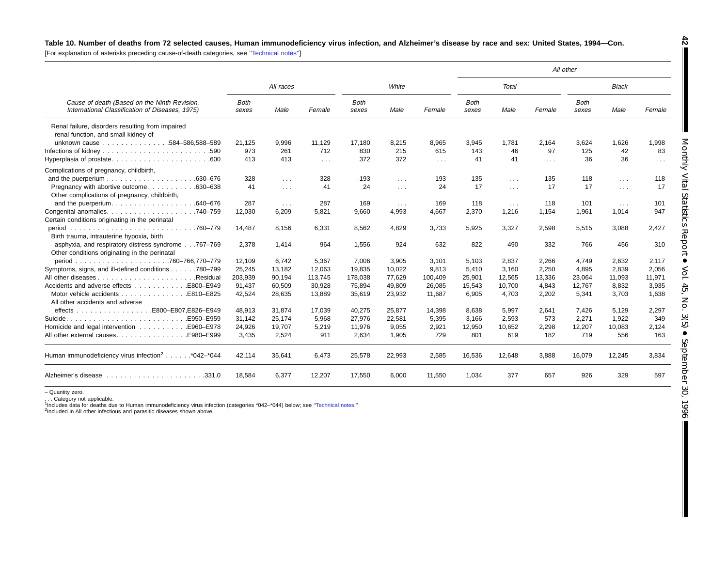**Table 10. Number of deaths from 72 selected causes, Human immunodeficiency virus infection, and Alzheimer's disease by race and sex: United States, 1994—Con.**

[For explanation of asterisks preceding cause-of-death categories, see "Technical notes"]

| Cause of death (Based on the Ninth Revision, International Classification of Diseases, 1975) | All races | | | White | | | All other | | | | | |
|---|---|---|---|---|---|---|---|---|---|---|---|---|
| | | | | | | | Total | | | Black | | |
| | Both sexes | Male | Female | Both sexes | Male | Female | Both sexes | Male | Female | Both sexes | Male | Female |
| Renal failure, disorders resulting from impaired renal function, and small kidney of unknown cause . . . . . . . . . . . . . . .584–586,588–589 | 21,125 | 9,996 | 11,129 | 17,180 | 8,215 | 8,965 | 3,945 | 1,781 | 2,164 | 3,624 | 1,626 | 1,998 |
| Infections of kidney . . . . . . . . . . . . . . . . . . . . . . . .590 | 973 | 261 | 712 | 830 | 215 | 615 | 143 | 46 | 97 | 125 | 42 | 83 |
| Hyperplasia of prostate. . . . . . . . . . . . . . . . . . . . . .600 | 413 | 413 | . . . | 372 | 372 | . . . | 41 | 41 | . . . | 36 | 36 | . . . |
| Complications of pregnancy, childbirth, and the puerperium . . . . . . . . . . . . . . . . . . . .630–676 | 328 | . . . | 328 | 193 | . . . | 193 | 135 | . . . | 135 | 118 | . . . | 118 |
| Pregnancy with abortive outcome . . . . . . . . . . .630–638 | 41 | . . . | 41 | 24 | . . . | 24 | 17 | . . . | 17 | 17 | . . . | 17 |
| Other complications of pregnancy, childbirth, and the puerperium. . . . . . . . . . . . . . . . . .640–676 | 287 | . . . | 287 | 169 | . . . | 169 | 118 | . . . | 118 | 101 | . . . | 101 |
| Congenital anomalies. . . . . . . . . . . . . . . . . . . .740–759 | 12,030 | 6,209 | 5,821 | 9,660 | 4,993 | 4,667 | 2,370 | 1,216 | 1,154 | 1,961 | 1,014 | 947 |
| Certain conditions originating in the perinatal period . . . . . . . . . . . . . . . . . . . . . . . . . . .760–779 | 14,487 | 8,156 | 6,331 | 8,562 | 4,829 | 3,733 | 5,925 | 3,327 | 2,598 | 5,515 | 3,088 | 2,427 |
| Birth trauma, intrauterine hypoxia, birth asphyxia, and respiratory distress syndrome . . .767–769 | 2,378 | 1,414 | 964 | 1,556 | 924 | 632 | 822 | 490 | 332 | 766 | 456 | 310 |
| Other conditions originating in the perinatal period . . . . . . . . . . . . . . . . . . . .760–766,770–779 | 12,109 | 6,742 | 5,367 | 7,006 | 3,905 | 3,101 | 5,103 | 2,837 | 2,266 | 4,749 | 2,632 | 2,117 |
| Symptoms, signs, and ill-defined conditions . . . . . .780–799 | 25,245 | 13,182 | 12,063 | 19,835 | 10,022 | 9,813 | 5,410 | 3,160 | 2,250 | 4,895 | 2,839 | 2,056 |
| All other diseases . . . . . . . . . . . . . . . . . . . . . .Residual | 203,939 | 90,194 | 113,745 | 178,038 | 77,629 | 100,409 | 25,901 | 12,565 | 13,336 | 23,064 | 11,093 | 11,971 |
| Accidents and adverse effects . . . . . . . . . . . .E800–E949 | 91,437 | 60,509 | 30,928 | 75,894 | 49,809 | 26,085 | 15,543 | 10,700 | 4,843 | 12,767 | 8,832 | 3,935 |
| Motor vehicle accidents . . . . . . . . . . . . . . .E810–E825 | 42,524 | 28,635 | 13,889 | 35,619 | 23,932 | 11,687 | 6,905 | 4,703 | 2,202 | 5,341 | 3,703 | 1,638 |
| All other accidents and adverse effects . . . . . . . . . . . . . . . . .E800–E807,E826–E949 | 48,913 | 31,874 | 17,039 | 40,275 | 25,877 | 14,398 | 8,638 | 5,997 | 2,641 | 7,426 | 5,129 | 2,297 |
| Suicide. . . . . . . . . . . . . . . . . . . . . . . . . . .E950–E959 | 31,142 | 25,174 | 5,968 | 27,976 | 22,581 | 5,395 | 3,166 | 2,593 | 573 | 2,271 | 1,922 | 349 |
| Homicide and legal intervention . . . . . . . . . . .E960–E978 | 24,926 | 19,707 | 5,219 | 11,976 | 9,055 | 2,921 | 12,950 | 10,652 | 2,298 | 12,207 | 10,083 | 2,124 |
| All other external causes. . . . . . . . . . . . . . . .E980–E999 | 3,435 | 2,524 | 911 | 2,634 | 1,905 | 729 | 801 | 619 | 182 | 719 | 556 | 163 |
| Human immunodeficiency virus infection[2] . . . . . .*042–*044 | 42,114 | 35,641 | 6,473 | 25,578 | 22,993 | 2,585 | 16,536 | 12,648 | 3,888 | 16,079 | 12,245 | 3,834 |
| Alzheimer's disease . . . . . . . . . . . . . . . . . . . . . .331.0 | 18,584 | 6,377 | 12,207 | 17,550 | 6,000 | 11,550 | 1,034 | 377 | 657 | 926 | 329 | 597 |

– Quantity zero.
. . . Category not applicable.
[1]Includes data for deaths due to Human immunodeficiency virus infection (categories *042–*044) below; see "Technical notes."
[2]Included in All other infectious and parasitic diseases shown above.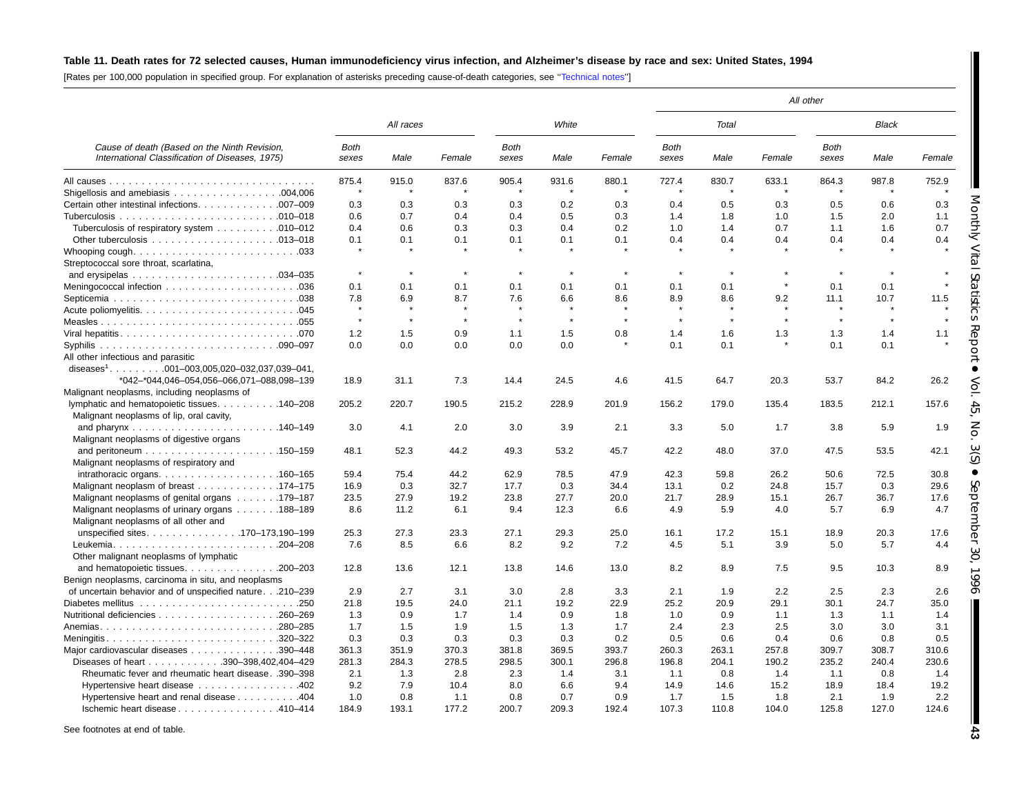**Table 11. Death rates for 72 selected causes, Human immunodeficiency virus infection, and Alzheimer's disease by race and sex: United States, 1994**

[Rates per 100,000 population in specified group. For explanation of asterisks preceding cause-of-death categories, see "Technical notes"]

| Cause of death (Based on the Ninth Revision, International Classification of Diseases, 1975) | All races | | | White | | | All other | | | | | |
|---|---|---|---|---|---|---|---|---|---|---|---|---|
| | | | | | | | Total | | | Black | | |
| | Both sexes | Male | Female | Both sexes | Male | Female | Both sexes | Male | Female | Both sexes | Male | Female |
| All causes | 875.4 | 915.0 | 837.6 | 905.4 | 931.6 | 880.1 | 727.4 | 830.7 | 633.1 | 864.3 | 987.8 | 752.9 |
| Shigellosis and amebiasis . . . 004,006 | * | * | * | * | * | * | * | * | * | * | * | * |
| Certain other intestinal infections . . . 007–009 | 0.3 | 0.3 | 0.3 | 0.3 | 0.2 | 0.3 | 0.4 | 0.5 | 0.3 | 0.5 | 0.6 | 0.3 |
| Tuberculosis . . . 010–018 | 0.6 | 0.7 | 0.4 | 0.4 | 0.5 | 0.3 | 1.4 | 1.8 | 1.0 | 1.5 | 2.0 | 1.1 |
| Tuberculosis of respiratory system . . . 010–012 | 0.4 | 0.6 | 0.3 | 0.3 | 0.4 | 0.2 | 1.0 | 1.4 | 0.7 | 1.1 | 1.6 | 0.7 |
| Other tuberculosis . . . 013–018 | 0.1 | 0.1 | 0.1 | 0.1 | 0.1 | 0.1 | 0.4 | 0.4 | 0.4 | 0.4 | 0.4 | 0.4 |
| Whooping cough . . . 033 | * | * | * | * | * | * | * | * | * | * | * | * |
| Streptococcal sore throat, scarlatina, and erysipelas . . . 034–035 | * | * | * | * | * | * | * | * | * | * | * | * |
| Meningococcal infection . . . 036 | 0.1 | 0.1 | 0.1 | 0.1 | 0.1 | 0.1 | 0.1 | 0.1 | * | 0.1 | 0.1 | * |
| Septicemia . . . 038 | 7.8 | 6.9 | 8.7 | 7.6 | 6.6 | 8.6 | 8.9 | 8.6 | 9.2 | 11.1 | 10.7 | 11.5 |
| Acute poliomyelitis . . . 045 | * | * | * | * | * | * | * | * | * | * | * | * |
| Measles . . . 055 | * | * | * | * | * | * | * | * | * | * | * | * |
| Viral hepatitis . . . 070 | 1.2 | 1.5 | 0.9 | 1.1 | 1.5 | 0.8 | 1.4 | 1.6 | 1.3 | 1.3 | 1.4 | 1.1 |
| Syphilis . . . 090–097 | 0.0 | 0.0 | 0.0 | 0.0 | 0.0 | * | 0.1 | 0.1 | * | 0.1 | 0.1 | * |
| All other infectious and parasitic diseases[1] . . . 001–003,005,020–032,037,039–041, *042–*044,046–054,056–066,071–088,098–139 | 18.9 | 31.1 | 7.3 | 14.4 | 24.5 | 4.6 | 41.5 | 64.7 | 20.3 | 53.7 | 84.2 | 26.2 |
| Malignant neoplasms, including neoplasms of lymphatic and hematopoietic tissues . . . 140–208 | 205.2 | 220.7 | 190.5 | 215.2 | 228.9 | 201.9 | 156.2 | 179.0 | 135.4 | 183.5 | 212.1 | 157.6 |
| Malignant neoplasms of lip, oral cavity, and pharynx . . . 140–149 | 3.0 | 4.1 | 2.0 | 3.0 | 3.9 | 2.1 | 3.3 | 5.0 | 1.7 | 3.8 | 5.9 | 1.9 |
| Malignant neoplasms of digestive organs and peritoneum . . . 150–159 | 48.1 | 52.3 | 44.2 | 49.3 | 53.2 | 45.7 | 42.2 | 48.0 | 37.0 | 47.5 | 53.5 | 42.1 |
| Malignant neoplasms of respiratory and intrathoracic organs . . . 160–165 | 59.4 | 75.4 | 44.2 | 62.9 | 78.5 | 47.9 | 42.3 | 59.8 | 26.2 | 50.6 | 72.5 | 30.8 |
| Malignant neoplasm of breast . . . 174–175 | 16.9 | 0.3 | 32.7 | 17.7 | 0.3 | 34.4 | 13.1 | 0.2 | 24.8 | 15.7 | 0.3 | 29.6 |
| Malignant neoplasms of genital organs . . . 179–187 | 23.5 | 27.9 | 19.2 | 23.8 | 27.7 | 20.0 | 21.7 | 28.9 | 15.1 | 26.7 | 36.7 | 17.6 |
| Malignant neoplasms of urinary organs . . . 188–189 | 8.6 | 11.2 | 6.1 | 9.4 | 12.3 | 6.6 | 4.9 | 5.9 | 4.0 | 5.7 | 6.9 | 4.7 |
| Malignant neoplasms of all other and unspecified sites . . . 170–173,190–199 | 25.3 | 27.3 | 23.3 | 27.1 | 29.3 | 25.0 | 16.1 | 17.2 | 15.1 | 18.9 | 20.3 | 17.6 |
| Leukemia . . . 204–208 | 7.6 | 8.5 | 6.6 | 8.2 | 9.2 | 7.2 | 4.5 | 5.1 | 3.9 | 5.0 | 5.7 | 4.4 |
| Other malignant neoplasms of lymphatic and hematopoietic tissues . . . 200–203 | 12.8 | 13.6 | 12.1 | 13.8 | 14.6 | 13.0 | 8.2 | 8.9 | 7.5 | 9.5 | 10.3 | 8.9 |
| Benign neoplasms, carcinoma in situ, and neoplasms of uncertain behavior and of unspecified nature . . . 210–239 | 2.9 | 2.7 | 3.1 | 3.0 | 2.8 | 3.3 | 2.1 | 1.9 | 2.2 | 2.5 | 2.3 | 2.6 |
| Diabetes mellitus . . . 250 | 21.8 | 19.5 | 24.0 | 21.1 | 19.2 | 22.9 | 25.2 | 20.9 | 29.1 | 30.1 | 24.7 | 35.0 |
| Nutritional deficiencies . . . 260–269 | 1.3 | 0.9 | 1.7 | 1.4 | 0.9 | 1.8 | 1.0 | 0.9 | 1.1 | 1.3 | 1.1 | 1.4 |
| Anemias . . . 280–285 | 1.7 | 1.5 | 1.9 | 1.5 | 1.3 | 1.7 | 2.4 | 2.3 | 2.5 | 3.0 | 3.0 | 3.1 |
| Meningitis . . . 320–322 | 0.3 | 0.3 | 0.3 | 0.3 | 0.3 | 0.2 | 0.5 | 0.6 | 0.4 | 0.6 | 0.8 | 0.5 |
| Major cardiovascular diseases . . . 390–448 | 361.3 | 351.9 | 370.3 | 381.8 | 369.5 | 393.7 | 260.3 | 263.1 | 257.8 | 309.7 | 308.7 | 310.6 |
| Diseases of heart . . . 390–398,402,404–429 | 281.3 | 284.3 | 278.5 | 298.5 | 300.1 | 296.8 | 196.8 | 204.1 | 190.2 | 235.2 | 240.4 | 230.6 |
| Rheumatic fever and rheumatic heart disease . . . 390–398 | 2.1 | 1.3 | 2.8 | 2.3 | 1.4 | 3.1 | 1.1 | 0.8 | 1.4 | 1.1 | 0.8 | 1.4 |
| Hypertensive heart disease . . . 402 | 9.2 | 7.9 | 10.4 | 8.0 | 6.6 | 9.4 | 14.9 | 14.6 | 15.2 | 18.9 | 18.4 | 19.2 |
| Hypertensive heart and renal disease . . . 404 | 1.0 | 0.8 | 1.1 | 0.8 | 0.7 | 0.9 | 1.7 | 1.5 | 1.8 | 2.1 | 1.9 | 2.2 |
| Ischemic heart disease . . . 410–414 | 184.9 | 193.1 | 177.2 | 200.7 | 209.3 | 192.4 | 107.3 | 110.8 | 104.0 | 125.8 | 127.0 | 124.6 |

See footnotes at end of table.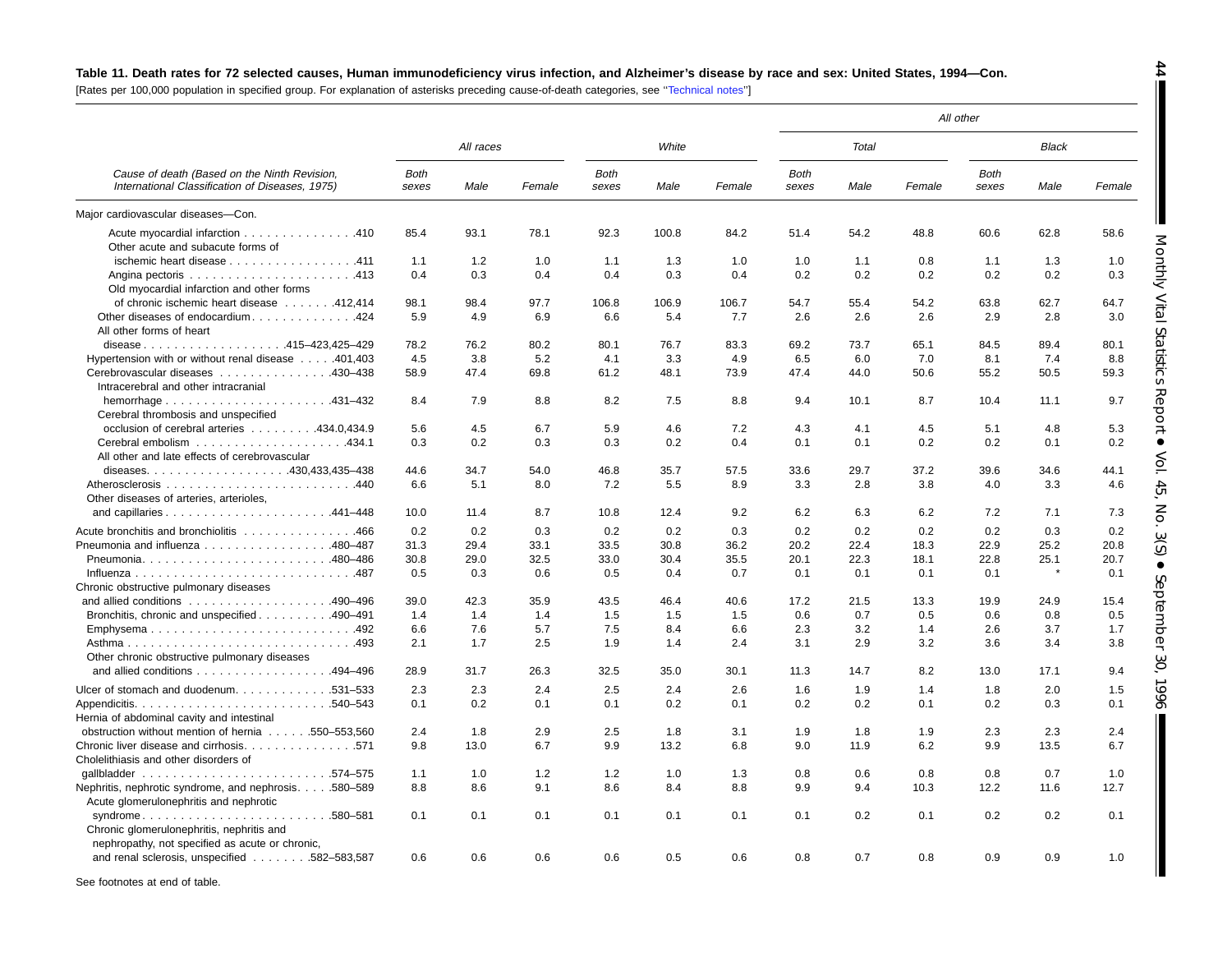**Table 11. Death rates for 72 selected causes, Human immunodeficiency virus infection, and Alzheimer's disease by race and sex: United States, 1994—Con.**

[Rates per 100,000 population in specified group. For explanation of asterisks preceding cause-of-death categories, see "Technical notes"]

| Cause of death (Based on the Ninth Revision, International Classification of Diseases, 1975) | All races | | | White | | | All other | | | | | |
|---|---|---|---|---|---|---|---|---|---|---|---|---|
| | | | | | | | Total | | | Black | | |
| | Both sexes | Male | Female | Both sexes | Male | Female | Both sexes | Male | Female | Both sexes | Male | Female |
| Major cardiovascular diseases—Con. | | | | | | | | | | | | |
| Acute myocardial infarction . . . . . . . . . . . . . . .410 | 85.4 | 93.1 | 78.1 | 92.3 | 100.8 | 84.2 | 51.4 | 54.2 | 48.8 | 60.6 | 62.8 | 58.6 |
| Other acute and subacute forms of ischemic heart disease . . . . . . . . . . . . . . . . .411 | 1.1 | 1.2 | 1.0 | 1.1 | 1.3 | 1.0 | 1.0 | 1.1 | 0.8 | 1.1 | 1.3 | 1.0 |
| Angina pectoris . . . . . . . . . . . . . . . . . . . . . .413 | 0.4 | 0.3 | 0.4 | 0.4 | 0.3 | 0.4 | 0.2 | 0.2 | 0.2 | 0.2 | 0.2 | 0.3 |
| Old myocardial infarction and other forms of chronic ischemic heart disease . . . . . . .412,414 | 98.1 | 98.4 | 97.7 | 106.8 | 106.9 | 106.7 | 54.7 | 55.4 | 54.2 | 63.8 | 62.7 | 64.7 |
| Other diseases of endocardium. . . . . . . . . . . . . .424 | 5.9 | 4.9 | 6.9 | 6.6 | 5.4 | 7.7 | 2.6 | 2.6 | 2.6 | 2.9 | 2.8 | 3.0 |
| All other forms of heart disease . . . . . . . . . . . . . . . . . .415–423,425–429 | 78.2 | 76.2 | 80.2 | 80.1 | 76.7 | 83.3 | 69.2 | 73.7 | 65.1 | 84.5 | 89.4 | 80.1 |
| Hypertension with or without renal disease . . . . .401,403 | 4.5 | 3.8 | 5.2 | 4.1 | 3.3 | 4.9 | 6.5 | 6.0 | 7.0 | 8.1 | 7.4 | 8.8 |
| Cerebrovascular diseases . . . . . . . . . . . . . . .430–438 | 58.9 | 47.4 | 69.8 | 61.2 | 48.1 | 73.9 | 47.4 | 44.0 | 50.6 | 55.2 | 50.5 | 59.3 |
| Intracerebral and other intracranial hemorrhage . . . . . . . . . . . . . . . . . . . . . .431–432 | 8.4 | 7.9 | 8.8 | 8.2 | 7.5 | 8.8 | 9.4 | 10.1 | 8.7 | 10.4 | 11.1 | 9.7 |
| Cerebral thrombosis and unspecified occlusion of cerebral arteries . . . . . . . . .434.0,434.9 | 5.6 | 4.5 | 6.7 | 5.9 | 4.6 | 7.2 | 4.3 | 4.1 | 4.5 | 5.1 | 4.8 | 5.3 |
| Cerebral embolism . . . . . . . . . . . . . . . . . . . .434.1 | 0.3 | 0.2 | 0.3 | 0.3 | 0.2 | 0.4 | 0.1 | 0.1 | 0.2 | 0.2 | 0.1 | 0.2 |
| All other and late effects of cerebrovascular diseases. . . . . . . . . . . . . . . . . .430,433,435–438 | 44.6 | 34.7 | 54.0 | 46.8 | 35.7 | 57.5 | 33.6 | 29.7 | 37.2 | 39.6 | 34.6 | 44.1 |
| Atherosclerosis . . . . . . . . . . . . . . . . . . . . . . . . .440 | 6.6 | 5.1 | 8.0 | 7.2 | 5.5 | 8.9 | 3.3 | 2.8 | 3.8 | 4.0 | 3.3 | 4.6 |
| Other diseases of arteries, arterioles, and capillaries . . . . . . . . . . . . . . . . . . . . . .441–448 | 10.0 | 11.4 | 8.7 | 10.8 | 12.4 | 9.2 | 6.2 | 6.3 | 6.2 | 7.2 | 7.1 | 7.3 |
| Acute bronchitis and bronchiolitis . . . . . . . . . . . . . . .466 | 0.2 | 0.2 | 0.3 | 0.2 | 0.2 | 0.3 | 0.2 | 0.2 | 0.2 | 0.2 | 0.3 | 0.2 |
| Pneumonia and influenza . . . . . . . . . . . . . . . .480–487 | 31.3 | 29.4 | 33.1 | 33.5 | 30.8 | 36.2 | 20.2 | 22.4 | 18.3 | 22.9 | 25.2 | 20.8 |
| Pneumonia. . . . . . . . . . . . . . . . . . . . . . . . .480–486 | 30.8 | 29.0 | 32.5 | 33.0 | 30.4 | 35.5 | 20.1 | 22.3 | 18.1 | 22.8 | 25.1 | 20.7 |
| Influenza . . . . . . . . . . . . . . . . . . . . . . . . . . . .487 | 0.5 | 0.3 | 0.6 | 0.5 | 0.4 | 0.7 | 0.1 | 0.1 | 0.1 | 0.1 | * | 0.1 |
| Chronic obstructive pulmonary diseases and allied conditions . . . . . . . . . . . . . . . . . .490–496 | 39.0 | 42.3 | 35.9 | 43.5 | 46.4 | 40.6 | 17.2 | 21.5 | 13.3 | 19.9 | 24.9 | 15.4 |
| Bronchitis, chronic and unspecified . . . . . . . . . .490–491 | 1.4 | 1.4 | 1.4 | 1.5 | 1.5 | 1.5 | 0.6 | 0.7 | 0.5 | 0.6 | 0.8 | 0.5 |
| Emphysema . . . . . . . . . . . . . . . . . . . . . . . . . . .492 | 6.6 | 7.6 | 5.7 | 7.5 | 8.4 | 6.6 | 2.3 | 3.2 | 1.4 | 2.6 | 3.7 | 1.7 |
| Asthma . . . . . . . . . . . . . . . . . . . . . . . . . . . . .493 | 2.1 | 1.7 | 2.5 | 1.9 | 1.4 | 2.4 | 3.1 | 2.9 | 3.2 | 3.6 | 3.4 | 3.8 |
| Other chronic obstructive pulmonary diseases and allied conditions . . . . . . . . . . . . . . . . .494–496 | 28.9 | 31.7 | 26.3 | 32.5 | 35.0 | 30.1 | 11.3 | 14.7 | 8.2 | 13.0 | 17.1 | 9.4 |
| Ulcer of stomach and duodenum. . . . . . . . . . . . .531–533 | 2.3 | 2.3 | 2.4 | 2.5 | 2.4 | 2.6 | 1.6 | 1.9 | 1.4 | 1.8 | 2.0 | 1.5 |
| Appendicitis. . . . . . . . . . . . . . . . . . . . . . . . . .540–543 | 0.1 | 0.2 | 0.1 | 0.1 | 0.2 | 0.1 | 0.2 | 0.2 | 0.1 | 0.2 | 0.3 | 0.1 |
| Hernia of abdominal cavity and intestinal obstruction without mention of hernia . . . . . .550–553,560 | 2.4 | 1.8 | 2.9 | 2.5 | 1.8 | 3.1 | 1.9 | 1.8 | 1.9 | 2.3 | 2.3 | 2.4 |
| Chronic liver disease and cirrhosis. . . . . . . . . . . . . . .571 | 9.8 | 13.0 | 6.7 | 9.9 | 13.2 | 6.8 | 9.0 | 11.9 | 6.2 | 9.9 | 13.5 | 6.7 |
| Cholelithiasis and other disorders of gallbladder . . . . . . . . . . . . . . . . . . . . . . . . .574–575 | 1.1 | 1.0 | 1.2 | 1.2 | 1.0 | 1.3 | 0.8 | 0.6 | 0.8 | 0.8 | 0.7 | 1.0 |
| Nephritis, nephrotic syndrome, and nephrosis. . . . .580–589 | 8.8 | 8.6 | 9.1 | 8.6 | 8.4 | 8.8 | 9.9 | 9.4 | 10.3 | 12.2 | 11.6 | 12.7 |
| Acute glomerulonephritis and nephrotic syndrome . . . . . . . . . . . . . . . . . . . . . . . . .580–581 | 0.1 | 0.1 | 0.1 | 0.1 | 0.1 | 0.1 | 0.1 | 0.2 | 0.1 | 0.2 | 0.2 | 0.1 |
| Chronic glomerulonephritis, nephritis and nephropathy, not specified as acute or chronic, and renal sclerosis, unspecified . . . . . . . .582–583,587 | 0.6 | 0.6 | 0.6 | 0.6 | 0.5 | 0.6 | 0.8 | 0.7 | 0.8 | 0.9 | 0.9 | 1.0 |

See footnotes at end of table.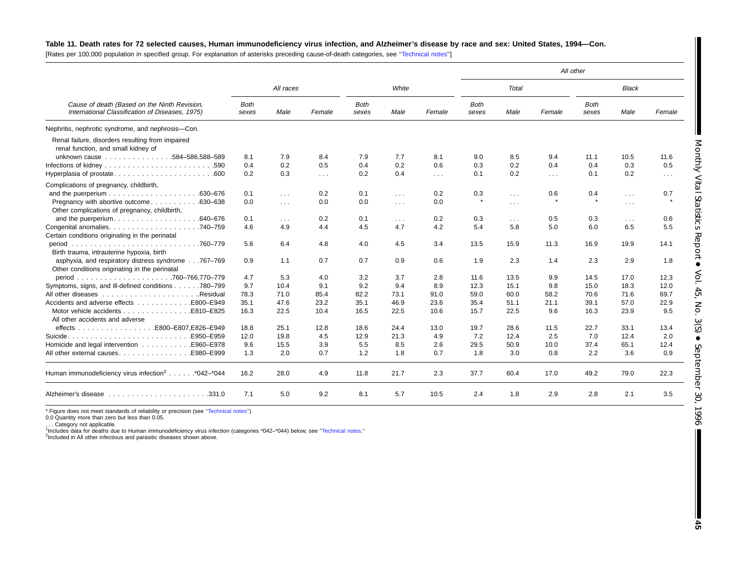**Table 11. Death rates for 72 selected causes, Human immunodeficiency virus infection, and Alzheimer's disease by race and sex: United States, 1994—Con.**

[Rates per 100,000 population in specified group. For explanation of asterisks preceding cause-of-death categories, see "Technical notes"]

| Cause of death (Based on the Ninth Revision, International Classification of Diseases, 1975) | All races | | | White | | | All other | | | | | |
|---|---|---|---|---|---|---|---|---|---|---|---|---|
| | | | | | | | Total | | | Black | | |
| | Both sexes | Male | Female | Both sexes | Male | Female | Both sexes | Male | Female | Both sexes | Male | Female |
| Nephritis, nephrotic syndrome, and nephrosis—Con. | | | | | | | | | | | | |
| Renal failure, disorders resulting from impaired renal function, and small kidney of unknown cause . . . . . . . . . . . . . . .584–586,588–589 | 8.1 | 7.9 | 8.4 | 7.9 | 7.7 | 8.1 | 9.0 | 8.5 | 9.4 | 11.1 | 10.5 | 11.6 |
| Infections of kidney . . . . . . . . . . . . . . . . . . . . . . . .590 | 0.4 | 0.2 | 0.5 | 0.4 | 0.2 | 0.6 | 0.3 | 0.2 | 0.4 | 0.4 | 0.3 | 0.5 |
| Hyperplasia of prostate. . . . . . . . . . . . . . . . . . . . . .600 | 0.2 | 0.3 | . . . | 0.2 | 0.4 | . . . | 0.1 | 0.2 | . . . | 0.1 | 0.2 | . . . |
| Complications of pregnancy, childbirth, and the puerperium . . . . . . . . . . . . . . . . . . . .630–676 | 0.1 | . . . | 0.2 | 0.1 | . . . | 0.2 | 0.3 | . . . | 0.6 | 0.4 | . . . | 0.7 |
| Pregnancy with abortive outcome . . . . . . . . . . .630–638 | 0.0 | . . . | 0.0 | 0.0 | . . . | 0.0 | * | . . . | * | * | . . . | * |
| Other complications of pregnancy, childbirth, and the puerperium. . . . . . . . . . . . . . . . . .640–676 | 0.1 | . . . | 0.2 | 0.1 | . . . | 0.2 | 0.3 | . . . | 0.5 | 0.3 | . . . | 0.6 |
| Congenital anomalies. . . . . . . . . . . . . . . . . . . .740–759 | 4.6 | 4.9 | 4.4 | 4.5 | 4.7 | 4.2 | 5.4 | 5.8 | 5.0 | 6.0 | 6.5 | 5.5 |
| Certain conditions originating in the perinatal period . . . . . . . . . . . . . . . . . . . . . . . . . . .760–779 | 5.6 | 6.4 | 4.8 | 4.0 | 4.5 | 3.4 | 13.5 | 15.9 | 11.3 | 16.9 | 19.9 | 14.1 |
| Birth trauma, intrauterine hypoxia, birth asphyxia, and respiratory distress syndrome . . .767–769 | 0.9 | 1.1 | 0.7 | 0.7 | 0.9 | 0.6 | 1.9 | 2.3 | 1.4 | 2.3 | 2.9 | 1.8 |
| Other conditions originating in the perinatal period . . . . . . . . . . . . . . . . . . . . .760–766,770–779 | 4.7 | 5.3 | 4.0 | 3.2 | 3.7 | 2.8 | 11.6 | 13.5 | 9.9 | 14.5 | 17.0 | 12.3 |
| Symptoms, signs, and ill-defined conditions . . . . . .780–799 | 9.7 | 10.4 | 9.1 | 9.2 | 9.4 | 8.9 | 12.3 | 15.1 | 9.8 | 15.0 | 18.3 | 12.0 |
| All other diseases . . . . . . . . . . . . . . . . . . . . ..Residual | 78.3 | 71.0 | 85.4 | 82.2 | 73.1 | 91.0 | 59.0 | 60.0 | 58.2 | 70.6 | 71.6 | 69.7 |
| Accidents and adverse effects . . . . . . . . . . . .E800–E949 | 35.1 | 47.6 | 23.2 | 35.1 | 46.9 | 23.6 | 35.4 | 51.1 | 21.1 | 39.1 | 57.0 | 22.9 |
| Motor vehicle accidents . . . . . . . . . . . . . . .E810–E825 | 16.3 | 22.5 | 10.4 | 16.5 | 22.5 | 10.6 | 15.7 | 22.5 | 9.6 | 16.3 | 23.9 | 9.5 |
| All other accidents and adverse effects . . . . . . . . . . . . . . . .E800–E807,E826–E949 | 18.8 | 25.1 | 12.8 | 18.6 | 24.4 | 13.0 | 19.7 | 28.6 | 11.5 | 22.7 | 33.1 | 13.4 |
| Suicide. . . . . . . . . . . . . . . . . . . . . . . . . .E950–E959 | 12.0 | 19.8 | 4.5 | 12.9 | 21.3 | 4.9 | 7.2 | 12.4 | 2.5 | 7.0 | 12.4 | 2.0 |
| Homicide and legal intervention . . . . . . . . . . .E960–E978 | 9.6 | 15.5 | 3.9 | 5.5 | 8.5 | 2.6 | 29.5 | 50.9 | 10.0 | 37.4 | 65.1 | 12.4 |
| All other external causes. . . . . . . . . . . . . . . .E980–E999 | 1.3 | 2.0 | 0.7 | 1.2 | 1.8 | 0.7 | 1.8 | 3.0 | 0.8 | 2.2 | 3.6 | 0.9 |
| Human immunodeficiency virus infection[2] . . . . . .*042–*044 | 16.2 | 28.0 | 4.9 | 11.8 | 21.7 | 2.3 | 37.7 | 60.4 | 17.0 | 49.2 | 79.0 | 22.3 |
| Alzheimer's disease . . . . . . . . . . . . . . . . . . . . . .331.0 | 7.1 | 5.0 | 9.2 | 8.1 | 5.7 | 10.5 | 2.4 | 1.8 | 2.9 | 2.8 | 2.1 | 3.5 |

* Figure does not meet standards of reliability or precision (see "Technical notes").
0.0 Quantity more than zero but less than 0.05.
. . . Category not applicable.
[1]Includes data for deaths due to Human immunodeficiency virus infection (categories *042–*044) below; see "Technical notes."
[2]Included in All other infectious and parasitic diseases shown above.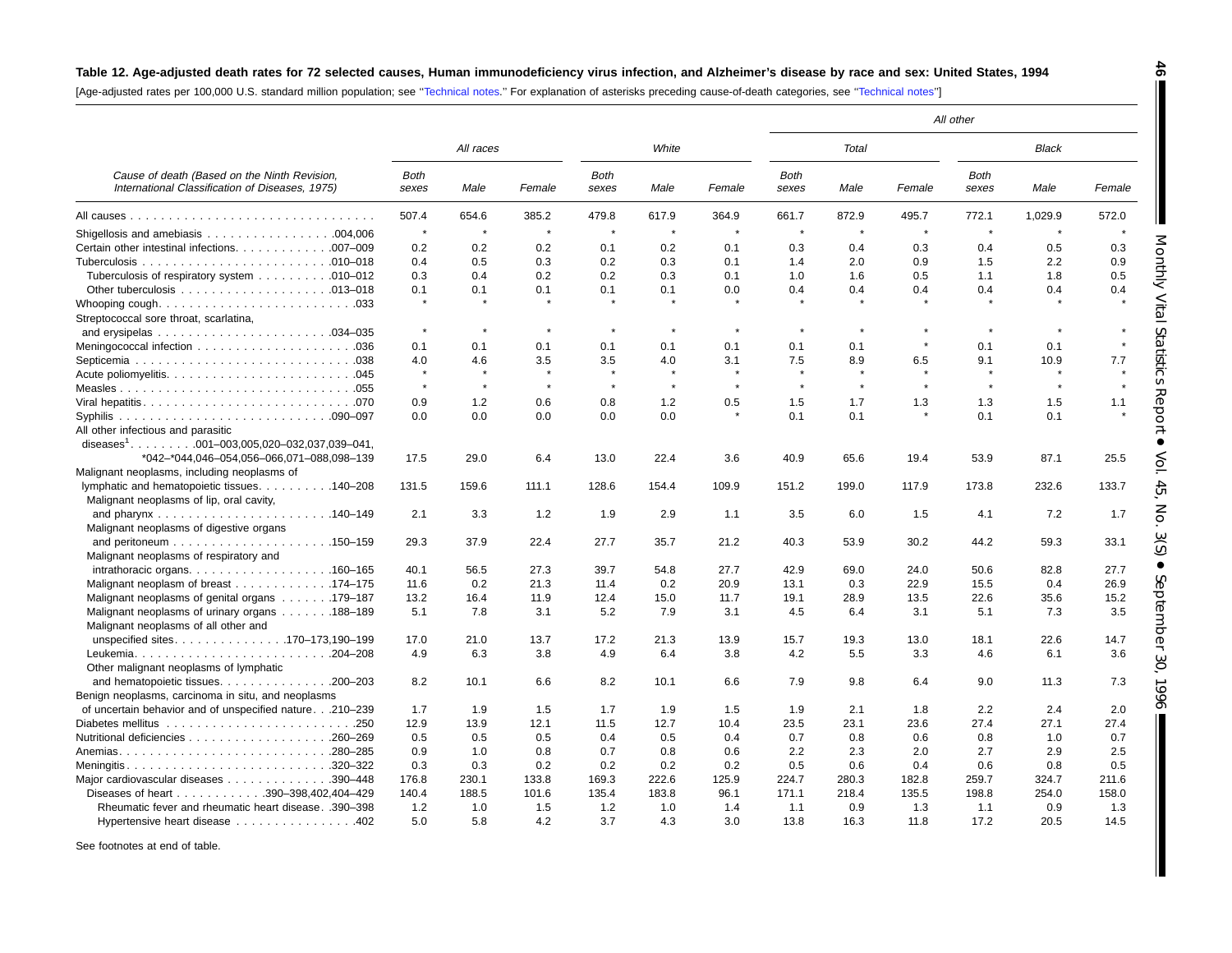**Table 12. Age-adjusted death rates for 72 selected causes, Human immunodeficiency virus infection, and Alzheimer's disease by race and sex: United States, 1994**

[Age-adjusted rates per 100,000 U.S. standard million population; see ''Technical notes.'' For explanation of asterisks preceding cause-of-death categories, see ''Technical notes'']

| Cause of death (Based on the Ninth Revision, International Classification of Diseases, 1975) | All races | | | White | | | All other | | | | | |
|---|---|---|---|---|---|---|---|---|---|---|---|---|
| | | | | | | | Total | | | Black | | |
| | Both sexes | Male | Female | Both sexes | Male | Female | Both sexes | Male | Female | Both sexes | Male | Female |
| All causes | 507.4 | 654.6 | 385.2 | 479.8 | 617.9 | 364.9 | 661.7 | 872.9 | 495.7 | 772.1 | 1,029.9 | 572.0 |
| Shigellosis and amebiasis .004,006 | * | * | * | * | * | * | * | * | * | * | * | * |
| Certain other intestinal infections .007–009 | 0.2 | 0.2 | 0.2 | 0.1 | 0.2 | 0.1 | 0.3 | 0.4 | 0.3 | 0.4 | 0.5 | 0.3 |
| Tuberculosis .010–018 | 0.4 | 0.5 | 0.3 | 0.2 | 0.3 | 0.1 | 1.4 | 2.0 | 0.9 | 1.5 | 2.2 | 0.9 |
| Tuberculosis of respiratory system .010–012 | 0.3 | 0.4 | 0.2 | 0.2 | 0.3 | 0.1 | 1.0 | 1.6 | 0.5 | 1.1 | 1.8 | 0.5 |
| Other tuberculosis .013–018 | 0.1 | 0.1 | 0.1 | 0.1 | 0.1 | 0.0 | 0.4 | 0.4 | 0.4 | 0.4 | 0.4 | 0.4 |
| Whooping cough .033 | * | * | * | * | * | * | * | * | * | * | * | * |
| Streptococcal sore throat, scarlatina, and erysipelas .034–035 | * | * | * | * | * | * | * | * | * | * | * | * |
| Meningococcal infection .036 | 0.1 | 0.1 | 0.1 | 0.1 | 0.1 | 0.1 | 0.1 | 0.1 | * | 0.1 | 0.1 | * |
| Septicemia .038 | 4.0 | 4.6 | 3.5 | 3.5 | 4.0 | 3.1 | 7.5 | 8.9 | 6.5 | 9.1 | 10.9 | 7.7 |
| Acute poliomyelitis .045 | * | * | * | * | * | * | * | * | * | * | * | * |
| Measles .055 | * | * | * | * | * | * | * | * | * | * | * | * |
| Viral hepatitis .070 | 0.9 | 1.2 | 0.6 | 0.8 | 1.2 | 0.5 | 1.5 | 1.7 | 1.3 | 1.3 | 1.5 | 1.1 |
| Syphilis .090–097 | 0.0 | 0.0 | 0.0 | 0.0 | 0.0 | * | 0.1 | 0.1 | * | 0.1 | 0.1 | * |
| All other infectious and parasitic diseases[1] .001–003,005,020–032,037,039–041, *042–*044,046–054,056–066,071–088,098–139 | 17.5 | 29.0 | 6.4 | 13.0 | 22.4 | 3.6 | 40.9 | 65.6 | 19.4 | 53.9 | 87.1 | 25.5 |
| Malignant neoplasms, including neoplasms of lymphatic and hematopoietic tissues .140–208 | 131.5 | 159.6 | 111.1 | 128.6 | 154.4 | 109.9 | 151.2 | 199.0 | 117.9 | 173.8 | 232.6 | 133.7 |
| Malignant neoplasms of lip, oral cavity, and pharynx .140–149 | 2.1 | 3.3 | 1.2 | 1.9 | 2.9 | 1.1 | 3.5 | 6.0 | 1.5 | 4.1 | 7.2 | 1.7 |
| Malignant neoplasms of digestive organs and peritoneum .150–159 | 29.3 | 37.9 | 22.4 | 27.7 | 35.7 | 21.2 | 40.3 | 53.9 | 30.2 | 44.2 | 59.3 | 33.1 |
| Malignant neoplasms of respiratory and intrathoracic organs .160–165 | 40.1 | 56.5 | 27.3 | 39.7 | 54.8 | 27.7 | 42.9 | 69.0 | 24.0 | 50.6 | 82.8 | 27.7 |
| Malignant neoplasm of breast .174–175 | 11.6 | 0.2 | 21.3 | 11.4 | 0.2 | 20.9 | 13.1 | 0.3 | 22.9 | 15.5 | 0.4 | 26.9 |
| Malignant neoplasms of genital organs .179–187 | 13.2 | 16.4 | 11.9 | 12.4 | 15.0 | 11.7 | 19.1 | 28.9 | 13.5 | 22.6 | 35.6 | 15.2 |
| Malignant neoplasms of urinary organs .188–189 | 5.1 | 7.8 | 3.1 | 5.2 | 7.9 | 3.1 | 4.5 | 6.4 | 3.1 | 5.1 | 7.3 | 3.5 |
| Malignant neoplasms of all other and unspecified sites .170–173,190–199 | 17.0 | 21.0 | 13.7 | 17.2 | 21.3 | 13.9 | 15.7 | 19.3 | 13.0 | 18.1 | 22.6 | 14.7 |
| Leukemia .204–208 | 4.9 | 6.3 | 3.8 | 4.9 | 6.4 | 3.8 | 4.2 | 5.5 | 3.3 | 4.6 | 6.1 | 3.6 |
| Other malignant neoplasms of lymphatic and hematopoietic tissues .200–203 | 8.2 | 10.1 | 6.6 | 8.2 | 10.1 | 6.6 | 7.9 | 9.8 | 6.4 | 9.0 | 11.3 | 7.3 |
| Benign neoplasms, carcinoma in situ, and neoplasms of uncertain behavior and of unspecified nature .210–239 | 1.7 | 1.9 | 1.5 | 1.7 | 1.9 | 1.5 | 1.9 | 2.1 | 1.8 | 2.2 | 2.4 | 2.0 |
| Diabetes mellitus .250 | 12.9 | 13.9 | 12.1 | 11.5 | 12.7 | 10.4 | 23.5 | 23.1 | 23.6 | 27.4 | 27.1 | 27.4 |
| Nutritional deficiencies .260–269 | 0.5 | 0.5 | 0.5 | 0.4 | 0.5 | 0.4 | 0.7 | 0.8 | 0.6 | 0.8 | 1.0 | 0.7 |
| Anemias .280–285 | 0.9 | 1.0 | 0.8 | 0.7 | 0.8 | 0.6 | 2.2 | 2.3 | 2.0 | 2.7 | 2.9 | 2.5 |
| Meningitis .320–322 | 0.3 | 0.3 | 0.2 | 0.2 | 0.2 | 0.2 | 0.5 | 0.6 | 0.4 | 0.6 | 0.8 | 0.5 |
| Major cardiovascular diseases .390–448 | 176.8 | 230.1 | 133.8 | 169.3 | 222.6 | 125.9 | 224.7 | 280.3 | 182.8 | 259.7 | 324.7 | 211.6 |
| Diseases of heart .390–398,402,404–429 | 140.4 | 188.5 | 101.6 | 135.4 | 183.8 | 96.1 | 171.1 | 218.4 | 135.5 | 198.8 | 254.0 | 158.0 |
| Rheumatic fever and rheumatic heart disease .390–398 | 1.2 | 1.0 | 1.5 | 1.2 | 1.0 | 1.4 | 1.1 | 0.9 | 1.3 | 1.1 | 0.9 | 1.3 |
| Hypertensive heart disease .402 | 5.0 | 5.8 | 4.2 | 3.7 | 4.3 | 3.0 | 13.8 | 16.3 | 11.8 | 17.2 | 20.5 | 14.5 |

See footnotes at end of table.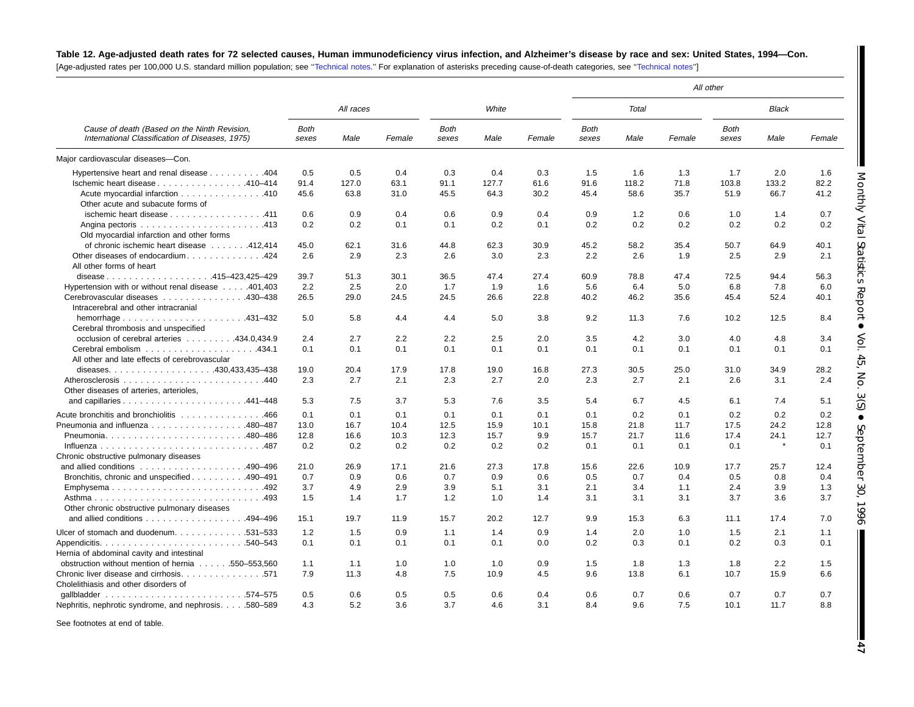**Table 12. Age-adjusted death rates for 72 selected causes, Human immunodeficiency virus infection, and Alzheimer's disease by race and sex: United States, 1994—Con.**

[Age-adjusted rates per 100,000 U.S. standard million population; see "Technical notes." For explanation of asterisks preceding cause-of-death categories, see "Technical notes"]

| Cause of death (Based on the Ninth Revision, International Classification of Diseases, 1975) | All races | | | White | | | All other | | | | | |
|---|---|---|---|---|---|---|---|---|---|---|---|---|
| | | | | | | | Total | | | Black | | |
| | Both sexes | Male | Female | Both sexes | Male | Female | Both sexes | Male | Female | Both sexes | Male | Female |
| Major cardiovascular diseases—Con. | | | | | | | | | | | | |
| Hypertensive heart and renal disease . . . . . . . . . .404 | 0.5 | 0.5 | 0.4 | 0.3 | 0.4 | 0.3 | 1.5 | 1.6 | 1.3 | 1.7 | 2.0 | 1.6 |
| Ischemic heart disease . . . . . . . . . . . . . . . .410–414 | 91.4 | 127.0 | 63.1 | 91.1 | 127.7 | 61.6 | 91.6 | 118.2 | 71.8 | 103.8 | 133.2 | 82.2 |
| Acute myocardial infarction . . . . . . . . . . . . . . .410 | 45.6 | 63.8 | 31.0 | 45.5 | 64.3 | 30.2 | 45.4 | 58.6 | 35.7 | 51.9 | 66.7 | 41.2 |
| Other acute and subacute forms of ischemic heart disease . . . . . . . . . . . . . . . . .411 | 0.6 | 0.9 | 0.4 | 0.6 | 0.9 | 0.4 | 0.9 | 1.2 | 0.6 | 1.0 | 1.4 | 0.7 |
| Angina pectoris . . . . . . . . . . . . . . . . . . . . . .413 | 0.2 | 0.2 | 0.1 | 0.1 | 0.2 | 0.1 | 0.2 | 0.2 | 0.2 | 0.2 | 0.2 | 0.2 |
| Old myocardial infarction and other forms of chronic ischemic heart disease . . . . . . .412,414 | 45.0 | 62.1 | 31.6 | 44.8 | 62.3 | 30.9 | 45.2 | 58.2 | 35.4 | 50.7 | 64.9 | 40.1 |
| Other diseases of endocardium . . . . . . . . . . . . . .424 | 2.6 | 2.9 | 2.3 | 2.6 | 3.0 | 2.3 | 2.2 | 2.6 | 1.9 | 2.5 | 2.9 | 2.1 |
| All other forms of heart disease . . . . . . . . . . . . . . . . . . .415–423,425–429 | 39.7 | 51.3 | 30.1 | 36.5 | 47.4 | 27.4 | 60.9 | 78.8 | 47.4 | 72.5 | 94.4 | 56.3 |
| Hypertension with or without renal disease . . . . .401,403 | 2.2 | 2.5 | 2.0 | 1.7 | 1.9 | 1.6 | 5.6 | 6.4 | 5.0 | 6.8 | 7.8 | 6.0 |
| Cerebrovascular diseases . . . . . . . . . . . . . . .430–438 | 26.5 | 29.0 | 24.5 | 24.5 | 26.6 | 22.8 | 40.2 | 46.2 | 35.6 | 45.4 | 52.4 | 40.1 |
| Intracerebral and other intracranial hemorrhage . . . . . . . . . . . . . . . . . . . . . .431–432 | 5.0 | 5.8 | 4.4 | 4.4 | 5.0 | 3.8 | 9.2 | 11.3 | 7.6 | 10.2 | 12.5 | 8.4 |
| Cerebral thrombosis and unspecified occlusion of cerebral arteries . . . . . . . . .434.0,434.9 | 2.4 | 2.7 | 2.2 | 2.2 | 2.5 | 2.0 | 3.5 | 4.2 | 3.0 | 4.0 | 4.8 | 3.4 |
| Cerebral embolism . . . . . . . . . . . . . . . . . . . .434.1 | 0.1 | 0.1 | 0.1 | 0.1 | 0.1 | 0.1 | 0.1 | 0.1 | 0.1 | 0.1 | 0.1 | 0.1 |
| All other and late effects of cerebrovascular diseases. . . . . . . . . . . . . . . . . . .430,433,435–438 | 19.0 | 20.4 | 17.9 | 17.8 | 19.0 | 16.8 | 27.3 | 30.5 | 25.0 | 31.0 | 34.9 | 28.2 |
| Atherosclerosis . . . . . . . . . . . . . . . . . . . . . . . . .440 | 2.3 | 2.7 | 2.1 | 2.3 | 2.7 | 2.0 | 2.3 | 2.7 | 2.1 | 2.6 | 3.1 | 2.4 |
| Other diseases of arteries, arterioles, and capillaries . . . . . . . . . . . . . . . . . . . . . .441–448 | 5.3 | 7.5 | 3.7 | 5.3 | 7.6 | 3.5 | 5.4 | 6.7 | 4.5 | 6.1 | 7.4 | 5.1 |
| Acute bronchitis and bronchiolitis . . . . . . . . . . . . . . .466 | 0.1 | 0.1 | 0.1 | 0.1 | 0.1 | 0.1 | 0.1 | 0.2 | 0.1 | 0.2 | 0.2 | 0.2 |
| Pneumonia and influenza . . . . . . . . . . . . . . . . .480–487 | 13.0 | 16.7 | 10.4 | 12.5 | 15.9 | 10.1 | 15.8 | 21.8 | 11.7 | 17.5 | 24.2 | 12.8 |
| Pneumonia. . . . . . . . . . . . . . . . . . . . . . . . .480–486 | 12.8 | 16.6 | 10.3 | 12.3 | 15.7 | 9.9 | 15.7 | 21.7 | 11.6 | 17.4 | 24.1 | 12.7 |
| Influenza . . . . . . . . . . . . . . . . . . . . . . . . . . . .487 | 0.2 | 0.2 | 0.2 | 0.2 | 0.2 | 0.2 | 0.1 | 0.1 | 0.1 | 0.1 | * | 0.1 |
| Chronic obstructive pulmonary diseases and allied conditions . . . . . . . . . . . . . . . . . .490–496 | 21.0 | 26.9 | 17.1 | 21.6 | 27.3 | 17.8 | 15.6 | 22.6 | 10.9 | 17.7 | 25.7 | 12.4 |
| Bronchitis, chronic and unspecified . . . . . . . . . .490–491 | 0.7 | 0.9 | 0.6 | 0.7 | 0.9 | 0.6 | 0.5 | 0.7 | 0.4 | 0.5 | 0.8 | 0.4 |
| Emphysema . . . . . . . . . . . . . . . . . . . . . . . . . .492 | 3.7 | 4.9 | 2.9 | 3.9 | 5.1 | 3.1 | 2.1 | 3.4 | 1.1 | 2.4 | 3.9 | 1.3 |
| Asthma . . . . . . . . . . . . . . . . . . . . . . . . . . . . .493 | 1.5 | 1.4 | 1.7 | 1.2 | 1.0 | 1.4 | 3.1 | 3.1 | 3.1 | 3.7 | 3.6 | 3.7 |
| Other chronic obstructive pulmonary diseases and allied conditions . . . . . . . . . . . . . . . . .494–496 | 15.1 | 19.7 | 11.9 | 15.7 | 20.2 | 12.7 | 9.9 | 15.3 | 6.3 | 11.1 | 17.4 | 7.0 |
| Ulcer of stomach and duodenum. . . . . . . . . . . . .531–533 | 1.2 | 1.5 | 0.9 | 1.1 | 1.4 | 0.9 | 1.4 | 2.0 | 1.0 | 1.5 | 2.1 | 1.1 |
| Appendicitis. . . . . . . . . . . . . . . . . . . . . . . . .540–543 | 0.1 | 0.1 | 0.1 | 0.1 | 0.1 | 0.0 | 0.2 | 0.3 | 0.1 | 0.2 | 0.3 | 0.1 |
| Hernia of abdominal cavity and intestinal obstruction without mention of hernia . . . . . .550–553,560 | 1.1 | 1.1 | 1.0 | 1.0 | 1.0 | 0.9 | 1.5 | 1.8 | 1.3 | 1.8 | 2.2 | 1.5 |
| Chronic liver disease and cirrhosis. . . . . . . . . . . . . . .571 | 7.9 | 11.3 | 4.8 | 7.5 | 10.9 | 4.5 | 9.6 | 13.8 | 6.1 | 10.7 | 15.9 | 6.6 |
| Cholelithiasis and other disorders of gallbladder . . . . . . . . . . . . . . . . . . . . . . . .574–575 | 0.5 | 0.6 | 0.5 | 0.5 | 0.6 | 0.4 | 0.6 | 0.7 | 0.6 | 0.7 | 0.7 | 0.7 |
| Nephritis, nephrotic syndrome, and nephrosis. . . . .580–589 | 4.3 | 5.2 | 3.6 | 3.7 | 4.6 | 3.1 | 8.4 | 9.6 | 7.5 | 10.1 | 11.7 | 8.8 |

See footnotes at end of table.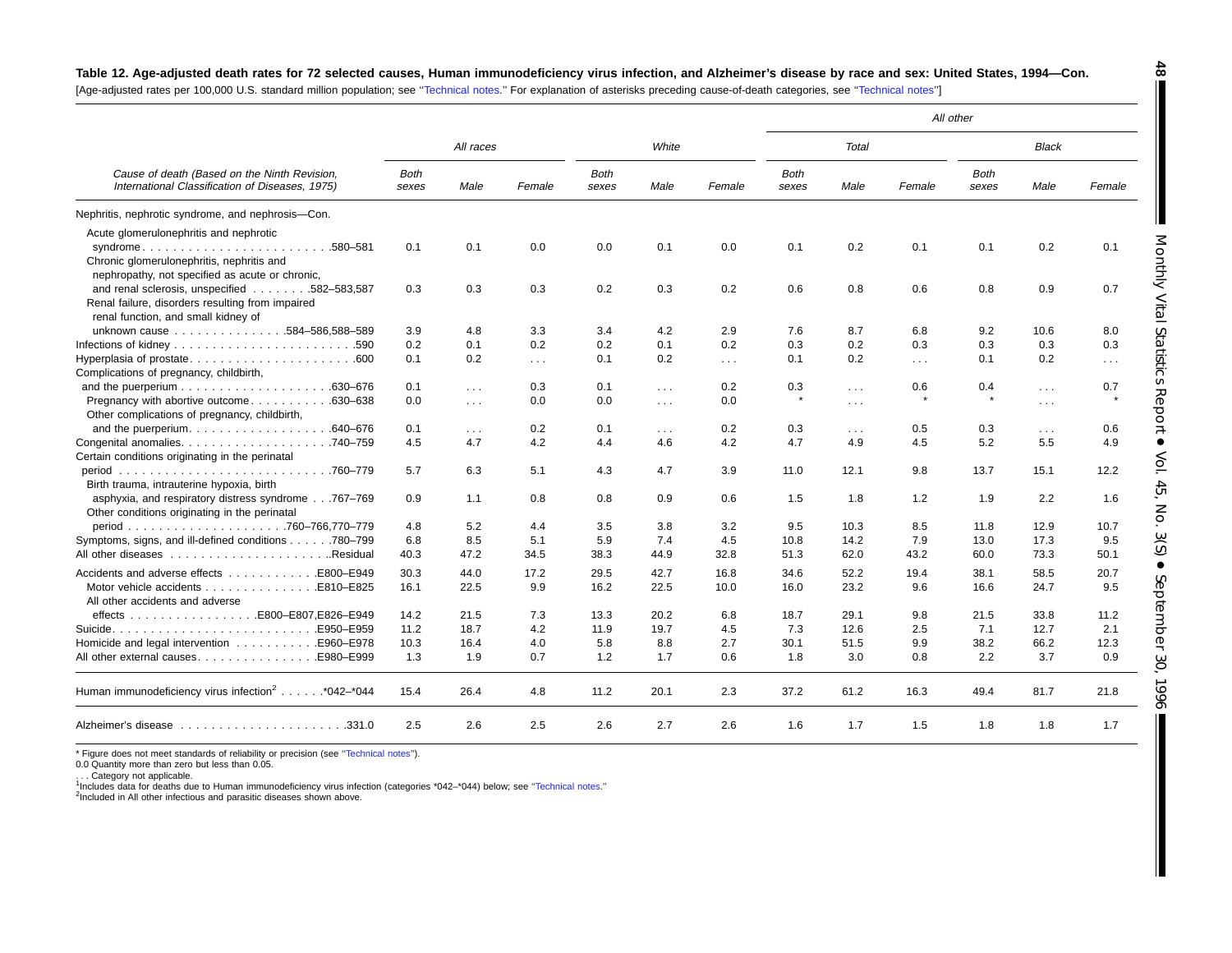**Table 12. Age-adjusted death rates for 72 selected causes, Human immunodeficiency virus infection, and Alzheimer's disease by race and sex: United States, 1994—Con.**

[Age-adjusted rates per 100,000 U.S. standard million population; see "Technical notes." For explanation of asterisks preceding cause-of-death categories, see "Technical notes"]

| Cause of death (Based on the Ninth Revision, International Classification of Diseases, 1975) | All races | | | White | | | All other | | | | | |
|---|---|---|---|---|---|---|---|---|---|---|---|---|
| | | | | | | | Total | | | Black | | |
| | Both sexes | Male | Female | Both sexes | Male | Female | Both sexes | Male | Female | Both sexes | Male | Female |
| Nephritis, nephrotic syndrome, and nephrosis—Con. | | | | | | | | | | | | |
| Acute glomerulonephritis and nephrotic syndrome . . . . . . . . . . . . . . . . . . . . . . . . .580–581 | 0.1 | 0.1 | 0.0 | 0.0 | 0.1 | 0.0 | 0.1 | 0.2 | 0.1 | 0.1 | 0.2 | 0.1 |
| Chronic glomerulonephritis, nephritis and nephropathy, not specified as acute or chronic, and renal sclerosis, unspecified . . . . . . . .582–583,587 | 0.3 | 0.3 | 0.3 | 0.2 | 0.3 | 0.2 | 0.6 | 0.8 | 0.6 | 0.8 | 0.9 | 0.7 |
| Renal failure, disorders resulting from impaired renal function, and small kidney of unknown cause . . . . . . . . . . . . . . .584–586,588–589 | 3.9 | 4.8 | 3.3 | 3.4 | 4.2 | 2.9 | 7.6 | 8.7 | 6.8 | 9.2 | 10.6 | 8.0 |
| Infections of kidney . . . . . . . . . . . . . . . . . . . . . . . .590 | 0.2 | 0.1 | 0.2 | 0.2 | 0.1 | 0.2 | 0.3 | 0.2 | 0.3 | 0.3 | 0.3 | 0.3 |
| Hyperplasia of prostate. . . . . . . . . . . . . . . . . . . . . .600 | 0.1 | 0.2 | . . . | 0.1 | 0.2 | . . . | 0.1 | 0.2 | . . . | 0.1 | 0.2 | . . . |
| Complications of pregnancy, childbirth, and the puerperium . . . . . . . . . . . . . . . . . . . .630–676 | 0.1 | . . . | 0.3 | 0.1 | . . . | 0.2 | 0.3 | . . . | 0.6 | 0.4 | . . . | 0.7 |
| Pregnancy with abortive outcome . . . . . . . . . . .630–638 | 0.0 | . . . | 0.0 | 0.0 | . . . | 0.0 | * | . . . | * | * | . . . | * |
| Other complications of pregnancy, childbirth, and the puerperium. . . . . . . . . . . . . . . . . .640–676 | 0.1 | . . . | 0.2 | 0.1 | . . . | 0.2 | 0.3 | . . . | 0.5 | 0.3 | . . . | 0.6 |
| Congenital anomalies. . . . . . . . . . . . . . . . . . . .740–759 | 4.5 | 4.7 | 4.2 | 4.4 | 4.6 | 4.2 | 4.7 | 4.9 | 4.5 | 5.2 | 5.5 | 4.9 |
| Certain conditions originating in the perinatal period . . . . . . . . . . . . . . . . . . . . . . . . . . . .760–779 | 5.7 | 6.3 | 5.1 | 4.3 | 4.7 | 3.9 | 11.0 | 12.1 | 9.8 | 13.7 | 15.1 | 12.2 |
| Birth trauma, intrauterine hypoxia, birth asphyxia, and respiratory distress syndrome . . .767–769 | 0.9 | 1.1 | 0.8 | 0.8 | 0.9 | 0.6 | 1.5 | 1.8 | 1.2 | 1.9 | 2.2 | 1.6 |
| Other conditions originating in the perinatal period . . . . . . . . . . . . . . . . . . . .760–766,770–779 | 4.8 | 5.2 | 4.4 | 3.5 | 3.8 | 3.2 | 9.5 | 10.3 | 8.5 | 11.8 | 12.9 | 10.7 |
| Symptoms, signs, and ill-defined conditions . . . . . .780–799 | 6.8 | 8.5 | 5.1 | 5.9 | 7.4 | 4.5 | 10.8 | 14.2 | 7.9 | 13.0 | 17.3 | 9.5 |
| All other diseases . . . . . . . . . . . . . . . . . . . . ..Residual | 40.3 | 47.2 | 34.5 | 38.3 | 44.9 | 32.8 | 51.3 | 62.0 | 43.2 | 60.0 | 73.3 | 50.1 |
| Accidents and adverse effects . . . . . . . . . . . .E800–E949 | 30.3 | 44.0 | 17.2 | 29.5 | 42.7 | 16.8 | 34.6 | 52.2 | 19.4 | 38.1 | 58.5 | 20.7 |
| Motor vehicle accidents . . . . . . . . . . . . . . .E810–E825 | 16.1 | 22.5 | 9.9 | 16.2 | 22.5 | 10.0 | 16.0 | 23.2 | 9.6 | 16.6 | 24.7 | 9.5 |
| All other accidents and adverse effects . . . . . . . . . . . . . . . . .E800–E807,E826–E949 | 14.2 | 21.5 | 7.3 | 13.3 | 20.2 | 6.8 | 18.7 | 29.1 | 9.8 | 21.5 | 33.8 | 11.2 |
| Suicide. . . . . . . . . . . . . . . . . . . . . . . . . . .E950–E959 | 11.2 | 18.7 | 4.2 | 11.9 | 19.7 | 4.5 | 7.3 | 12.6 | 2.5 | 7.1 | 12.7 | 2.1 |
| Homicide and legal intervention . . . . . . . . . . .E960–E978 | 10.3 | 16.4 | 4.0 | 5.8 | 8.8 | 2.7 | 30.1 | 51.5 | 9.9 | 38.2 | 66.2 | 12.3 |
| All other external causes. . . . . . . . . . . . . . . .E980–E999 | 1.3 | 1.9 | 0.7 | 1.2 | 1.7 | 0.6 | 1.8 | 3.0 | 0.8 | 2.2 | 3.7 | 0.9 |
| Human immunodeficiency virus infection[2] . . . . . .*042–*044 | 15.4 | 26.4 | 4.8 | 11.2 | 20.1 | 2.3 | 37.2 | 61.2 | 16.3 | 49.4 | 81.7 | 21.8 |
| Alzheimer's disease . . . . . . . . . . . . . . . . . . . . . .331.0 | 2.5 | 2.6 | 2.5 | 2.6 | 2.7 | 2.6 | 1.6 | 1.7 | 1.5 | 1.8 | 1.8 | 1.7 |

* Figure does not meet standards of reliability or precision (see "Technical notes").

0.0 Quantity more than zero but less than 0.05.

. . . Category not applicable.

[1]Includes data for deaths due to Human immunodeficiency virus infection (categories *042–*044) below; see "Technical notes."

[2]Included in All other infectious and parasitic diseases shown above.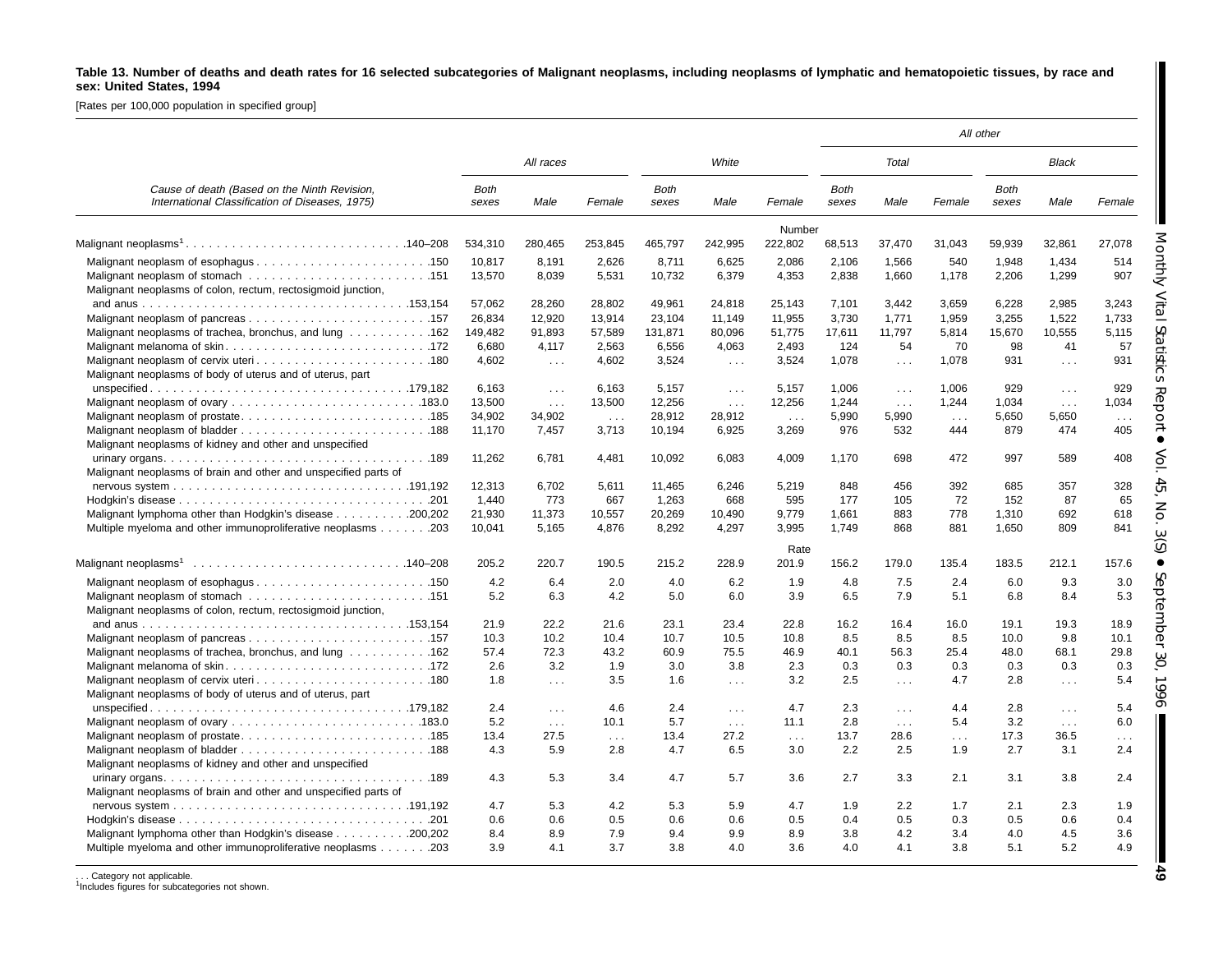**Table 13. Number of deaths and death rates for 16 selected subcategories of Malignant neoplasms, including neoplasms of lymphatic and hematopoietic tissues, by race and sex: United States, 1994**

[Rates per 100,000 population in specified group]

| Cause of death (Based on the Ninth Revision, International Classification of Diseases, 1975) | All races | | | White | | | All other | | | | | |
|---|---|---|---|---|---|---|---|---|---|---|---|---|
| | | | | | | | Total | | | Black | | |
| | Both sexes | Male | Female | Both sexes | Male | Female | Both sexes | Male | Female | Both sexes | Male | Female |
| | | | | | | **Number** | | | | | | |
| Malignant neoplasms[1] . . . 140–208 | 534,310 | 280,465 | 253,845 | 465,797 | 242,995 | 222,802 | 68,513 | 37,470 | 31,043 | 59,939 | 32,861 | 27,078 |
| Malignant neoplasm of esophagus . . . 150 | 10,817 | 8,191 | 2,626 | 8,711 | 6,625 | 2,086 | 2,106 | 1,566 | 540 | 1,948 | 1,434 | 514 |
| Malignant neoplasm of stomach . . . 151 | 13,570 | 8,039 | 5,531 | 10,732 | 6,379 | 4,353 | 2,838 | 1,660 | 1,178 | 2,206 | 1,299 | 907 |
| Malignant neoplasms of colon, rectum, rectosigmoid junction, and anus . . . 153,154 | 57,062 | 28,260 | 28,802 | 49,961 | 24,818 | 25,143 | 7,101 | 3,442 | 3,659 | 6,228 | 2,985 | 3,243 |
| Malignant neoplasm of pancreas . . . 157 | 26,834 | 12,920 | 13,914 | 23,104 | 11,149 | 11,955 | 3,730 | 1,771 | 1,959 | 3,255 | 1,522 | 1,733 |
| Malignant neoplasms of trachea, bronchus, and lung . . . 162 | 149,482 | 91,893 | 57,589 | 131,871 | 80,096 | 51,775 | 17,611 | 11,797 | 5,814 | 15,670 | 10,555 | 5,115 |
| Malignant melanoma of skin . . . 172 | 6,680 | 4,117 | 2,563 | 6,556 | 4,063 | 2,493 | 124 | 54 | 70 | 98 | 41 | 57 |
| Malignant neoplasm of cervix uteri . . . 180 | 4,602 | . . . | 4,602 | 3,524 | . . . | 3,524 | 1,078 | . . . | 1,078 | 931 | . . . | 931 |
| Malignant neoplasms of body of uterus and of uterus, part unspecified . . . 179,182 | 6,163 | . . . | 6,163 | 5,157 | . . . | 5,157 | 1,006 | . . . | 1,006 | 929 | . . . | 929 |
| Malignant neoplasm of ovary . . . 183.0 | 13,500 | . . . | 13,500 | 12,256 | . . . | 12,256 | 1,244 | . . . | 1,244 | 1,034 | . . . | 1,034 |
| Malignant neoplasm of prostate . . . 185 | 34,902 | 34,902 | . . . | 28,912 | 28,912 | . . . | 5,990 | 5,990 | . . . | 5,650 | 5,650 | . . . |
| Malignant neoplasm of bladder . . . 188 | 11,170 | 7,457 | 3,713 | 10,194 | 6,925 | 3,269 | 976 | 532 | 444 | 879 | 474 | 405 |
| Malignant neoplasms of kidney and other and unspecified urinary organs . . . 189 | 11,262 | 6,781 | 4,481 | 10,092 | 6,083 | 4,009 | 1,170 | 698 | 472 | 997 | 589 | 408 |
| Malignant neoplasms of brain and other and unspecified parts of nervous system . . . 191,192 | 12,313 | 6,702 | 5,611 | 11,465 | 6,246 | 5,219 | 848 | 456 | 392 | 685 | 357 | 328 |
| Hodgkin's disease . . . 201 | 1,440 | 773 | 667 | 1,263 | 668 | 595 | 177 | 105 | 72 | 152 | 87 | 65 |
| Malignant lymphoma other than Hodgkin's disease . . . 200,202 | 21,930 | 11,373 | 10,557 | 20,269 | 10,490 | 9,779 | 1,661 | 883 | 778 | 1,310 | 692 | 618 |
| Multiple myeloma and other immunoproliferative neoplasms . . . 203 | 10,041 | 5,165 | 4,876 | 8,292 | 4,297 | 3,995 | 1,749 | 868 | 881 | 1,650 | 809 | 841 |
| | | | | | | **Rate** | | | | | | |
| Malignant neoplasms[1] . . . 140–208 | 205.2 | 220.7 | 190.5 | 215.2 | 228.9 | 201.9 | 156.2 | 179.0 | 135.4 | 183.5 | 212.1 | 157.6 |
| Malignant neoplasm of esophagus . . . 150 | 4.2 | 6.4 | 2.0 | 4.0 | 6.2 | 1.9 | 4.8 | 7.5 | 2.4 | 6.0 | 9.3 | 3.0 |
| Malignant neoplasm of stomach . . . 151 | 5.2 | 6.3 | 4.2 | 5.0 | 6.0 | 3.9 | 6.5 | 7.9 | 5.1 | 6.8 | 8.4 | 5.3 |
| Malignant neoplasms of colon, rectum, rectosigmoid junction, and anus . . . 153,154 | 21.9 | 22.2 | 21.6 | 23.1 | 23.4 | 22.8 | 16.2 | 16.4 | 16.0 | 19.1 | 19.3 | 18.9 |
| Malignant neoplasm of pancreas . . . 157 | 10.3 | 10.2 | 10.4 | 10.7 | 10.5 | 10.8 | 8.5 | 8.5 | 8.5 | 10.0 | 9.8 | 10.1 |
| Malignant neoplasms of trachea, bronchus, and lung . . . 162 | 57.4 | 72.3 | 43.2 | 60.9 | 75.5 | 46.9 | 40.1 | 56.3 | 25.4 | 48.0 | 68.1 | 29.8 |
| Malignant melanoma of skin . . . 172 | 2.6 | 3.2 | 1.9 | 3.0 | 3.8 | 2.3 | 0.3 | 0.3 | 0.3 | 0.3 | 0.3 | 0.3 |
| Malignant neoplasm of cervix uteri . . . 180 | 1.8 | . . . | 3.5 | 1.6 | . . . | 3.2 | 2.5 | . . . | 4.7 | 2.8 | . . . | 5.4 |
| Malignant neoplasms of body of uterus and of uterus, part unspecified . . . 179,182 | 2.4 | . . . | 4.6 | 2.4 | . . . | 4.7 | 2.3 | . . . | 4.4 | 2.8 | . . . | 5.4 |
| Malignant neoplasm of ovary . . . 183.0 | 5.2 | . . . | 10.1 | 5.7 | . . . | 11.1 | 2.8 | . . . | 5.4 | 3.2 | . . . | 6.0 |
| Malignant neoplasm of prostate . . . 185 | 13.4 | 27.5 | . . . | 13.4 | 27.2 | . . . | 13.7 | 28.6 | . . . | 17.3 | 36.5 | . . . |
| Malignant neoplasm of bladder . . . 188 | 4.3 | 5.9 | 2.8 | 4.7 | 6.5 | 3.0 | 2.2 | 2.5 | 1.9 | 2.7 | 3.1 | 2.4 |
| Malignant neoplasms of kidney and other and unspecified urinary organs . . . 189 | 4.3 | 5.3 | 3.4 | 4.7 | 5.7 | 3.6 | 2.7 | 3.3 | 2.1 | 3.1 | 3.8 | 2.4 |
| Malignant neoplasms of brain and other and unspecified parts of nervous system . . . 191,192 | 4.7 | 5.3 | 4.2 | 5.3 | 5.9 | 4.7 | 1.9 | 2.2 | 1.7 | 2.1 | 2.3 | 1.9 |
| Hodgkin's disease . . . 201 | 0.6 | 0.6 | 0.5 | 0.6 | 0.6 | 0.5 | 0.4 | 0.5 | 0.3 | 0.5 | 0.6 | 0.4 |
| Malignant lymphoma other than Hodgkin's disease . . . 200,202 | 8.4 | 8.9 | 7.9 | 9.4 | 9.9 | 8.9 | 3.8 | 4.2 | 3.4 | 4.0 | 4.5 | 3.6 |
| Multiple myeloma and other immunoproliferative neoplasms . . . 203 | 3.9 | 4.1 | 3.7 | 3.8 | 4.0 | 3.6 | 4.0 | 4.1 | 3.8 | 5.1 | 5.2 | 4.9 |

. . . Category not applicable.
[1]Includes figures for subcategories not shown.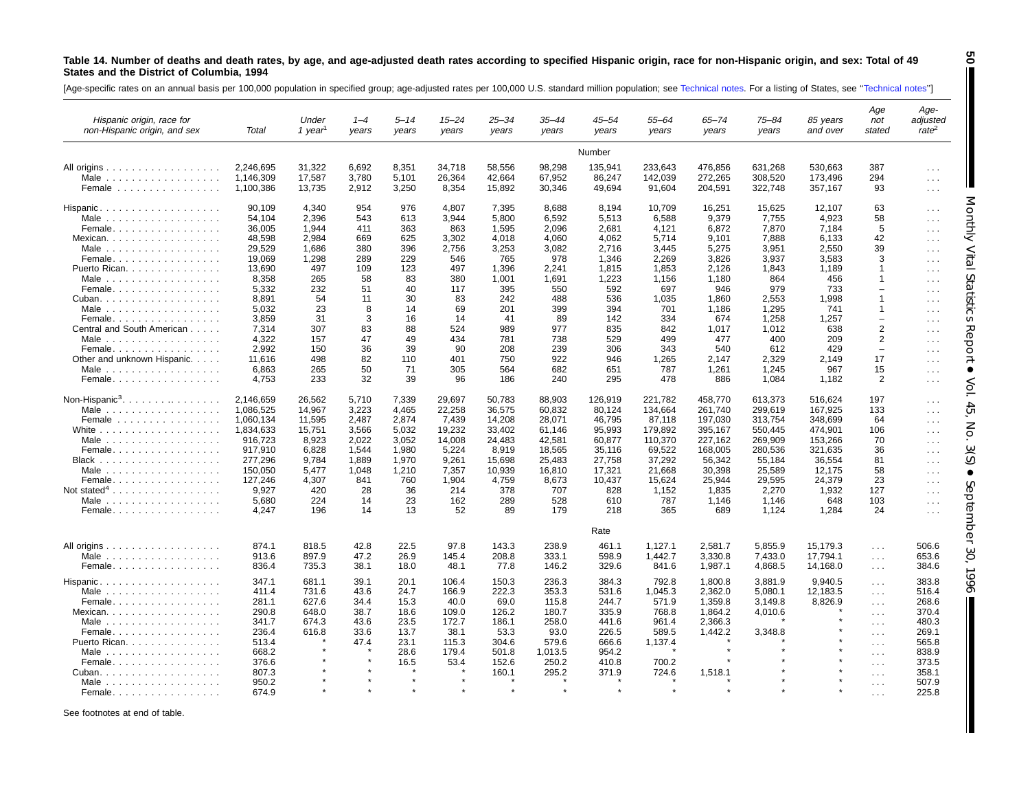**Table 14. Number of deaths and death rates, by age, and age-adjusted death rates according to specified Hispanic origin, race for non-Hispanic origin, and sex: Total of 49 States and the District of Columbia, 1994**

[Age-specific rates on an annual basis per 100,000 population in specified group; age-adjusted rates per 100,000 U.S. standard million population; see Technical notes. For a listing of States, see "Technical notes"]

| Hispanic origin, race for non-Hispanic origin, and sex | Total | Under 1 year[1] | 1–4 years | 5–14 years | 15–24 years | 25–34 years | 35–44 years | 45–54 years | 55–64 years | 65–74 years | 75–84 years | 85 years and over | Age not stated | Age-adjusted rate[2] |
|---|---|---|---|---|---|---|---|---|---|---|---|---|---|---|
| | | | | | | | | Number | | | | | | |
| All origins | 2,246,695 | 31,322 | 6,692 | 8,351 | 34,718 | 58,556 | 98,298 | 135,941 | 233,643 | 476,856 | 631,268 | 530,663 | 387 | . . . |
| Male | 1,146,309 | 17,587 | 3,780 | 5,101 | 26,364 | 42,664 | 67,952 | 86,247 | 142,039 | 272,265 | 308,520 | 173,496 | 294 | . . . |
| Female | 1,100,386 | 13,735 | 2,912 | 3,250 | 8,354 | 15,892 | 30,346 | 49,694 | 91,604 | 204,591 | 322,748 | 357,167 | 93 | . . . |
| Hispanic | 90,109 | 4,340 | 954 | 976 | 4,807 | 7,395 | 8,688 | 8,194 | 10,709 | 16,251 | 15,625 | 12,107 | 63 | . . . |
| Male | 54,104 | 2,396 | 543 | 613 | 3,944 | 5,800 | 6,592 | 5,513 | 6,588 | 9,379 | 7,755 | 4,923 | 58 | . . . |
| Female | 36,005 | 1,944 | 411 | 363 | 863 | 1,595 | 2,096 | 2,681 | 4,121 | 6,872 | 7,870 | 7,184 | 5 | . . . |
| Mexican | 48,598 | 2,984 | 669 | 625 | 3,302 | 4,018 | 4,060 | 4,062 | 5,714 | 9,101 | 7,888 | 6,133 | 42 | . . . |
| Male | 29,529 | 1,686 | 380 | 396 | 2,756 | 3,253 | 3,082 | 2,716 | 3,445 | 5,275 | 3,951 | 2,550 | 39 | . . . |
| Female | 19,069 | 1,298 | 289 | 229 | 546 | 765 | 978 | 1,346 | 2,269 | 3,826 | 3,937 | 3,583 | 3 | . . . |
| Puerto Rican | 13,690 | 497 | 109 | 123 | 497 | 1,396 | 2,241 | 1,815 | 1,853 | 2,126 | 1,843 | 1,189 | 1 | . . . |
| Male | 8,358 | 265 | 58 | 83 | 380 | 1,001 | 1,691 | 1,223 | 1,156 | 1,180 | 864 | 456 | 1 | . . . |
| Female | 5,332 | 232 | 51 | 40 | 117 | 395 | 550 | 592 | 697 | 946 | 979 | 733 | – | . . . |
| Cuban | 8,891 | 54 | 11 | 30 | 83 | 242 | 488 | 536 | 1,035 | 1,860 | 2,553 | 1,998 | 1 | . . . |
| Male | 5,032 | 23 | 8 | 14 | 69 | 201 | 399 | 394 | 701 | 1,186 | 1,295 | 741 | 1 | . . . |
| Female | 3,859 | 31 | 3 | 16 | 14 | 41 | 89 | 142 | 334 | 674 | 1,258 | 1,257 | – | . . . |
| Central and South American | 7,314 | 307 | 83 | 88 | 524 | 989 | 977 | 835 | 842 | 1,017 | 1,012 | 638 | 2 | . . . |
| Male | 4,322 | 157 | 47 | 49 | 434 | 781 | 738 | 529 | 499 | 477 | 400 | 209 | 2 | . . . |
| Female | 2,992 | 150 | 36 | 39 | 90 | 208 | 239 | 306 | 343 | 540 | 612 | 429 | – | . . . |
| Other and unknown Hispanic | 11,616 | 498 | 82 | 110 | 401 | 750 | 922 | 946 | 1,265 | 2,147 | 2,329 | 2,149 | 17 | . . . |
| Male | 6,863 | 265 | 50 | 71 | 305 | 564 | 682 | 651 | 787 | 1,261 | 1,245 | 967 | 15 | . . . |
| Female | 4,753 | 233 | 32 | 39 | 96 | 186 | 240 | 295 | 478 | 886 | 1,084 | 1,182 | 2 | . . . |
| Non-Hispanic[3] | 2,146,659 | 26,562 | 5,710 | 7,339 | 29,697 | 50,783 | 88,903 | 126,919 | 221,782 | 458,770 | 613,373 | 516,624 | 197 | . . . |
| Male | 1,086,525 | 14,967 | 3,223 | 4,465 | 22,258 | 36,575 | 60,832 | 80,124 | 134,664 | 261,740 | 299,619 | 167,925 | 133 | . . . |
| Female | 1,060,134 | 11,595 | 2,487 | 2,874 | 7,439 | 14,208 | 28,071 | 46,795 | 87,118 | 197,030 | 313,754 | 348,699 | 64 | . . . |
| White | 1,834,633 | 15,751 | 3,566 | 5,032 | 19,232 | 33,402 | 61,146 | 95,993 | 179,892 | 395,167 | 550,445 | 474,901 | 106 | . . . |
| Male | 916,723 | 8,923 | 2,022 | 3,052 | 14,008 | 24,483 | 42,581 | 60,877 | 110,370 | 227,162 | 269,909 | 153,266 | 70 | . . . |
| Female | 917,910 | 6,828 | 1,544 | 1,980 | 5,224 | 8,919 | 18,565 | 35,116 | 69,522 | 168,005 | 280,536 | 321,635 | 36 | . . . |
| Black | 277,296 | 9,784 | 1,889 | 1,970 | 9,261 | 15,698 | 25,483 | 27,758 | 37,292 | 56,342 | 55,184 | 36,554 | 81 | . . . |
| Male | 150,050 | 5,477 | 1,048 | 1,210 | 7,357 | 10,939 | 16,810 | 17,321 | 21,668 | 30,398 | 25,589 | 12,175 | 58 | . . . |
| Female | 127,246 | 4,307 | 841 | 760 | 1,904 | 4,759 | 8,673 | 10,437 | 15,624 | 25,944 | 29,595 | 24,379 | 23 | . . . |
| Not stated[4] | 9,927 | 420 | 28 | 36 | 214 | 378 | 707 | 828 | 1,152 | 1,835 | 2,270 | 1,932 | 127 | . . . |
| Male | 5,680 | 224 | 14 | 23 | 162 | 289 | 528 | 610 | 787 | 1,146 | 1,146 | 648 | 103 | . . . |
| Female | 4,247 | 196 | 14 | 13 | 52 | 89 | 179 | 218 | 365 | 689 | 1,124 | 1,284 | 24 | . . . |
| | | | | | | | | Rate | | | | | | |
| All origins | 874.1 | 818.5 | 42.8 | 22.5 | 97.8 | 143.3 | 238.9 | 461.1 | 1,127.1 | 2,581.7 | 5,855.9 | 15,179.3 | . . . | 506.6 |
| Male | 913.6 | 897.9 | 47.2 | 26.9 | 145.4 | 208.8 | 333.1 | 598.9 | 1,442.7 | 3,330.8 | 7,433.0 | 17,794.1 | . . . | 653.6 |
| Female | 836.4 | 735.3 | 38.1 | 18.0 | 48.1 | 77.8 | 146.2 | 329.6 | 841.6 | 1,987.1 | 4,868.5 | 14,168.0 | . . . | 384.6 |
| Hispanic | 347.1 | 681.1 | 39.1 | 20.1 | 106.4 | 150.3 | 236.3 | 384.3 | 792.8 | 1,800.8 | 3,881.9 | 9,940.5 | . . . | 383.8 |
| Male | 411.4 | 731.6 | 43.6 | 24.7 | 166.9 | 222.3 | 353.3 | 531.6 | 1,045.3 | 2,362.0 | 5,080.1 | 12,183.5 | . . . | 516.4 |
| Female | 281.1 | 627.6 | 34.4 | 15.3 | 40.0 | 69.0 | 115.8 | 244.7 | 571.9 | 1,359.8 | 3,149.8 | 8,826.9 | . . . | 268.6 |
| Mexican | 290.8 | 648.0 | 38.7 | 18.6 | 109.0 | 126.2 | 180.7 | 335.9 | 768.8 | 1,864.2 | 4,010.6 | * | . . . | 370.4 |
| Male | 341.7 | 674.3 | 43.6 | 23.5 | 172.7 | 186.1 | 258.0 | 441.6 | 961.4 | 2,366.3 | * | * | . . . | 480.3 |
| Female | 236.4 | 616.8 | 33.6 | 13.7 | 38.1 | 53.3 | 93.0 | 226.5 | 589.5 | 1,442.2 | 3,348.8 | * | . . . | 269.1 |
| Puerto Rican | 513.4 | * | 47.4 | 23.1 | 115.3 | 304.6 | 579.6 | 666.6 | 1,137.4 | * | * | * | . . . | 565.8 |
| Male | 668.2 | * | * | 28.6 | 179.4 | 501.8 | 1,013.5 | 954.2 | * | * | * | * | . . . | 838.9 |
| Female | 376.6 | * | * | 16.5 | 53.4 | 152.6 | 250.2 | 410.8 | 700.2 | * | * | * | . . . | 373.5 |
| Cuban | 807.3 | * | * | * | * | 160.1 | 295.2 | 371.9 | 724.6 | 1,518.1 | * | * | . . . | 358.1 |
| Male | 950.2 | * | * | * | * | * | * | * | * | * | * | * | . . . | 507.9 |
| Female | 674.9 | * | * | * | * | * | * | * | * | * | * | * | . . . | 225.8 |

See footnotes at end of table.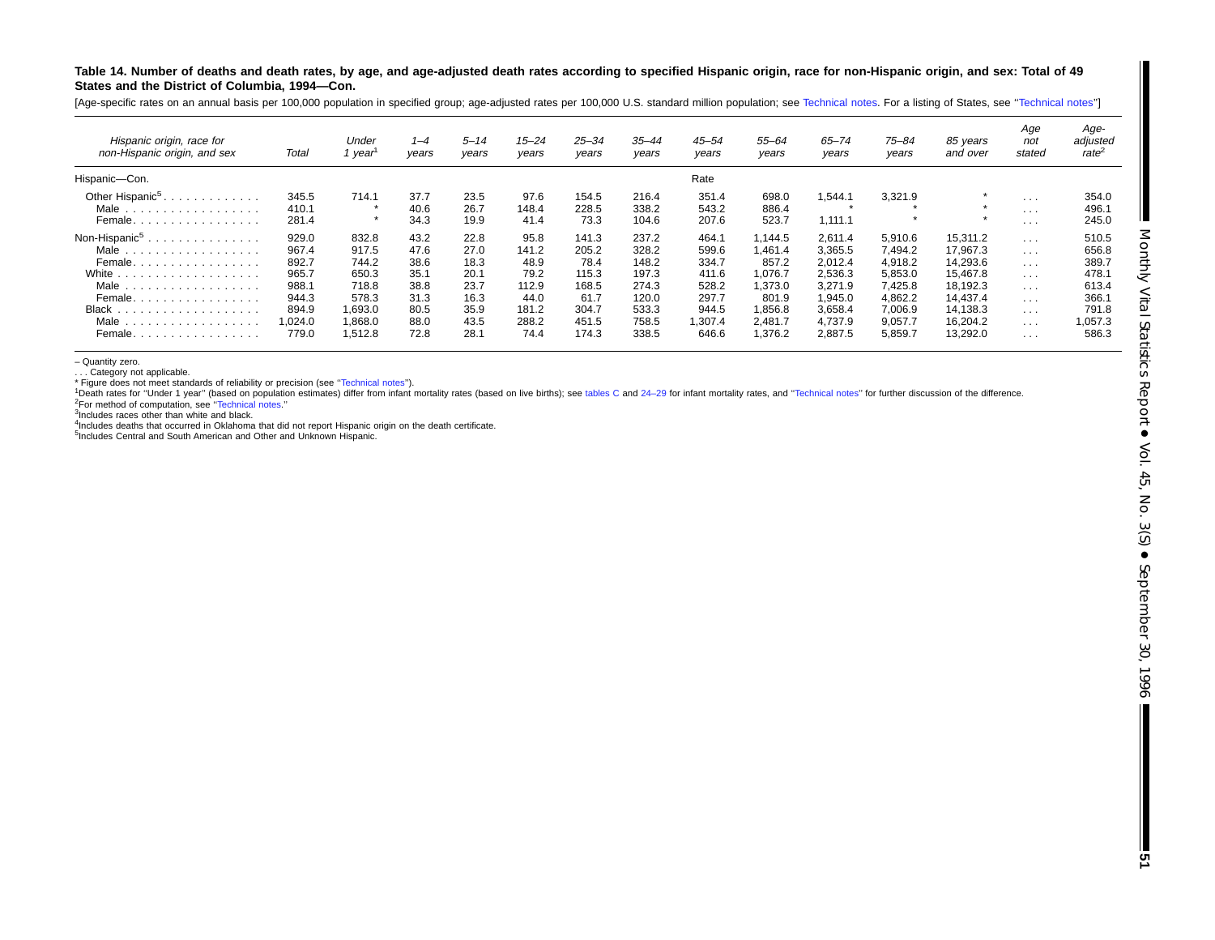**Table 14. Number of deaths and death rates, by age, and age-adjusted death rates according to specified Hispanic origin, race for non-Hispanic origin, and sex: Total of 49 States and the District of Columbia, 1994—Con.**

[Age-specific rates on an annual basis per 100,000 population in specified group; age-adjusted rates per 100,000 U.S. standard million population; see Technical notes. For a listing of States, see "Technical notes"]

| Hispanic origin, race for non-Hispanic origin, and sex | Total | Under 1 year[1] | 1–4 years | 5–14 years | 15–24 years | 25–34 years | 35–44 years | 45–54 years | 55–64 years | 65–74 years | 75–84 years | 85 years and over | Age not stated | Age-adjusted rate[2] |
|---|---|---|---|---|---|---|---|---|---|---|---|---|---|---|
| Hispanic—Con. | | | | | | | | Rate | | | | | | |
| Other Hispanic[5] | 345.5 | 714.1 | 37.7 | 23.5 | 97.6 | 154.5 | 216.4 | 351.4 | 698.0 | 1,544.1 | 3,321.9 | * | . . . | 354.0 |
| Male | 410.1 | * | 40.6 | 26.7 | 148.4 | 228.5 | 338.2 | 543.2 | 886.4 | * | * | * | . . . | 496.1 |
| Female | 281.4 | * | 34.3 | 19.9 | 41.4 | 73.3 | 104.6 | 207.6 | 523.7 | 1,111.1 | * | * | . . . | 245.0 |
| Non-Hispanic[5] | 929.0 | 832.8 | 43.2 | 22.8 | 95.8 | 141.3 | 237.2 | 464.1 | 1,144.5 | 2,611.4 | 5,910.6 | 15,311.2 | . . . | 510.5 |
| Male | 967.4 | 917.5 | 47.6 | 27.0 | 141.2 | 205.2 | 328.2 | 599.6 | 1,461.4 | 3,365.5 | 7,494.2 | 17,967.3 | . . . | 656.8 |
| Female | 892.7 | 744.2 | 38.6 | 18.3 | 48.9 | 78.4 | 148.2 | 334.7 | 857.2 | 2,012.4 | 4,918.2 | 14,293.6 | . . . | 389.7 |
| White | 965.7 | 650.3 | 35.1 | 20.1 | 79.2 | 115.3 | 197.3 | 411.6 | 1,076.7 | 2,536.3 | 5,853.0 | 15,467.8 | . . . | 478.1 |
| Male | 988.1 | 718.8 | 38.8 | 23.7 | 112.9 | 168.5 | 274.3 | 528.2 | 1,373.0 | 3,271.9 | 7,425.8 | 18,192.3 | . . . | 613.4 |
| Female | 944.3 | 578.3 | 31.3 | 16.3 | 44.0 | 61.7 | 120.0 | 297.7 | 801.9 | 1,945.0 | 4,862.2 | 14,437.4 | . . . | 366.1 |
| Black | 894.9 | 1,693.0 | 80.5 | 35.9 | 181.2 | 304.7 | 533.3 | 944.5 | 1,856.8 | 3,658.4 | 7,006.9 | 14,138.3 | . . . | 791.8 |
| Male | 1,024.0 | 1,868.0 | 88.0 | 43.5 | 288.2 | 451.5 | 758.5 | 1,307.4 | 2,481.7 | 4,737.9 | 9,057.7 | 16,204.2 | . . . | 1,057.3 |
| Female | 779.0 | 1,512.8 | 72.8 | 28.1 | 74.4 | 174.3 | 338.5 | 646.6 | 1,376.2 | 2,887.5 | 5,859.7 | 13,292.0 | . . . | 586.3 |

– Quantity zero.
. . . Category not applicable.
* Figure does not meet standards of reliability or precision (see "Technical notes").
[1]Death rates for "Under 1 year" (based on population estimates) differ from infant mortality rates (based on live births); see tables C and 24–29 for infant mortality rates, and "Technical notes" for further discussion of the difference.
[2]For method of computation, see "Technical notes."
[3]Includes races other than white and black.
[4]Includes deaths that occurred in Oklahoma that did not report Hispanic origin on the death certificate.
[5]Includes Central and South American and Other and Unknown Hispanic.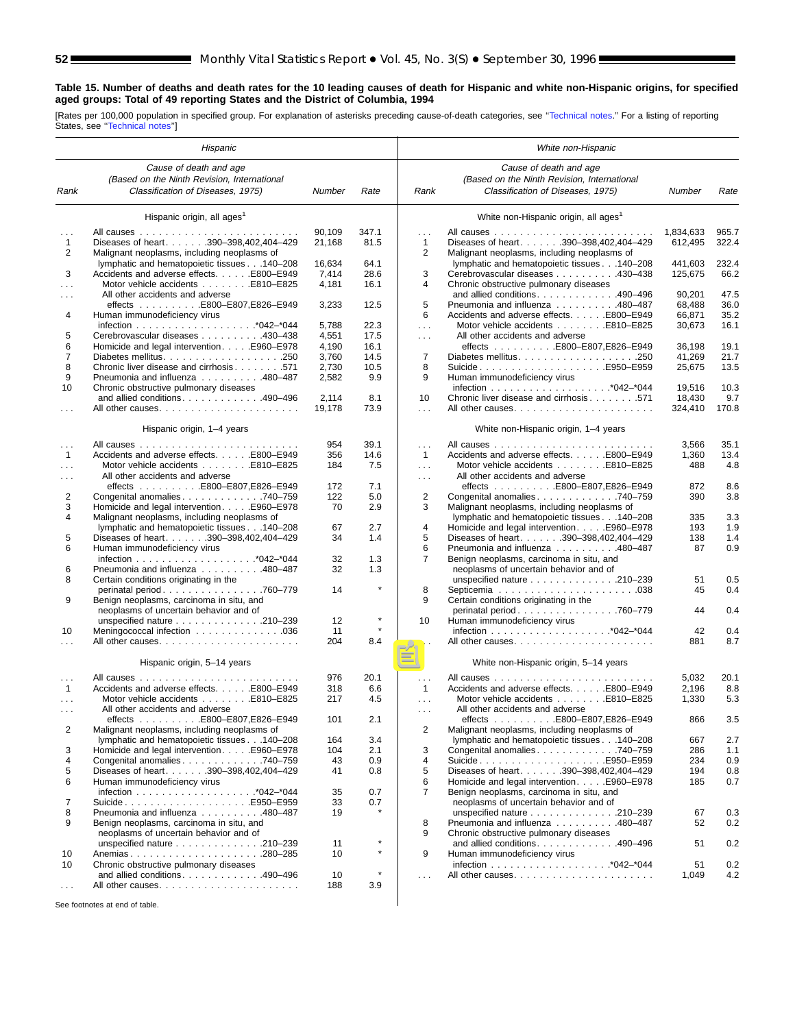**Table 15. Number of deaths and death rates for the 10 leading causes of death for Hispanic and white non-Hispanic origins, for specified aged groups: Total of 49 reporting States and the District of Columbia, 1994**

[Rates per 100,000 population in specified group. For explanation of asterisks preceding cause-of-death categories, see "Technical notes." For a listing of reporting States, see "Technical notes"]

| Hispanic | | | | White non-Hispanic | | | |
|---|---|---|---|---|---|---|---|
| Rank | Cause of death and age (Based on the Ninth Revision, International Classification of Diseases, 1975) | Number | Rate | Rank | Cause of death and age (Based on the Ninth Revision, International Classification of Diseases, 1975) | Number | Rate |
| | Hispanic origin, all ages[1] | | | | White non-Hispanic origin, all ages[1] | | |
| . . . | All causes | 90,109 | 347.1 | . . . | All causes | 1,834,633 | 965.7 |
| 1 | Diseases of heart . . . . . . 390–398,402,404–429 | 21,168 | 81.5 | 1 | Diseases of heart . . . . . . 390–398,402,404–429 | 612,495 | 322.4 |
| 2 | Malignant neoplasms, including neoplasms of lymphatic and hematopoietic tissues . . . 140–208 | 16,634 | 64.1 | 2 | Malignant neoplasms, including neoplasms of lymphatic and hematopoietic tissues . . . 140–208 | 441,603 | 232.4 |
| 3 | Accidents and adverse effects . . . . . E800–E949 | 7,414 | 28.6 | 3 | Cerebrovascular diseases . . . . . . . . . 430–438 | 125,675 | 66.2 |
| . . . | Motor vehicle accidents . . . . . . . E810–E825 | 4,181 | 16.1 | 4 | Chronic obstructive pulmonary diseases and allied conditions . . . . . . . . . . . . 490–496 | 90,201 | 47.5 |
| . . . | All other accidents and adverse effects . . . . . . . . . E800–E807,E826–E949 | 3,233 | 12.5 | 5 | Pneumonia and influenza . . . . . . . . . 480–487 | 68,488 | 36.0 |
| 4 | Human immunodeficiency virus infection . . . . . . . . . . . . . . . . . . *042–*044 | 5,788 | 22.3 | 6 | Accidents and adverse effects . . . . . E800–E949 | 66,871 | 35.2 |
| 5 | Cerebrovascular diseases . . . . . . . . . 430–438 | 4,551 | 17.5 | . . . | Motor vehicle accidents . . . . . . . E810–E825 | 30,673 | 16.1 |
| 6 | Homicide and legal intervention . . . . . E960–E978 | 4,190 | 16.1 | . . . | All other accidents and adverse effects . . . . . . . . . E800–E807,E826–E949 | 36,198 | 19.1 |
| 7 | Diabetes mellitus . . . . . . . . . . . . . . . . . . 250 | 3,760 | 14.5 | 7 | Diabetes mellitus . . . . . . . . . . . . . . . . . . 250 | 41,269 | 21.7 |
| 8 | Chronic liver disease and cirrhosis . . . . . . . 571 | 2,730 | 10.5 | 8 | Suicide . . . . . . . . . . . . . . . . . . . E950–E959 | 25,675 | 13.5 |
| 9 | Pneumonia and influenza . . . . . . . . . 480–487 | 2,582 | 9.9 | 9 | Human immunodeficiency virus infection . . . . . . . . . . . . . . . . . . *042–*044 | 19,516 | 10.3 |
| 10 | Chronic obstructive pulmonary diseases and allied conditions . . . . . . . . . . . . 490–496 | 2,114 | 8.1 | 10 | Chronic liver disease and cirrhosis . . . . . . . 571 | 18,430 | 9.7 |
| . . . | All other causes | 19,178 | 73.9 | . . . | All other causes | 324,410 | 170.8 |
| | Hispanic origin, 1–4 years | | | | White non-Hispanic origin, 1–4 years | | |
| . . . | All causes | 954 | 39.1 | . . . | All causes | 3,566 | 35.1 |
| 1 | Accidents and adverse effects . . . . . E800–E949 | 356 | 14.6 | 1 | Accidents and adverse effects . . . . . E800–E949 | 1,360 | 13.4 |
| . . . | Motor vehicle accidents . . . . . . . E810–E825 | 184 | 7.5 | . . . | Motor vehicle accidents . . . . . . . E810–E825 | 488 | 4.8 |
| . . . | All other accidents and adverse effects . . . . . . . . . E800–E807,E826–E949 | 172 | 7.1 | . . . | All other accidents and adverse effects . . . . . . . . . E800–E807,E826–E949 | 872 | 8.6 |
| 2 | Congenital anomalies . . . . . . . . . . . . 740–759 | 122 | 5.0 | 2 | Congenital anomalies . . . . . . . . . . . . 740–759 | 390 | 3.8 |
| 3 | Homicide and legal intervention . . . . . E960–E978 | 70 | 2.9 | 3 | Malignant neoplasms, including neoplasms of lymphatic and hematopoietic tissues . . . 140–208 | 335 | 3.3 |
| 4 | Malignant neoplasms, including neoplasms of lymphatic and hematopoietic tissues . . . 140–208 | 67 | 2.7 | 4 | Homicide and legal intervention . . . . . E960–E978 | 193 | 1.9 |
| 5 | Diseases of heart . . . . . . 390–398,402,404–429 | 34 | 1.4 | 5 | Diseases of heart . . . . . . 390–398,402,404–429 | 138 | 1.4 |
| 6 | Human immunodeficiency virus infection . . . . . . . . . . . . . . . . . . *042–*044 | 32 | 1.3 | 6 | Pneumonia and influenza . . . . . . . . . 480–487 | 87 | 0.9 |
| 6 | Pneumonia and influenza . . . . . . . . . 480–487 | 32 | 1.3 | 7 | Benign neoplasms, carcinoma in situ, and neoplasms of uncertain behavior and of unspecified nature . . . . . . . . . . . . . 210–239 | 51 | 0.5 |
| 8 | Certain conditions originating in the perinatal period . . . . . . . . . . . . . . . 760–779 | 14 | * | 8 | Septicemia . . . . . . . . . . . . . . . . . . . . . . 038 | 45 | 0.4 |
| 9 | Benign neoplasms, carcinoma in situ, and neoplasms of uncertain behavior and of unspecified nature . . . . . . . . . . . . . 210–239 | 12 | * | 9 | Certain conditions originating in the perinatal period . . . . . . . . . . . . . . . 760–779 | 44 | 0.4 |
| 10 | Meningococcal infection . . . . . . . . . . . . . 036 | 11 | * | 10 | Human immunodeficiency virus infection . . . . . . . . . . . . . . . . . . *042–*044 | 42 | 0.4 |
| . . . | All other causes | 204 | 8.4 | . . . | All other causes | 881 | 8.7 |
| | Hispanic origin, 5–14 years | | | | White non-Hispanic origin, 5–14 years | | |
| . . . | All causes | 976 | 20.1 | . . . | All causes | 5,032 | 20.1 |
| 1 | Accidents and adverse effects . . . . . E800–E949 | 318 | 6.6 | 1 | Accidents and adverse effects . . . . . E800–E949 | 2,196 | 8.8 |
| . . . | Motor vehicle accidents . . . . . . . E810–E825 | 217 | 4.5 | . . . | Motor vehicle accidents . . . . . . . E810–E825 | 1,330 | 5.3 |
| . . . | All other accidents and adverse effects . . . . . . . . . E800–E807,E826–E949 | 101 | 2.1 | . . . | All other accidents and adverse effects . . . . . . . . . E800–E807,E826–E949 | 866 | 3.5 |
| 2 | Malignant neoplasms, including neoplasms of lymphatic and hematopoietic tissues . . . 140–208 | 164 | 3.4 | 2 | Malignant neoplasms, including neoplasms of lymphatic and hematopoietic tissues . . . 140–208 | 667 | 2.7 |
| 3 | Homicide and legal intervention . . . . . E960–E978 | 104 | 2.1 | 3 | Congenital anomalies . . . . . . . . . . . . 740–759 | 286 | 1.1 |
| 4 | Congenital anomalies . . . . . . . . . . . . 740–759 | 43 | 0.9 | 4 | Suicide . . . . . . . . . . . . . . . . . . . E950–E959 | 234 | 0.9 |
| 5 | Diseases of heart . . . . . . 390–398,402,404–429 | 41 | 0.8 | 5 | Diseases of heart . . . . . . 390–398,402,404–429 | 194 | 0.8 |
| 6 | Human immunodeficiency virus infection . . . . . . . . . . . . . . . . . . *042–*044 | 35 | 0.7 | 6 | Homicide and legal intervention . . . . . E960–E978 | 185 | 0.7 |
| 7 | Suicide . . . . . . . . . . . . . . . . . . . E950–E959 | 33 | 0.7 | 7 | Benign neoplasms, carcinoma in situ, and neoplasms of uncertain behavior and of unspecified nature . . . . . . . . . . . . . 210–239 | 67 | 0.3 |
| 8 | Pneumonia and influenza . . . . . . . . . 480–487 | 19 | * | 8 | Pneumonia and influenza . . . . . . . . . 480–487 | 52 | 0.2 |
| 9 | Benign neoplasms, carcinoma in situ, and neoplasms of uncertain behavior and of unspecified nature . . . . . . . . . . . . . 210–239 | 11 | * | 9 | Chronic obstructive pulmonary diseases and allied conditions . . . . . . . . . . . . 490–496 | 51 | 0.2 |
| 10 | Anemias . . . . . . . . . . . . . . . . . . . . 280–285 | 10 | * | 9 | Human immunodeficiency virus infection . . . . . . . . . . . . . . . . . . *042–*044 | 51 | 0.2 |
| 10 | Chronic obstructive pulmonary diseases and allied conditions . . . . . . . . . . . . 490–496 | 10 | * | . . . | All other causes | 1,049 | 4.2 |
| . . . | All other causes | 188 | 3.9 | | | | |

See footnotes at end of table.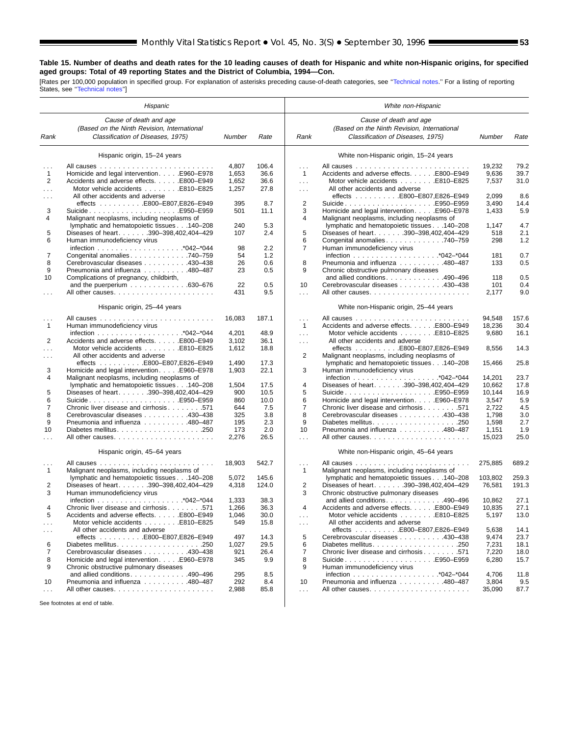**Table 15. Number of deaths and death rates for the 10 leading causes of death for Hispanic and white non-Hispanic origins, for specified aged groups: Total of 49 reporting States and the District of Columbia, 1994—Con.**

[Rates per 100,000 population in specified group. For explanation of asterisks preceding cause-of-death categories, see ''Technical notes.'' For a listing of reporting States, see ''Technical notes'']

| Hispanic | | | | White non-Hispanic | | | |
|---|---|---|---|---|---|---|---|
| Rank | Cause of death and age (Based on the Ninth Revision, International Classification of Diseases, 1975) | Number | Rate | Rank | Cause of death and age (Based on the Ninth Revision, International Classification of Diseases, 1975) | Number | Rate |
| | Hispanic origin, 15–24 years | | | | White non-Hispanic origin, 15–24 years | | |
| . . . | All causes | 4,807 | 106.4 | . . . | All causes | 19,232 | 79.2 |
| 1 | Homicide and legal intervention . . . . .E960–E978 | 1,653 | 36.6 | 1 | Accidents and adverse effects. . . . . .E800–E949 | 9,636 | 39.7 |
| 2 | Accidents and adverse effects. . . . . .E800–E949 | 1,652 | 36.6 | . . . | Motor vehicle accidents . . . . . . . .E810–E825 | 7,537 | 31.0 |
| . . . | Motor vehicle accidents . . . . . . . .E810–E825 | 1,257 | 27.8 | . . . | All other accidents and adverse effects . . . . . . . . . .E800–E807,E826–E949 | 2,099 | 8.6 |
| . . . | All other accidents and adverse effects . . . . . . . . . .E800–E807,E826–E949 | 395 | 8.7 | 2 | Suicide . . . . . . . . . . . . . . . . . . . .E950–E959 | 3,490 | 14.4 |
| 3 | Suicide . . . . . . . . . . . . . . . . . . . .E950–E959 | 501 | 11.1 | 3 | Homicide and legal intervention . . . . .E960–E978 | 1,433 | 5.9 |
| 4 | Malignant neoplasms, including neoplasms of lymphatic and hematopoietic tissues . . .140–208 | 240 | 5.3 | 4 | Malignant neoplasms, including neoplasms of lymphatic and hematopoietic tissues . . .140–208 | 1,147 | 4.7 |
| 5 | Diseases of heart. . . . . . .390–398,402,404–429 | 107 | 2.4 | 5 | Diseases of heart. . . . . . .390–398,402,404–429 | 518 | 2.1 |
| 6 | Human immunodeficiency virus infection . . . . . . . . . . . . . . . . . . .*042–*044 | 98 | 2.2 | 6 | Congenital anomalies . . . . . . . . . . . . .740–759 | 298 | 1.2 |
| 7 | Congenital anomalies . . . . . . . . . . . . .740–759 | 54 | 1.2 | 7 | Human immunodeficiency virus infection . . . . . . . . . . . . . . . . . . .*042–*044 | 181 | 0.7 |
| 8 | Cerebrovascular diseases . . . . . . . . . .430–438 | 26 | 0.6 | 8 | Pneumonia and influenza . . . . . . . . . .480–487 | 133 | 0.5 |
| 9 | Pneumonia and influenza . . . . . . . . . .480–487 | 23 | 0.5 | 9 | Chronic obstructive pulmonary diseases and allied conditions. . . . . . . . . . . . .490–496 | 118 | 0.5 |
| 10 | Complications of pregnancy, childbirth, and the puerperium . . . . . . . . . . . . .630–676 | 22 | 0.5 | 10 | Cerebrovascular diseases . . . . . . . . . .430–438 | 101 | 0.4 |
| . . . | All other causes. . . . . . . . . . . . . . . . . . . . . . | 431 | 9.5 | . . . | All other causes. . . . . . . . . . . . . . . . . . . . . . | 2,177 | 9.0 |
| | Hispanic origin, 25–44 years | | | | White non-Hispanic origin, 25–44 years | | |
| . . . | All causes | 16,083 | 187.1 | . . . | All causes | 94,548 | 157.6 |
| 1 | Human immunodeficiency virus infection . . . . . . . . . . . . . . . . . . .*042–*044 | 4,201 | 48.9 | 1 | Accidents and adverse effects. . . . . .E800–E949 | 18,236 | 30.4 |
| 2 | Accidents and adverse effects. . . . . .E800–E949 | 3,102 | 36.1 | . . . | Motor vehicle accidents . . . . . . . .E810–E825 | 9,680 | 16.1 |
| . . . | Motor vehicle accidents . . . . . . . .E810–E825 | 1,612 | 18.8 | . . . | All other accidents and adverse effects . . . . . . . . . .E800–E807,E826–E949 | 8,556 | 14.3 |
| . . . | All other accidents and adverse effects . . . . . . . . . .E800–E807,E826–E949 | 1,490 | 17.3 | 2 | Malignant neoplasms, including neoplasms of lymphatic and hematopoietic tissues . . .140–208 | 15,466 | 25.8 |
| 3 | Homicide and legal intervention . . . . .E960–E978 | 1,903 | 22.1 | 3 | Human immunodeficiency virus infection . . . . . . . . . . . . . . . . . . .*042–*044 | 14,201 | 23.7 |
| 4 | Malignant neoplasms, including neoplasms of lymphatic and hematopoietic tissues . . .140–208 | 1,504 | 17.5 | 4 | Diseases of heart. . . . . . .390–398,402,404–429 | 10,662 | 17.8 |
| 5 | Diseases of heart. . . . . . .390–398,402,404–429 | 900 | 10.5 | 5 | Suicide . . . . . . . . . . . . . . . . . . . .E950–E959 | 10,144 | 16.9 |
| 6 | Suicide . . . . . . . . . . . . . . . . . . . .E950–E959 | 860 | 10.0 | 6 | Homicide and legal intervention . . . . .E960–E978 | 3,547 | 5.9 |
| 7 | Chronic liver disease and cirrhosis . . . . . . . .571 | 644 | 7.5 | 7 | Chronic liver disease and cirrhosis . . . . . . . .571 | 2,722 | 4.5 |
| 8 | Cerebrovascular diseases . . . . . . . . . .430–438 | 325 | 3.8 | 8 | Cerebrovascular diseases . . . . . . . . . .430–438 | 1,798 | 3.0 |
| 9 | Pneumonia and influenza . . . . . . . . . .480–487 | 195 | 2.3 | 9 | Diabetes mellitus. . . . . . . . . . . . . . . . . . .250 | 1,598 | 2.7 |
| 10 | Diabetes mellitus. . . . . . . . . . . . . . . . . . .250 | 173 | 2.0 | 10 | Pneumonia and influenza . . . . . . . . . .480–487 | 1,151 | 1.9 |
| . . . | All other causes. . . . . . . . . . . . . . . . . . . . . . | 2,276 | 26.5 | . . . | All other causes. . . . . . . . . . . . . . . . . . . . . . | 15,023 | 25.0 |
| | Hispanic origin, 45–64 years | | | | White non-Hispanic origin, 45–64 years | | |
| . . . | All causes | 18,903 | 542.7 | . . . | All causes | 275,885 | 689.2 |
| 1 | Malignant neoplasms, including neoplasms of lymphatic and hematopoietic tissues . . .140–208 | 5,072 | 145.6 | 1 | Malignant neoplasms, including neoplasms of lymphatic and hematopoietic tissues . . .140–208 | 103,802 | 259.3 |
| 2 | Diseases of heart. . . . . . .390–398,402,404–429 | 4,318 | 124.0 | 2 | Diseases of heart. . . . . . .390–398,402,404–429 | 76,581 | 191.3 |
| 3 | Human immunodeficiency virus infection . . . . . . . . . . . . . . . . . . .*042–*044 | 1,333 | 38.3 | 3 | Chronic obstructive pulmonary diseases and allied conditions. . . . . . . . . . . . .490–496 | 10,862 | 27.1 |
| 4 | Chronic liver disease and cirrhosis . . . . . . . .571 | 1,266 | 36.3 | 4 | Accidents and adverse effects. . . . . .E800–E949 | 10,835 | 27.1 |
| 5 | Accidents and adverse effects. . . . . .E800–E949 | 1,046 | 30.0 | . . . | Motor vehicle accidents . . . . . . . .E810–E825 | 5,197 | 13.0 |
| . . . | Motor vehicle accidents . . . . . . . .E810–E825 | 549 | 15.8 | . . . | All other accidents and adverse effects . . . . . . . . . .E800–E807,E826–E949 | 5,638 | 14.1 |
| . . . | All other accidents and adverse effects . . . . . . . . . .E800–E807,E826–E949 | 497 | 14.3 | 5 | Cerebrovascular diseases . . . . . . . . . .430–438 | 9,474 | 23.7 |
| 6 | Diabetes mellitus. . . . . . . . . . . . . . . . . . .250 | 1,027 | 29.5 | 6 | Diabetes mellitus. . . . . . . . . . . . . . . . . . .250 | 7,231 | 18.1 |
| 7 | Cerebrovascular diseases . . . . . . . . . .430–438 | 921 | 26.4 | 7 | Chronic liver disease and cirrhosis . . . . . . . .571 | 7,220 | 18.0 |
| 8 | Homicide and legal intervention . . . . .E960–E978 | 345 | 9.9 | 8 | Suicide . . . . . . . . . . . . . . . . . . . .E950–E959 | 6,280 | 15.7 |
| 9 | Chronic obstructive pulmonary diseases and allied conditions. . . . . . . . . . . . .490–496 | 295 | 8.5 | 9 | Human immunodeficiency virus infection . . . . . . . . . . . . . . . . . . .*042–*044 | 4,706 | 11.8 |
| 10 | Pneumonia and influenza . . . . . . . . . .480–487 | 292 | 8.4 | 10 | Pneumonia and influenza . . . . . . . . . .480–487 | 3,804 | 9.5 |
| . . . | All other causes. . . . . . . . . . . . . . . . . . . . . . | 2,988 | 85.8 | . . . | All other causes. . . . . . . . . . . . . . . . . . . . . . | 35,090 | 87.7 |

See footnotes at end of table.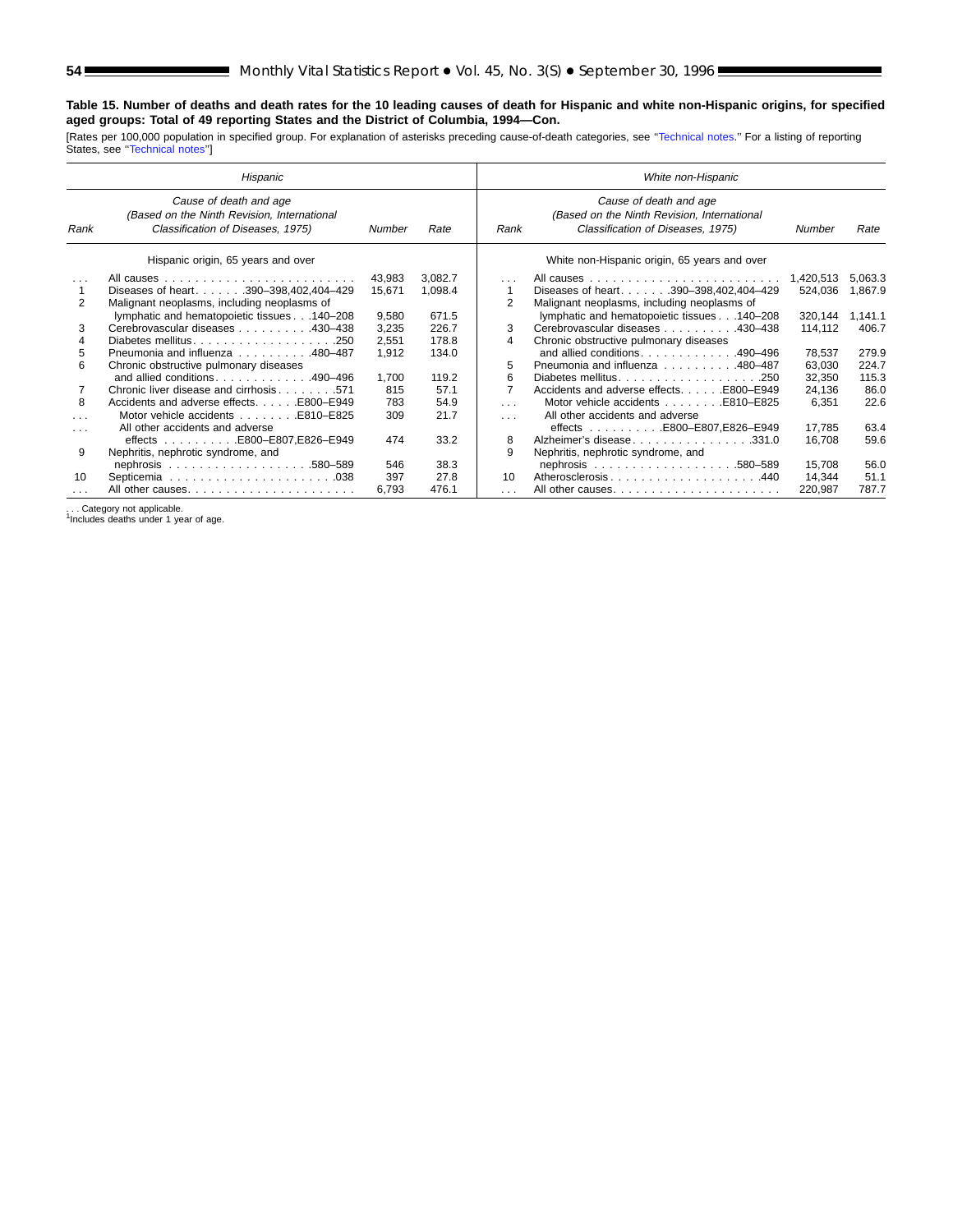**Table 15. Number of deaths and death rates for the 10 leading causes of death for Hispanic and white non-Hispanic origins, for specified aged groups: Total of 49 reporting States and the District of Columbia, 1994—Con.**

[Rates per 100,000 population in specified group. For explanation of asterisks preceding cause-of-death categories, see ''Technical notes.'' For a listing of reporting States, see ''Technical notes'']

| *Hispanic* | | | | *White non-Hispanic* | | | |
|---|---|---|---|---|---|---|---|
| *Rank* | *Cause of death and age (Based on the Ninth Revision, International Classification of Diseases, 1975)* | *Number* | *Rate* | *Rank* | *Cause of death and age (Based on the Ninth Revision, International Classification of Diseases, 1975)* | *Number* | *Rate* |
| | Hispanic origin, 65 years and over | | | | White non-Hispanic origin, 65 years and over | | |
| . . . | All causes | 43,983 | 3,082.7 | . . . | All causes | 1,420,513 | 5,063.3 |
| 1 | Diseases of heart . . . . . . .390–398,402,404–429 | 15,671 | 1,098.4 | 1 | Diseases of heart . . . . . . .390–398,402,404–429 | 524,036 | 1,867.9 |
| 2 | Malignant neoplasms, including neoplasms of lymphatic and hematopoietic tissues . . .140–208 | 9,580 | 671.5 | 2 | Malignant neoplasms, including neoplasms of lymphatic and hematopoietic tissues . . .140–208 | 320,144 | 1,141.1 |
| 3 | Cerebrovascular diseases . . . . . . . . . .430–438 | 3,235 | 226.7 | 3 | Cerebrovascular diseases . . . . . . . . . .430–438 | 114,112 | 406.7 |
| 4 | Diabetes mellitus . . . . . . . . . . . . . . . . . . .250 | 2,551 | 178.8 | 4 | Chronic obstructive pulmonary diseases and allied conditions . . . . . . . . . . . . .490–496 | 78,537 | 279.9 |
| 5 | Pneumonia and influenza . . . . . . . . . .480–487 | 1,912 | 134.0 | 5 | Pneumonia and influenza . . . . . . . . . .480–487 | 63,030 | 224.7 |
| 6 | Chronic obstructive pulmonary diseases and allied conditions . . . . . . . . . . . . .490–496 | 1,700 | 119.2 | 6 | Diabetes mellitus . . . . . . . . . . . . . . . . . . .250 | 32,350 | 115.3 |
| 7 | Chronic liver disease and cirrhosis . . . . . . . .571 | 815 | 57.1 | 7 | Accidents and adverse effects. . . . . .E800–E949 | 24,136 | 86.0 |
| 8 | Accidents and adverse effects. . . . . .E800–E949 | 783 | 54.9 | . . . | Motor vehicle accidents . . . . . . . .E810–E825 | 6,351 | 22.6 |
| . . . | Motor vehicle accidents . . . . . . . .E810–E825 | 309 | 21.7 | . . . | All other accidents and adverse effects . . . . . . . . . .E800–E807,E826–E949 | 17,785 | 63.4 |
| . . . | All other accidents and adverse effects . . . . . . . . . .E800–E807,E826–E949 | 474 | 33.2 | 8 | Alzheimer's disease . . . . . . . . . . . . . . . .331.0 | 16,708 | 59.6 |
| 9 | Nephritis, nephrotic syndrome, and nephrosis . . . . . . . . . . . . . . . . . . .580–589 | 546 | 38.3 | 9 | Nephritis, nephrotic syndrome, and nephrosis . . . . . . . . . . . . . . . . . . .580–589 | 15,708 | 56.0 |
| 10 | Septicemia . . . . . . . . . . . . . . . . . . . . . .038 | 397 | 27.8 | 10 | Atherosclerosis . . . . . . . . . . . . . . . . . . . .440 | 14,344 | 51.1 |
| . . . | All other causes. . . . . . . . . . . . . . . . . . . . . | 6,793 | 476.1 | . . . | All other causes. . . . . . . . . . . . . . . . . . . . . | 220,987 | 787.7 |

. . . Category not applicable.
[1]Includes deaths under 1 year of age.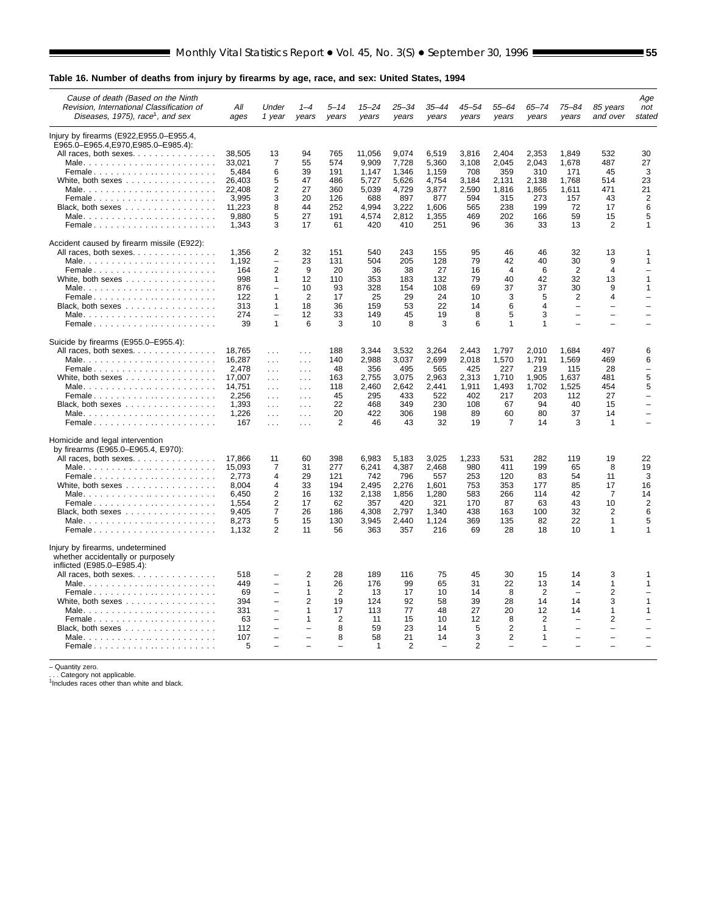**Table 16. Number of deaths from injury by firearms by age, race, and sex: United States, 1994**

| Cause of death (Based on the Ninth Revision, International Classification of Diseases, 1975), race[1], and sex | All ages | Under 1 year | 1–4 years | 5–14 years | 15–24 years | 25–34 years | 35–44 years | 45–54 years | 55–64 years | 65–74 years | 75–84 years | 85 years and over | Age not stated |
|---|---|---|---|---|---|---|---|---|---|---|---|---|---|
| Injury by firearms (E922,E955.0–E955.4, E965.0–E965.4,E970,E985.0–E985.4): | | | | | | | | | | | | | |
| All races, both sexes | 38,505 | 13 | 94 | 765 | 11,056 | 9,074 | 6,519 | 3,816 | 2,404 | 2,353 | 1,849 | 532 | 30 |
| Male | 33,021 | 7 | 55 | 574 | 9,909 | 7,728 | 5,360 | 3,108 | 2,045 | 2,043 | 1,678 | 487 | 27 |
| Female | 5,484 | 6 | 39 | 191 | 1,147 | 1,346 | 1,159 | 708 | 359 | 310 | 171 | 45 | 3 |
| White, both sexes | 26,403 | 5 | 47 | 486 | 5,727 | 5,626 | 4,754 | 3,184 | 2,131 | 2,138 | 1,768 | 514 | 23 |
| Male | 22,408 | 2 | 27 | 360 | 5,039 | 4,729 | 3,877 | 2,590 | 1,816 | 1,865 | 1,611 | 471 | 21 |
| Female | 3,995 | 3 | 20 | 126 | 688 | 897 | 877 | 594 | 315 | 273 | 157 | 43 | 2 |
| Black, both sexes | 11,223 | 8 | 44 | 252 | 4,994 | 3,222 | 1,606 | 565 | 238 | 199 | 72 | 17 | 6 |
| Male | 9,880 | 5 | 27 | 191 | 4,574 | 2,812 | 1,355 | 469 | 202 | 166 | 59 | 15 | 5 |
| Female | 1,343 | 3 | 17 | 61 | 420 | 410 | 251 | 96 | 36 | 33 | 13 | 2 | 1 |
| Accident caused by firearm missile (E922): | | | | | | | | | | | | | |
| All races, both sexes | 1,356 | 2 | 32 | 151 | 540 | 243 | 155 | 95 | 46 | 46 | 32 | 13 | 1 |
| Male | 1,192 | – | 23 | 131 | 504 | 205 | 128 | 79 | 42 | 40 | 30 | 9 | 1 |
| Female | 164 | 2 | 9 | 20 | 36 | 38 | 27 | 16 | 4 | 6 | 2 | 4 | – |
| White, both sexes | 998 | 1 | 12 | 110 | 353 | 183 | 132 | 79 | 40 | 42 | 32 | 13 | 1 |
| Male | 876 | – | 10 | 93 | 328 | 154 | 108 | 69 | 37 | 37 | 30 | 9 | 1 |
| Female | 122 | 1 | 2 | 17 | 25 | 29 | 24 | 10 | 3 | 5 | 2 | 4 | – |
| Black, both sexes | 313 | 1 | 18 | 36 | 159 | 53 | 22 | 14 | 6 | 4 | – | – | – |
| Male | 274 | – | 12 | 33 | 149 | 45 | 19 | 8 | 5 | 3 | – | – | – |
| Female | 39 | 1 | 6 | 3 | 10 | 8 | 3 | 6 | 1 | 1 | – | – | – |
| Suicide by firearms (E955.0–E955.4): | | | | | | | | | | | | | |
| All races, both sexes | 18,765 | . . . | . . . | 188 | 3,344 | 3,532 | 3,264 | 2,443 | 1,797 | 2,010 | 1,684 | 497 | 6 |
| Male | 16,287 | . . . | . . . | 140 | 2,988 | 3,037 | 2,699 | 2,018 | 1,570 | 1,791 | 1,569 | 469 | 6 |
| Female | 2,478 | . . . | . . . | 48 | 356 | 495 | 565 | 425 | 227 | 219 | 115 | 28 | – |
| White, both sexes | 17,007 | . . . | . . . | 163 | 2,755 | 3,075 | 2,963 | 2,313 | 1,710 | 1,905 | 1,637 | 481 | 5 |
| Male | 14,751 | . . . | . . . | 118 | 2,460 | 2,642 | 2,441 | 1,911 | 1,493 | 1,702 | 1,525 | 454 | 5 |
| Female | 2,256 | . . . | . . . | 45 | 295 | 433 | 522 | 402 | 217 | 203 | 112 | 27 | – |
| Black, both sexes | 1,393 | . . . | . . . | 22 | 468 | 349 | 230 | 108 | 67 | 94 | 40 | 15 | – |
| Male | 1,226 | . . . | . . . | 20 | 422 | 306 | 198 | 89 | 60 | 80 | 37 | 14 | – |
| Female | 167 | . . . | . . . | 2 | 46 | 43 | 32 | 19 | 7 | 14 | 3 | 1 | – |
| Homicide and legal intervention by firearms (E965.0–E965.4, E970): | | | | | | | | | | | | | |
| All races, both sexes | 17,866 | 11 | 60 | 398 | 6,983 | 5,183 | 3,025 | 1,233 | 531 | 282 | 119 | 19 | 22 |
| Male | 15,093 | 7 | 31 | 277 | 6,241 | 4,387 | 2,468 | 980 | 411 | 199 | 65 | 8 | 19 |
| Female | 2,773 | 4 | 29 | 121 | 742 | 796 | 557 | 253 | 120 | 83 | 54 | 11 | 3 |
| White, both sexes | 8,004 | 4 | 33 | 194 | 2,495 | 2,276 | 1,601 | 753 | 353 | 177 | 85 | 17 | 16 |
| Male | 6,450 | 2 | 16 | 132 | 2,138 | 1,856 | 1,280 | 583 | 266 | 114 | 42 | 7 | 14 |
| Female | 1,554 | 2 | 17 | 62 | 357 | 420 | 321 | 170 | 87 | 63 | 43 | 10 | 2 |
| Black, both sexes | 9,405 | 7 | 26 | 186 | 4,308 | 2,797 | 1,340 | 438 | 163 | 100 | 32 | 2 | 6 |
| Male | 8,273 | 5 | 15 | 130 | 3,945 | 2,440 | 1,124 | 369 | 135 | 82 | 22 | 1 | 5 |
| Female | 1,132 | 2 | 11 | 56 | 363 | 357 | 216 | 69 | 28 | 18 | 10 | 1 | 1 |
| Injury by firearms, undetermined whether accidentally or purposely inflicted (E985.0–E985.4): | | | | | | | | | | | | | |
| All races, both sexes | 518 | – | 2 | 28 | 189 | 116 | 75 | 45 | 30 | 15 | 14 | 3 | 1 |
| Male | 449 | – | 1 | 26 | 176 | 99 | 65 | 31 | 22 | 13 | 14 | 1 | 1 |
| Female | 69 | – | 1 | 2 | 13 | 17 | 10 | 14 | 8 | 2 | – | 2 | – |
| White, both sexes | 394 | – | 2 | 19 | 124 | 92 | 58 | 39 | 28 | 14 | 14 | 3 | 1 |
| Male | 331 | – | 1 | 17 | 113 | 77 | 48 | 27 | 20 | 12 | 14 | 1 | 1 |
| Female | 63 | – | 1 | 2 | 11 | 15 | 10 | 12 | 8 | 2 | – | 2 | – |
| Black, both sexes | 112 | – | – | 8 | 59 | 23 | 14 | 5 | 2 | 1 | – | – | – |
| Male | 107 | – | – | 8 | 58 | 21 | 14 | 3 | 2 | 1 | – | – | – |
| Female | 5 | – | – | – | 1 | 2 | – | 2 | – | – | – | – | – |

– Quantity zero.
. . . Category not applicable.
[1]Includes races other than white and black.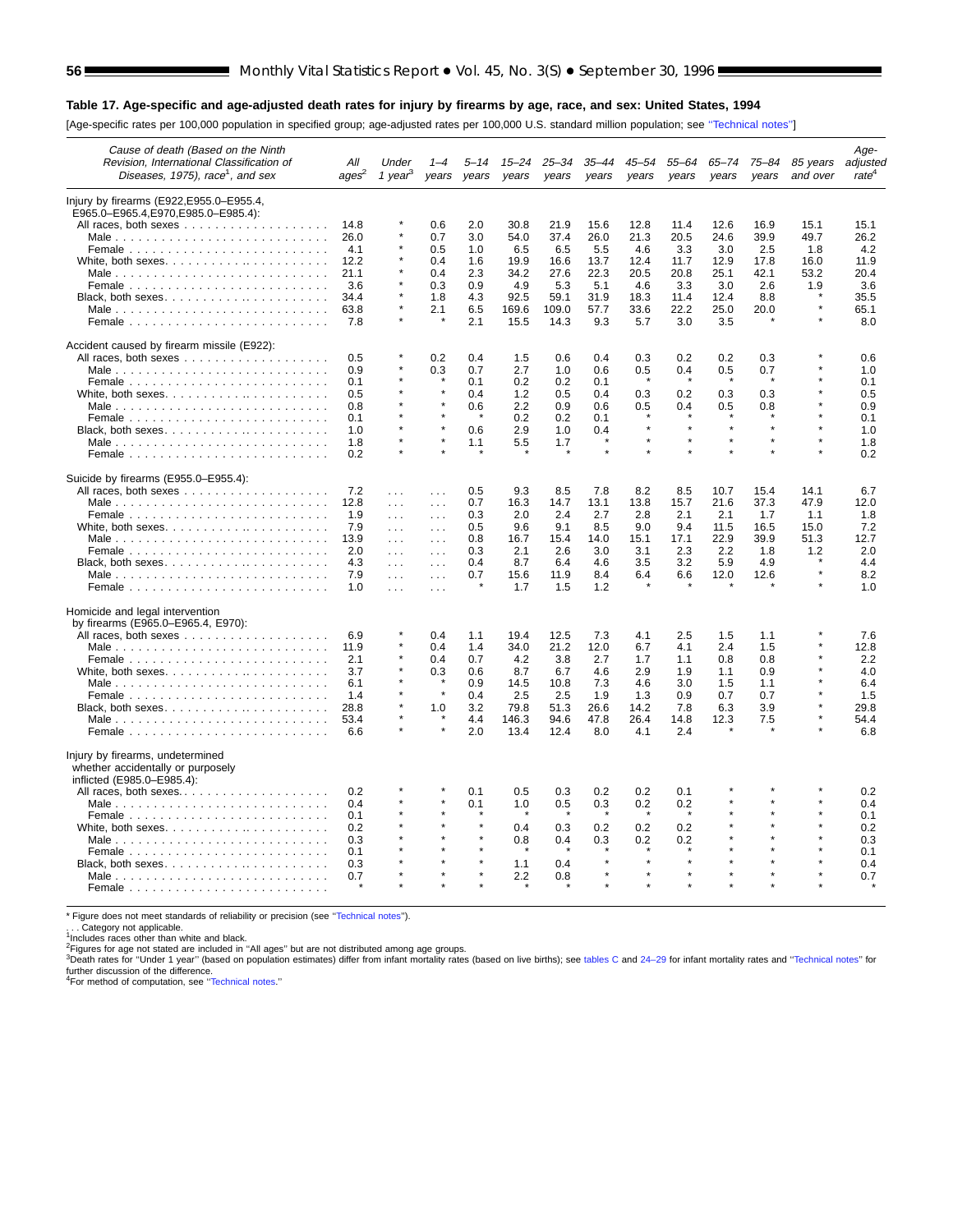**Table 17. Age-specific and age-adjusted death rates for injury by firearms by age, race, and sex: United States, 1994**

[Age-specific rates per 100,000 population in specified group; age-adjusted rates per 100,000 U.S. standard million population; see "Technical notes"]

| Cause of death (Based on the Ninth Revision, International Classification of Diseases, 1975), race[1], and sex | All ages[2] | Under 1 year[3] | 1–4 years | 5–14 years | 15–24 years | 25–34 years | 35–44 years | 45–54 years | 55–64 years | 65–74 years | 75–84 years | 85 years and over | Age-adjusted rate[4] |
|---|---|---|---|---|---|---|---|---|---|---|---|---|---|
| **Injury by firearms (E922,E955.0–E955.4, E965.0–E965.4,E970,E985.0–E985.4):** | | | | | | | | | | | | | |
| All races, both sexes | 14.8 | * | 0.6 | 2.0 | 30.8 | 21.9 | 15.6 | 12.8 | 11.4 | 12.6 | 16.9 | 15.1 | 15.1 |
| Male | 26.0 | * | 0.7 | 3.0 | 54.0 | 37.4 | 26.0 | 21.3 | 20.5 | 24.6 | 39.9 | 49.7 | 26.2 |
| Female | 4.1 | * | 0.5 | 1.0 | 6.5 | 6.5 | 5.5 | 4.6 | 3.3 | 3.0 | 2.5 | 1.8 | 4.2 |
| White, both sexes | 12.2 | * | 0.4 | 1.6 | 19.9 | 16.6 | 13.7 | 12.4 | 11.7 | 12.9 | 17.8 | 16.0 | 11.9 |
| Male | 21.1 | * | 0.4 | 2.3 | 34.2 | 27.6 | 22.3 | 20.5 | 20.8 | 25.1 | 42.1 | 53.2 | 20.4 |
| Female | 3.6 | * | 0.3 | 0.9 | 4.9 | 5.3 | 5.1 | 4.6 | 3.3 | 3.0 | 2.6 | 1.9 | 3.6 |
| Black, both sexes | 34.4 | * | 1.8 | 4.3 | 92.5 | 59.1 | 31.9 | 18.3 | 11.4 | 12.4 | 8.8 | * | 35.5 |
| Male | 63.8 | * | 2.1 | 6.5 | 169.6 | 109.0 | 57.7 | 33.6 | 22.2 | 25.0 | 20.0 | * | 65.1 |
| Female | 7.8 | * | * | 2.1 | 15.5 | 14.3 | 9.3 | 5.7 | 3.0 | 3.5 | * | * | 8.0 |
| **Accident caused by firearm missile (E922):** | | | | | | | | | | | | | |
| All races, both sexes | 0.5 | * | 0.2 | 0.4 | 1.5 | 0.6 | 0.4 | 0.3 | 0.2 | 0.2 | 0.3 | * | 0.6 |
| Male | 0.9 | * | 0.3 | 0.7 | 2.7 | 1.0 | 0.6 | 0.5 | 0.4 | 0.5 | 0.7 | * | 1.0 |
| Female | 0.1 | * | * | 0.1 | 0.2 | 0.2 | 0.1 | * | * | * | * | * | 0.1 |
| White, both sexes | 0.5 | * | * | 0.4 | 1.2 | 0.5 | 0.4 | 0.3 | 0.2 | 0.3 | 0.3 | * | 0.5 |
| Male | 0.8 | * | * | 0.6 | 2.2 | 0.9 | 0.6 | 0.5 | 0.4 | 0.5 | 0.8 | * | 0.9 |
| Female | 0.1 | * | * | * | 0.2 | 0.2 | 0.1 | * | * | * | * | * | 0.1 |
| Black, both sexes | 1.0 | * | * | 0.6 | 2.9 | 1.0 | 0.4 | * | * | * | * | * | 1.0 |
| Male | 1.8 | * | * | 1.1 | 5.5 | 1.7 | * | * | * | * | * | * | 1.8 |
| Female | 0.2 | * | * | * | * | * | * | * | * | * | * | * | 0.2 |
| **Suicide by firearms (E955.0–E955.4):** | | | | | | | | | | | | | |
| All races, both sexes | 7.2 | . . . | . . . | 0.5 | 9.3 | 8.5 | 7.8 | 8.2 | 8.5 | 10.7 | 15.4 | 14.1 | 6.7 |
| Male | 12.8 | . . . | . . . | 0.7 | 16.3 | 14.7 | 13.1 | 13.8 | 15.7 | 21.6 | 37.3 | 47.9 | 12.0 |
| Female | 1.9 | . . . | . . . | 0.3 | 2.0 | 2.4 | 2.7 | 2.8 | 2.1 | 2.1 | 1.7 | 1.1 | 1.8 |
| White, both sexes | 7.9 | . . . | . . . | 0.5 | 9.6 | 9.1 | 8.5 | 9.0 | 9.4 | 11.5 | 16.5 | 15.0 | 7.2 |
| Male | 13.9 | . . . | . . . | 0.8 | 16.7 | 15.4 | 14.0 | 15.1 | 17.1 | 22.9 | 39.9 | 51.3 | 12.7 |
| Female | 2.0 | . . . | . . . | 0.3 | 2.1 | 2.6 | 3.0 | 3.1 | 2.3 | 2.2 | 1.8 | 1.2 | 2.0 |
| Black, both sexes | 4.3 | . . . | . . . | 0.4 | 8.7 | 6.4 | 4.6 | 3.5 | 3.2 | 5.9 | 4.9 | * | 4.4 |
| Male | 7.9 | . . . | . . . | 0.7 | 15.6 | 11.9 | 8.4 | 6.4 | 6.6 | 12.0 | 12.6 | * | 8.2 |
| Female | 1.0 | . . . | . . . | * | 1.7 | 1.5 | 1.2 | * | * | * | * | * | 1.0 |
| **Homicide and legal intervention by firearms (E965.0–E965.4, E970):** | | | | | | | | | | | | | |
| All races, both sexes | 6.9 | * | 0.4 | 1.1 | 19.4 | 12.5 | 7.3 | 4.1 | 2.5 | 1.5 | 1.1 | * | 7.6 |
| Male | 11.9 | * | 0.4 | 1.4 | 34.0 | 21.2 | 12.0 | 6.7 | 4.1 | 2.4 | 1.5 | * | 12.8 |
| Female | 2.1 | * | 0.4 | 0.7 | 4.2 | 3.8 | 2.7 | 1.7 | 1.1 | 0.8 | 0.8 | * | 2.2 |
| White, both sexes | 3.7 | * | 0.3 | 0.6 | 8.7 | 6.7 | 4.6 | 2.9 | 1.9 | 1.1 | 0.9 | * | 4.0 |
| Male | 6.1 | * | * | 0.9 | 14.5 | 10.8 | 7.3 | 4.6 | 3.0 | 1.5 | 1.1 | * | 6.4 |
| Female | 1.4 | * | * | 0.4 | 2.5 | 2.5 | 1.9 | 1.3 | 0.9 | 0.7 | 0.7 | * | 1.5 |
| Black, both sexes | 28.8 | * | 1.0 | 3.2 | 79.8 | 51.3 | 26.6 | 14.2 | 7.8 | 6.3 | 3.9 | * | 29.8 |
| Male | 53.4 | * | * | 4.4 | 146.3 | 94.6 | 47.8 | 26.4 | 14.8 | 12.3 | 7.5 | * | 54.4 |
| Female | 6.6 | * | * | 2.0 | 13.4 | 12.4 | 8.0 | 4.1 | 2.4 | * | * | * | 6.8 |
| **Injury by firearms, undetermined whether accidentally or purposely inflicted (E985.0–E985.4):** | | | | | | | | | | | | | |
| All races, both sexes | 0.2 | * | * | 0.1 | 0.5 | 0.3 | 0.2 | 0.2 | 0.1 | * | * | * | 0.2 |
| Male | 0.4 | * | * | 0.1 | 1.0 | 0.5 | 0.3 | 0.2 | 0.2 | * | * | * | 0.4 |
| Female | 0.1 | * | * | * | * | * | * | * | * | * | * | * | 0.1 |
| White, both sexes | 0.2 | * | * | * | 0.4 | 0.3 | 0.2 | 0.2 | 0.2 | * | * | * | 0.2 |
| Male | 0.3 | * | * | * | 0.8 | 0.4 | 0.3 | 0.2 | 0.2 | * | * | * | 0.3 |
| Female | 0.1 | * | * | * | * | * | * | * | * | * | * | * | 0.1 |
| Black, both sexes | 0.3 | * | * | * | 1.1 | 0.4 | * | * | * | * | * | * | 0.4 |
| Male | 0.7 | * | * | * | 2.2 | 0.8 | * | * | * | * | * | * | 0.7 |
| Female | * | * | * | * | * | * | * | * | * | * | * | * | * |

\* Figure does not meet standards of reliability or precision (see "Technical notes").
. . . Category not applicable.
[1]Includes races other than white and black.
[2]Figures for age not stated are included in "All ages" but are not distributed among age groups.
[3]Death rates for "Under 1 year" (based on population estimates) differ from infant mortality rates (based on live births); see tables C and 24–29 for infant mortality rates and "Technical notes" for further discussion of the difference.
[4]For method of computation, see "Technical notes."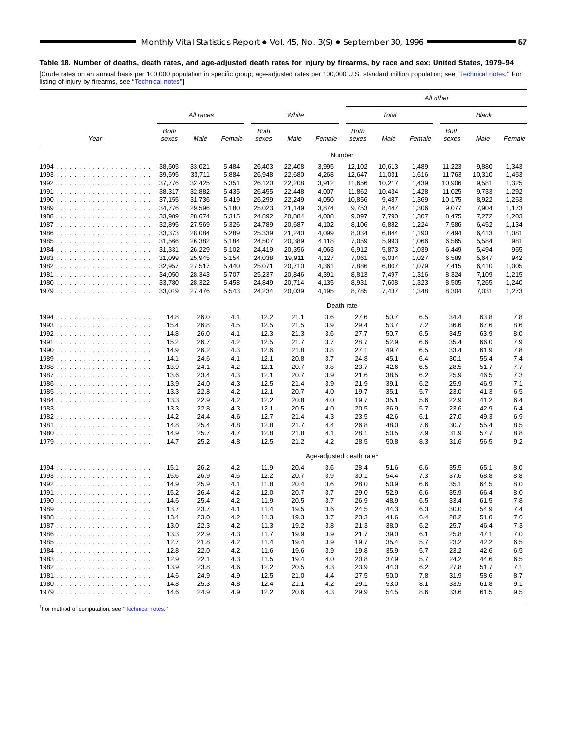**Table 18. Number of deaths, death rates, and age-adjusted death rates for injury by firearms, by race and sex: United States, 1979–94**

[Crude rates on an annual basis per 100,000 population in specific group; age-adjusted rates per 100,000 U.S. standard million population; see ''Technical notes.'' For listing of injury by firearms, see ''Technical notes'']

| | All races | | | White | | | All other | | | | | |
|---|---|---|---|---|---|---|---|---|---|---|---|---|
| | | | | | | | Total | | | Black | | |
| Year | Both sexes | Male | Female | Both sexes | Male | Female | Both sexes | Male | Female | Both sexes | Male | Female |
| | | | | | | Number | | | | | | |
| 1994 | 38,505 | 33,021 | 5,484 | 26,403 | 22,408 | 3,995 | 12,102 | 10,613 | 1,489 | 11,223 | 9,880 | 1,343 |
| 1993 | 39,595 | 33,711 | 5,884 | 26,948 | 22,680 | 4,268 | 12,647 | 11,031 | 1,616 | 11,763 | 10,310 | 1,453 |
| 1992 | 37,776 | 32,425 | 5,351 | 26,120 | 22,208 | 3,912 | 11,656 | 10,217 | 1,439 | 10,906 | 9,581 | 1,325 |
| 1991 | 38,317 | 32,882 | 5,435 | 26,455 | 22,448 | 4,007 | 11,862 | 10,434 | 1,428 | 11,025 | 9,733 | 1,292 |
| 1990 | 37,155 | 31,736 | 5,419 | 26,299 | 22,249 | 4,050 | 10,856 | 9,487 | 1,369 | 10,175 | 8,922 | 1,253 |
| 1989 | 34,776 | 29,596 | 5,180 | 25,023 | 21,149 | 3,874 | 9,753 | 8,447 | 1,306 | 9,077 | 7,904 | 1,173 |
| 1988 | 33,989 | 28,674 | 5,315 | 24,892 | 20,884 | 4,008 | 9,097 | 7,790 | 1,307 | 8,475 | 7,272 | 1,203 |
| 1987 | 32,895 | 27,569 | 5,326 | 24,789 | 20,687 | 4,102 | 8,106 | 6,882 | 1,224 | 7,586 | 6,452 | 1,134 |
| 1986 | 33,373 | 28,084 | 5,289 | 25,339 | 21,240 | 4,099 | 8,034 | 6,844 | 1,190 | 7,494 | 6,413 | 1,081 |
| 1985 | 31,566 | 26,382 | 5,184 | 24,507 | 20,389 | 4,118 | 7,059 | 5,993 | 1,066 | 6,565 | 5,584 | 981 |
| 1984 | 31,331 | 26,229 | 5,102 | 24,419 | 20,356 | 4,063 | 6,912 | 5,873 | 1,039 | 6,449 | 5,494 | 955 |
| 1983 | 31,099 | 25,945 | 5,154 | 24,038 | 19,911 | 4,127 | 7,061 | 6,034 | 1,027 | 6,589 | 5,647 | 942 |
| 1982 | 32,957 | 27,517 | 5,440 | 25,071 | 20,710 | 4,361 | 7,886 | 6,807 | 1,079 | 7,415 | 6,410 | 1,005 |
| 1981 | 34,050 | 28,343 | 5,707 | 25,237 | 20,846 | 4,391 | 8,813 | 7,497 | 1,316 | 8,324 | 7,109 | 1,215 |
| 1980 | 33,780 | 28,322 | 5,458 | 24,849 | 20,714 | 4,135 | 8,931 | 7,608 | 1,323 | 8,505 | 7,265 | 1,240 |
| 1979 | 33,019 | 27,476 | 5,543 | 24,234 | 20,039 | 4,195 | 8,785 | 7,437 | 1,348 | 8,304 | 7,031 | 1,273 |
| | | | | | | Death rate | | | | | | |
| 1994 | 14.8 | 26.0 | 4.1 | 12.2 | 21.1 | 3.6 | 27.6 | 50.7 | 6.5 | 34.4 | 63.8 | 7.8 |
| 1993 | 15.4 | 26.8 | 4.5 | 12.5 | 21.5 | 3.9 | 29.4 | 53.7 | 7.2 | 36.6 | 67.6 | 8.6 |
| 1992 | 14.8 | 26.0 | 4.1 | 12.3 | 21.3 | 3.6 | 27.7 | 50.7 | 6.5 | 34.5 | 63.9 | 8.0 |
| 1991 | 15.2 | 26.7 | 4.2 | 12.5 | 21.7 | 3.7 | 28.7 | 52.9 | 6.6 | 35.4 | 66.0 | 7.9 |
| 1990 | 14.9 | 26.2 | 4.3 | 12.6 | 21.8 | 3.8 | 27.1 | 49.7 | 6.5 | 33.4 | 61.9 | 7.8 |
| 1989 | 14.1 | 24.6 | 4.1 | 12.1 | 20.8 | 3.7 | 24.8 | 45.1 | 6.4 | 30.1 | 55.4 | 7.4 |
| 1988 | 13.9 | 24.1 | 4.2 | 12.1 | 20.7 | 3.8 | 23.7 | 42.6 | 6.5 | 28.5 | 51.7 | 7.7 |
| 1987 | 13.6 | 23.4 | 4.3 | 12.1 | 20.7 | 3.9 | 21.6 | 38.5 | 6.2 | 25.9 | 46.5 | 7.3 |
| 1986 | 13.9 | 24.0 | 4.3 | 12.5 | 21.4 | 3.9 | 21.9 | 39.1 | 6.2 | 25.9 | 46.9 | 7.1 |
| 1985 | 13.3 | 22.8 | 4.2 | 12.1 | 20.7 | 4.0 | 19.7 | 35.1 | 5.7 | 23.0 | 41.3 | 6.5 |
| 1984 | 13.3 | 22.9 | 4.2 | 12.2 | 20.8 | 4.0 | 19.7 | 35.1 | 5.6 | 22.9 | 41.2 | 6.4 |
| 1983 | 13.3 | 22.8 | 4.3 | 12.1 | 20.5 | 4.0 | 20.5 | 36.9 | 5.7 | 23.6 | 42.9 | 6.4 |
| 1982 | 14.2 | 24.4 | 4.6 | 12.7 | 21.4 | 4.3 | 23.5 | 42.6 | 6.1 | 27.0 | 49.3 | 6.9 |
| 1981 | 14.8 | 25.4 | 4.8 | 12.8 | 21.7 | 4.4 | 26.8 | 48.0 | 7.6 | 30.7 | 55.4 | 8.5 |
| 1980 | 14.9 | 25.7 | 4.7 | 12.8 | 21.8 | 4.1 | 28.1 | 50.5 | 7.9 | 31.9 | 57.7 | 8.8 |
| 1979 | 14.7 | 25.2 | 4.8 | 12.5 | 21.2 | 4.2 | 28.5 | 50.8 | 8.3 | 31.6 | 56.5 | 9.2 |
| | | | | | | Age-adjusted death rate[1] | | | | | | |
| 1994 | 15.1 | 26.2 | 4.2 | 11.9 | 20.4 | 3.6 | 28.4 | 51.6 | 6.6 | 35.5 | 65.1 | 8.0 |
| 1993 | 15.6 | 26.9 | 4.6 | 12.2 | 20.7 | 3.9 | 30.1 | 54.4 | 7.3 | 37.6 | 68.8 | 8.8 |
| 1992 | 14.9 | 25.9 | 4.1 | 11.8 | 20.4 | 3.6 | 28.0 | 50.9 | 6.6 | 35.1 | 64.5 | 8.0 |
| 1991 | 15.2 | 26.4 | 4.2 | 12.0 | 20.7 | 3.7 | 29.0 | 52.9 | 6.6 | 35.9 | 66.4 | 8.0 |
| 1990 | 14.6 | 25.4 | 4.2 | 11.9 | 20.5 | 3.7 | 26.9 | 48.9 | 6.5 | 33.4 | 61.5 | 7.8 |
| 1989 | 13.7 | 23.7 | 4.1 | 11.4 | 19.5 | 3.6 | 24.5 | 44.3 | 6.3 | 30.0 | 54.9 | 7.4 |
| 1988 | 13.4 | 23.0 | 4.2 | 11.3 | 19.3 | 3.7 | 23.3 | 41.6 | 6.4 | 28.2 | 51.0 | 7.6 |
| 1987 | 13.0 | 22.3 | 4.2 | 11.3 | 19.2 | 3.8 | 21.3 | 38.0 | 6.2 | 25.7 | 46.4 | 7.3 |
| 1986 | 13.3 | 22.9 | 4.3 | 11.7 | 19.9 | 3.9 | 21.7 | 39.0 | 6.1 | 25.8 | 47.1 | 7.0 |
| 1985 | 12.7 | 21.8 | 4.2 | 11.4 | 19.4 | 3.9 | 19.7 | 35.4 | 5.7 | 23.2 | 42.2 | 6.5 |
| 1984 | 12.8 | 22.0 | 4.2 | 11.6 | 19.6 | 3.9 | 19.8 | 35.9 | 5.7 | 23.2 | 42.6 | 6.5 |
| 1983 | 12.9 | 22.1 | 4.3 | 11.5 | 19.4 | 4.0 | 20.8 | 37.9 | 5.7 | 24.2 | 44.6 | 6.5 |
| 1982 | 13.9 | 23.8 | 4.6 | 12.2 | 20.5 | 4.3 | 23.9 | 44.0 | 6.2 | 27.8 | 51.7 | 7.1 |
| 1981 | 14.6 | 24.9 | 4.9 | 12.5 | 21.0 | 4.4 | 27.5 | 50.0 | 7.8 | 31.9 | 58.6 | 8.7 |
| 1980 | 14.8 | 25.3 | 4.8 | 12.4 | 21.1 | 4.2 | 29.1 | 53.0 | 8.1 | 33.5 | 61.8 | 9.1 |
| 1979 | 14.6 | 24.9 | 4.9 | 12.2 | 20.6 | 4.3 | 29.9 | 54.5 | 8.6 | 33.6 | 61.5 | 9.5 |

[1]For method of computation, see ''Technical notes.''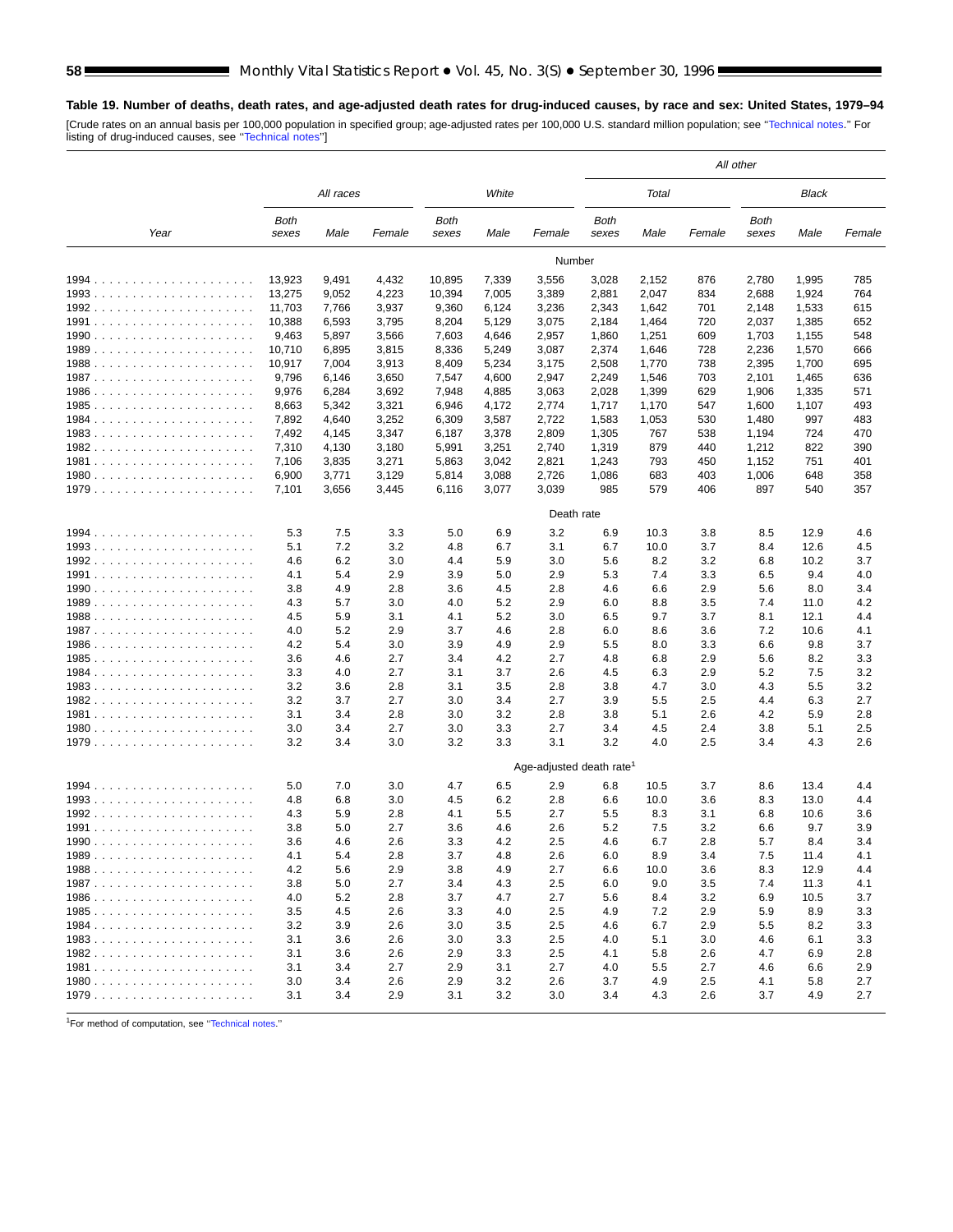**Table 19. Number of deaths, death rates, and age-adjusted death rates for drug-induced causes, by race and sex: United States, 1979–94**

[Crude rates on an annual basis per 100,000 population in specified group; age-adjusted rates per 100,000 U.S. standard million population; see "Technical notes." For listing of drug-induced causes, see "Technical notes"]

| Year | All races | | | White | | | All other | | | | | |
|---|---|---|---|---|---|---|---|---|---|---|---|---|
| | | | | | | | Total | | | Black | | |
| | Both sexes | Male | Female | Both sexes | Male | Female | Both sexes | Male | Female | Both sexes | Male | Female |
| | Number | | | | | | | | | | | |
| 1994 | 13,923 | 9,491 | 4,432 | 10,895 | 7,339 | 3,556 | 3,028 | 2,152 | 876 | 2,780 | 1,995 | 785 |
| 1993 | 13,275 | 9,052 | 4,223 | 10,394 | 7,005 | 3,389 | 2,881 | 2,047 | 834 | 2,688 | 1,924 | 764 |
| 1992 | 11,703 | 7,766 | 3,937 | 9,360 | 6,124 | 3,236 | 2,343 | 1,642 | 701 | 2,148 | 1,533 | 615 |
| 1991 | 10,388 | 6,593 | 3,795 | 8,204 | 5,129 | 3,075 | 2,184 | 1,464 | 720 | 2,037 | 1,385 | 652 |
| 1990 | 9,463 | 5,897 | 3,566 | 7,603 | 4,646 | 2,957 | 1,860 | 1,251 | 609 | 1,703 | 1,155 | 548 |
| 1989 | 10,710 | 6,895 | 3,815 | 8,336 | 5,249 | 3,087 | 2,374 | 1,646 | 728 | 2,236 | 1,570 | 666 |
| 1988 | 10,917 | 7,004 | 3,913 | 8,409 | 5,234 | 3,175 | 2,508 | 1,770 | 738 | 2,395 | 1,700 | 695 |
| 1987 | 9,796 | 6,146 | 3,650 | 7,547 | 4,600 | 2,947 | 2,249 | 1,546 | 703 | 2,101 | 1,465 | 636 |
| 1986 | 9,976 | 6,284 | 3,692 | 7,948 | 4,885 | 3,063 | 2,028 | 1,399 | 629 | 1,906 | 1,335 | 571 |
| 1985 | 8,663 | 5,342 | 3,321 | 6,946 | 4,172 | 2,774 | 1,717 | 1,170 | 547 | 1,600 | 1,107 | 493 |
| 1984 | 7,892 | 4,640 | 3,252 | 6,309 | 3,587 | 2,722 | 1,583 | 1,053 | 530 | 1,480 | 997 | 483 |
| 1983 | 7,492 | 4,145 | 3,347 | 6,187 | 3,378 | 2,809 | 1,305 | 767 | 538 | 1,194 | 724 | 470 |
| 1982 | 7,310 | 4,130 | 3,180 | 5,991 | 3,251 | 2,740 | 1,319 | 879 | 440 | 1,212 | 822 | 390 |
| 1981 | 7,106 | 3,835 | 3,271 | 5,863 | 3,042 | 2,821 | 1,243 | 793 | 450 | 1,152 | 751 | 401 |
| 1980 | 6,900 | 3,771 | 3,129 | 5,814 | 3,088 | 2,726 | 1,086 | 683 | 403 | 1,006 | 648 | 358 |
| 1979 | 7,101 | 3,656 | 3,445 | 6,116 | 3,077 | 3,039 | 985 | 579 | 406 | 897 | 540 | 357 |
| | Death rate | | | | | | | | | | | |
| 1994 | 5.3 | 7.5 | 3.3 | 5.0 | 6.9 | 3.2 | 6.9 | 10.3 | 3.8 | 8.5 | 12.9 | 4.6 |
| 1993 | 5.1 | 7.2 | 3.2 | 4.8 | 6.7 | 3.1 | 6.7 | 10.0 | 3.7 | 8.4 | 12.6 | 4.5 |
| 1992 | 4.6 | 6.2 | 3.0 | 4.4 | 5.9 | 3.0 | 5.6 | 8.2 | 3.2 | 6.8 | 10.2 | 3.7 |
| 1991 | 4.1 | 5.4 | 2.9 | 3.9 | 5.0 | 2.9 | 5.3 | 7.4 | 3.3 | 6.5 | 9.4 | 4.0 |
| 1990 | 3.8 | 4.9 | 2.8 | 3.6 | 4.5 | 2.8 | 4.6 | 6.6 | 2.9 | 5.6 | 8.0 | 3.4 |
| 1989 | 4.3 | 5.7 | 3.0 | 4.0 | 5.2 | 2.9 | 6.0 | 8.8 | 3.5 | 7.4 | 11.0 | 4.2 |
| 1988 | 4.5 | 5.9 | 3.1 | 4.1 | 5.2 | 3.0 | 6.5 | 9.7 | 3.7 | 8.1 | 12.1 | 4.4 |
| 1987 | 4.0 | 5.2 | 2.9 | 3.7 | 4.6 | 2.8 | 6.0 | 8.6 | 3.6 | 7.2 | 10.6 | 4.1 |
| 1986 | 4.2 | 5.4 | 3.0 | 3.9 | 4.9 | 2.9 | 5.5 | 8.0 | 3.3 | 6.6 | 9.8 | 3.7 |
| 1985 | 3.6 | 4.6 | 2.7 | 3.4 | 4.2 | 2.7 | 4.8 | 6.8 | 2.9 | 5.6 | 8.2 | 3.3 |
| 1984 | 3.3 | 4.0 | 2.7 | 3.1 | 3.7 | 2.6 | 4.5 | 6.3 | 2.9 | 5.2 | 7.5 | 3.2 |
| 1983 | 3.2 | 3.6 | 2.8 | 3.1 | 3.5 | 2.8 | 3.8 | 4.7 | 3.0 | 4.3 | 5.5 | 3.2 |
| 1982 | 3.2 | 3.7 | 2.7 | 3.0 | 3.4 | 2.7 | 3.9 | 5.5 | 2.5 | 4.4 | 6.3 | 2.7 |
| 1981 | 3.1 | 3.4 | 2.8 | 3.0 | 3.2 | 2.8 | 3.8 | 5.1 | 2.6 | 4.2 | 5.9 | 2.8 |
| 1980 | 3.0 | 3.4 | 2.7 | 3.0 | 3.3 | 2.7 | 3.4 | 4.5 | 2.4 | 3.8 | 5.1 | 2.5 |
| 1979 | 3.2 | 3.4 | 3.0 | 3.2 | 3.3 | 3.1 | 3.2 | 4.0 | 2.5 | 3.4 | 4.3 | 2.6 |
| | Age-adjusted death rate[1] | | | | | | | | | | | |
| 1994 | 5.0 | 7.0 | 3.0 | 4.7 | 6.5 | 2.9 | 6.8 | 10.5 | 3.7 | 8.6 | 13.4 | 4.4 |
| 1993 | 4.8 | 6.8 | 3.0 | 4.5 | 6.2 | 2.8 | 6.6 | 10.0 | 3.6 | 8.3 | 13.0 | 4.4 |
| 1992 | 4.3 | 5.9 | 2.8 | 4.1 | 5.5 | 2.7 | 5.5 | 8.3 | 3.1 | 6.8 | 10.6 | 3.6 |
| 1991 | 3.8 | 5.0 | 2.7 | 3.6 | 4.6 | 2.6 | 5.2 | 7.5 | 3.2 | 6.6 | 9.7 | 3.9 |
| 1990 | 3.6 | 4.6 | 2.6 | 3.3 | 4.2 | 2.5 | 4.6 | 6.7 | 2.8 | 5.7 | 8.4 | 3.4 |
| 1989 | 4.1 | 5.4 | 2.8 | 3.7 | 4.8 | 2.6 | 6.0 | 8.9 | 3.4 | 7.5 | 11.4 | 4.1 |
| 1988 | 4.2 | 5.6 | 2.9 | 3.8 | 4.9 | 2.7 | 6.6 | 10.0 | 3.6 | 8.3 | 12.9 | 4.4 |
| 1987 | 3.8 | 5.0 | 2.7 | 3.4 | 4.3 | 2.5 | 6.0 | 9.0 | 3.5 | 7.4 | 11.3 | 4.1 |
| 1986 | 4.0 | 5.2 | 2.8 | 3.7 | 4.7 | 2.7 | 5.6 | 8.4 | 3.2 | 6.9 | 10.5 | 3.7 |
| 1985 | 3.5 | 4.5 | 2.6 | 3.3 | 4.0 | 2.5 | 4.9 | 7.2 | 2.9 | 5.9 | 8.9 | 3.3 |
| 1984 | 3.2 | 3.9 | 2.6 | 3.0 | 3.5 | 2.5 | 4.6 | 6.7 | 2.9 | 5.5 | 8.2 | 3.3 |
| 1983 | 3.1 | 3.6 | 2.6 | 3.0 | 3.3 | 2.5 | 4.0 | 5.1 | 3.0 | 4.6 | 6.1 | 3.3 |
| 1982 | 3.1 | 3.6 | 2.6 | 2.9 | 3.3 | 2.5 | 4.1 | 5.8 | 2.6 | 4.7 | 6.9 | 2.8 |
| 1981 | 3.1 | 3.4 | 2.7 | 2.9 | 3.1 | 2.7 | 4.0 | 5.5 | 2.7 | 4.6 | 6.6 | 2.9 |
| 1980 | 3.0 | 3.4 | 2.6 | 2.9 | 3.2 | 2.6 | 3.7 | 4.9 | 2.5 | 4.1 | 5.8 | 2.7 |
| 1979 | 3.1 | 3.4 | 2.9 | 3.1 | 3.2 | 3.0 | 3.4 | 4.3 | 2.6 | 3.7 | 4.9 | 2.7 |

[1]For method of computation, see "Technical notes."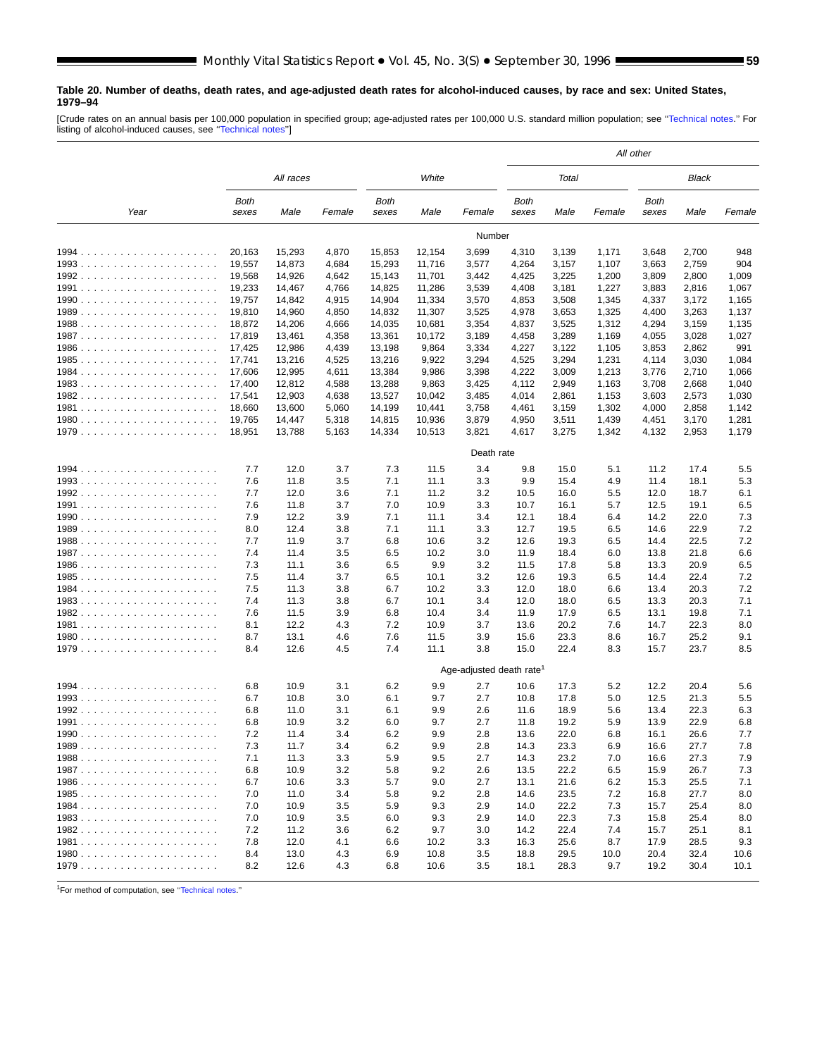**Table 20. Number of deaths, death rates, and age-adjusted death rates for alcohol-induced causes, by race and sex: United States, 1979–94**

[Crude rates on an annual basis per 100,000 population in specified group; age-adjusted rates per 100,000 U.S. standard million population; see ''Technical notes.'' For listing of alcohol-induced causes, see ''Technical notes'']

| Year | All races | | | White | | | All other | | | | | |
|---|---|---|---|---|---|---|---|---|---|---|---|---|
| | | | | | | | Total | | | Black | | |
| | Both sexes | Male | Female | Both sexes | Male | Female | Both sexes | Male | Female | Both sexes | Male | Female |
| | | | | | | Number | | | | | | |
| 1994 | 20,163 | 15,293 | 4,870 | 15,853 | 12,154 | 3,699 | 4,310 | 3,139 | 1,171 | 3,648 | 2,700 | 948 |
| 1993 | 19,557 | 14,873 | 4,684 | 15,293 | 11,716 | 3,577 | 4,264 | 3,157 | 1,107 | 3,663 | 2,759 | 904 |
| 1992 | 19,568 | 14,926 | 4,642 | 15,143 | 11,701 | 3,442 | 4,425 | 3,225 | 1,200 | 3,809 | 2,800 | 1,009 |
| 1991 | 19,233 | 14,467 | 4,766 | 14,825 | 11,286 | 3,539 | 4,408 | 3,181 | 1,227 | 3,883 | 2,816 | 1,067 |
| 1990 | 19,757 | 14,842 | 4,915 | 14,904 | 11,334 | 3,570 | 4,853 | 3,508 | 1,345 | 4,337 | 3,172 | 1,165 |
| 1989 | 19,810 | 14,960 | 4,850 | 14,832 | 11,307 | 3,525 | 4,978 | 3,653 | 1,325 | 4,400 | 3,263 | 1,137 |
| 1988 | 18,872 | 14,206 | 4,666 | 14,035 | 10,681 | 3,354 | 4,837 | 3,525 | 1,312 | 4,294 | 3,159 | 1,135 |
| 1987 | 17,819 | 13,461 | 4,358 | 13,361 | 10,172 | 3,189 | 4,458 | 3,289 | 1,169 | 4,055 | 3,028 | 1,027 |
| 1986 | 17,425 | 12,986 | 4,439 | 13,198 | 9,864 | 3,334 | 4,227 | 3,122 | 1,105 | 3,853 | 2,862 | 991 |
| 1985 | 17,741 | 13,216 | 4,525 | 13,216 | 9,922 | 3,294 | 4,525 | 3,294 | 1,231 | 4,114 | 3,030 | 1,084 |
| 1984 | 17,606 | 12,995 | 4,611 | 13,384 | 9,986 | 3,398 | 4,222 | 3,009 | 1,213 | 3,776 | 2,710 | 1,066 |
| 1983 | 17,400 | 12,812 | 4,588 | 13,288 | 9,863 | 3,425 | 4,112 | 2,949 | 1,163 | 3,708 | 2,668 | 1,040 |
| 1982 | 17,541 | 12,903 | 4,638 | 13,527 | 10,042 | 3,485 | 4,014 | 2,861 | 1,153 | 3,603 | 2,573 | 1,030 |
| 1981 | 18,660 | 13,600 | 5,060 | 14,199 | 10,441 | 3,758 | 4,461 | 3,159 | 1,302 | 4,000 | 2,858 | 1,142 |
| 1980 | 19,765 | 14,447 | 5,318 | 14,815 | 10,936 | 3,879 | 4,950 | 3,511 | 1,439 | 4,451 | 3,170 | 1,281 |
| 1979 | 18,951 | 13,788 | 5,163 | 14,334 | 10,513 | 3,821 | 4,617 | 3,275 | 1,342 | 4,132 | 2,953 | 1,179 |
| | | | | | | Death rate | | | | | | |
| 1994 | 7.7 | 12.0 | 3.7 | 7.3 | 11.5 | 3.4 | 9.8 | 15.0 | 5.1 | 11.2 | 17.4 | 5.5 |
| 1993 | 7.6 | 11.8 | 3.5 | 7.1 | 11.1 | 3.3 | 9.9 | 15.4 | 4.9 | 11.4 | 18.1 | 5.3 |
| 1992 | 7.7 | 12.0 | 3.6 | 7.1 | 11.2 | 3.2 | 10.5 | 16.0 | 5.5 | 12.0 | 18.7 | 6.1 |
| 1991 | 7.6 | 11.8 | 3.7 | 7.0 | 10.9 | 3.3 | 10.7 | 16.1 | 5.7 | 12.5 | 19.1 | 6.5 |
| 1990 | 7.9 | 12.2 | 3.9 | 7.1 | 11.1 | 3.4 | 12.1 | 18.4 | 6.4 | 14.2 | 22.0 | 7.3 |
| 1989 | 8.0 | 12.4 | 3.8 | 7.1 | 11.1 | 3.3 | 12.7 | 19.5 | 6.5 | 14.6 | 22.9 | 7.2 |
| 1988 | 7.7 | 11.9 | 3.7 | 6.8 | 10.6 | 3.2 | 12.6 | 19.3 | 6.5 | 14.4 | 22.5 | 7.2 |
| 1987 | 7.4 | 11.4 | 3.5 | 6.5 | 10.2 | 3.0 | 11.9 | 18.4 | 6.0 | 13.8 | 21.8 | 6.6 |
| 1986 | 7.3 | 11.1 | 3.6 | 6.5 | 9.9 | 3.2 | 11.5 | 17.8 | 5.8 | 13.3 | 20.9 | 6.5 |
| 1985 | 7.5 | 11.4 | 3.7 | 6.5 | 10.1 | 3.2 | 12.6 | 19.3 | 6.5 | 14.4 | 22.4 | 7.2 |
| 1984 | 7.5 | 11.3 | 3.8 | 6.7 | 10.2 | 3.3 | 12.0 | 18.0 | 6.6 | 13.4 | 20.3 | 7.2 |
| 1983 | 7.4 | 11.3 | 3.8 | 6.7 | 10.1 | 3.4 | 12.0 | 18.0 | 6.5 | 13.3 | 20.3 | 7.1 |
| 1982 | 7.6 | 11.5 | 3.9 | 6.8 | 10.4 | 3.4 | 11.9 | 17.9 | 6.5 | 13.1 | 19.8 | 7.1 |
| 1981 | 8.1 | 12.2 | 4.3 | 7.2 | 10.9 | 3.7 | 13.6 | 20.2 | 7.6 | 14.7 | 22.3 | 8.0 |
| 1980 | 8.7 | 13.1 | 4.6 | 7.6 | 11.5 | 3.9 | 15.6 | 23.3 | 8.6 | 16.7 | 25.2 | 9.1 |
| 1979 | 8.4 | 12.6 | 4.5 | 7.4 | 11.1 | 3.8 | 15.0 | 22.4 | 8.3 | 15.7 | 23.7 | 8.5 |
| | | | | | | Age-adjusted death rate[1] | | | | | | |
| 1994 | 6.8 | 10.9 | 3.1 | 6.2 | 9.9 | 2.7 | 10.6 | 17.3 | 5.2 | 12.2 | 20.4 | 5.6 |
| 1993 | 6.7 | 10.8 | 3.0 | 6.1 | 9.7 | 2.7 | 10.8 | 17.8 | 5.0 | 12.5 | 21.3 | 5.5 |
| 1992 | 6.8 | 11.0 | 3.1 | 6.1 | 9.9 | 2.6 | 11.6 | 18.9 | 5.6 | 13.4 | 22.3 | 6.3 |
| 1991 | 6.8 | 10.9 | 3.2 | 6.0 | 9.7 | 2.7 | 11.8 | 19.2 | 5.9 | 13.9 | 22.9 | 6.8 |
| 1990 | 7.2 | 11.4 | 3.4 | 6.2 | 9.9 | 2.8 | 13.6 | 22.0 | 6.8 | 16.1 | 26.6 | 7.7 |
| 1989 | 7.3 | 11.7 | 3.4 | 6.2 | 9.9 | 2.8 | 14.3 | 23.3 | 6.9 | 16.6 | 27.7 | 7.8 |
| 1988 | 7.1 | 11.3 | 3.3 | 5.9 | 9.5 | 2.7 | 14.3 | 23.2 | 7.0 | 16.6 | 27.3 | 7.9 |
| 1987 | 6.8 | 10.9 | 3.2 | 5.8 | 9.2 | 2.6 | 13.5 | 22.2 | 6.5 | 15.9 | 26.7 | 7.3 |
| 1986 | 6.7 | 10.6 | 3.3 | 5.7 | 9.0 | 2.7 | 13.1 | 21.6 | 6.2 | 15.3 | 25.5 | 7.1 |
| 1985 | 7.0 | 11.0 | 3.4 | 5.8 | 9.2 | 2.8 | 14.6 | 23.5 | 7.2 | 16.8 | 27.7 | 8.0 |
| 1984 | 7.0 | 10.9 | 3.5 | 5.9 | 9.3 | 2.9 | 14.0 | 22.2 | 7.3 | 15.7 | 25.4 | 8.0 |
| 1983 | 7.0 | 10.9 | 3.5 | 6.0 | 9.3 | 2.9 | 14.0 | 22.3 | 7.3 | 15.8 | 25.4 | 8.0 |
| 1982 | 7.2 | 11.2 | 3.6 | 6.2 | 9.7 | 3.0 | 14.2 | 22.4 | 7.4 | 15.7 | 25.1 | 8.1 |
| 1981 | 7.8 | 12.0 | 4.1 | 6.6 | 10.2 | 3.3 | 16.3 | 25.6 | 8.7 | 17.9 | 28.5 | 9.3 |
| 1980 | 8.4 | 13.0 | 4.3 | 6.9 | 10.8 | 3.5 | 18.8 | 29.5 | 10.0 | 20.4 | 32.4 | 10.6 |
| 1979 | 8.2 | 12.6 | 4.3 | 6.8 | 10.6 | 3.5 | 18.1 | 28.3 | 9.7 | 19.2 | 30.4 | 10.1 |

[1]For method of computation, see ''Technical notes.''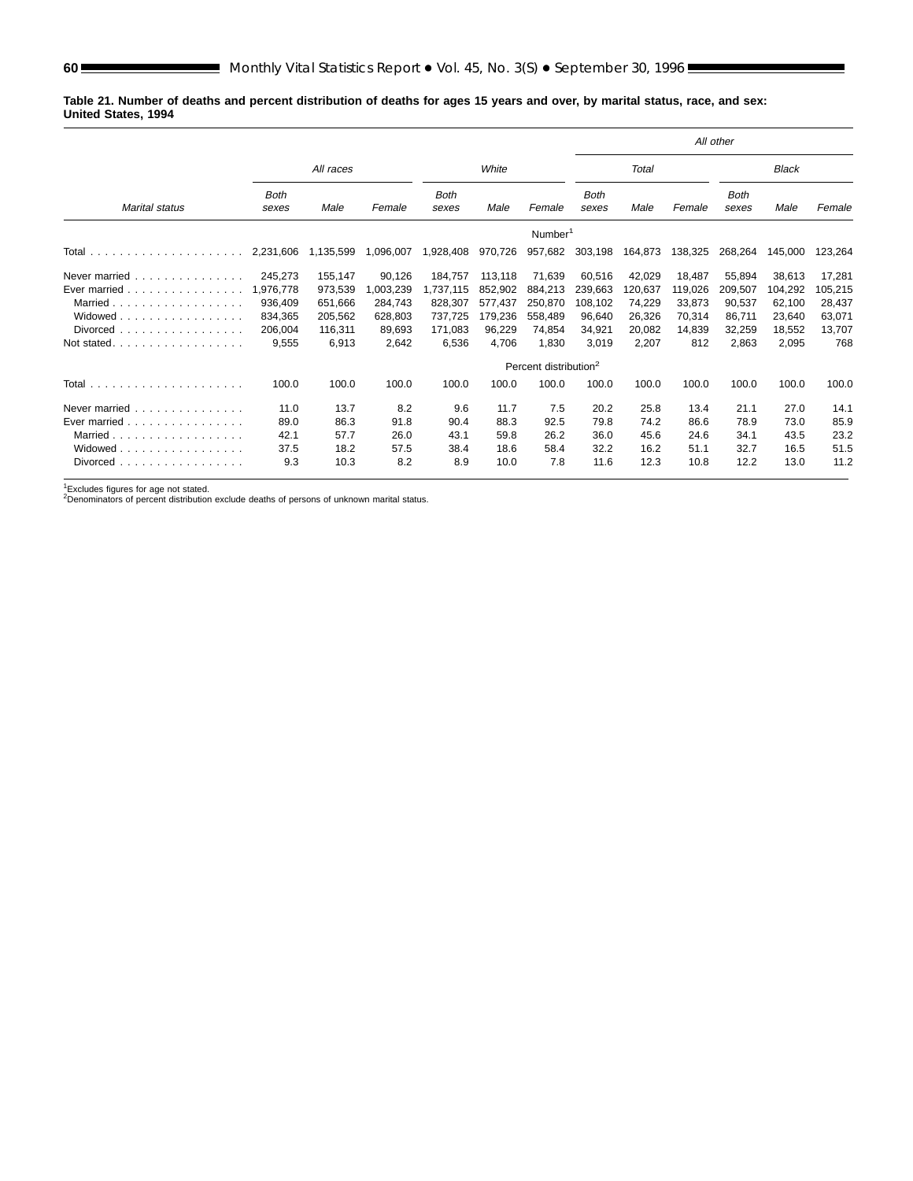**Table 21. Number of deaths and percent distribution of deaths for ages 15 years and over, by marital status, race, and sex: United States, 1994**

| Marital status | All races | | | White | | | All other | | | | | |
|---|---|---|---|---|---|---|---|---|---|---|---|---|
| | | | | | | | Total | | | Black | | |
| | Both sexes | Male | Female | Both sexes | Male | Female | Both sexes | Male | Female | Both sexes | Male | Female |
| | Number[1] | | | | | | | | | | | |
| Total | 2,231,606 | 1,135,599 | 1,096,007 | 1,928,408 | 970,726 | 957,682 | 303,198 | 164,873 | 138,325 | 268,264 | 145,000 | 123,264 |
| Never married | 245,273 | 155,147 | 90,126 | 184,757 | 113,118 | 71,639 | 60,516 | 42,029 | 18,487 | 55,894 | 38,613 | 17,281 |
| Ever married | 1,976,778 | 973,539 | 1,003,239 | 1,737,115 | 852,902 | 884,213 | 239,663 | 120,637 | 119,026 | 209,507 | 104,292 | 105,215 |
| Married | 936,409 | 651,666 | 284,743 | 828,307 | 577,437 | 250,870 | 108,102 | 74,229 | 33,873 | 90,537 | 62,100 | 28,437 |
| Widowed | 834,365 | 205,562 | 628,803 | 737,725 | 179,236 | 558,489 | 96,640 | 26,326 | 70,314 | 86,711 | 23,640 | 63,071 |
| Divorced | 206,004 | 116,311 | 89,693 | 171,083 | 96,229 | 74,854 | 34,921 | 20,082 | 14,839 | 32,259 | 18,552 | 13,707 |
| Not stated | 9,555 | 6,913 | 2,642 | 6,536 | 4,706 | 1,830 | 3,019 | 2,207 | 812 | 2,863 | 2,095 | 768 |
| | Percent distribution[2] | | | | | | | | | | | |
| Total | 100.0 | 100.0 | 100.0 | 100.0 | 100.0 | 100.0 | 100.0 | 100.0 | 100.0 | 100.0 | 100.0 | 100.0 |
| Never married | 11.0 | 13.7 | 8.2 | 9.6 | 11.7 | 7.5 | 20.2 | 25.8 | 13.4 | 21.1 | 27.0 | 14.1 |
| Ever married | 89.0 | 86.3 | 91.8 | 90.4 | 88.3 | 92.5 | 79.8 | 74.2 | 86.6 | 78.9 | 73.0 | 85.9 |
| Married | 42.1 | 57.7 | 26.0 | 43.1 | 59.8 | 26.2 | 36.0 | 45.6 | 24.6 | 34.1 | 43.5 | 23.2 |
| Widowed | 37.5 | 18.2 | 57.5 | 38.4 | 18.6 | 58.4 | 32.2 | 16.2 | 51.1 | 32.7 | 16.5 | 51.5 |
| Divorced | 9.3 | 10.3 | 8.2 | 8.9 | 10.0 | 7.8 | 11.6 | 12.3 | 10.8 | 12.2 | 13.0 | 11.2 |

[1]Excludes figures for age not stated.
[2]Denominators of percent distribution exclude deaths of persons of unknown marital status.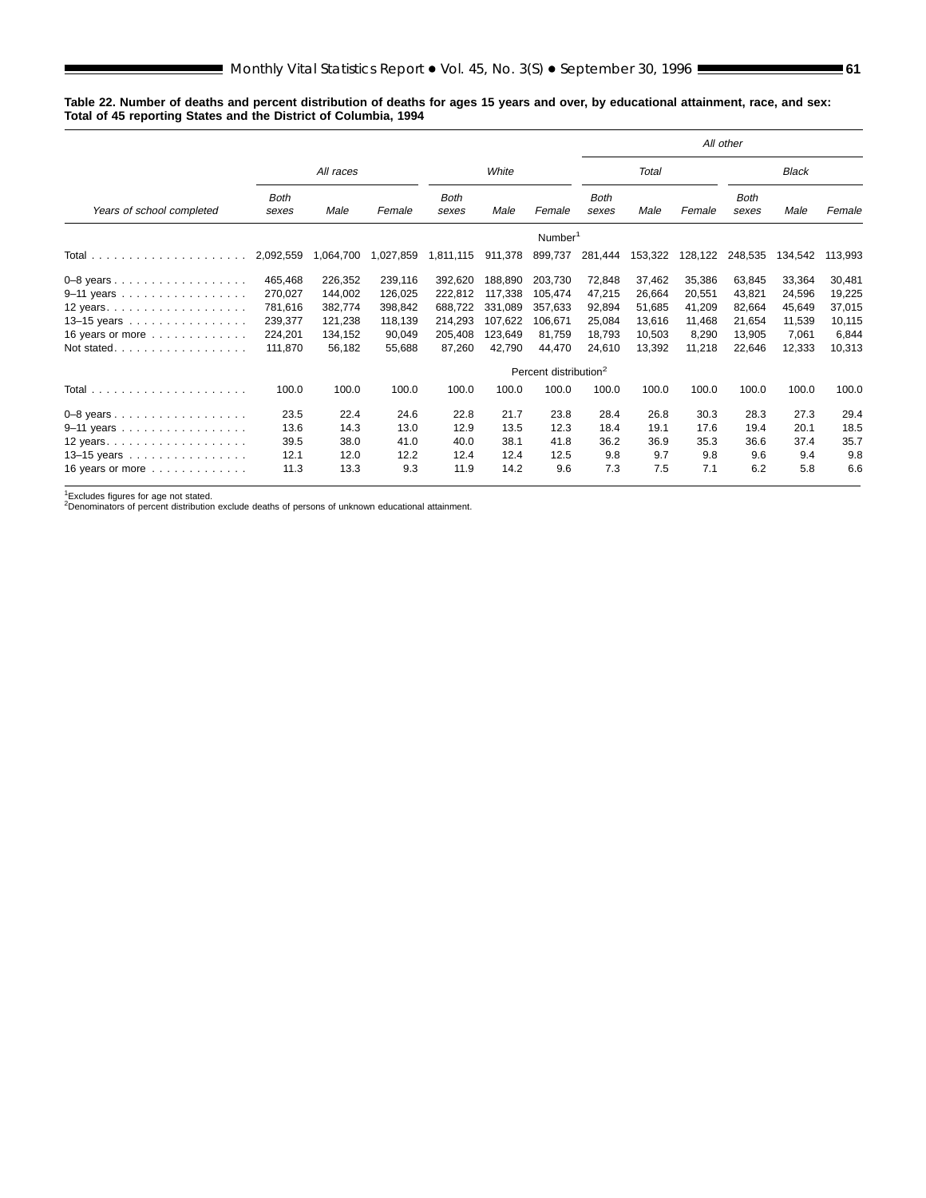**Table 22. Number of deaths and percent distribution of deaths for ages 15 years and over, by educational attainment, race, and sex: Total of 45 reporting States and the District of Columbia, 1994**

| Years of school completed | All races | | | White | | | All other | | | | | |
|---|---|---|---|---|---|---|---|---|---|---|---|---|
| | | | | | | | Total | | | Black | | |
| | Both sexes | Male | Female | Both sexes | Male | Female | Both sexes | Male | Female | Both sexes | Male | Female |
| | Number[1] | | | | | | | | | | | |
| Total | 2,092,559 | 1,064,700 | 1,027,859 | 1,811,115 | 911,378 | 899,737 | 281,444 | 153,322 | 128,122 | 248,535 | 134,542 | 113,993 |
| 0–8 years | 465,468 | 226,352 | 239,116 | 392,620 | 188,890 | 203,730 | 72,848 | 37,462 | 35,386 | 63,845 | 33,364 | 30,481 |
| 9–11 years | 270,027 | 144,002 | 126,025 | 222,812 | 117,338 | 105,474 | 47,215 | 26,664 | 20,551 | 43,821 | 24,596 | 19,225 |
| 12 years | 781,616 | 382,774 | 398,842 | 688,722 | 331,089 | 357,633 | 92,894 | 51,685 | 41,209 | 82,664 | 45,649 | 37,015 |
| 13–15 years | 239,377 | 121,238 | 118,139 | 214,293 | 107,622 | 106,671 | 25,084 | 13,616 | 11,468 | 21,654 | 11,539 | 10,115 |
| 16 years or more | 224,201 | 134,152 | 90,049 | 205,408 | 123,649 | 81,759 | 18,793 | 10,503 | 8,290 | 13,905 | 7,061 | 6,844 |
| Not stated | 111,870 | 56,182 | 55,688 | 87,260 | 42,790 | 44,470 | 24,610 | 13,392 | 11,218 | 22,646 | 12,333 | 10,313 |
| | Percent distribution[2] | | | | | | | | | | | |
| Total | 100.0 | 100.0 | 100.0 | 100.0 | 100.0 | 100.0 | 100.0 | 100.0 | 100.0 | 100.0 | 100.0 | 100.0 |
| 0–8 years | 23.5 | 22.4 | 24.6 | 22.8 | 21.7 | 23.8 | 28.4 | 26.8 | 30.3 | 28.3 | 27.3 | 29.4 |
| 9–11 years | 13.6 | 14.3 | 13.0 | 12.9 | 13.5 | 12.3 | 18.4 | 19.1 | 17.6 | 19.4 | 20.1 | 18.5 |
| 12 years | 39.5 | 38.0 | 41.0 | 40.0 | 38.1 | 41.8 | 36.2 | 36.9 | 35.3 | 36.6 | 37.4 | 35.7 |
| 13–15 years | 12.1 | 12.0 | 12.2 | 12.4 | 12.4 | 12.5 | 9.8 | 9.7 | 9.8 | 9.6 | 9.4 | 9.8 |
| 16 years or more | 11.3 | 13.3 | 9.3 | 11.9 | 14.2 | 9.6 | 7.3 | 7.5 | 7.1 | 6.2 | 5.8 | 6.6 |

[1]Excludes figures for age not stated.
[2]Denominators of percent distribution exclude deaths of persons of unknown educational attainment.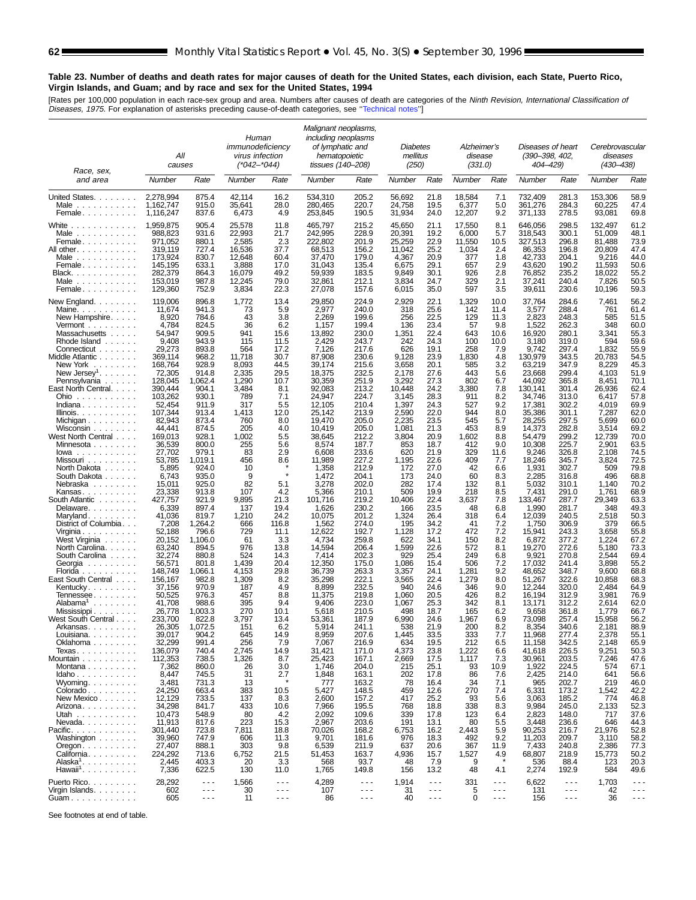**Table 23. Number of deaths and death rates for major causes of death for the United States, each division, each State, Puerto Rico, Virgin Islands, and Guam; and by race and sex for the United States, 1994**

[Rates per 100,000 population in each race-sex group and area. Numbers after causes of death are categories of the *Ninth Revision, International Classification of Diseases, 1975.* For explanation of asterisks preceding cause-of-death categories, see "Technical notes"]

| Race, sex, and area | All causes | | Human immunodeficiency virus infection (*042–*044) | | Malignant neoplasms, including neoplasms of lymphatic and hematopoietic tissues (140–208) | | Diabetes mellitus (250) | | Alzheimer's disease (331.0) | | Diseases of heart (390–398, 402, 404–429) | | Cerebrovascular diseases (430–438) | |
|---|---|---|---|---|---|---|---|---|---|---|---|---|---|---|
| | Number | Rate | Number | Rate | Number | Rate | Number | Rate | Number | Rate | Number | Rate | Number | Rate |
| United States | 2,278,994 | 875.4 | 42,114 | 16.2 | 534,310 | 205.2 | 56,692 | 21.8 | 18,584 | 7.1 | 732,409 | 281.3 | 153,306 | 58.9 |
| Male | 1,162,747 | 915.0 | 35,641 | 28.0 | 280,465 | 220.7 | 24,758 | 19.5 | 6,377 | 5.0 | 361,276 | 284.3 | 60,225 | 47.4 |
| Female | 1,116,247 | 837.6 | 6,473 | 4.9 | 253,845 | 190.5 | 31,934 | 24.0 | 12,207 | 9.2 | 371,133 | 278.5 | 93,081 | 69.8 |
| White | 1,959,875 | 905.4 | 25,578 | 11.8 | 465,797 | 215.2 | 45,650 | 21.1 | 17,550 | 8.1 | 646,056 | 298.5 | 132,497 | 61.2 |
| Male | 988,823 | 931.6 | 22,993 | 21.7 | 242,995 | 228.9 | 20,391 | 19.2 | 6,000 | 5.7 | 318,543 | 300.1 | 51,009 | 48.1 |
| Female | 971,052 | 880.1 | 2,585 | 2.3 | 222,802 | 201.9 | 25,259 | 22.9 | 11,550 | 10.5 | 327,513 | 296.8 | 81,488 | 73.9 |
| All other | 319,119 | 727.4 | 16,536 | 37.7 | 68,513 | 156.2 | 11,042 | 25.2 | 1,034 | 2.4 | 86,353 | 196.8 | 20,809 | 47.4 |
| Male | 173,924 | 830.7 | 12,648 | 60.4 | 37,470 | 179.0 | 4,367 | 20.9 | 377 | 1.8 | 42,733 | 204.1 | 9,216 | 44.0 |
| Female | 145,195 | 633.1 | 3,888 | 17.0 | 31,043 | 135.4 | 6,675 | 29.1 | 657 | 2.9 | 43,620 | 190.2 | 11,593 | 50.6 |
| Black | 282,379 | 864.3 | 16,079 | 49.2 | 59,939 | 183.5 | 9,849 | 30.1 | 926 | 2.8 | 76,852 | 235.2 | 18,022 | 55.2 |
| Male | 153,019 | 987.8 | 12,245 | 79.0 | 32,861 | 212.1 | 3,834 | 24.7 | 329 | 2.1 | 37,241 | 240.4 | 7,826 | 50.5 |
| Female | 129,360 | 752.9 | 3,834 | 22.3 | 27,078 | 157.6 | 6,015 | 35.0 | 597 | 3.5 | 39,611 | 230.6 | 10,196 | 59.3 |
| New England | 119,006 | 896.8 | 1,772 | 13.4 | 29,850 | 224.9 | 2,929 | 22.1 | 1,329 | 10.0 | 37,764 | 284.6 | 7,461 | 56.2 |
| Maine | 11,674 | 941.3 | 73 | 5.9 | 2,977 | 240.0 | 318 | 25.6 | 142 | 11.4 | 3,577 | 288.4 | 761 | 61.4 |
| New Hampshire | 8,920 | 784.6 | 43 | 3.8 | 2,269 | 199.6 | 256 | 22.5 | 129 | 11.3 | 2,823 | 248.3 | 585 | 51.5 |
| Vermont | 4,784 | 824.5 | 36 | 6.2 | 1,157 | 199.4 | 136 | 23.4 | 57 | 9.8 | 1,522 | 262.3 | 348 | 60.0 |
| Massachusetts | 54,947 | 909.5 | 941 | 15.6 | 13,892 | 230.0 | 1,351 | 22.4 | 643 | 10.6 | 16,920 | 280.1 | 3,341 | 55.3 |
| Rhode Island | 9,408 | 943.9 | 115 | 11.5 | 2,429 | 243.7 | 242 | 24.3 | 100 | 10.0 | 3,180 | 319.0 | 594 | 59.6 |
| Connecticut | 29,273 | 893.8 | 564 | 17.2 | 7,126 | 217.6 | 626 | 19.1 | 258 | 7.9 | 9,742 | 297.4 | 1,832 | 55.9 |
| Middle Atlantic | 369,114 | 968.2 | 11,718 | 30.7 | 87,908 | 230.6 | 9,128 | 23.9 | 1,830 | 4.8 | 130,979 | 343.5 | 20,783 | 54.5 |
| New York | 168,764 | 928.9 | 8,093 | 44.5 | 39,174 | 215.6 | 3,658 | 20.1 | 585 | 3.2 | 63,219 | 347.9 | 8,229 | 45.3 |
| New Jersey[1] | 72,305 | 914.8 | 2,335 | 29.5 | 18,375 | 232.5 | 2,178 | 27.6 | 443 | 5.6 | 23,668 | 299.4 | 4,103 | 51.9 |
| Pennsylvania | 128,045 | 1,062.4 | 1,290 | 10.7 | 30,359 | 251.9 | 3,292 | 27.3 | 802 | 6.7 | 44,092 | 365.8 | 8,451 | 70.1 |
| East North Central | 390,444 | 904.1 | 3,484 | 8.1 | 92,083 | 213.2 | 10,448 | 24.2 | 3,380 | 7.8 | 130,141 | 301.4 | 26,936 | 62.4 |
| Ohio | 103,262 | 930.1 | 789 | 7.1 | 24,947 | 224.7 | 3,145 | 28.3 | 911 | 8.2 | 34,746 | 313.0 | 6,417 | 57.8 |
| Indiana | 52,454 | 911.9 | 317 | 5.5 | 12,105 | 210.4 | 1,397 | 24.3 | 527 | 9.2 | 17,381 | 302.2 | 4,019 | 69.9 |
| Illinois | 107,344 | 913.4 | 1,413 | 12.0 | 25,142 | 213.9 | 2,590 | 22.0 | 944 | 8.0 | 35,386 | 301.1 | 7,287 | 62.0 |
| Michigan | 82,943 | 873.4 | 760 | 8.0 | 19,470 | 205.0 | 2,235 | 23.5 | 545 | 5.7 | 28,255 | 297.5 | 5,699 | 60.0 |
| Wisconsin | 44,441 | 874.5 | 205 | 4.0 | 10,419 | 205.0 | 1,081 | 21.3 | 453 | 8.9 | 14,373 | 282.8 | 3,514 | 69.2 |
| West North Central | 169,013 | 928.1 | 1,002 | 5.5 | 38,645 | 212.2 | 3,804 | 20.9 | 1,602 | 8.8 | 54,479 | 299.2 | 12,739 | 70.0 |
| Minnesota | 36,539 | 800.0 | 255 | 5.6 | 8,574 | 187.7 | 853 | 18.7 | 412 | 9.0 | 10,308 | 225.7 | 2,901 | 63.5 |
| Iowa | 27,702 | 979.1 | 83 | 2.9 | 6,608 | 233.6 | 620 | 21.9 | 329 | 11.6 | 9,246 | 326.8 | 2,108 | 74.5 |
| Missouri | 53,785 | 1,019.1 | 456 | 8.6 | 11,989 | 227.2 | 1,195 | 22.6 | 409 | 7.7 | 18,246 | 345.7 | 3,824 | 72.5 |
| North Dakota | 5,895 | 924.0 | 10 | * | 1,358 | 212.9 | 172 | 27.0 | 42 | 6.6 | 1,931 | 302.7 | 509 | 79.8 |
| South Dakota | 6,743 | 935.0 | 9 | * | 1,472 | 204.1 | 173 | 24.0 | 60 | 8.3 | 2,285 | 316.8 | 496 | 68.8 |
| Nebraska | 15,011 | 925.0 | 82 | 5.1 | 3,278 | 202.0 | 282 | 17.4 | 132 | 8.1 | 5,032 | 310.1 | 1,140 | 70.2 |
| Kansas | 23,338 | 913.8 | 107 | 4.2 | 5,366 | 210.1 | 509 | 19.9 | 218 | 8.5 | 7,431 | 291.0 | 1,761 | 68.9 |
| South Atlantic | 427,757 | 921.9 | 9,895 | 21.3 | 101,716 | 219.2 | 10,406 | 22.4 | 3,637 | 7.8 | 133,467 | 287.7 | 29,349 | 63.3 |
| Delaware | 6,339 | 897.4 | 137 | 19.4 | 1,626 | 230.2 | 166 | 23.5 | 48 | 6.8 | 1,990 | 281.7 | 348 | 49.3 |
| Maryland | 41,036 | 819.7 | 1,210 | 24.2 | 10,075 | 201.2 | 1,324 | 26.4 | 318 | 6.4 | 12,039 | 240.5 | 2,518 | 50.3 |
| District of Columbia | 7,208 | 1,264.2 | 666 | 116.8 | 1,562 | 274.0 | 195 | 34.2 | 41 | 7.2 | 1,750 | 306.9 | 379 | 66.5 |
| Virginia | 52,188 | 796.6 | 729 | 11.1 | 12,622 | 192.7 | 1,128 | 17.2 | 472 | 7.2 | 15,941 | 243.3 | 3,658 | 55.8 |
| West Virginia | 20,152 | 1,106.0 | 61 | 3.3 | 4,734 | 259.8 | 622 | 34.1 | 150 | 8.2 | 6,872 | 377.2 | 1,224 | 67.2 |
| North Carolina | 63,240 | 894.5 | 976 | 13.8 | 14,594 | 206.4 | 1,599 | 22.6 | 572 | 8.1 | 19,270 | 272.6 | 5,180 | 73.3 |
| South Carolina | 32,274 | 880.8 | 524 | 14.3 | 7,414 | 202.3 | 929 | 25.4 | 249 | 6.8 | 9,921 | 270.8 | 2,544 | 69.4 |
| Georgia | 56,571 | 801.8 | 1,439 | 20.4 | 12,350 | 175.0 | 1,086 | 15.4 | 506 | 7.2 | 17,032 | 241.4 | 3,898 | 55.2 |
| Florida | 148,749 | 1,066.1 | 4,153 | 29.8 | 36,739 | 263.3 | 3,357 | 24.1 | 1,281 | 9.2 | 48,652 | 348.7 | 9,600 | 68.8 |
| East South Central | 156,167 | 982.8 | 1,309 | 8.2 | 35,298 | 222.1 | 3,565 | 22.4 | 1,279 | 8.0 | 51,267 | 322.6 | 10,858 | 68.3 |
| Kentucky | 37,156 | 970.9 | 187 | 4.9 | 8,899 | 232.5 | 940 | 24.6 | 346 | 9.0 | 12,244 | 320.0 | 2,484 | 64.9 |
| Tennessee | 50,525 | 976.3 | 457 | 8.8 | 11,375 | 219.8 | 1,060 | 20.5 | 426 | 8.2 | 16,194 | 312.9 | 3,981 | 76.9 |
| Alabama[1] | 41,708 | 988.6 | 395 | 9.4 | 9,406 | 223.0 | 1,067 | 25.3 | 342 | 8.1 | 13,171 | 312.2 | 2,614 | 62.0 |
| Mississippi | 26,778 | 1,003.3 | 270 | 10.1 | 5,618 | 210.5 | 498 | 18.7 | 165 | 6.2 | 9,658 | 361.8 | 1,779 | 66.7 |
| West South Central | 233,700 | 822.8 | 3,797 | 13.4 | 53,361 | 187.9 | 6,990 | 24.6 | 1,967 | 6.9 | 73,098 | 257.4 | 15,958 | 56.2 |
| Arkansas | 26,305 | 1,072.5 | 151 | 6.2 | 5,914 | 241.1 | 538 | 21.9 | 200 | 8.2 | 8,354 | 340.6 | 2,181 | 88.9 |
| Louisiana | 39,017 | 904.2 | 645 | 14.9 | 8,959 | 207.6 | 1,445 | 33.5 | 333 | 7.7 | 11,968 | 277.4 | 2,378 | 55.1 |
| Oklahoma | 32,299 | 991.4 | 256 | 7.9 | 7,067 | 216.9 | 634 | 19.5 | 212 | 6.5 | 11,158 | 342.5 | 2,148 | 65.9 |
| Texas | 136,079 | 740.4 | 2,745 | 14.9 | 31,421 | 171.0 | 4,373 | 23.8 | 1,222 | 6.6 | 41,618 | 226.5 | 9,251 | 50.3 |
| Mountain | 112,353 | 738.5 | 1,326 | 8.7 | 25,423 | 167.1 | 2,669 | 17.5 | 1,117 | 7.3 | 30,961 | 203.5 | 7,246 | 47.6 |
| Montana | 7,362 | 860.0 | 26 | 3.0 | 1,746 | 204.0 | 215 | 25.1 | 93 | 10.9 | 1,922 | 224.5 | 574 | 67.1 |
| Idaho | 8,447 | 745.5 | 31 | 2.7 | 1,848 | 163.1 | 202 | 17.8 | 86 | 7.6 | 2,425 | 214.0 | 641 | 56.6 |
| Wyoming | 3,481 | 731.3 | 13 | * | 777 | 163.2 | 78 | 16.4 | 34 | 7.1 | 965 | 202.7 | 219 | 46.0 |
| Colorado | 24,250 | 663.4 | 383 | 10.5 | 5,427 | 148.5 | 459 | 12.6 | 270 | 7.4 | 6,331 | 173.2 | 1,542 | 42.2 |
| New Mexico | 12,129 | 733.5 | 137 | 8.3 | 2,600 | 157.2 | 417 | 25.2 | 93 | 5.6 | 3,063 | 185.2 | 774 | 46.8 |
| Arizona | 34,298 | 841.7 | 433 | 10.6 | 7,966 | 195.5 | 768 | 18.8 | 338 | 8.3 | 9,984 | 245.0 | 2,133 | 52.3 |
| Utah | 10,473 | 548.9 | 80 | 4.2 | 2,092 | 109.6 | 339 | 17.8 | 123 | 6.4 | 2,823 | 148.0 | 717 | 37.6 |
| Nevada | 11,913 | 817.6 | 223 | 15.3 | 2,967 | 203.6 | 191 | 13.1 | 80 | 5.5 | 3,448 | 236.6 | 646 | 44.3 |
| Pacific | 301,440 | 723.8 | 7,811 | 18.8 | 70,026 | 168.2 | 6,753 | 16.2 | 2,443 | 5.9 | 90,253 | 216.7 | 21,976 | 52.8 |
| Washington | 39,960 | 747.9 | 606 | 11.3 | 9,701 | 181.6 | 976 | 18.3 | 492 | 9.2 | 11,203 | 209.7 | 3,110 | 58.2 |
| Oregon | 27,407 | 888.1 | 303 | 9.8 | 6,539 | 211.9 | 637 | 20.6 | 367 | 11.9 | 7,433 | 240.8 | 2,386 | 77.3 |
| California | 224,292 | 713.6 | 6,752 | 21.5 | 51,453 | 163.7 | 4,936 | 15.7 | 1,527 | 4.9 | 68,807 | 218.9 | 15,773 | 50.2 |
| Alaska[1] | 2,445 | 403.3 | 20 | 3.3 | 568 | 93.7 | 48 | 7.9 | 9 | * | 536 | 88.4 | 123 | 20.3 |
| Hawaii[1] | 7,336 | 622.5 | 130 | 11.0 | 1,765 | 149.8 | 156 | 13.2 | 48 | 4.1 | 2,274 | 192.9 | 584 | 49.6 |
| Puerto Rico | 28,292 | - - - | 1,566 | - - - | 4,289 | - - - | 1,914 | - - - | 331 | - - - | 6,622 | - - - | 1,703 | - - - |
| Virgin Islands | 602 | - - - | 30 | - - - | 107 | - - - | 31 | - - - | 5 | - - - | 131 | - - - | 42 | - - - |
| Guam | 605 | - - - | 11 | - - - | 86 | - - - | 40 | - - - | 0 | - - - | 156 | - - - | 36 | - - - |

See footnotes at end of table.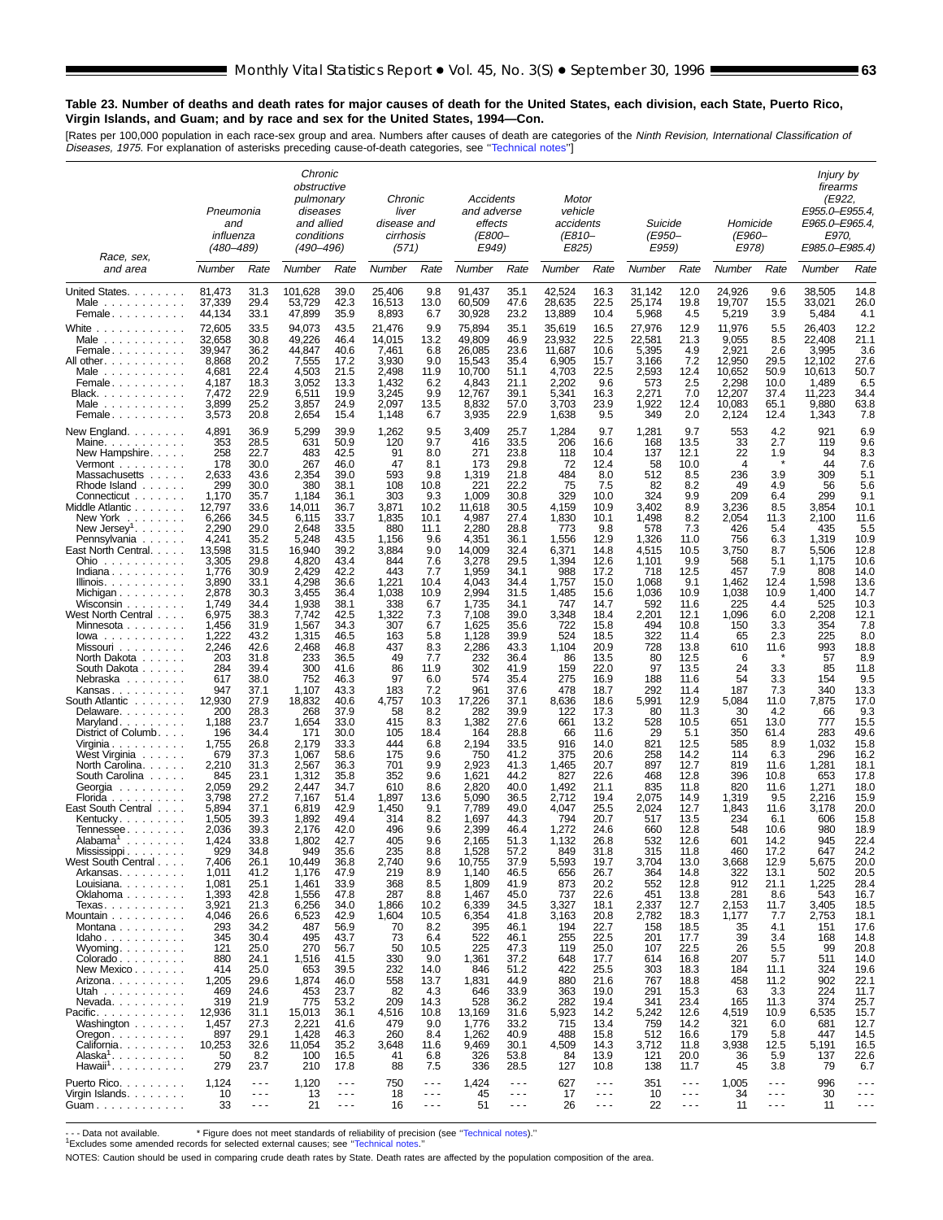**Table 23. Number of deaths and death rates for major causes of death for the United States, each division, each State, Puerto Rico, Virgin Islands, and Guam; and by race and sex for the United States, 1994—Con.**

[Rates per 100,000 population in each race-sex group and area. Numbers after causes of death are categories of the *Ninth Revision, International Classification of Diseases, 1975.* For explanation of asterisks preceding cause-of-death categories, see "Technical notes"]

| Race, sex, and area | Pneumonia and influenza (480–489) | | Chronic obstructive pulmonary diseases and allied conditions (490–496) | | Chronic liver disease and cirrhosis (571) | | Accidents and adverse effects (E800–E949) | | Motor vehicle accidents (E810–E825) | | Suicide (E950–E959) | | Homicide (E960–E978) | | Injury by firearms (E922, E955.0–E955.4, E965.0–E965.4, E970, E985.0–E985.4) | |
|---|---|---|---|---|---|---|---|---|---|---|---|---|---|---|---|---|
| | Number | Rate | Number | Rate | Number | Rate | Number | Rate | Number | Rate | Number | Rate | Number | Rate | Number | Rate |
| United States | 81,473 | 31.3 | 101,628 | 39.0 | 25,406 | 9.8 | 91,437 | 35.1 | 42,524 | 16.3 | 31,142 | 12.0 | 24,926 | 9.6 | 38,505 | 14.8 |
| Male | 37,339 | 29.4 | 53,729 | 42.3 | 16,513 | 13.0 | 60,509 | 47.6 | 28,635 | 22.5 | 25,174 | 19.8 | 19,707 | 15.5 | 33,021 | 26.0 |
| Female | 44,134 | 33.1 | 47,899 | 35.9 | 8,893 | 6.7 | 30,928 | 23.2 | 13,889 | 10.4 | 5,968 | 4.5 | 5,219 | 3.9 | 5,484 | 4.1 |
| White | 72,605 | 33.5 | 94,073 | 43.5 | 21,476 | 9.9 | 75,894 | 35.1 | 35,619 | 16.5 | 27,976 | 12.9 | 11,976 | 5.5 | 26,403 | 12.2 |
| Male | 32,658 | 30.8 | 49,226 | 46.4 | 14,015 | 13.2 | 49,809 | 46.9 | 23,932 | 22.5 | 22,581 | 21.3 | 9,055 | 8.5 | 22,408 | 21.1 |
| Female | 39,947 | 36.2 | 44,847 | 40.6 | 7,461 | 6.8 | 26,085 | 23.6 | 11,687 | 10.6 | 5,395 | 4.9 | 2,921 | 2.6 | 3,995 | 3.6 |
| All other | 8,868 | 20.2 | 7,555 | 17.2 | 3,930 | 9.0 | 15,543 | 35.4 | 6,905 | 15.7 | 3,166 | 7.2 | 12,950 | 29.5 | 12,102 | 27.6 |
| Male | 4,681 | 22.4 | 4,503 | 21.5 | 2,498 | 11.9 | 10,700 | 51.1 | 4,703 | 22.5 | 2,593 | 12.4 | 10,652 | 50.9 | 10,613 | 50.7 |
| Female | 4,187 | 18.3 | 3,052 | 13.3 | 1,432 | 6.2 | 4,843 | 21.1 | 2,202 | 9.6 | 573 | 2.5 | 2,298 | 10.0 | 1,489 | 6.5 |
| Black | 7,472 | 22.9 | 6,511 | 19.9 | 3,245 | 9.9 | 12,767 | 39.1 | 5,341 | 16.3 | 2,271 | 7.0 | 12,207 | 37.4 | 11,223 | 34.4 |
| Male | 3,899 | 25.2 | 3,857 | 24.9 | 2,097 | 13.5 | 8,832 | 57.0 | 3,703 | 23.9 | 1,922 | 12.4 | 10,083 | 65.1 | 9,880 | 63.8 |
| Female | 3,573 | 20.8 | 2,654 | 15.4 | 1,148 | 6.7 | 3,935 | 22.9 | 1,638 | 9.5 | 349 | 2.0 | 2,124 | 12.4 | 1,343 | 7.8 |
| New England | 4,891 | 36.9 | 5,299 | 39.9 | 1,262 | 9.5 | 3,409 | 25.7 | 1,284 | 9.7 | 1,281 | 9.7 | 553 | 4.2 | 921 | 6.9 |
| Maine | 353 | 28.5 | 631 | 50.9 | 120 | 9.7 | 416 | 33.5 | 206 | 16.6 | 168 | 13.5 | 33 | 2.7 | 119 | 9.6 |
| New Hampshire | 258 | 22.7 | 483 | 42.5 | 91 | 8.0 | 271 | 23.8 | 118 | 10.4 | 137 | 12.1 | 22 | 1.9 | 94 | 8.3 |
| Vermont | 178 | 30.0 | 267 | 46.0 | 47 | 8.1 | 173 | 29.8 | 72 | 12.4 | 58 | 10.0 | 4 | * | 44 | 7.6 |
| Massachusetts | 2,633 | 43.6 | 2,354 | 39.0 | 593 | 9.8 | 1,319 | 21.8 | 484 | 8.0 | 512 | 8.5 | 236 | 3.9 | 309 | 5.1 |
| Rhode Island | 299 | 30.0 | 380 | 38.1 | 108 | 10.8 | 221 | 22.2 | 75 | 7.5 | 82 | 8.2 | 49 | 4.9 | 56 | 5.6 |
| Connecticut | 1,170 | 35.7 | 1,184 | 36.1 | 303 | 9.3 | 1,009 | 30.8 | 329 | 10.0 | 324 | 9.9 | 209 | 6.4 | 299 | 9.1 |
| Middle Atlantic | 12,797 | 33.6 | 14,011 | 36.7 | 3,871 | 10.2 | 11,618 | 30.5 | 4,159 | 10.9 | 3,402 | 8.9 | 3,236 | 8.5 | 3,854 | 10.1 |
| New York | 6,266 | 34.5 | 6,115 | 33.7 | 1,835 | 10.1 | 4,987 | 27.4 | 1,830 | 10.1 | 1,498 | 8.2 | 2,054 | 11.3 | 2,100 | 11.6 |
| New Jersey[1] | 2,290 | 29.0 | 2,648 | 33.5 | 880 | 11.1 | 2,280 | 28.8 | 773 | 9.8 | 578 | 7.3 | 426 | 5.4 | 435 | 5.5 |
| Pennsylvania | 4,241 | 35.2 | 5,248 | 43.5 | 1,156 | 9.6 | 4,351 | 36.1 | 1,556 | 12.9 | 1,326 | 11.0 | 756 | 6.3 | 1,319 | 10.9 |
| East North Central | 13,598 | 31.5 | 16,940 | 39.2 | 3,884 | 9.0 | 14,009 | 32.4 | 6,371 | 14.8 | 4,515 | 10.5 | 3,750 | 8.7 | 5,506 | 12.8 |
| Ohio | 3,305 | 29.8 | 4,820 | 43.4 | 844 | 7.6 | 3,278 | 29.5 | 1,394 | 12.6 | 1,101 | 9.9 | 568 | 5.1 | 1,175 | 10.6 |
| Indiana | 1,776 | 30.9 | 2,429 | 42.2 | 443 | 7.7 | 1,959 | 34.1 | 988 | 17.2 | 718 | 12.5 | 457 | 7.9 | 808 | 14.0 |
| Illinois | 3,890 | 33.1 | 4,298 | 36.6 | 1,221 | 10.4 | 4,043 | 34.4 | 1,757 | 15.0 | 1,068 | 9.1 | 1,462 | 12.4 | 1,598 | 13.6 |
| Michigan | 2,878 | 30.3 | 3,455 | 36.4 | 1,038 | 10.9 | 2,994 | 31.5 | 1,485 | 15.6 | 1,036 | 10.9 | 1,038 | 10.9 | 1,400 | 14.7 |
| Wisconsin | 1,749 | 34.4 | 1,938 | 38.1 | 338 | 6.7 | 1,735 | 34.1 | 747 | 14.7 | 592 | 11.6 | 225 | 4.4 | 525 | 10.3 |
| West North Central | 6,975 | 38.3 | 7,742 | 42.5 | 1,322 | 7.3 | 7,108 | 39.0 | 3,348 | 18.4 | 2,201 | 12.1 | 1,096 | 6.0 | 2,208 | 12.1 |
| Minnesota | 1,456 | 31.9 | 1,567 | 34.3 | 307 | 6.7 | 1,625 | 35.6 | 722 | 15.8 | 494 | 10.8 | 150 | 3.3 | 354 | 7.8 |
| Iowa | 1,222 | 43.2 | 1,315 | 46.5 | 163 | 5.8 | 1,128 | 39.9 | 524 | 18.5 | 322 | 11.4 | 65 | 2.3 | 225 | 8.0 |
| Missouri | 2,246 | 42.6 | 2,468 | 46.8 | 437 | 8.3 | 2,286 | 43.3 | 1,104 | 20.9 | 728 | 13.8 | 610 | 11.6 | 993 | 18.8 |
| North Dakota | 203 | 31.8 | 233 | 36.5 | 49 | 7.7 | 232 | 36.4 | 86 | 13.5 | 80 | 12.5 | 6 | * | 57 | 8.9 |
| South Dakota | 284 | 39.4 | 300 | 41.6 | 86 | 11.9 | 302 | 41.9 | 159 | 22.0 | 97 | 13.5 | 24 | 3.3 | 85 | 11.8 |
| Nebraska | 617 | 38.0 | 752 | 46.3 | 97 | 6.0 | 574 | 35.4 | 275 | 16.9 | 188 | 11.6 | 54 | 3.3 | 154 | 9.5 |
| Kansas | 947 | 37.1 | 1,107 | 43.3 | 183 | 7.2 | 961 | 37.6 | 478 | 18.7 | 292 | 11.4 | 187 | 7.3 | 340 | 13.3 |
| South Atlantic | 12,930 | 27.9 | 18,832 | 40.6 | 4,757 | 10.3 | 17,226 | 37.1 | 8,636 | 18.6 | 5,991 | 12.9 | 5,084 | 11.0 | 7,875 | 17.0 |
| Delaware | 200 | 28.3 | 268 | 37.9 | 58 | 8.2 | 282 | 39.9 | 122 | 17.3 | 80 | 11.3 | 30 | 4.2 | 66 | 9.3 |
| Maryland | 1,188 | 23.7 | 1,654 | 33.0 | 415 | 8.3 | 1,382 | 27.6 | 661 | 13.2 | 528 | 10.5 | 651 | 13.0 | 777 | 15.5 |
| District of Columbia | 196 | 34.4 | 171 | 30.0 | 105 | 18.4 | 164 | 28.8 | 66 | 11.6 | 29 | 5.1 | 350 | 61.4 | 283 | 49.6 |
| Virginia | 1,755 | 26.8 | 2,179 | 33.3 | 444 | 6.8 | 2,194 | 33.5 | 916 | 14.0 | 821 | 12.5 | 585 | 8.9 | 1,032 | 15.8 |
| West Virginia | 679 | 37.3 | 1,067 | 58.6 | 175 | 9.6 | 750 | 41.2 | 375 | 20.6 | 258 | 14.2 | 114 | 6.3 | 296 | 16.2 |
| North Carolina | 2,210 | 31.3 | 2,567 | 36.3 | 701 | 9.9 | 2,923 | 41.3 | 1,465 | 20.7 | 897 | 12.7 | 819 | 11.6 | 1,281 | 18.1 |
| South Carolina | 845 | 23.1 | 1,312 | 35.8 | 352 | 9.6 | 1,621 | 44.2 | 827 | 22.6 | 468 | 12.8 | 396 | 10.8 | 653 | 17.8 |
| Georgia | 2,059 | 29.2 | 2,447 | 34.7 | 610 | 8.6 | 2,820 | 40.0 | 1,492 | 21.1 | 835 | 11.8 | 820 | 11.6 | 1,271 | 18.0 |
| Florida | 3,798 | 27.2 | 7,167 | 51.4 | 1,897 | 13.6 | 5,090 | 36.5 | 2,712 | 19.4 | 2,075 | 14.9 | 1,319 | 9.5 | 2,216 | 15.9 |
| East South Central | 5,894 | 37.1 | 6,819 | 42.9 | 1,450 | 9.1 | 7,789 | 49.0 | 4,047 | 25.5 | 2,024 | 12.7 | 1,843 | 11.6 | 3,178 | 20.0 |
| Kentucky | 1,505 | 39.3 | 1,892 | 49.4 | 314 | 8.2 | 1,697 | 44.3 | 794 | 20.7 | 517 | 13.5 | 234 | 6.1 | 606 | 15.8 |
| Tennessee | 2,036 | 39.3 | 2,176 | 42.0 | 496 | 9.6 | 2,399 | 46.4 | 1,272 | 24.6 | 660 | 12.8 | 548 | 10.6 | 980 | 18.9 |
| Alabama[1] | 1,424 | 33.8 | 1,802 | 42.7 | 405 | 9.6 | 2,165 | 51.3 | 1,132 | 26.8 | 532 | 12.6 | 601 | 14.2 | 945 | 22.4 |
| Mississippi | 929 | 34.8 | 949 | 35.6 | 235 | 8.8 | 1,528 | 57.2 | 849 | 31.8 | 315 | 11.8 | 460 | 17.2 | 647 | 24.2 |
| West South Central | 7,406 | 26.1 | 10,449 | 36.8 | 2,740 | 9.6 | 10,755 | 37.9 | 5,593 | 19.7 | 3,704 | 13.0 | 3,668 | 12.9 | 5,675 | 20.0 |
| Arkansas | 1,011 | 41.2 | 1,176 | 47.9 | 219 | 8.9 | 1,140 | 46.5 | 656 | 26.7 | 364 | 14.8 | 322 | 13.1 | 502 | 20.5 |
| Louisiana | 1,081 | 25.1 | 1,461 | 33.9 | 368 | 8.5 | 1,809 | 41.9 | 873 | 20.2 | 552 | 12.8 | 912 | 21.1 | 1,225 | 28.4 |
| Oklahoma | 1,393 | 42.8 | 1,556 | 47.8 | 287 | 8.8 | 1,467 | 45.0 | 737 | 22.6 | 451 | 13.8 | 281 | 8.6 | 543 | 16.7 |
| Texas | 3,921 | 21.3 | 6,256 | 34.0 | 1,866 | 10.2 | 6,339 | 34.5 | 3,327 | 18.1 | 2,337 | 12.7 | 2,153 | 11.7 | 3,405 | 18.5 |
| Mountain | 4,046 | 26.6 | 6,523 | 42.9 | 1,604 | 10.5 | 6,354 | 41.8 | 3,163 | 20.8 | 2,782 | 18.3 | 1,177 | 7.7 | 2,753 | 18.1 |
| Montana | 293 | 34.2 | 487 | 56.9 | 70 | 8.2 | 395 | 46.1 | 194 | 22.7 | 158 | 18.5 | 35 | 4.1 | 151 | 17.6 |
| Idaho | 345 | 30.4 | 495 | 43.7 | 73 | 6.4 | 522 | 46.1 | 255 | 22.5 | 201 | 17.7 | 39 | 3.4 | 168 | 14.8 |
| Wyoming | 121 | 25.0 | 270 | 56.7 | 50 | 10.5 | 225 | 47.3 | 119 | 25.0 | 107 | 22.5 | 26 | 5.5 | 99 | 20.8 |
| Colorado | 880 | 24.1 | 1,516 | 41.5 | 330 | 9.0 | 1,361 | 37.2 | 648 | 17.7 | 614 | 16.8 | 207 | 5.7 | 511 | 14.0 |
| New Mexico | 414 | 25.0 | 653 | 39.5 | 232 | 14.0 | 846 | 51.2 | 422 | 25.5 | 303 | 18.3 | 184 | 11.1 | 324 | 19.6 |
| Arizona | 1,205 | 29.6 | 1,874 | 46.0 | 558 | 13.7 | 1,831 | 44.9 | 880 | 21.6 | 767 | 18.8 | 458 | 11.2 | 902 | 22.1 |
| Utah | 469 | 24.6 | 453 | 23.7 | 82 | 4.3 | 646 | 33.9 | 363 | 19.0 | 291 | 15.3 | 63 | 3.3 | 224 | 11.7 |
| Nevada | 319 | 21.9 | 775 | 53.2 | 209 | 14.3 | 528 | 36.2 | 282 | 19.4 | 341 | 23.4 | 165 | 11.3 | 374 | 25.7 |
| Pacific | 12,936 | 31.1 | 15,013 | 36.1 | 4,516 | 10.8 | 13,169 | 31.6 | 5,923 | 14.2 | 5,242 | 12.6 | 4,519 | 10.9 | 6,535 | 15.7 |
| Washington | 1,457 | 27.3 | 2,221 | 41.6 | 479 | 9.0 | 1,776 | 33.2 | 715 | 13.4 | 759 | 14.2 | 321 | 6.0 | 681 | 12.7 |
| Oregon | 897 | 29.1 | 1,428 | 46.3 | 260 | 8.4 | 1,262 | 40.9 | 488 | 15.8 | 512 | 16.6 | 179 | 5.8 | 447 | 14.5 |
| California | 10,253 | 32.6 | 11,054 | 35.2 | 3,648 | 11.6 | 9,469 | 30.1 | 4,509 | 14.3 | 3,712 | 11.8 | 3,938 | 12.5 | 5,191 | 16.5 |
| Alaska[1] | 50 | 8.2 | 100 | 16.5 | 41 | 6.8 | 326 | 53.8 | 84 | 13.9 | 121 | 20.0 | 36 | 5.9 | 137 | 22.6 |
| Hawaii[1] | 279 | 23.7 | 210 | 17.8 | 88 | 7.5 | 336 | 28.5 | 127 | 10.8 | 138 | 11.7 | 45 | 3.8 | 79 | 6.7 |
| Puerto Rico | 1,124 | - - - | 1,120 | - - - | 750 | - - - | 1,424 | - - - | 627 | - - - | 351 | - - - | 1,005 | - - - | 996 | - - - |
| Virgin Islands | 10 | - - - | 13 | - - - | 18 | - - - | 45 | - - - | 17 | - - - | 10 | - - - | 34 | - - - | 30 | - - - |
| Guam | 33 | - - - | 21 | - - - | 16 | - - - | 51 | - - - | 26 | - - - | 22 | - - - | 11 | - - - | 11 | - - - |

- - - Data not available. * Figure does not meet standards of reliability of precision (see "Technical notes)."
[1]Excludes some amended records for selected external causes; see "Technical notes."

NOTES: Caution should be used in comparing crude death rates by State. Death rates are affected by the population composition of the area.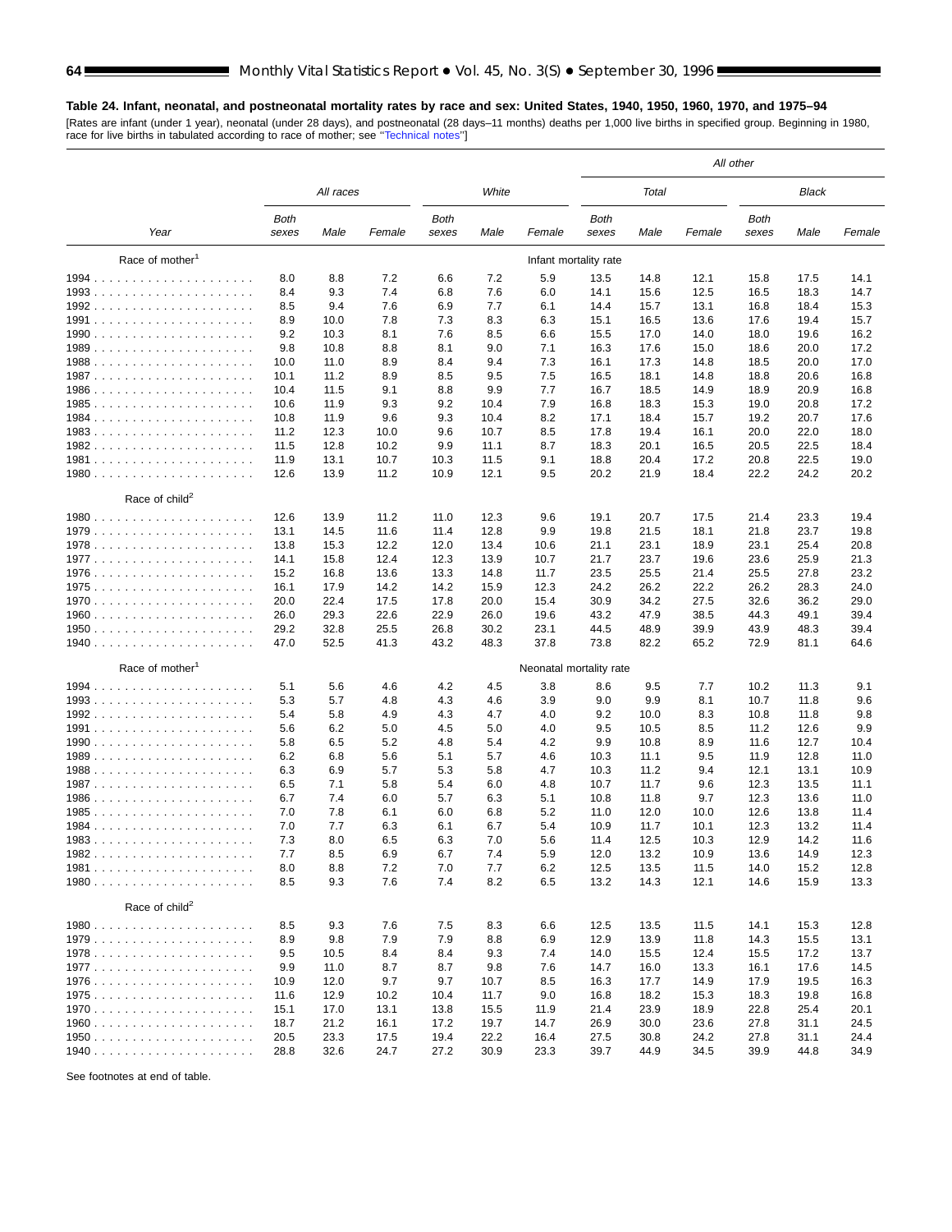**Table 24. Infant, neonatal, and postneonatal mortality rates by race and sex: United States, 1940, 1950, 1960, 1970, and 1975–94**

[Rates are infant (under 1 year), neonatal (under 28 days), and postneonatal (28 days–11 months) deaths per 1,000 live births in specified group. Beginning in 1980, race for live births in tabulated according to race of mother; see "Technical notes"]

| Year | All races | | | White | | | All other | | | | | |
|---|---|---|---|---|---|---|---|---|---|---|---|---|
| | | | | | | | Total | | | Black | | |
| | Both sexes | Male | Female | Both sexes | Male | Female | Both sexes | Male | Female | Both sexes | Male | Female |
| **Race of mother[1]** | | | | | | Infant mortality rate | | | | | | |
| 1994 | 8.0 | 8.8 | 7.2 | 6.6 | 7.2 | 5.9 | 13.5 | 14.8 | 12.1 | 15.8 | 17.5 | 14.1 |
| 1993 | 8.4 | 9.3 | 7.4 | 6.8 | 7.6 | 6.0 | 14.1 | 15.6 | 12.5 | 16.5 | 18.3 | 14.7 |
| 1992 | 8.5 | 9.4 | 7.6 | 6.9 | 7.7 | 6.1 | 14.4 | 15.7 | 13.1 | 16.8 | 18.4 | 15.3 |
| 1991 | 8.9 | 10.0 | 7.8 | 7.3 | 8.3 | 6.3 | 15.1 | 16.5 | 13.6 | 17.6 | 19.4 | 15.7 |
| 1990 | 9.2 | 10.3 | 8.1 | 7.6 | 8.5 | 6.6 | 15.5 | 17.0 | 14.0 | 18.0 | 19.6 | 16.2 |
| 1989 | 9.8 | 10.8 | 8.8 | 8.1 | 9.0 | 7.1 | 16.3 | 17.6 | 15.0 | 18.6 | 20.0 | 17.2 |
| 1988 | 10.0 | 11.0 | 8.9 | 8.4 | 9.4 | 7.3 | 16.1 | 17.3 | 14.8 | 18.5 | 20.0 | 17.0 |
| 1987 | 10.1 | 11.2 | 8.9 | 8.5 | 9.5 | 7.5 | 16.5 | 18.1 | 14.8 | 18.8 | 20.6 | 16.8 |
| 1986 | 10.4 | 11.5 | 9.1 | 8.8 | 9.9 | 7.7 | 16.7 | 18.5 | 14.9 | 18.9 | 20.9 | 16.8 |
| 1985 | 10.6 | 11.9 | 9.3 | 9.2 | 10.4 | 7.9 | 16.8 | 18.3 | 15.3 | 19.0 | 20.8 | 17.2 |
| 1984 | 10.8 | 11.9 | 9.6 | 9.3 | 10.4 | 8.2 | 17.1 | 18.4 | 15.7 | 19.2 | 20.7 | 17.6 |
| 1983 | 11.2 | 12.3 | 10.0 | 9.6 | 10.7 | 8.5 | 17.8 | 19.4 | 16.1 | 20.0 | 22.0 | 18.0 |
| 1982 | 11.5 | 12.8 | 10.2 | 9.9 | 11.1 | 8.7 | 18.3 | 20.1 | 16.5 | 20.5 | 22.5 | 18.4 |
| 1981 | 11.9 | 13.1 | 10.7 | 10.3 | 11.5 | 9.1 | 18.8 | 20.4 | 17.2 | 20.8 | 22.5 | 19.0 |
| 1980 | 12.6 | 13.9 | 11.2 | 10.9 | 12.1 | 9.5 | 20.2 | 21.9 | 18.4 | 22.2 | 24.2 | 20.2 |
| **Race of child[2]** | | | | | | | | | | | | |
| 1980 | 12.6 | 13.9 | 11.2 | 11.0 | 12.3 | 9.6 | 19.1 | 20.7 | 17.5 | 21.4 | 23.3 | 19.4 |
| 1979 | 13.1 | 14.5 | 11.6 | 11.4 | 12.8 | 9.9 | 19.8 | 21.5 | 18.1 | 21.8 | 23.7 | 19.8 |
| 1978 | 13.8 | 15.3 | 12.2 | 12.0 | 13.4 | 10.6 | 21.1 | 23.1 | 18.9 | 23.1 | 25.4 | 20.8 |
| 1977 | 14.1 | 15.8 | 12.4 | 12.3 | 13.9 | 10.7 | 21.7 | 23.7 | 19.6 | 23.6 | 25.9 | 21.3 |
| 1976 | 15.2 | 16.8 | 13.6 | 13.3 | 14.8 | 11.7 | 23.5 | 25.5 | 21.4 | 25.5 | 27.8 | 23.2 |
| 1975 | 16.1 | 17.9 | 14.2 | 14.2 | 15.9 | 12.3 | 24.2 | 26.2 | 22.2 | 26.2 | 28.3 | 24.0 |
| 1970 | 20.0 | 22.4 | 17.5 | 17.8 | 20.0 | 15.4 | 30.9 | 34.2 | 27.5 | 32.6 | 36.2 | 29.0 |
| 1960 | 26.0 | 29.3 | 22.6 | 22.9 | 26.0 | 19.6 | 43.2 | 47.9 | 38.5 | 44.3 | 49.1 | 39.4 |
| 1950 | 29.2 | 32.8 | 25.5 | 26.8 | 30.2 | 23.1 | 44.5 | 48.9 | 39.9 | 43.9 | 48.3 | 39.4 |
| 1940 | 47.0 | 52.5 | 41.3 | 43.2 | 48.3 | 37.8 | 73.8 | 82.2 | 65.2 | 72.9 | 81.1 | 64.6 |
| **Race of mother[1]** | | | | | | Neonatal mortality rate | | | | | | |
| 1994 | 5.1 | 5.6 | 4.6 | 4.2 | 4.5 | 3.8 | 8.6 | 9.5 | 7.7 | 10.2 | 11.3 | 9.1 |
| 1993 | 5.3 | 5.7 | 4.8 | 4.3 | 4.6 | 3.9 | 9.0 | 9.9 | 8.1 | 10.7 | 11.8 | 9.6 |
| 1992 | 5.4 | 5.8 | 4.9 | 4.3 | 4.7 | 4.0 | 9.2 | 10.0 | 8.3 | 10.8 | 11.8 | 9.8 |
| 1991 | 5.6 | 6.2 | 5.0 | 4.5 | 5.0 | 4.0 | 9.5 | 10.5 | 8.5 | 11.2 | 12.6 | 9.9 |
| 1990 | 5.8 | 6.5 | 5.2 | 4.8 | 5.4 | 4.2 | 9.9 | 10.8 | 8.9 | 11.6 | 12.7 | 10.4 |
| 1989 | 6.2 | 6.8 | 5.6 | 5.1 | 5.7 | 4.6 | 10.3 | 11.1 | 9.5 | 11.9 | 12.8 | 11.0 |
| 1988 | 6.3 | 6.9 | 5.7 | 5.3 | 5.8 | 4.7 | 10.3 | 11.2 | 9.4 | 12.1 | 13.1 | 10.9 |
| 1987 | 6.5 | 7.1 | 5.8 | 5.4 | 6.0 | 4.8 | 10.7 | 11.7 | 9.6 | 12.3 | 13.5 | 11.1 |
| 1986 | 6.7 | 7.4 | 6.0 | 5.7 | 6.3 | 5.1 | 10.8 | 11.8 | 9.7 | 12.3 | 13.6 | 11.0 |
| 1985 | 7.0 | 7.8 | 6.1 | 6.0 | 6.8 | 5.2 | 11.0 | 12.0 | 10.0 | 12.6 | 13.8 | 11.4 |
| 1984 | 7.0 | 7.7 | 6.3 | 6.1 | 6.7 | 5.4 | 10.9 | 11.7 | 10.1 | 12.3 | 13.2 | 11.4 |
| 1983 | 7.3 | 8.0 | 6.5 | 6.3 | 7.0 | 5.6 | 11.4 | 12.5 | 10.3 | 12.9 | 14.2 | 11.6 |
| 1982 | 7.7 | 8.5 | 6.9 | 6.7 | 7.4 | 5.9 | 12.0 | 13.2 | 10.9 | 13.6 | 14.9 | 12.3 |
| 1981 | 8.0 | 8.8 | 7.2 | 7.0 | 7.7 | 6.2 | 12.5 | 13.5 | 11.5 | 14.0 | 15.2 | 12.8 |
| 1980 | 8.5 | 9.3 | 7.6 | 7.4 | 8.2 | 6.5 | 13.2 | 14.3 | 12.1 | 14.6 | 15.9 | 13.3 |
| **Race of child[2]** | | | | | | | | | | | | |
| 1980 | 8.5 | 9.3 | 7.6 | 7.5 | 8.3 | 6.6 | 12.5 | 13.5 | 11.5 | 14.1 | 15.3 | 12.8 |
| 1979 | 8.9 | 9.8 | 7.9 | 7.9 | 8.8 | 6.9 | 12.9 | 13.9 | 11.8 | 14.3 | 15.5 | 13.1 |
| 1978 | 9.5 | 10.5 | 8.4 | 8.4 | 9.3 | 7.4 | 14.0 | 15.5 | 12.4 | 15.5 | 17.2 | 13.7 |
| 1977 | 9.9 | 11.0 | 8.7 | 8.7 | 9.8 | 7.6 | 14.7 | 16.0 | 13.3 | 16.1 | 17.6 | 14.5 |
| 1976 | 10.9 | 12.0 | 9.7 | 9.7 | 10.7 | 8.5 | 16.3 | 17.7 | 14.9 | 17.9 | 19.5 | 16.3 |
| 1975 | 11.6 | 12.9 | 10.2 | 10.4 | 11.7 | 9.0 | 16.8 | 18.2 | 15.3 | 18.3 | 19.8 | 16.8 |
| 1970 | 15.1 | 17.0 | 13.1 | 13.8 | 15.5 | 11.9 | 21.4 | 23.9 | 18.9 | 22.8 | 25.4 | 20.1 |
| 1960 | 18.7 | 21.2 | 16.1 | 17.2 | 19.7 | 14.7 | 26.9 | 30.0 | 23.6 | 27.8 | 31.1 | 24.5 |
| 1950 | 20.5 | 23.3 | 17.5 | 19.4 | 22.2 | 16.4 | 27.5 | 30.8 | 24.2 | 27.8 | 31.1 | 24.4 |
| 1940 | 28.8 | 32.6 | 24.7 | 27.2 | 30.9 | 23.3 | 39.7 | 44.9 | 34.5 | 39.9 | 44.8 | 34.9 |

See footnotes at end of table.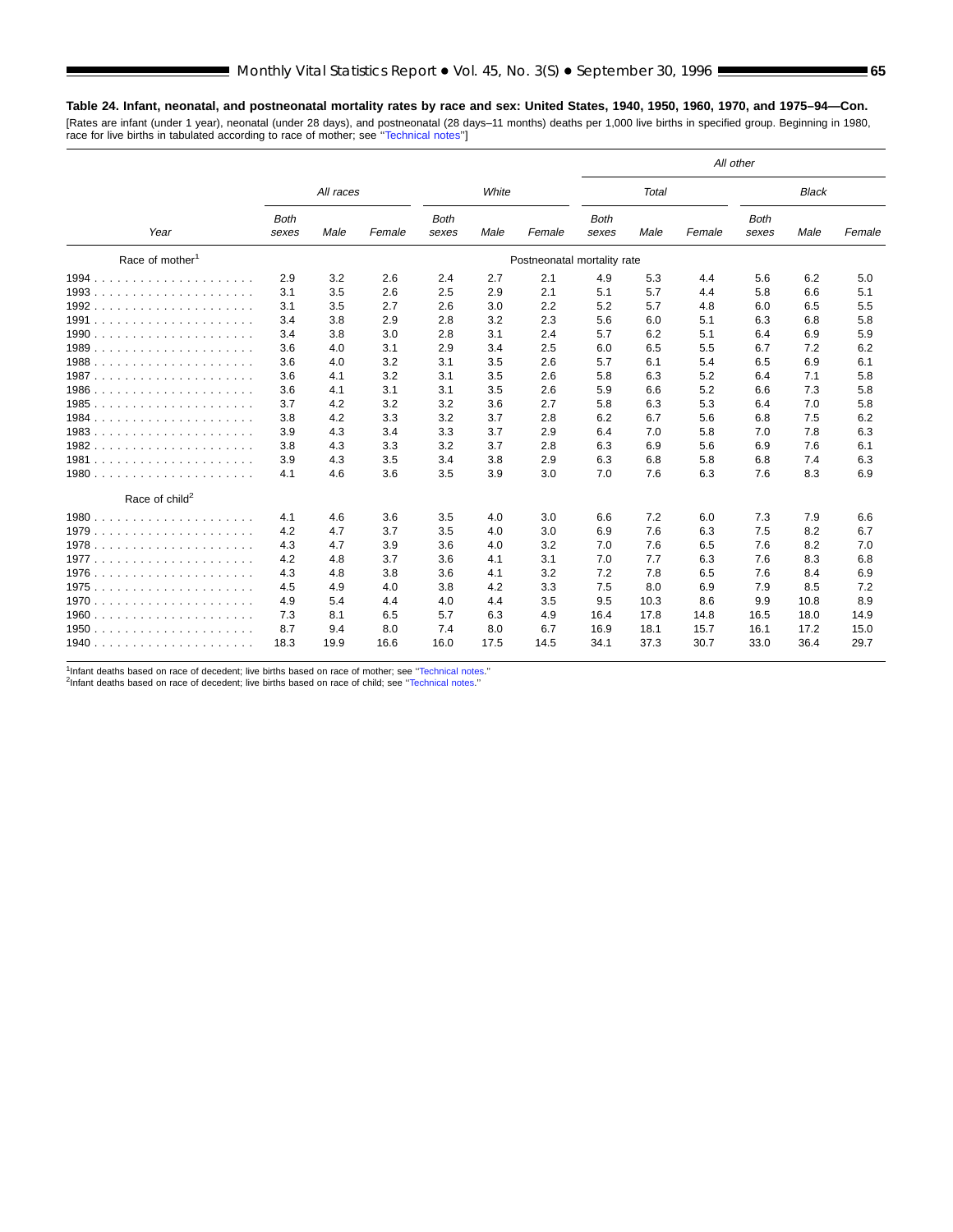**Table 24. Infant, neonatal, and postneonatal mortality rates by race and sex: United States, 1940, 1950, 1960, 1970, and 1975–94—Con.**

[Rates are infant (under 1 year), neonatal (under 28 days), and postneonatal (28 days–11 months) deaths per 1,000 live births in specified group. Beginning in 1980, race for live births in tabulated according to race of mother; see "Technical notes"]

| Year | All races | | | White | | | All other | | | | | |
|---|---|---|---|---|---|---|---|---|---|---|---|---|
| | | | | | | | Total | | | Black | | |
| | Both sexes | Male | Female | Both sexes | Male | Female | Both sexes | Male | Female | Both sexes | Male | Female |
| Race of mother[1] | Postneonatal mortality rate | | | | | | | | | | | |
| 1994 | 2.9 | 3.2 | 2.6 | 2.4 | 2.7 | 2.1 | 4.9 | 5.3 | 4.4 | 5.6 | 6.2 | 5.0 |
| 1993 | 3.1 | 3.5 | 2.6 | 2.5 | 2.9 | 2.1 | 5.1 | 5.7 | 4.4 | 5.8 | 6.6 | 5.1 |
| 1992 | 3.1 | 3.5 | 2.7 | 2.6 | 3.0 | 2.2 | 5.2 | 5.7 | 4.8 | 6.0 | 6.5 | 5.5 |
| 1991 | 3.4 | 3.8 | 2.9 | 2.8 | 3.2 | 2.3 | 5.6 | 6.0 | 5.1 | 6.3 | 6.8 | 5.8 |
| 1990 | 3.4 | 3.8 | 3.0 | 2.8 | 3.1 | 2.4 | 5.7 | 6.2 | 5.1 | 6.4 | 6.9 | 5.9 |
| 1989 | 3.6 | 4.0 | 3.1 | 2.9 | 3.4 | 2.5 | 6.0 | 6.5 | 5.5 | 6.7 | 7.2 | 6.2 |
| 1988 | 3.6 | 4.0 | 3.2 | 3.1 | 3.5 | 2.6 | 5.7 | 6.1 | 5.4 | 6.5 | 6.9 | 6.1 |
| 1987 | 3.6 | 4.1 | 3.2 | 3.1 | 3.5 | 2.6 | 5.8 | 6.3 | 5.2 | 6.4 | 7.1 | 5.8 |
| 1986 | 3.6 | 4.1 | 3.1 | 3.1 | 3.5 | 2.6 | 5.9 | 6.6 | 5.2 | 6.6 | 7.3 | 5.8 |
| 1985 | 3.7 | 4.2 | 3.2 | 3.2 | 3.6 | 2.7 | 5.8 | 6.3 | 5.3 | 6.4 | 7.0 | 5.8 |
| 1984 | 3.8 | 4.2 | 3.3 | 3.2 | 3.7 | 2.8 | 6.2 | 6.7 | 5.6 | 6.8 | 7.5 | 6.2 |
| 1983 | 3.9 | 4.3 | 3.4 | 3.3 | 3.7 | 2.9 | 6.4 | 7.0 | 5.8 | 7.0 | 7.8 | 6.3 |
| 1982 | 3.8 | 4.3 | 3.3 | 3.2 | 3.7 | 2.8 | 6.3 | 6.9 | 5.6 | 6.9 | 7.6 | 6.1 |
| 1981 | 3.9 | 4.3 | 3.5 | 3.4 | 3.8 | 2.9 | 6.3 | 6.8 | 5.8 | 6.8 | 7.4 | 6.3 |
| 1980 | 4.1 | 4.6 | 3.6 | 3.5 | 3.9 | 3.0 | 7.0 | 7.6 | 6.3 | 7.6 | 8.3 | 6.9 |
| Race of child[2] | | | | | | | | | | | | |
| 1980 | 4.1 | 4.6 | 3.6 | 3.5 | 4.0 | 3.0 | 6.6 | 7.2 | 6.0 | 7.3 | 7.9 | 6.6 |
| 1979 | 4.2 | 4.7 | 3.7 | 3.5 | 4.0 | 3.0 | 6.9 | 7.6 | 6.3 | 7.5 | 8.2 | 6.7 |
| 1978 | 4.3 | 4.7 | 3.9 | 3.6 | 4.0 | 3.2 | 7.0 | 7.6 | 6.5 | 7.6 | 8.2 | 7.0 |
| 1977 | 4.2 | 4.8 | 3.7 | 3.6 | 4.1 | 3.1 | 7.0 | 7.7 | 6.3 | 7.6 | 8.3 | 6.8 |
| 1976 | 4.3 | 4.8 | 3.8 | 3.6 | 4.1 | 3.2 | 7.2 | 7.8 | 6.5 | 7.6 | 8.4 | 6.9 |
| 1975 | 4.5 | 4.9 | 4.0 | 3.8 | 4.2 | 3.3 | 7.5 | 8.0 | 6.9 | 7.9 | 8.5 | 7.2 |
| 1970 | 4.9 | 5.4 | 4.4 | 4.0 | 4.4 | 3.5 | 9.5 | 10.3 | 8.6 | 9.9 | 10.8 | 8.9 |
| 1960 | 7.3 | 8.1 | 6.5 | 5.7 | 6.3 | 4.9 | 16.4 | 17.8 | 14.8 | 16.5 | 18.0 | 14.9 |
| 1950 | 8.7 | 9.4 | 8.0 | 7.4 | 8.0 | 6.7 | 16.9 | 18.1 | 15.7 | 16.1 | 17.2 | 15.0 |
| 1940 | 18.3 | 19.9 | 16.6 | 16.0 | 17.5 | 14.5 | 34.1 | 37.3 | 30.7 | 33.0 | 36.4 | 29.7 |

[1]Infant deaths based on race of decedent; live births based on race of mother; see "Technical notes."
[2]Infant deaths based on race of decedent; live births based on race of child; see "Technical notes."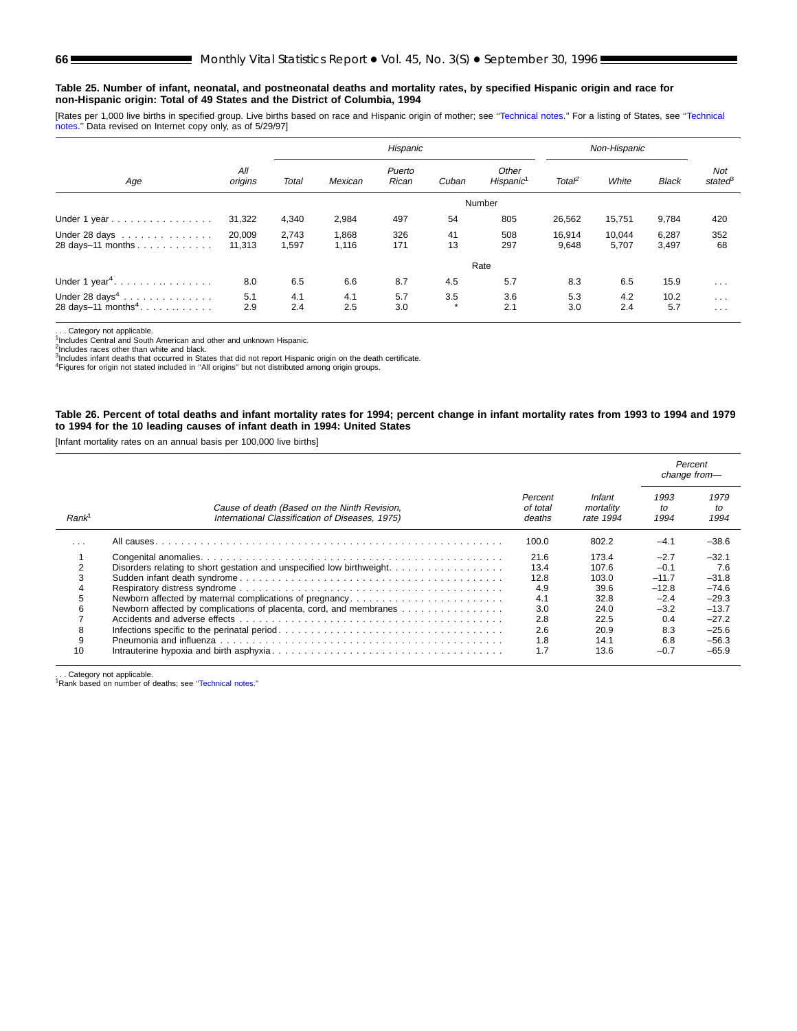**Table 25. Number of infant, neonatal, and postneonatal deaths and mortality rates, by specified Hispanic origin and race for non-Hispanic origin: Total of 49 States and the District of Columbia, 1994**

[Rates per 1,000 live births in specified group. Live births based on race and Hispanic origin of mother; see "Technical notes." For a listing of States, see "Technical notes." Data revised on Internet copy only, as of 5/29/97]

| Age | All origins | Hispanic | | | | | Non-Hispanic | | | Not stated[3] |
|---|---|---|---|---|---|---|---|---|---|---|
| | | Total | Mexican | Puerto Rican | Cuban | Other Hispanic[1] | Total[2] | White | Black | |
| | | | | | Number | | | | | |
| Under 1 year | 31,322 | 4,340 | 2,984 | 497 | 54 | 805 | 26,562 | 15,751 | 9,784 | 420 |
| Under 28 days | 20,009 | 2,743 | 1,868 | 326 | 41 | 508 | 16,914 | 10,044 | 6,287 | 352 |
| 28 days–11 months | 11,313 | 1,597 | 1,116 | 171 | 13 | 297 | 9,648 | 5,707 | 3,497 | 68 |
| | | | | | Rate | | | | | |
| Under 1 year[4] | 8.0 | 6.5 | 6.6 | 8.7 | 4.5 | 5.7 | 8.3 | 6.5 | 15.9 | . . . |
| Under 28 days[4] | 5.1 | 4.1 | 4.1 | 5.7 | 3.5 | 3.6 | 5.3 | 4.2 | 10.2 | . . . |
| 28 days–11 months[4] | 2.9 | 2.4 | 2.5 | 3.0 | * | 2.1 | 3.0 | 2.4 | 5.7 | . . . |

. . . Category not applicable.
[1]Includes Central and South American and other and unknown Hispanic.
[2]Includes races other than white and black.
[3]Includes infant deaths that occurred in States that did not report Hispanic origin on the death certificate.
[4]Figures for origin not stated included in "All origins" but not distributed among origin groups.

**Table 26. Percent of total deaths and infant mortality rates for 1994; percent change in infant mortality rates from 1993 to 1994 and 1979 to 1994 for the 10 leading causes of infant death in 1994: United States**

[Infant mortality rates on an annual basis per 100,000 live births]

| Rank[1] | Cause of death (Based on the Ninth Revision, International Classification of Diseases, 1975) | Percent of total deaths | Infant mortality rate 1994 | Percent change from— | |
|---|---|---|---|---|---|
| | | | | 1993 to 1994 | 1979 to 1994 |
| . . . | All causes | 100.0 | 802.2 | –4.1 | –38.6 |
| 1 | Congenital anomalies | 21.6 | 173.4 | –2.7 | –32.1 |
| 2 | Disorders relating to short gestation and unspecified low birthweight | 13.4 | 107.6 | –0.1 | 7.6 |
| 3 | Sudden infant death syndrome | 12.8 | 103.0 | –11.7 | –31.8 |
| 4 | Respiratory distress syndrome | 4.9 | 39.6 | –12.8 | –74.6 |
| 5 | Newborn affected by maternal complications of pregnancy | 4.1 | 32.8 | –2.4 | –29.3 |
| 6 | Newborn affected by complications of placenta, cord, and membranes | 3.0 | 24.0 | –3.2 | –13.7 |
| 7 | Accidents and adverse effects | 2.8 | 22.5 | 0.4 | –27.2 |
| 8 | Infections specific to the perinatal period | 2.6 | 20.9 | 8.3 | –25.6 |
| 9 | Pneumonia and influenza | 1.8 | 14.1 | 6.8 | –56.3 |
| 10 | Intrauterine hypoxia and birth asphyxia | 1.7 | 13.6 | –0.7 | –65.9 |

. . . Category not applicable.
[1]Rank based on number of deaths; see "Technical notes."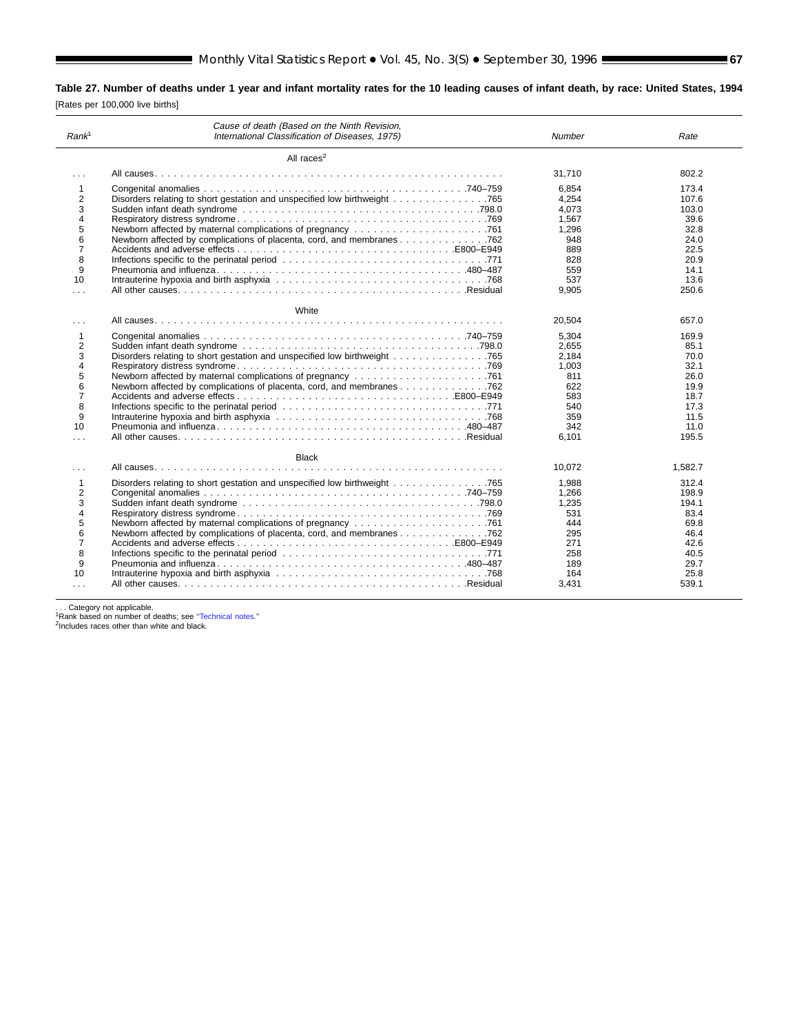**Table 27. Number of deaths under 1 year and infant mortality rates for the 10 leading causes of infant death, by race: United States, 1994**

[Rates per 100,000 live births]

| Rank[1] | Cause of death (Based on the Ninth Revision, International Classification of Diseases, 1975) | Number | Rate |
|---|---|---|---|
| | All races[2] | | |
| . . . | All causes | 31,710 | 802.2 |
| 1 | Congenital anomalies . . . 740–759 | 6,854 | 173.4 |
| 2 | Disorders relating to short gestation and unspecified low birthweight . . . 765 | 4,254 | 107.6 |
| 3 | Sudden infant death syndrome . . . 798.0 | 4,073 | 103.0 |
| 4 | Respiratory distress syndrome . . . 769 | 1,567 | 39.6 |
| 5 | Newborn affected by maternal complications of pregnancy . . . 761 | 1,296 | 32.8 |
| 6 | Newborn affected by complications of placenta, cord, and membranes . . . 762 | 948 | 24.0 |
| 7 | Accidents and adverse effects . . . E800–E949 | 889 | 22.5 |
| 8 | Infections specific to the perinatal period . . . 771 | 828 | 20.9 |
| 9 | Pneumonia and influenza . . . 480–487 | 559 | 14.1 |
| 10 | Intrauterine hypoxia and birth asphyxia . . . 768 | 537 | 13.6 |
| . . . | All other causes . . . Residual | 9,905 | 250.6 |
| | White | | |
| . . . | All causes | 20,504 | 657.0 |
| 1 | Congenital anomalies . . . 740–759 | 5,304 | 169.9 |
| 2 | Sudden infant death syndrome . . . 798.0 | 2,655 | 85.1 |
| 3 | Disorders relating to short gestation and unspecified low birthweight . . . 765 | 2,184 | 70.0 |
| 4 | Respiratory distress syndrome . . . 769 | 1,003 | 32.1 |
| 5 | Newborn affected by maternal complications of pregnancy . . . 761 | 811 | 26.0 |
| 6 | Newborn affected by complications of placenta, cord, and membranes . . . 762 | 622 | 19.9 |
| 7 | Accidents and adverse effects . . . E800–E949 | 583 | 18.7 |
| 8 | Infections specific to the perinatal period . . . 771 | 540 | 17.3 |
| 9 | Intrauterine hypoxia and birth asphyxia . . . 768 | 359 | 11.5 |
| 10 | Pneumonia and influenza . . . 480–487 | 342 | 11.0 |
| . . . | All other causes . . . Residual | 6,101 | 195.5 |
| | Black | | |
| . . . | All causes | 10,072 | 1,582.7 |
| 1 | Disorders relating to short gestation and unspecified low birthweight . . . 765 | 1,988 | 312.4 |
| 2 | Congenital anomalies . . . 740–759 | 1,266 | 198.9 |
| 3 | Sudden infant death syndrome . . . 798.0 | 1,235 | 194.1 |
| 4 | Respiratory distress syndrome . . . 769 | 531 | 83.4 |
| 5 | Newborn affected by maternal complications of pregnancy . . . 761 | 444 | 69.8 |
| 6 | Newborn affected by complications of placenta, cord, and membranes . . . 762 | 295 | 46.4 |
| 7 | Accidents and adverse effects . . . E800–E949 | 271 | 42.6 |
| 8 | Infections specific to the perinatal period . . . 771 | 258 | 40.5 |
| 9 | Pneumonia and influenza . . . 480–487 | 189 | 29.7 |
| 10 | Intrauterine hypoxia and birth asphyxia . . . 768 | 164 | 25.8 |
| . . . | All other causes . . . Residual | 3,431 | 539.1 |

. . . Category not applicable.
[1]Rank based on number of deaths; see "Technical notes."
[2]Includes races other than white and black.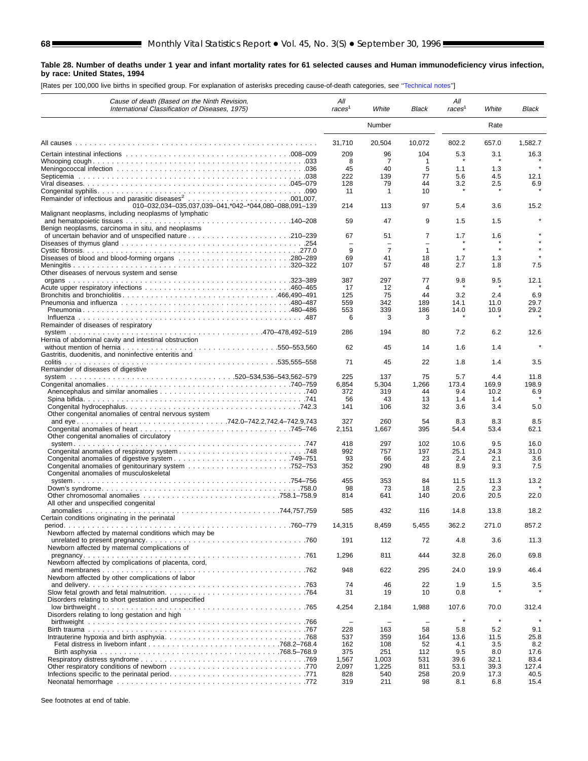**Table 28. Number of deaths under 1 year and infant mortality rates for 61 selected causes and Human immunodeficiency virus infection, by race: United States, 1994**

[Rates per 100,000 live births in specified group. For explanation of asterisks preceding cause-of-death categories, see "Technical notes"]

| *Cause of death (Based on the Ninth Revision, International Classification of Diseases, 1975)* | *All races*[1] | *White* | *Black* | *All races*[1] | *White* | *Black* |
|---|---|---|---|---|---|---|
| | Number | | | Rate | | |
| All causes | 31,710 | 20,504 | 10,072 | 802.2 | 657.0 | 1,582.7 |
| Certain intestinal infections .008–009 | 209 | 96 | 104 | 5.3 | 3.1 | 16.3 |
| Whooping cough .033 | 8 | 7 | 1 | * | * | * |
| Meningococcal infection .036 | 45 | 40 | 5 | 1.1 | 1.3 | * |
| Septicemia .038 | 222 | 139 | 77 | 5.6 | 4.5 | 12.1 |
| Viral diseases .045–079 | 128 | 79 | 44 | 3.2 | 2.5 | 6.9 |
| Congenital syphilis .090 | 11 | 1 | 10 | * | * | * |
| Remainder of infectious and parasitic diseases[2] .001,007, 010–032,034–035,037,039–041,*042–*044,080–088,091–139 | 214 | 113 | 97 | 5.4 | 3.6 | 15.2 |
| Malignant neoplasms, including neoplasms of lymphatic and hematopoietic tissues .140–208 | 59 | 47 | 9 | 1.5 | 1.5 | * |
| Benign neoplasms, carcinoma in situ, and neoplasms of uncertain behavior and of unspecified nature .210–239 | 67 | 51 | 7 | 1.7 | 1.6 | * |
| Diseases of thymus gland .254 | – | – | – | * | * | * |
| Cystic fibrosis .277.0 | 9 | 7 | 1 | * | * | * |
| Diseases of blood and blood-forming organs .280–289 | 69 | 41 | 18 | 1.7 | 1.3 | * |
| Meningitis .320–322 | 107 | 57 | 48 | 2.7 | 1.8 | 7.5 |
| Other diseases of nervous system and sense organs .323–389 | 387 | 297 | 77 | 9.8 | 9.5 | 12.1 |
| Acute upper respiratory infections .460–465 | 17 | 12 | 4 | * | * | * |
| Bronchitis and bronchiolitis .466,490–491 | 125 | 75 | 44 | 3.2 | 2.4 | 6.9 |
| Pneumonia and influenza .480–487 | 559 | 342 | 189 | 14.1 | 11.0 | 29.7 |
| Pneumonia .480–486 | 553 | 339 | 186 | 14.0 | 10.9 | 29.2 |
| Influenza .487 | 6 | 3 | 3 | * | * | * |
| Remainder of diseases of respiratory system .470–478,492–519 | 286 | 194 | 80 | 7.2 | 6.2 | 12.6 |
| Hernia of abdominal cavity and intestinal obstruction without mention of hernia .550–553,560 | 62 | 45 | 14 | 1.6 | 1.4 | * |
| Gastritis, duodenitis, and noninfective enteritis and colitis .535,555–558 | 71 | 45 | 22 | 1.8 | 1.4 | 3.5 |
| Remainder of diseases of digestive system .520–534,536–543,562–579 | 225 | 137 | 75 | 5.7 | 4.4 | 11.8 |
| Congenital anomalies .740–759 | 6,854 | 5,304 | 1,266 | 173.4 | 169.9 | 198.9 |
| Anencephalus and similar anomalies .740 | 372 | 319 | 44 | 9.4 | 10.2 | 6.9 |
| Spina bifida .741 | 56 | 43 | 13 | 1.4 | 1.4 | * |
| Congenital hydrocephalus .742.3 | 141 | 106 | 32 | 3.6 | 3.4 | 5.0 |
| Other congenital anomalies of central nervous system and eye .742.0–742.2,742.4–742.9,743 | 327 | 260 | 54 | 8.3 | 8.3 | 8.5 |
| Congenital anomalies of heart .745–746 | 2,151 | 1,667 | 395 | 54.4 | 53.4 | 62.1 |
| Other congenital anomalies of circulatory system .747 | 418 | 297 | 102 | 10.6 | 9.5 | 16.0 |
| Congenital anomalies of respiratory system .748 | 992 | 757 | 197 | 25.1 | 24.3 | 31.0 |
| Congenital anomalies of digestive system .749–751 | 93 | 66 | 23 | 2.4 | 2.1 | 3.6 |
| Congenital anomalies of genitourinary system .752–753 | 352 | 290 | 48 | 8.9 | 9.3 | 7.5 |
| Congenital anomalies of musculoskeletal system .754–756 | 455 | 353 | 84 | 11.5 | 11.3 | 13.2 |
| Down's syndrome .758.0 | 98 | 73 | 18 | 2.5 | 2.3 | * |
| Other chromosomal anomalies .758.1–758.9 | 814 | 641 | 140 | 20.6 | 20.5 | 22.0 |
| All other and unspecified congenital anomalies .744,757,759 | 585 | 432 | 116 | 14.8 | 13.8 | 18.2 |
| Certain conditions originating in the perinatal period .760–779 | 14,315 | 8,459 | 5,455 | 362.2 | 271.0 | 857.2 |
| Newborn affected by maternal conditions which may be unrelated to present pregnancy .760 | 191 | 112 | 72 | 4.8 | 3.6 | 11.3 |
| Newborn affected by maternal complications of pregnancy .761 | 1,296 | 811 | 444 | 32.8 | 26.0 | 69.8 |
| Newborn affected by complications of placenta, cord, and membranes .762 | 948 | 622 | 295 | 24.0 | 19.9 | 46.4 |
| Newborn affected by other complications of labor and delivery .763 | 74 | 46 | 22 | 1.9 | 1.5 | 3.5 |
| Slow fetal growth and fetal malnutrition .764 | 31 | 19 | 10 | 0.8 | * | * |
| Disorders relating to short gestation and unspecified low birthweight .765 | 4,254 | 2,184 | 1,988 | 107.6 | 70.0 | 312.4 |
| Disorders relating to long gestation and high birthweight .766 | – | – | – | * | * | * |
| Birth trauma .767 | 228 | 163 | 58 | 5.8 | 5.2 | 9.1 |
| Intrauterine hypoxia and birth asphyxia .768 | 537 | 359 | 164 | 13.6 | 11.5 | 25.8 |
| Fetal distress in liveborn infant .768.2–768.4 | 162 | 108 | 52 | 4.1 | 3.5 | 8.2 |
| Birth asphyxia .768.5–768.9 | 375 | 251 | 112 | 9.5 | 8.0 | 17.6 |
| Respiratory distress syndrome .769 | 1,567 | 1,003 | 531 | 39.6 | 32.1 | 83.4 |
| Other respiratory conditions of newborn .770 | 2,097 | 1,225 | 811 | 53.1 | 39.3 | 127.4 |
| Infections specific to the perinatal period .771 | 828 | 540 | 258 | 20.9 | 17.3 | 40.5 |
| Neonatal hemorrhage .772 | 319 | 211 | 98 | 8.1 | 6.8 | 15.4 |

See footnotes at end of table.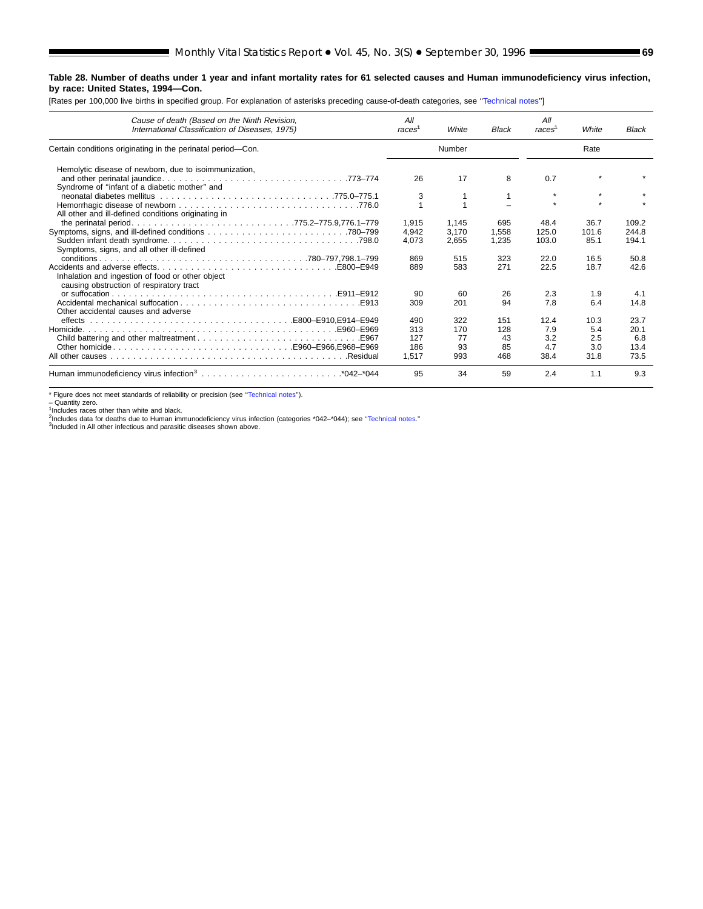**Table 28. Number of deaths under 1 year and infant mortality rates for 61 selected causes and Human immunodeficiency virus infection, by race: United States, 1994—Con.**

[Rates per 100,000 live births in specified group. For explanation of asterisks preceding cause-of-death categories, see "Technical notes"]

| *Cause of death (Based on the Ninth Revision, International Classification of Diseases, 1975)* | *All races[1]* | *White* | *Black* | *All races[1]* | *White* | *Black* |
|---|---|---|---|---|---|---|
| Certain conditions originating in the perinatal period—Con. | Number | | | Rate | | |
| Hemolytic disease of newborn, due to isoimmunization, and other perinatal jaundice . . . 773–774 | 26 | 17 | 8 | 0.7 | * | * |
| Syndrome of "infant of a diabetic mother" and neonatal diabetes mellitus . . . 775.0–775.1 | 3 | 1 | 1 | * | * | * |
| Hemorrhagic disease of newborn . . . 776.0 | 1 | 1 | – | * | * | * |
| All other and ill-defined conditions originating in the perinatal period . . . 775.2–775.9,776.1–779 | 1,915 | 1,145 | 695 | 48.4 | 36.7 | 109.2 |
| Symptoms, signs, and ill-defined conditions . . . 780–799 | 4,942 | 3,170 | 1,558 | 125.0 | 101.6 | 244.8 |
| Sudden infant death syndrome . . . 798.0 | 4,073 | 2,655 | 1,235 | 103.0 | 85.1 | 194.1 |
| Symptoms, signs, and all other ill-defined conditions . . . 780–797,798.1–799 | 869 | 515 | 323 | 22.0 | 16.5 | 50.8 |
| Accidents and adverse effects . . . E800–E949 | 889 | 583 | 271 | 22.5 | 18.7 | 42.6 |
| Inhalation and ingestion of food or other object causing obstruction of respiratory tract or suffocation . . . E911–E912 | 90 | 60 | 26 | 2.3 | 1.9 | 4.1 |
| Accidental mechanical suffocation . . . E913 | 309 | 201 | 94 | 7.8 | 6.4 | 14.8 |
| Other accidental causes and adverse effects . . . E800–E910,E914–E949 | 490 | 322 | 151 | 12.4 | 10.3 | 23.7 |
| Homicide . . . E960–E969 | 313 | 170 | 128 | 7.9 | 5.4 | 20.1 |
| Child battering and other maltreatment . . . E967 | 127 | 77 | 43 | 3.2 | 2.5 | 6.8 |
| Other homicide . . . E960–E966,E968–E969 | 186 | 93 | 85 | 4.7 | 3.0 | 13.4 |
| All other causes . . . Residual | 1,517 | 993 | 468 | 38.4 | 31.8 | 73.5 |
| Human immunodeficiency virus infection[3] . . . *042–*044 | 95 | 34 | 59 | 2.4 | 1.1 | 9.3 |

\* Figure does not meet standards of reliability or precision (see "Technical notes").
– Quantity zero.
[1]Includes races other than white and black.
[2]Includes data for deaths due to Human immunodeficiency virus infection (categories *042–*044); see "Technical notes."
[3]Included in All other infectious and parasitic diseases shown above.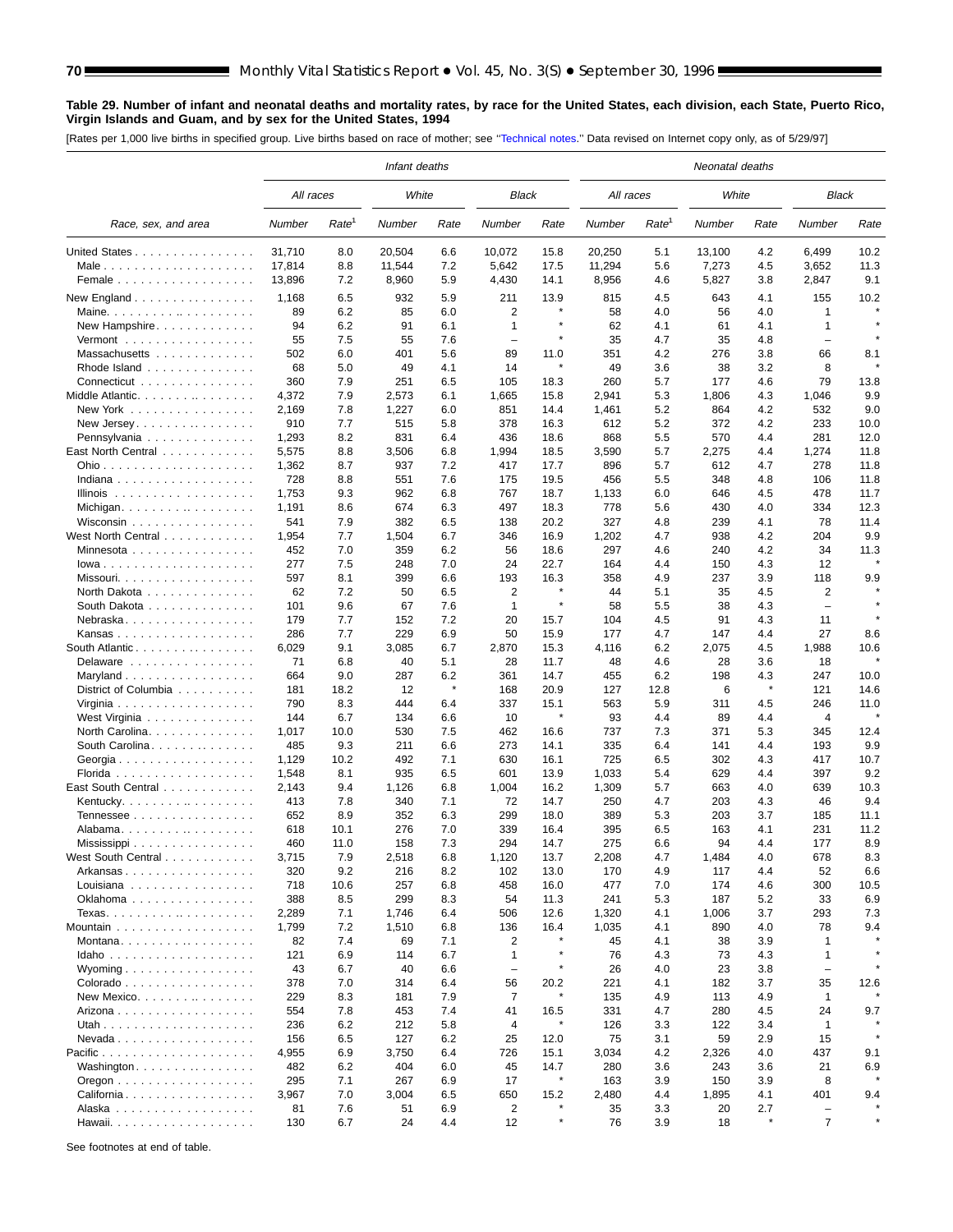**Table 29. Number of infant and neonatal deaths and mortality rates, by race for the United States, each division, each State, Puerto Rico, Virgin Islands and Guam, and by sex for the United States, 1994**

[Rates per 1,000 live births in specified group. Live births based on race of mother; see ''Technical notes.'' Data revised on Internet copy only, as of 5/29/97]

| Race, sex, and area | Infant deaths | | | | | | Neonatal deaths | | | | | |
|---|---|---|---|---|---|---|---|---|---|---|---|---|
| | All races | | White | | Black | | All races | | White | | Black | |
| | Number | Rate[1] | Number | Rate | Number | Rate | Number | Rate[1] | Number | Rate | Number | Rate |
| United States | 31,710 | 8.0 | 20,504 | 6.6 | 10,072 | 15.8 | 20,250 | 5.1 | 13,100 | 4.2 | 6,499 | 10.2 |
| Male | 17,814 | 8.8 | 11,544 | 7.2 | 5,642 | 17.5 | 11,294 | 5.6 | 7,273 | 4.5 | 3,652 | 11.3 |
| Female | 13,896 | 7.2 | 8,960 | 5.9 | 4,430 | 14.1 | 8,956 | 4.6 | 5,827 | 3.8 | 2,847 | 9.1 |
| New England | 1,168 | 6.5 | 932 | 5.9 | 211 | 13.9 | 815 | 4.5 | 643 | 4.1 | 155 | 10.2 |
| Maine | 89 | 6.2 | 85 | 6.0 | 2 | * | 58 | 4.0 | 56 | 4.0 | 1 | * |
| New Hampshire | 94 | 6.2 | 91 | 6.1 | 1 | * | 62 | 4.1 | 61 | 4.1 | 1 | * |
| Vermont | 55 | 7.5 | 55 | 7.6 | – | * | 35 | 4.7 | 35 | 4.8 | – | * |
| Massachusetts | 502 | 6.0 | 401 | 5.6 | 89 | 11.0 | 351 | 4.2 | 276 | 3.8 | 66 | 8.1 |
| Rhode Island | 68 | 5.0 | 49 | 4.1 | 14 | * | 49 | 3.6 | 38 | 3.2 | 8 | * |
| Connecticut | 360 | 7.9 | 251 | 6.5 | 105 | 18.3 | 260 | 5.7 | 177 | 4.6 | 79 | 13.8 |
| Middle Atlantic | 4,372 | 7.9 | 2,573 | 6.1 | 1,665 | 15.8 | 2,941 | 5.3 | 1,806 | 4.3 | 1,046 | 9.9 |
| New York | 2,169 | 7.8 | 1,227 | 6.0 | 851 | 14.4 | 1,461 | 5.2 | 864 | 4.2 | 532 | 9.0 |
| New Jersey | 910 | 7.7 | 515 | 5.8 | 378 | 16.3 | 612 | 5.2 | 372 | 4.2 | 233 | 10.0 |
| Pennsylvania | 1,293 | 8.2 | 831 | 6.4 | 436 | 18.6 | 868 | 5.5 | 570 | 4.4 | 281 | 12.0 |
| East North Central | 5,575 | 8.8 | 3,506 | 6.8 | 1,994 | 18.5 | 3,590 | 5.7 | 2,275 | 4.4 | 1,274 | 11.8 |
| Ohio | 1,362 | 8.7 | 937 | 7.2 | 417 | 17.7 | 896 | 5.7 | 612 | 4.7 | 278 | 11.8 |
| Indiana | 728 | 8.8 | 551 | 7.6 | 175 | 19.5 | 456 | 5.5 | 348 | 4.8 | 106 | 11.8 |
| Illinois | 1,753 | 9.3 | 962 | 6.8 | 767 | 18.7 | 1,133 | 6.0 | 646 | 4.5 | 478 | 11.7 |
| Michigan | 1,191 | 8.6 | 674 | 6.3 | 497 | 18.3 | 778 | 5.6 | 430 | 4.0 | 334 | 12.3 |
| Wisconsin | 541 | 7.9 | 382 | 6.5 | 138 | 20.2 | 327 | 4.8 | 239 | 4.1 | 78 | 11.4 |
| West North Central | 1,954 | 7.7 | 1,504 | 6.7 | 346 | 16.9 | 1,202 | 4.7 | 938 | 4.2 | 204 | 9.9 |
| Minnesota | 452 | 7.0 | 359 | 6.2 | 56 | 18.6 | 297 | 4.6 | 240 | 4.2 | 34 | 11.3 |
| Iowa | 277 | 7.5 | 248 | 7.0 | 24 | 22.7 | 164 | 4.4 | 150 | 4.3 | 12 | * |
| Missouri | 597 | 8.1 | 399 | 6.6 | 193 | 16.3 | 358 | 4.9 | 237 | 3.9 | 118 | 9.9 |
| North Dakota | 62 | 7.2 | 50 | 6.5 | 2 | * | 44 | 5.1 | 35 | 4.5 | 2 | * |
| South Dakota | 101 | 9.6 | 67 | 7.6 | 1 | * | 58 | 5.5 | 38 | 4.3 | – | * |
| Nebraska | 179 | 7.7 | 152 | 7.2 | 20 | 15.7 | 104 | 4.5 | 91 | 4.3 | 11 | * |
| Kansas | 286 | 7.7 | 229 | 6.9 | 50 | 15.9 | 177 | 4.7 | 147 | 4.4 | 27 | 8.6 |
| South Atlantic | 6,029 | 9.1 | 3,085 | 6.7 | 2,870 | 15.3 | 4,116 | 6.2 | 2,075 | 4.5 | 1,988 | 10.6 |
| Delaware | 71 | 6.8 | 40 | 5.1 | 28 | 11.7 | 48 | 4.6 | 28 | 3.6 | 18 | * |
| Maryland | 664 | 9.0 | 287 | 6.2 | 361 | 14.7 | 455 | 6.2 | 198 | 4.3 | 247 | 10.0 |
| District of Columbia | 181 | 18.2 | 12 | * | 168 | 20.9 | 127 | 12.8 | 6 | * | 121 | 14.6 |
| Virginia | 790 | 8.3 | 444 | 6.4 | 337 | 15.1 | 563 | 5.9 | 311 | 4.5 | 246 | 11.0 |
| West Virginia | 144 | 6.7 | 134 | 6.6 | 10 | * | 93 | 4.4 | 89 | 4.4 | 4 | * |
| North Carolina | 1,017 | 10.0 | 530 | 7.5 | 462 | 16.6 | 737 | 7.3 | 371 | 5.3 | 345 | 12.4 |
| South Carolina | 485 | 9.3 | 211 | 6.6 | 273 | 14.1 | 335 | 6.4 | 141 | 4.4 | 193 | 9.9 |
| Georgia | 1,129 | 10.2 | 492 | 7.1 | 630 | 16.1 | 725 | 6.5 | 302 | 4.3 | 417 | 10.7 |
| Florida | 1,548 | 8.1 | 935 | 6.5 | 601 | 13.9 | 1,033 | 5.4 | 629 | 4.4 | 397 | 9.2 |
| East South Central | 2,143 | 9.4 | 1,126 | 6.8 | 1,004 | 16.2 | 1,309 | 5.7 | 663 | 4.0 | 639 | 10.3 |
| Kentucky | 413 | 7.8 | 340 | 7.1 | 72 | 14.7 | 250 | 4.7 | 203 | 4.3 | 46 | 9.4 |
| Tennessee | 652 | 8.9 | 352 | 6.3 | 299 | 18.0 | 389 | 5.3 | 203 | 3.7 | 185 | 11.1 |
| Alabama | 618 | 10.1 | 276 | 7.0 | 339 | 16.4 | 395 | 6.5 | 163 | 4.1 | 231 | 11.2 |
| Mississippi | 460 | 11.0 | 158 | 7.3 | 294 | 14.7 | 275 | 6.6 | 94 | 4.4 | 177 | 8.9 |
| West South Central | 3,715 | 7.9 | 2,518 | 6.8 | 1,120 | 13.7 | 2,208 | 4.7 | 1,484 | 4.0 | 678 | 8.3 |
| Arkansas | 320 | 9.2 | 216 | 8.2 | 102 | 13.0 | 170 | 4.9 | 117 | 4.4 | 52 | 6.6 |
| Louisiana | 718 | 10.6 | 257 | 6.8 | 458 | 16.0 | 477 | 7.0 | 174 | 4.6 | 300 | 10.5 |
| Oklahoma | 388 | 8.5 | 299 | 8.3 | 54 | 11.3 | 241 | 5.3 | 187 | 5.2 | 33 | 6.9 |
| Texas | 2,289 | 7.1 | 1,746 | 6.4 | 506 | 12.6 | 1,320 | 4.1 | 1,006 | 3.7 | 293 | 7.3 |
| Mountain | 1,799 | 7.2 | 1,510 | 6.8 | 136 | 16.4 | 1,035 | 4.1 | 890 | 4.0 | 78 | 9.4 |
| Montana | 82 | 7.4 | 69 | 7.1 | 2 | * | 45 | 4.1 | 38 | 3.9 | 1 | * |
| Idaho | 121 | 6.9 | 114 | 6.7 | 1 | * | 76 | 4.3 | 73 | 4.3 | 1 | * |
| Wyoming | 43 | 6.7 | 40 | 6.6 | – | * | 26 | 4.0 | 23 | 3.8 | – | * |
| Colorado | 378 | 7.0 | 314 | 6.4 | 56 | 20.2 | 221 | 4.1 | 182 | 3.7 | 35 | 12.6 |
| New Mexico | 229 | 8.3 | 181 | 7.9 | 7 | * | 135 | 4.9 | 113 | 4.9 | 1 | * |
| Arizona | 554 | 7.8 | 453 | 7.4 | 41 | 16.5 | 331 | 4.7 | 280 | 4.5 | 24 | 9.7 |
| Utah | 236 | 6.2 | 212 | 5.8 | 4 | * | 126 | 3.3 | 122 | 3.4 | 1 | * |
| Nevada | 156 | 6.5 | 127 | 6.2 | 25 | 12.0 | 75 | 3.1 | 59 | 2.9 | 15 | * |
| Pacific | 4,955 | 6.9 | 3,750 | 6.4 | 726 | 15.1 | 3,034 | 4.2 | 2,326 | 4.0 | 437 | 9.1 |
| Washington | 482 | 6.2 | 404 | 6.0 | 45 | 14.7 | 280 | 3.6 | 243 | 3.6 | 21 | 6.9 |
| Oregon | 295 | 7.1 | 267 | 6.9 | 17 | * | 163 | 3.9 | 150 | 3.9 | 8 | * |
| California | 3,967 | 7.0 | 3,004 | 6.5 | 650 | 15.2 | 2,480 | 4.4 | 1,895 | 4.1 | 401 | 9.4 |
| Alaska | 81 | 7.6 | 51 | 6.9 | 2 | * | 35 | 3.3 | 20 | 2.7 | – | * |
| Hawaii | 130 | 6.7 | 24 | 4.4 | 12 | * | 76 | 3.9 | 18 | * | 7 | * |

See footnotes at end of table.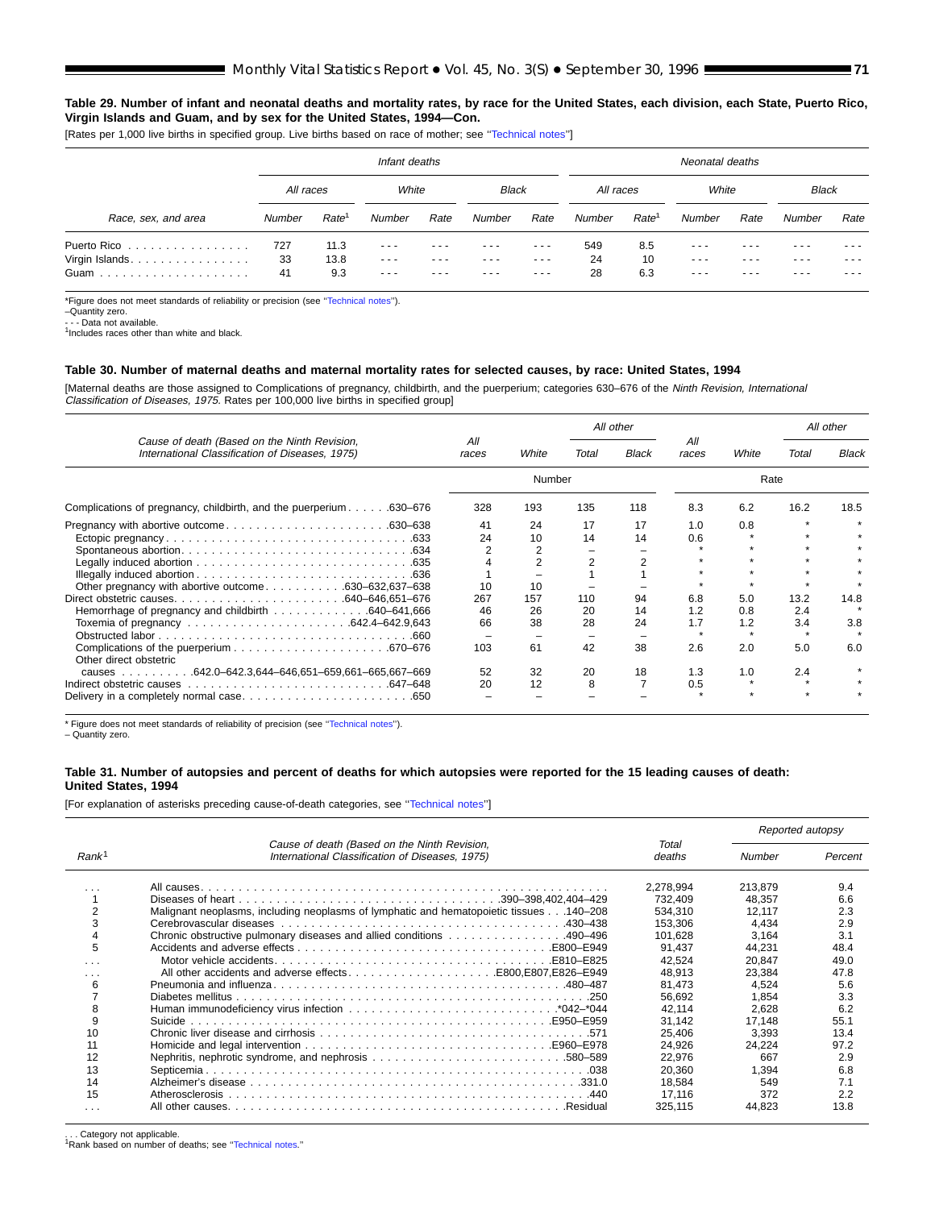**Table 29. Number of infant and neonatal deaths and mortality rates, by race for the United States, each division, each State, Puerto Rico, Virgin Islands and Guam, and by sex for the United States, 1994—Con.**

[Rates per 1,000 live births in specified group. Live births based on race of mother; see "Technical notes"]

| Race, sex, and area | Infant deaths | | | | | | Neonatal deaths | | | | | |
|---|---|---|---|---|---|---|---|---|---|---|---|---|
| | All races | | White | | Black | | All races | | White | | Black | |
| | Number | Rate[1] | Number | Rate | Number | Rate | Number | Rate[1] | Number | Rate | Number | Rate |
| Puerto Rico | 727 | 11.3 | - - - | - - - | - - - | - - - | 549 | 8.5 | - - - | - - - | - - - | - - - |
| Virgin Islands | 33 | 13.8 | - - - | - - - | - - - | - - - | 24 | 10 | - - - | - - - | - - - | - - - |
| Guam | 41 | 9.3 | - - - | - - - | - - - | - - - | 28 | 6.3 | - - - | - - - | - - - | - - - |

*Figure does not meet standards of reliability or precision (see "Technical notes").
–Quantity zero.
- - - Data not available.
[1]Includes races other than white and black.

**Table 30. Number of maternal deaths and maternal mortality rates for selected causes, by race: United States, 1994**

[Maternal deaths are those assigned to Complications of pregnancy, childbirth, and the puerperium; categories 630–676 of the *Ninth Revision, International Classification of Diseases, 1975.* Rates per 100,000 live births in specified group]

| Cause of death (Based on the Ninth Revision, International Classification of Diseases, 1975) | All races | White | All other | | All races | White | All other | |
|---|---|---|---|---|---|---|---|---|
| | | | Total | Black | | | Total | Black |
| | Number | | | | Rate | | | |
| Complications of pregnancy, childbirth, and the puerperium . . . . . .630–676 | 328 | 193 | 135 | 118 | 8.3 | 6.2 | 16.2 | 18.5 |
| Pregnancy with abortive outcome . . . . . .630–638 | 41 | 24 | 17 | 17 | 1.0 | 0.8 | * | * |
| Ectopic pregnancy . . . . . .633 | 24 | 10 | 14 | 14 | 0.6 | * | * | * |
| Spontaneous abortion. . . . . .634 | 2 | 2 | – | – | * | * | * | * |
| Legally induced abortion . . . . . .635 | 4 | 2 | 2 | 2 | * | * | * | * |
| Illegally induced abortion . . . . . .636 | 1 | – | 1 | 1 | * | * | * | * |
| Other pregnancy with abortive outcome . . . . . .630–632,637–638 | 10 | 10 | – | – | * | * | * | * |
| Direct obstetric causes. . . . . .640–646,651–676 | 267 | 157 | 110 | 94 | 6.8 | 5.0 | 13.2 | 14.8 |
| Hemorrhage of pregnancy and childbirth . . . . . .640–641,666 | 46 | 26 | 20 | 14 | 1.2 | 0.8 | 2.4 | * |
| Toxemia of pregnancy . . . . . .642.4–642.9,643 | 66 | 38 | 28 | 24 | 1.7 | 1.2 | 3.4 | 3.8 |
| Obstructed labor . . . . . .660 | – | – | – | – | * | * | * | * |
| Complications of the puerperium . . . . . .670–676 | 103 | 61 | 42 | 38 | 2.6 | 2.0 | 5.0 | 6.0 |
| Other direct obstetric causes . . . . . .642.0–642.3,644–646,651–659,661–665,667–669 | 52 | 32 | 20 | 18 | 1.3 | 1.0 | 2.4 | * |
| Indirect obstetric causes . . . . . .647–648 | 20 | 12 | 8 | 7 | 0.5 | * | * | * |
| Delivery in a completely normal case. . . . . .650 | – | – | – | – | * | * | * | * |

* Figure does not meet standards of reliability of precision (see "Technical notes").
– Quantity zero.

**Table 31. Number of autopsies and percent of deaths for which autopsies were reported for the 15 leading causes of death: United States, 1994**

[For explanation of asterisks preceding cause-of-death categories, see "Technical notes"]

| Rank[1] | Cause of death (Based on the Ninth Revision, International Classification of Diseases, 1975) | Total deaths | Reported autopsy | |
|---|---|---|---|---|
| | | | Number | Percent |
| . . . | All causes. . . . . . | 2,278,994 | 213,879 | 9.4 |
| 1 | Diseases of heart . . . . . .390–398,402,404–429 | 732,409 | 48,357 | 6.6 |
| 2 | Malignant neoplasms, including neoplasms of lymphatic and hematopoietic tissues . . .140–208 | 534,310 | 12,117 | 2.3 |
| 3 | Cerebrovascular diseases . . . . . .430–438 | 153,306 | 4,434 | 2.9 |
| 4 | Chronic obstructive pulmonary diseases and allied conditions . . . . . .490–496 | 101,628 | 3,164 | 3.1 |
| 5 | Accidents and adverse effects . . . . . .E800–E949 | 91,437 | 44,231 | 48.4 |
| . . . | Motor vehicle accidents. . . . . .E810–E825 | 42,524 | 20,847 | 49.0 |
| . . . | All other accidents and adverse effects. . . . . .E800,E807,E826–E949 | 48,913 | 23,384 | 47.8 |
| 6 | Pneumonia and influenza. . . . . .480–487 | 81,473 | 4,524 | 5.6 |
| 7 | Diabetes mellitus . . . . . .250 | 56,692 | 1,854 | 3.3 |
| 8 | Human immunodeficiency virus infection . . . . . .*042–*044 | 42,114 | 2,628 | 6.2 |
| 9 | Suicide . . . . . .E950–E959 | 31,142 | 17,148 | 55.1 |
| 10 | Chronic liver disease and cirrhosis . . . . . .571 | 25,406 | 3,393 | 13.4 |
| 11 | Homicide and legal intervention . . . . . .E960–E978 | 24,926 | 24,224 | 97.2 |
| 12 | Nephritis, nephrotic syndrome, and nephrosis . . . . . .580–589 | 22,976 | 667 | 2.9 |
| 13 | Septicemia . . . . . .038 | 20,360 | 1,394 | 6.8 |
| 14 | Alzheimer's disease . . . . . .331.0 | 18,584 | 549 | 7.1 |
| 15 | Atherosclerosis . . . . . .440 | 17,116 | 372 | 2.2 |
| . . . | All other causes. . . . . .Residual | 325,115 | 44,823 | 13.8 |

. . . Category not applicable.
[1]Rank based on number of deaths; see "Technical notes."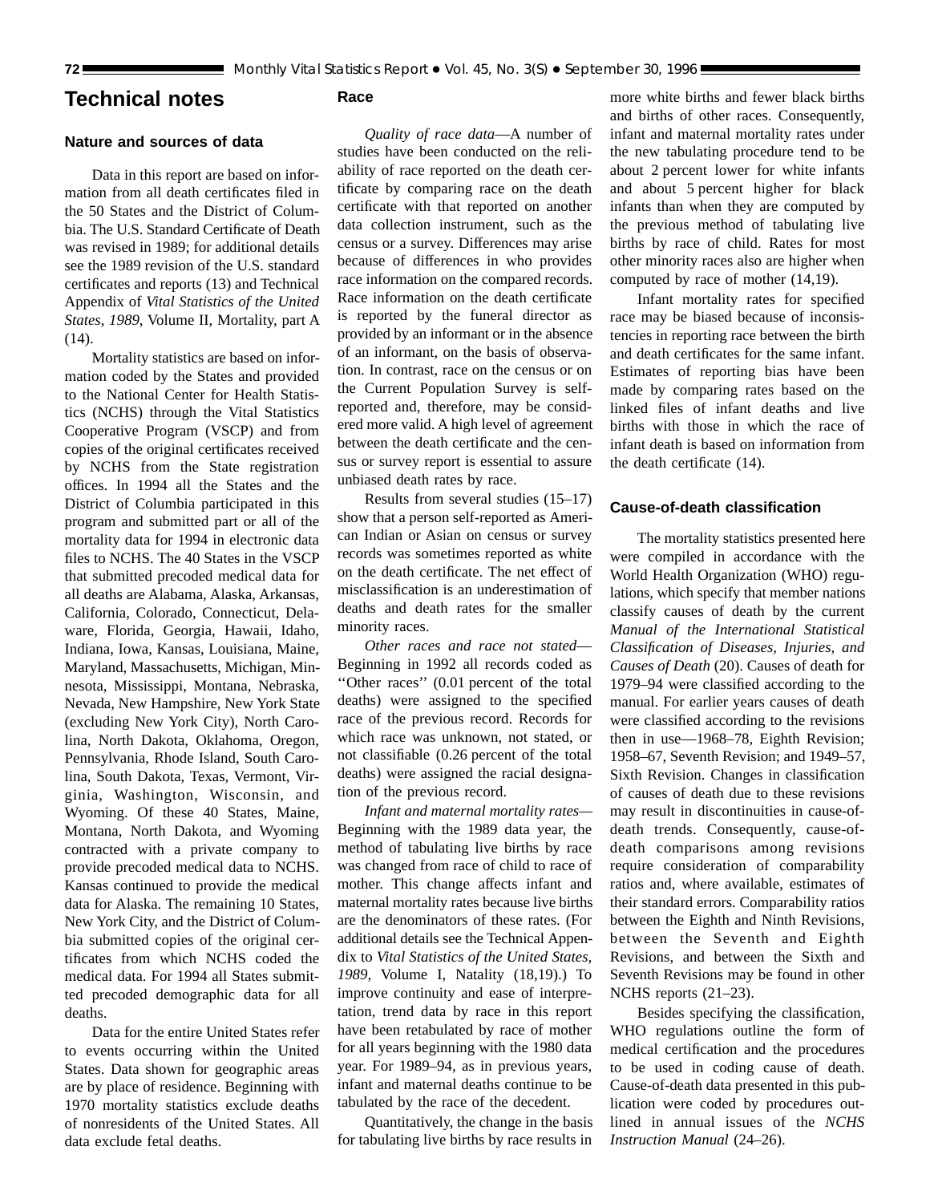# Technical notes

## Nature and sources of data

Data in this report are based on information from all death certificates filed in the 50 States and the District of Columbia. The U.S. Standard Certificate of Death was revised in 1989; for additional details see the 1989 revision of the U.S. standard certificates and reports (13) and Technical Appendix of *Vital Statistics of the United States, 1989,* Volume II, Mortality, part A (14).

Mortality statistics are based on information coded by the States and provided to the National Center for Health Statistics (NCHS) through the Vital Statistics Cooperative Program (VSCP) and from copies of the original certificates received by NCHS from the State registration offices. In 1994 all the States and the District of Columbia participated in this program and submitted part or all of the mortality data for 1994 in electronic data files to NCHS. The 40 States in the VSCP that submitted precoded medical data for all deaths are Alabama, Alaska, Arkansas, California, Colorado, Connecticut, Delaware, Florida, Georgia, Hawaii, Idaho, Indiana, Iowa, Kansas, Louisiana, Maine, Maryland, Massachusetts, Michigan, Minnesota, Mississippi, Montana, Nebraska, Nevada, New Hampshire, New York State (excluding New York City), North Carolina, North Dakota, Oklahoma, Oregon, Pennsylvania, Rhode Island, South Carolina, South Dakota, Texas, Vermont, Virginia, Washington, Wisconsin, and Wyoming. Of these 40 States, Maine, Montana, North Dakota, and Wyoming contracted with a private company to provide precoded medical data to NCHS. Kansas continued to provide the medical data for Alaska. The remaining 10 States, New York City, and the District of Columbia submitted copies of the original certificates from which NCHS coded the medical data. For 1994 all States submitted precoded demographic data for all deaths.

Data for the entire United States refer to events occurring within the United States. Data shown for geographic areas are by place of residence. Beginning with 1970 mortality statistics exclude deaths of nonresidents of the United States. All data exclude fetal deaths.

## Race

*Quality of race data*—A number of studies have been conducted on the reliability of race reported on the death certificate by comparing race on the death certificate with that reported on another data collection instrument, such as the census or a survey. Differences may arise because of differences in who provides race information on the compared records. Race information on the death certificate is reported by the funeral director as provided by an informant or in the absence of an informant, on the basis of observation. In contrast, race on the census or on the Current Population Survey is self-reported and, therefore, may be considered more valid. A high level of agreement between the death certificate and the census or survey report is essential to assure unbiased death rates by race.

Results from several studies (15–17) show that a person self-reported as American Indian or Asian on census or survey records was sometimes reported as white on the death certificate. The net effect of misclassification is an underestimation of deaths and death rates for the smaller minority races.

*Other races and race not stated*—Beginning in 1992 all records coded as ''Other races'' (0.01 percent of the total deaths) were assigned to the specified race of the previous record. Records for which race was unknown, not stated, or not classifiable (0.26 percent of the total deaths) were assigned the racial designation of the previous record.

*Infant and maternal mortality rates*—Beginning with the 1989 data year, the method of tabulating live births by race was changed from race of child to race of mother. This change affects infant and maternal mortality rates because live births are the denominators of these rates. (For additional details see the Technical Appendix to *Vital Statistics of the United States, 1989,* Volume I, Natality (18,19).) To improve continuity and ease of interpretation, trend data by race in this report have been retabulated by race of mother for all years beginning with the 1980 data year. For 1989–94, as in previous years, infant and maternal deaths continue to be tabulated by the race of the decedent.

Quantitatively, the change in the basis for tabulating live births by race results in more white births and fewer black births and births of other races. Consequently, infant and maternal mortality rates under the new tabulating procedure tend to be about 2 percent lower for white infants and about 5 percent higher for black infants than when they are computed by the previous method of tabulating live births by race of child. Rates for most other minority races also are higher when computed by race of mother (14,19).

Infant mortality rates for specified race may be biased because of inconsistencies in reporting race between the birth and death certificates for the same infant. Estimates of reporting bias have been made by comparing rates based on the linked files of infant deaths and live births with those in which the race of infant death is based on information from the death certificate (14).

## Cause-of-death classification

The mortality statistics presented here were compiled in accordance with the World Health Organization (WHO) regulations, which specify that member nations classify causes of death by the current *Manual of the International Statistical Classification of Diseases, Injuries, and Causes of Death* (20). Causes of death for 1979–94 were classified according to the manual. For earlier years causes of death were classified according to the revisions then in use—1968–78, Eighth Revision; 1958–67, Seventh Revision; and 1949–57, Sixth Revision. Changes in classification of causes of death due to these revisions may result in discontinuities in cause-of-death trends. Consequently, cause-of-death comparisons among revisions require consideration of comparability ratios and, where available, estimates of their standard errors. Comparability ratios between the Eighth and Ninth Revisions, between the Seventh and Eighth Revisions, and between the Sixth and Seventh Revisions may be found in other NCHS reports (21–23).

Besides specifying the classification, WHO regulations outline the form of medical certification and the procedures to be used in coding cause of death. Cause-of-death data presented in this publication were coded by procedures outlined in annual issues of the *NCHS Instruction Manual* (24–26).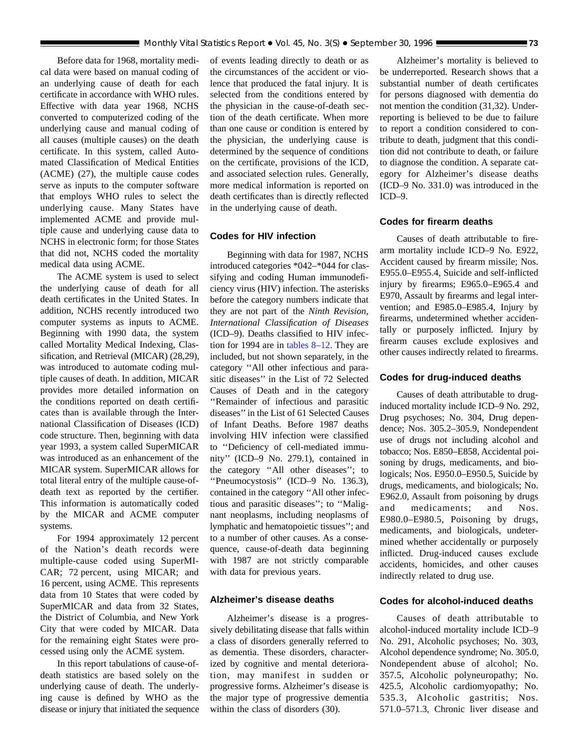Before data for 1968, mortality medical data were based on manual coding of an underlying cause of death for each certificate in accordance with WHO rules. Effective with data year 1968, NCHS converted to computerized coding of the underlying cause and manual coding of all causes (multiple causes) on the death certificate. In this system, called Automated Classification of Medical Entities (ACME) (27), the multiple cause codes serve as inputs to the computer software that employs WHO rules to select the underlying cause. Many States have implemented ACME and provide multiple cause and underlying cause data to NCHS in electronic form; for those States that did not, NCHS coded the mortality medical data using ACME.

The ACME system is used to select the underlying cause of death for all death certificates in the United States. In addition, NCHS recently introduced two computer systems as inputs to ACME. Beginning with 1990 data, the system called Mortality Medical Indexing, Classification, and Retrieval (MICAR) (28,29), was introduced to automate coding multiple causes of death. In addition, MICAR provides more detailed information on the conditions reported on death certificates than is available through the International Classification of Diseases (ICD) code structure. Then, beginning with data year 1993, a system called SuperMICAR was introduced as an enhancement of the MICAR system. SuperMICAR allows for total literal entry of the multiple cause-of-death text as reported by the certifier. This information is automatically coded by the MICAR and ACME computer systems.

For 1994 approximately 12 percent of the Nation's death records were multiple-cause coded using SuperMICAR; 72 percent, using MICAR; and 16 percent, using ACME. This represents data from 10 States that were coded by SuperMICAR and data from 32 States, the District of Columbia, and New York City that were coded by MICAR. Data for the remaining eight States were processed using only the ACME system.

In this report tabulations of cause-of-death statistics are based solely on the underlying cause of death. The underlying cause is defined by WHO as the disease or injury that initiated the sequence of events leading directly to death or as the circumstances of the accident or violence that produced the fatal injury. It is selected from the conditions entered by the physician in the cause-of-death section of the death certificate. When more than one cause or condition is entered by the physician, the underlying cause is determined by the sequence of conditions on the certificate, provisions of the ICD, and associated selection rules. Generally, more medical information is reported on death certificates than is directly reflected in the underlying cause of death.

### Codes for HIV infection

Beginning with data for 1987, NCHS introduced categories *042–*044 for classifying and coding Human immunodeficiency virus (HIV) infection. The asterisks before the category numbers indicate that they are not part of the *Ninth Revision, International Classification of Diseases* (ICD–9). Deaths classified to HIV infection for 1994 are in tables 8–12. They are included, but not shown separately, in the category ''All other infectious and parasitic diseases'' in the List of 72 Selected Causes of Death and in the category ''Remainder of infectious and parasitic diseases'' in the List of 61 Selected Causes of Infant Deaths. Before 1987 deaths involving HIV infection were classified to ''Deficiency of cell-mediated immunity'' (ICD–9 No. 279.1), contained in the category ''All other diseases''; to ''Pneumocystosis'' (ICD–9 No. 136.3), contained in the category ''All other infectious and parasitic diseases''; to ''Malignant neoplasms, including neoplasms of lymphatic and hematopoietic tissues''; and to a number of other causes. As a consequence, cause-of-death data beginning with 1987 are not strictly comparable with data for previous years.

### Alzheimer's disease deaths

Alzheimer's disease is a progressively debilitating disease that falls within a class of disorders generally referred to as dementia. These disorders, characterized by cognitive and mental deterioration, may manifest in sudden or progressive forms. Alzheimer's disease is the major type of progressive dementia within the class of disorders (30).

Alzheimer's mortality is believed to be underreported. Research shows that a substantial number of death certificates for persons diagnosed with dementia do not mention the condition (31,32). Underreporting is believed to be due to failure to report a condition considered to contribute to death, judgment that this condition did not contribute to death, or failure to diagnose the condition. A separate category for Alzheimer's disease deaths (ICD–9 No. 331.0) was introduced in the ICD–9.

### Codes for firearm deaths

Causes of death attributable to firearm mortality include ICD–9 No. E922, Accident caused by firearm missile; Nos. E955.0–E955.4, Suicide and self-inflicted injury by firearms; E965.0–E965.4 and E970, Assault by firearms and legal intervention; and E985.0–E985.4, Injury by firearms, undetermined whether accidentally or purposely inflicted. Injury by firearm causes exclude explosives and other causes indirectly related to firearms.

### Codes for drug-induced deaths

Causes of death attributable to drug-induced mortality include ICD–9 No. 292, Drug psychoses; No. 304, Drug dependence; Nos. 305.2–305.9, Nondependent use of drugs not including alcohol and tobacco; Nos. E850–E858, Accidental poisoning by drugs, medicaments, and biologicals; Nos. E950.0–E950.5, Suicide by drugs, medicaments, and biologicals; No. E962.0, Assault from poisoning by drugs and medicaments; and Nos. E980.0–E980.5, Poisoning by drugs, medicaments, and biologicals, undetermined whether accidentally or purposely inflicted. Drug-induced causes exclude accidents, homicides, and other causes indirectly related to drug use.

### Codes for alcohol-induced deaths

Causes of death attributable to alcohol-induced mortality include ICD–9 No. 291, Alcoholic psychoses; No. 303, Alcohol dependence syndrome; No. 305.0, Nondependent abuse of alcohol; No. 357.5, Alcoholic polyneuropathy; No. 425.5, Alcoholic cardiomyopathy; No. 535.3, Alcoholic gastritis; Nos. 571.0–571.3, Chronic liver disease and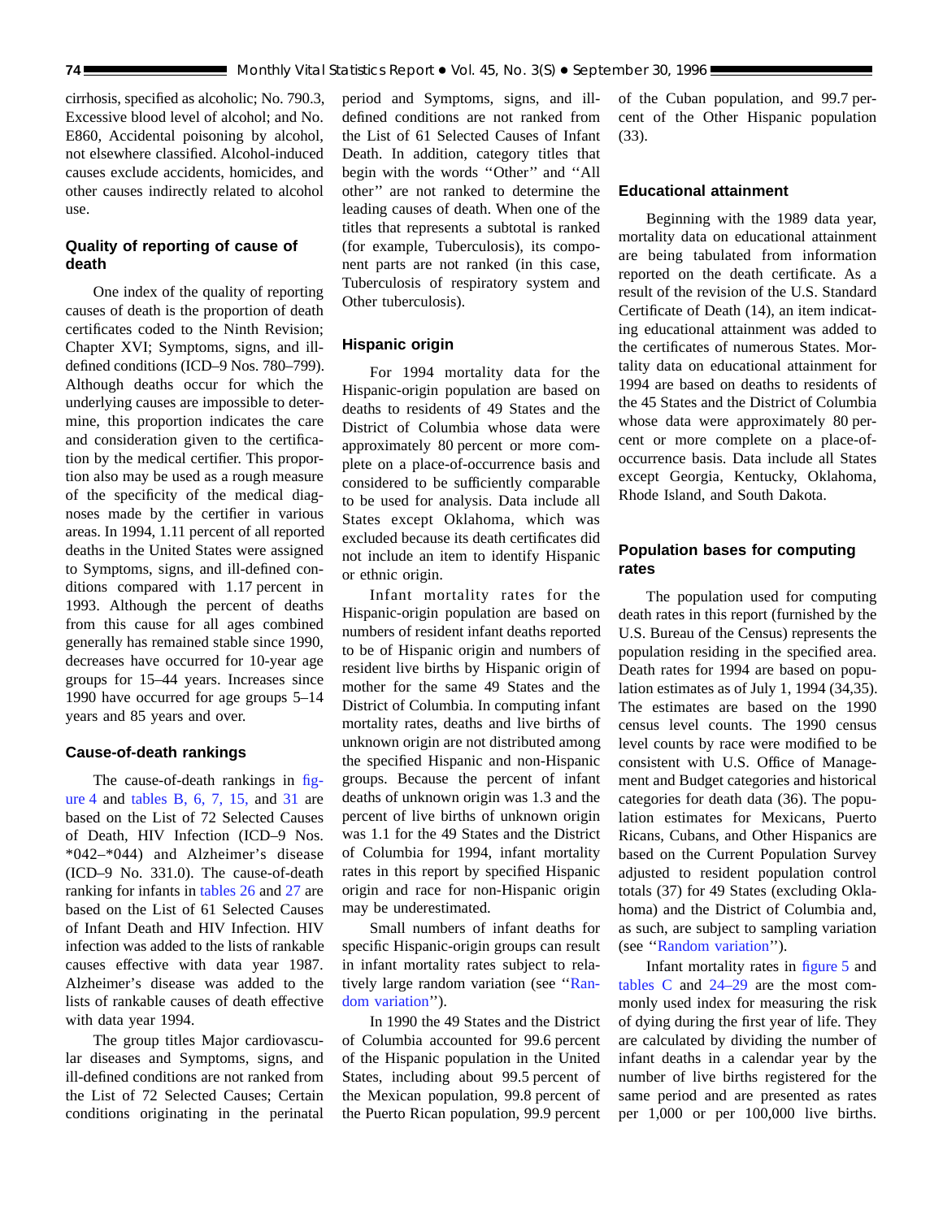cirrhosis, specified as alcoholic; No. 790.3, Excessive blood level of alcohol; and No. E860, Accidental poisoning by alcohol, not elsewhere classified. Alcohol-induced causes exclude accidents, homicides, and other causes indirectly related to alcohol use.

### Quality of reporting of cause of death

One index of the quality of reporting causes of death is the proportion of death certificates coded to the Ninth Revision; Chapter XVI; Symptoms, signs, and ill-defined conditions (ICD–9 Nos. 780–799). Although deaths occur for which the underlying causes are impossible to determine, this proportion indicates the care and consideration given to the certification by the medical certifier. This proportion also may be used as a rough measure of the specificity of the medical diagnoses made by the certifier in various areas. In 1994, 1.11 percent of all reported deaths in the United States were assigned to Symptoms, signs, and ill-defined conditions compared with 1.17 percent in 1993. Although the percent of deaths from this cause for all ages combined generally has remained stable since 1990, decreases have occurred for 10-year age groups for 15–44 years. Increases since 1990 have occurred for age groups 5–14 years and 85 years and over.

### Cause-of-death rankings

The cause-of-death rankings in figure 4 and tables B, 6, 7, 15, and 31 are based on the List of 72 Selected Causes of Death, HIV Infection (ICD–9 Nos. *042–*044) and Alzheimer's disease (ICD–9 No. 331.0). The cause-of-death ranking for infants in tables 26 and 27 are based on the List of 61 Selected Causes of Infant Death and HIV Infection. HIV infection was added to the lists of rankable causes effective with data year 1987. Alzheimer's disease was added to the lists of rankable causes of death effective with data year 1994.

The group titles Major cardiovascular diseases and Symptoms, signs, and ill-defined conditions are not ranked from the List of 72 Selected Causes; Certain conditions originating in the perinatal period and Symptoms, signs, and ill-defined conditions are not ranked from the List of 61 Selected Causes of Infant Death. In addition, category titles that begin with the words ''Other'' and ''All other'' are not ranked to determine the leading causes of death. When one of the titles that represents a subtotal is ranked (for example, Tuberculosis), its component parts are not ranked (in this case, Tuberculosis of respiratory system and Other tuberculosis).

### Hispanic origin

For 1994 mortality data for the Hispanic-origin population are based on deaths to residents of 49 States and the District of Columbia whose data were approximately 80 percent or more complete on a place-of-occurrence basis and considered to be sufficiently comparable to be used for analysis. Data include all States except Oklahoma, which was excluded because its death certificates did not include an item to identify Hispanic or ethnic origin.

Infant mortality rates for the Hispanic-origin population are based on numbers of resident infant deaths reported to be of Hispanic origin and numbers of resident live births by Hispanic origin of mother for the same 49 States and the District of Columbia. In computing infant mortality rates, deaths and live births of unknown origin are not distributed among the specified Hispanic and non-Hispanic groups. Because the percent of infant deaths of unknown origin was 1.3 and the percent of live births of unknown origin was 1.1 for the 49 States and the District of Columbia for 1994, infant mortality rates in this report by specified Hispanic origin and race for non-Hispanic origin may be underestimated.

Small numbers of infant deaths for specific Hispanic-origin groups can result in infant mortality rates subject to relatively large random variation (see ''Random variation'').

In 1990 the 49 States and the District of Columbia accounted for 99.6 percent of the Hispanic population in the United States, including about 99.5 percent of the Mexican population, 99.8 percent of the Puerto Rican population, 99.9 percent of the Cuban population, and 99.7 percent of the Other Hispanic population (33).

### Educational attainment

Beginning with the 1989 data year, mortality data on educational attainment are being tabulated from information reported on the death certificate. As a result of the revision of the U.S. Standard Certificate of Death (14), an item indicating educational attainment was added to the certificates of numerous States. Mortality data on educational attainment for 1994 are based on deaths to residents of the 45 States and the District of Columbia whose data were approximately 80 percent or more complete on a place-of-occurrence basis. Data include all States except Georgia, Kentucky, Oklahoma, Rhode Island, and South Dakota.

### Population bases for computing rates

The population used for computing death rates in this report (furnished by the U.S. Bureau of the Census) represents the population residing in the specified area. Death rates for 1994 are based on population estimates as of July 1, 1994 (34,35). The estimates are based on the 1990 census level counts. The 1990 census level counts by race were modified to be consistent with U.S. Office of Management and Budget categories and historical categories for death data (36). The population estimates for Mexicans, Puerto Ricans, Cubans, and Other Hispanics are based on the Current Population Survey adjusted to resident population control totals (37) for 49 States (excluding Oklahoma) and the District of Columbia and, as such, are subject to sampling variation (see ''Random variation'').

Infant mortality rates in figure 5 and tables C and 24–29 are the most commonly used index for measuring the risk of dying during the first year of life. They are calculated by dividing the number of infant deaths in a calendar year by the number of live births registered for the same period and are presented as rates per 1,000 or per 100,000 live births.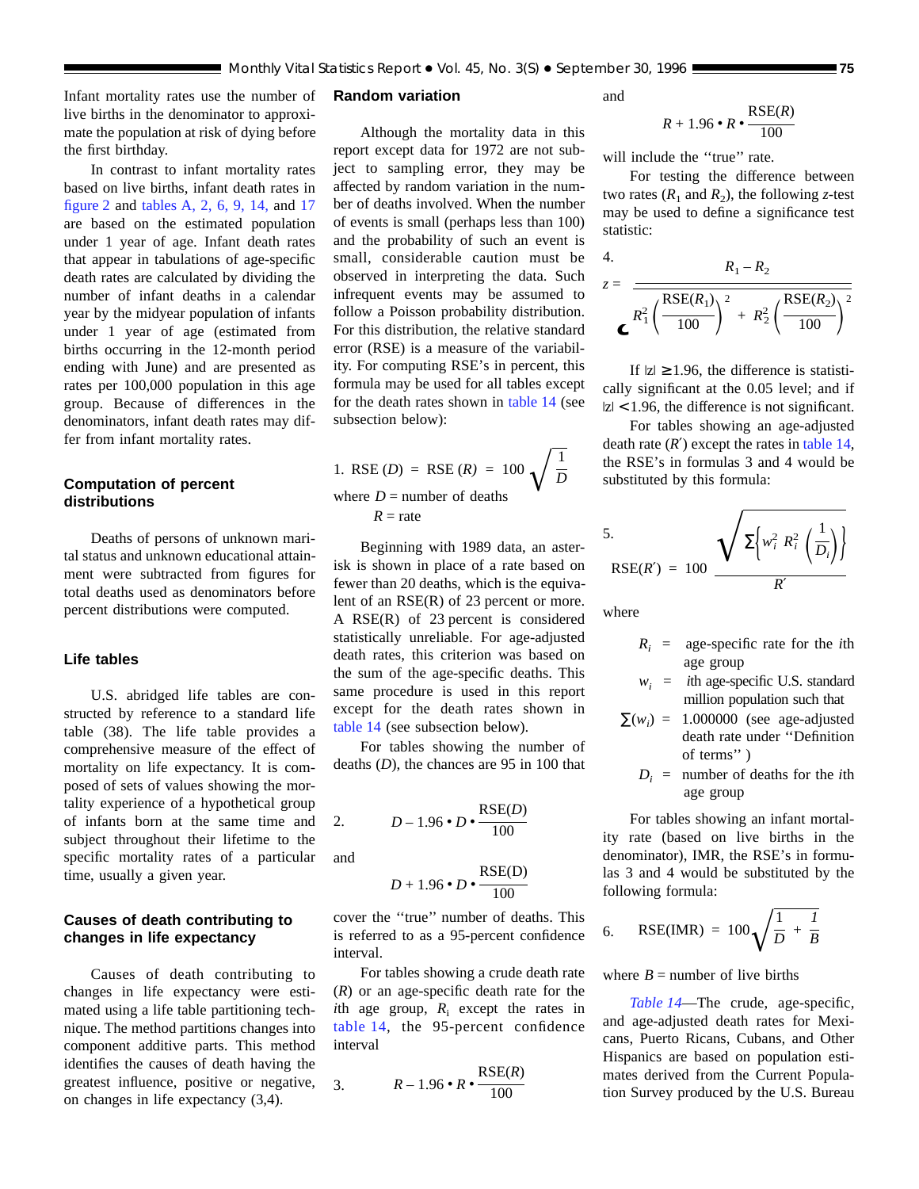Infant mortality rates use the number of live births in the denominator to approximate the population at risk of dying before the first birthday.

In contrast to infant mortality rates based on live births, infant death rates in figure 2 and tables A, 2, 6, 9, 14, and 17 are based on the estimated population under 1 year of age. Infant death rates that appear in tabulations of age-specific death rates are calculated by dividing the number of infant deaths in a calendar year by the midyear population of infants under 1 year of age (estimated from births occurring in the 12-month period ending with June) and are presented as rates per 100,000 population in this age group. Because of differences in the denominators, infant death rates may differ from infant mortality rates.

## Computation of percent distributions

Deaths of persons of unknown marital status and unknown educational attainment were subtracted from figures for total deaths used as denominators before percent distributions were computed.

## Life tables

U.S. abridged life tables are constructed by reference to a standard life table (38). The life table provides a comprehensive measure of the effect of mortality on life expectancy. It is composed of sets of values showing the mortality experience of a hypothetical group of infants born at the same time and subject throughout their lifetime to the specific mortality rates of a particular time, usually a given year.

## Causes of death contributing to changes in life expectancy

Causes of death contributing to changes in life expectancy were estimated using a life table partitioning technique. The method partitions changes into component additive parts. This method identifies the causes of death having the greatest influence, positive or negative, on changes in life expectancy (3,4).

## Random variation

Although the mortality data in this report except data for 1972 are not subject to sampling error, they may be affected by random variation in the number of deaths involved. When the number of events is small (perhaps less than 100) and the probability of such an event is small, considerable caution must be observed in interpreting the data. Such infrequent events may be assumed to follow a Poisson probability distribution. For this distribution, the relative standard error (RSE) is a measure of the variability. For computing RSE's in percent, this formula may be used for all tables except for the death rates shown in table 14 (see subsection below):

1. $$\text{RSE}(D) = \text{RSE}(R) = 100\sqrt{\frac{1}{D}}$$

where $D$ = number of deaths
$R$ = rate

Beginning with 1989 data, an asterisk is shown in place of a rate based on fewer than 20 deaths, which is the equivalent of an RSE(R) of 23 percent or more. A RSE(R) of 23 percent is considered statistically unreliable. For age-adjusted death rates, this criterion was based on the sum of the age-specific deaths. This same procedure is used in this report except for the death rates shown in table 14 (see subsection below).

For tables showing the number of deaths ($D$), the chances are 95 in 100 that

2. $$D - 1.96 \bullet D \bullet \frac{\text{RSE}(D)}{100}$$

and

$$D + 1.96 \bullet D \bullet \frac{\text{RSE}(D)}{100}$$

cover the ''true'' number of deaths. This is referred to as a 95-percent confidence interval.

For tables showing a crude death rate ($R$) or an age-specific death rate for the $i$th age group, $R_i$ except the rates in table 14, the 95-percent confidence interval

3. $$R - 1.96 \bullet R \bullet \frac{\text{RSE}(R)}{100}$$

and

$$R + 1.96 \bullet R \bullet \frac{\text{RSE}(R)}{100}$$

will include the ''true'' rate.

For testing the difference between two rates ($R_1$ and $R_2$), the following $z$-test may be used to define a significance test statistic:

4. $$z = \frac{R_1 - R_2}{\sqrt{R_1^2\left(\frac{\text{RSE}(R_1)}{100}\right)^2 + R_2^2\left(\frac{\text{RSE}(R_2)}{100}\right)^2}}$$

If $|z| \geq 1.96$, the difference is statistically significant at the 0.05 level; and if $|z| < 1.96$, the difference is not significant.

For tables showing an age-adjusted death rate ($R'$) except the rates in table 14, the RSE's in formulas 3 and 4 would be substituted by this formula:

5. $$\text{RSE}(R') = 100\,\frac{\sqrt{\sum\left\{w_i^2\, R_i^2\left(\frac{1}{D_i}\right)\right\}}}{R'}$$

where

$R_i$ = age-specific rate for the $i$th age group

$w_i$ = $i$th age-specific U.S. standard million population such that

$\sum(w_i)$ = 1.000000 (see age-adjusted death rate under ''Definition of terms'' )

$D_i$ = number of deaths for the $i$th age group

For tables showing an infant mortality rate (based on live births in the denominator), IMR, the RSE's in formulas 3 and 4 would be substituted by the following formula:

6. $$\text{RSE(IMR)} = 100\sqrt{\frac{1}{D} + \frac{1}{B}}$$

where $B$ = number of live births

*Table 14*—The crude, age-specific, and age-adjusted death rates for Mexicans, Puerto Ricans, Cubans, and Other Hispanics are based on population estimates derived from the Current Population Survey produced by the U.S. Bureau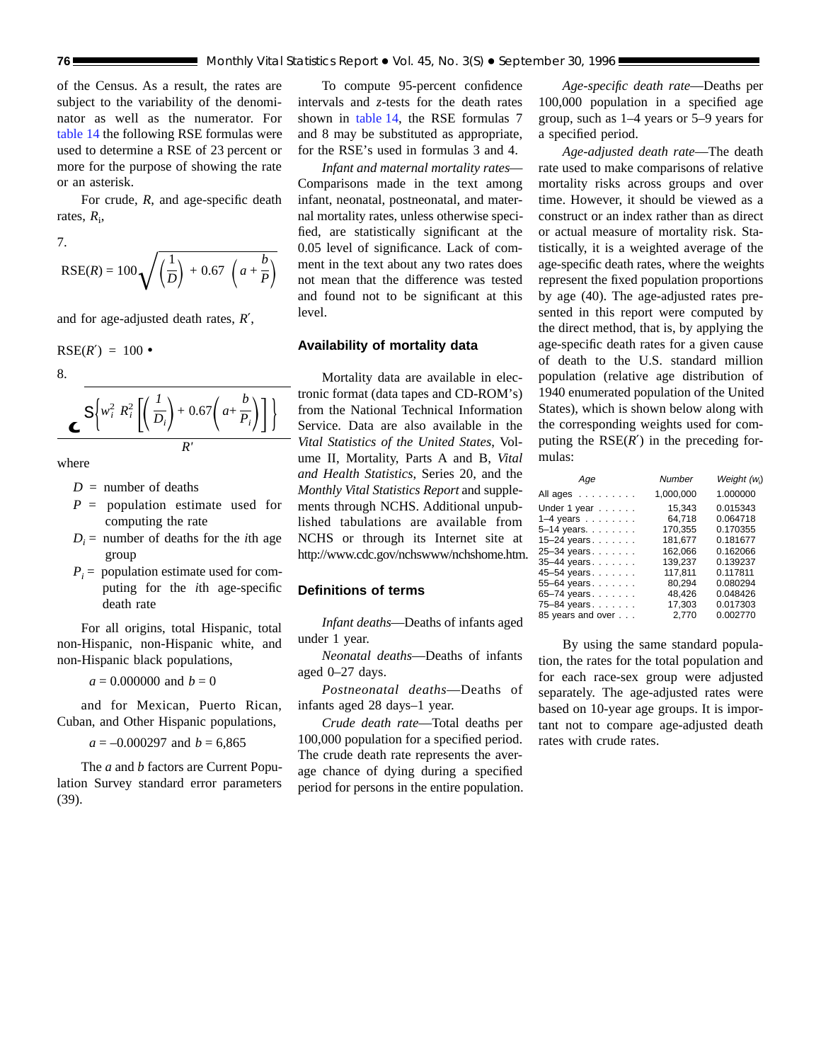of the Census. As a result, the rates are subject to the variability of the denominator as well as the numerator. For table 14 the following RSE formulas were used to determine a RSE of 23 percent or more for the purpose of showing the rate or an asterisk.

For crude, $R$, and age-specific death rates, $R_i$,

7.

$$\mathrm{RSE}(R) = 100\sqrt{\left(\frac{1}{D}\right) + 0.67\left(a + \frac{b}{P}\right)}$$

and for age-adjusted death rates, $R'$,

$\mathrm{RSE}(R') = 100 \bullet$

8.

$$\frac{\sqrt{\sum\left\{w_i^2\, R_i^2\left[\left(\frac{1}{D_i}\right) + 0.67\left(a + \frac{b}{P_i}\right)\right]\right\}}}{R'}$$

where

- $D$ = number of deaths
- $P$ = population estimate used for computing the rate
- $D_i$ = number of deaths for the $i$th age group
- $P_i$ = population estimate used for computing for the $i$th age-specific death rate

For all origins, total Hispanic, total non-Hispanic, non-Hispanic white, and non-Hispanic black populations,

$a = 0.000000$ and $b = 0$

and for Mexican, Puerto Rican, Cuban, and Other Hispanic populations,

$a = –0.000297$ and $b = 6{,}865$

The $a$ and $b$ factors are Current Population Survey standard error parameters (39).

To compute 95-percent confidence intervals and $z$-tests for the death rates shown in table 14, the RSE formulas 7 and 8 may be substituted as appropriate, for the RSE's used in formulas 3 and 4.

*Infant and maternal mortality rates*—Comparisons made in the text among infant, neonatal, postneonatal, and maternal mortality rates, unless otherwise specified, are statistically significant at the 0.05 level of significance. Lack of comment in the text about any two rates does not mean that the difference was tested and found not to be significant at this level.

## Availability of mortality data

Mortality data are available in electronic format (data tapes and CD-ROM's) from the National Technical Information Service. Data are also available in the *Vital Statistics of the United States*, Volume II, Mortality, Parts A and B, *Vital and Health Statistics*, Series 20, and the *Monthly Vital Statistics Report* and supplements through NCHS. Additional unpublished tabulations are available from NCHS or through its Internet site at http://www.cdc.gov/nchswww/nchshome.htm.

## Definitions of terms

*Infant deaths*—Deaths of infants aged under 1 year.

*Neonatal deaths*—Deaths of infants aged 0–27 days.

*Postneonatal deaths*—Deaths of infants aged 28 days–1 year.

*Crude death rate*—Total deaths per 100,000 population for a specified period. The crude death rate represents the average chance of dying during a specified period for persons in the entire population.

*Age-specific death rate*—Deaths per 100,000 population in a specified age group, such as 1–4 years or 5–9 years for a specified period.

*Age-adjusted death rate*—The death rate used to make comparisons of relative mortality risks across groups and over time. However, it should be viewed as a construct or an index rather than as direct or actual measure of mortality risk. Statistically, it is a weighted average of the age-specific death rates, where the weights represent the fixed population proportions by age (40). The age-adjusted rates presented in this report were computed by the direct method, that is, by applying the age-specific death rates for a given cause of death to the U.S. standard million population (relative age distribution of 1940 enumerated population of the United States), which is shown below along with the corresponding weights used for computing the RSE($R'$) in the preceding formulas:

| Age | Number | Weight ($w_i$) |
|---|---|---|
| All ages | 1,000,000 | 1.000000 |
| Under 1 year | 15,343 | 0.015343 |
| 1–4 years | 64,718 | 0.064718 |
| 5–14 years | 170,355 | 0.170355 |
| 15–24 years | 181,677 | 0.181677 |
| 25–34 years | 162,066 | 0.162066 |
| 35–44 years | 139,237 | 0.139237 |
| 45–54 years | 117,811 | 0.117811 |
| 55–64 years | 80,294 | 0.080294 |
| 65–74 years | 48,426 | 0.048426 |
| 75–84 years | 17,303 | 0.017303 |
| 85 years and over | 2,770 | 0.002770 |

By using the same standard population, the rates for the total population and for each race-sex group were adjusted separately. The age-adjusted rates were based on 10-year age groups. It is important not to compare age-adjusted death rates with crude rates.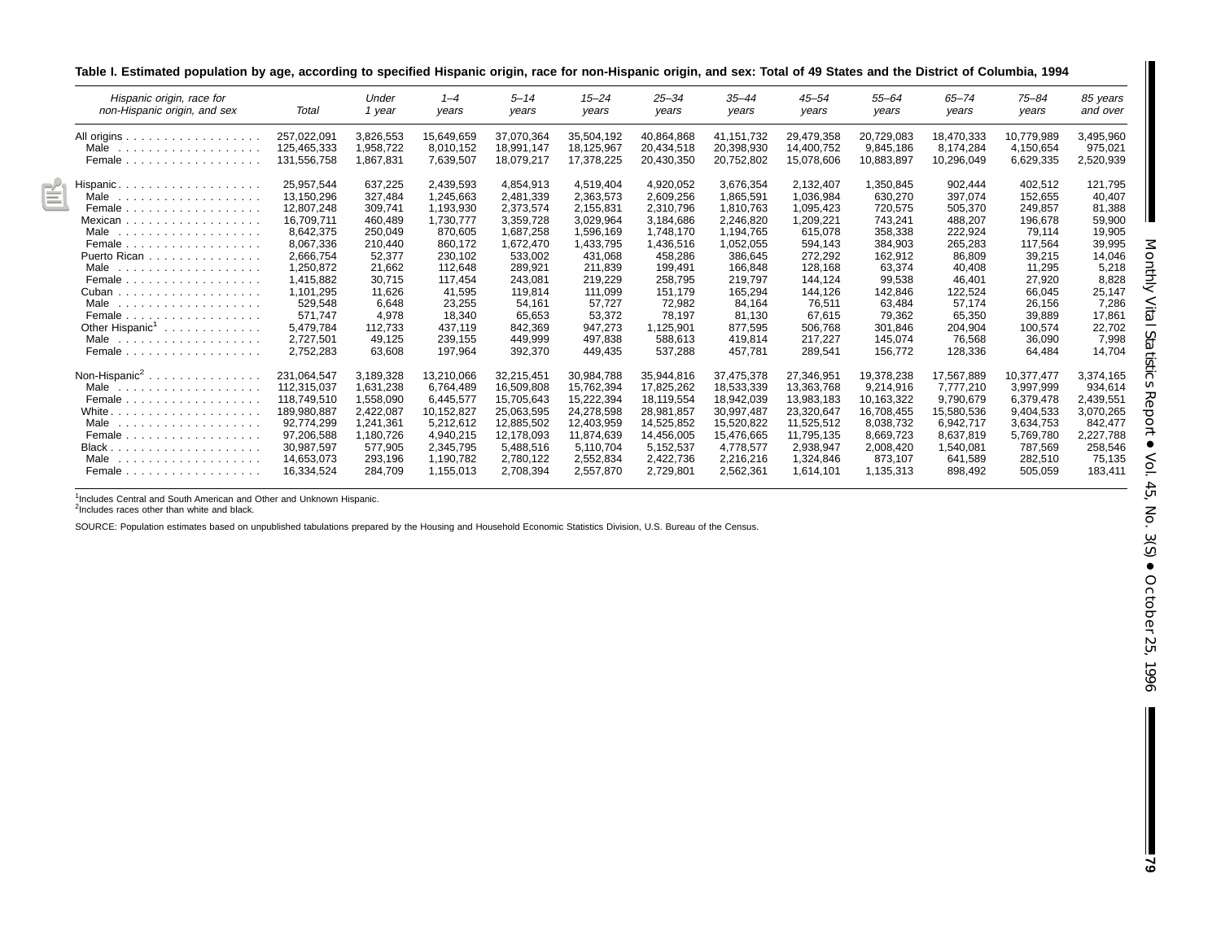**Table I. Estimated population by age, according to specified Hispanic origin, race for non-Hispanic origin, and sex: Total of 49 States and the District of Columbia, 1994**

| *Hispanic origin, race for non-Hispanic origin, and sex* | *Total* | *Under 1 year* | *1–4 years* | *5–14 years* | *15–24 years* | *25–34 years* | *35–44 years* | *45–54 years* | *55–64 years* | *65–74 years* | *75–84 years* | *85 years and over* |
|---|---|---|---|---|---|---|---|---|---|---|---|---|
| All origins | 257,022,091 | 3,826,553 | 15,649,659 | 37,070,364 | 35,504,192 | 40,864,868 | 41,151,732 | 29,479,358 | 20,729,083 | 18,470,333 | 10,779,989 | 3,495,960 |
| Male | 125,465,333 | 1,958,722 | 8,010,152 | 18,991,147 | 18,125,967 | 20,434,518 | 20,398,930 | 14,400,752 | 9,845,186 | 8,174,284 | 4,150,654 | 975,021 |
| Female | 131,556,758 | 1,867,831 | 7,639,507 | 18,079,217 | 17,378,225 | 20,430,350 | 20,752,802 | 15,078,606 | 10,883,897 | 10,296,049 | 6,629,335 | 2,520,939 |
| Hispanic | 25,957,544 | 637,225 | 2,439,593 | 4,854,913 | 4,519,404 | 4,920,052 | 3,676,354 | 2,132,407 | 1,350,845 | 902,444 | 402,512 | 121,795 |
| Male | 13,150,296 | 327,484 | 1,245,663 | 2,481,339 | 2,363,573 | 2,609,256 | 1,865,591 | 1,036,984 | 630,270 | 397,074 | 152,655 | 40,407 |
| Female | 12,807,248 | 309,741 | 1,193,930 | 2,373,574 | 2,155,831 | 2,310,796 | 1,810,763 | 1,095,423 | 720,575 | 505,370 | 249,857 | 81,388 |
| Mexican | 16,709,711 | 460,489 | 1,730,777 | 3,359,728 | 3,029,964 | 3,184,686 | 2,246,820 | 1,209,221 | 743,241 | 488,207 | 196,678 | 59,900 |
| Male | 8,642,375 | 250,049 | 870,605 | 1,687,258 | 1,596,169 | 1,748,170 | 1,194,765 | 615,078 | 358,338 | 222,924 | 79,114 | 19,905 |
| Female | 8,067,336 | 210,440 | 860,172 | 1,672,470 | 1,433,795 | 1,436,516 | 1,052,055 | 594,143 | 384,903 | 265,283 | 117,564 | 39,995 |
| Puerto Rican | 2,666,754 | 52,377 | 230,102 | 533,002 | 431,068 | 458,286 | 386,645 | 272,292 | 162,912 | 86,809 | 39,215 | 14,046 |
| Male | 1,250,872 | 21,662 | 112,648 | 289,921 | 211,839 | 199,491 | 166,848 | 128,168 | 63,374 | 40,408 | 11,295 | 5,218 |
| Female | 1,415,882 | 30,715 | 117,454 | 243,081 | 219,229 | 258,795 | 219,797 | 144,124 | 99,538 | 46,401 | 27,920 | 8,828 |
| Cuban | 1,101,295 | 11,626 | 41,595 | 119,814 | 111,099 | 151,179 | 165,294 | 144,126 | 142,846 | 122,524 | 66,045 | 25,147 |
| Male | 529,548 | 6,648 | 23,255 | 54,161 | 57,727 | 72,982 | 84,164 | 76,511 | 63,484 | 57,174 | 26,156 | 7,286 |
| Female | 571,747 | 4,978 | 18,340 | 65,653 | 53,372 | 78,197 | 81,130 | 67,615 | 79,362 | 65,350 | 39,889 | 17,861 |
| Other Hispanic[1] | 5,479,784 | 112,733 | 437,119 | 842,369 | 947,273 | 1,125,901 | 877,595 | 506,768 | 301,846 | 204,904 | 100,574 | 22,702 |
| Male | 2,727,501 | 49,125 | 239,155 | 449,999 | 497,838 | 588,613 | 419,814 | 217,227 | 145,074 | 76,568 | 36,090 | 7,998 |
| Female | 2,752,283 | 63,608 | 197,964 | 392,370 | 449,435 | 537,288 | 457,781 | 289,541 | 156,772 | 128,336 | 64,484 | 14,704 |
| Non-Hispanic[2] | 231,064,547 | 3,189,328 | 13,210,066 | 32,215,451 | 30,984,788 | 35,944,816 | 37,475,378 | 27,346,951 | 19,378,238 | 17,567,889 | 10,377,477 | 3,374,165 |
| Male | 112,315,037 | 1,631,238 | 6,764,489 | 16,509,808 | 15,762,394 | 17,825,262 | 18,533,339 | 13,363,768 | 9,214,916 | 7,777,210 | 3,997,999 | 934,614 |
| Female | 118,749,510 | 1,558,090 | 6,445,577 | 15,705,643 | 15,222,394 | 18,119,554 | 18,942,039 | 13,983,183 | 10,163,322 | 9,790,679 | 6,379,478 | 2,439,551 |
| White | 189,980,887 | 2,422,087 | 10,152,827 | 25,063,595 | 24,278,598 | 28,981,857 | 30,997,487 | 23,320,647 | 16,708,455 | 15,580,536 | 9,404,533 | 3,070,265 |
| Male | 92,774,299 | 1,241,361 | 5,212,612 | 12,885,502 | 12,403,959 | 14,525,852 | 15,520,822 | 11,525,512 | 8,038,732 | 6,942,717 | 3,634,753 | 842,477 |
| Female | 97,206,588 | 1,180,726 | 4,940,215 | 12,178,093 | 11,874,639 | 14,456,005 | 15,476,665 | 11,795,135 | 8,669,723 | 8,637,819 | 5,769,780 | 2,227,788 |
| Black | 30,987,597 | 577,905 | 2,345,795 | 5,488,516 | 5,110,704 | 5,152,537 | 4,778,577 | 2,938,947 | 2,008,420 | 1,540,081 | 787,569 | 258,546 |
| Male | 14,653,073 | 293,196 | 1,190,782 | 2,780,122 | 2,552,834 | 2,422,736 | 2,216,216 | 1,324,846 | 873,107 | 641,589 | 282,510 | 75,135 |
| Female | 16,334,524 | 284,709 | 1,155,013 | 2,708,394 | 2,557,870 | 2,729,801 | 2,562,361 | 1,614,101 | 1,135,313 | 898,492 | 505,059 | 183,411 |

[1]Includes Central and South American and Other and Unknown Hispanic.
[2]Includes races other than white and black.

SOURCE: Population estimates based on unpublished tabulations prepared by the Housing and Household Economic Statistics Division, U.S. Bureau of the Census.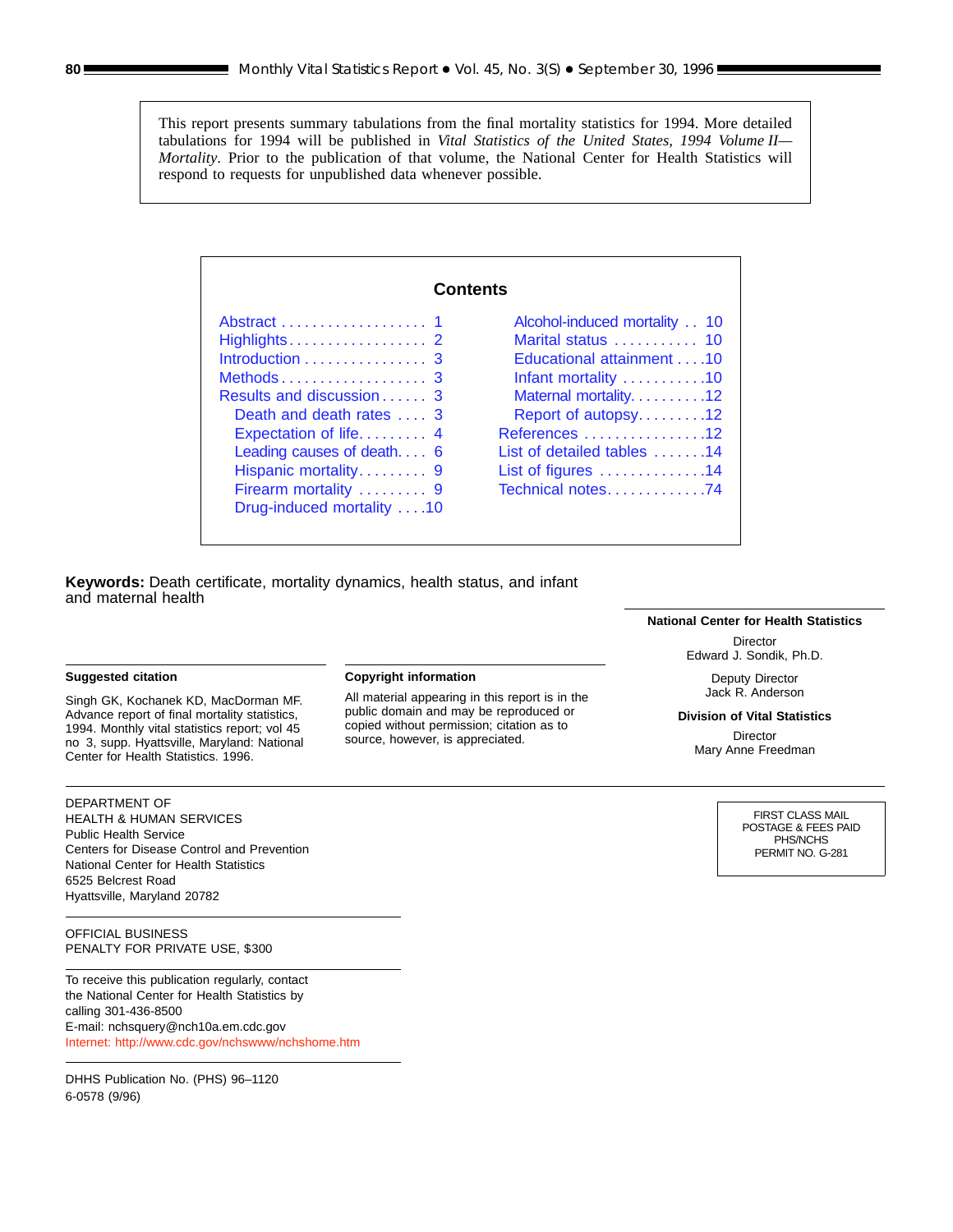This report presents summary tabulations from the final mortality statistics for 1994. More detailed tabulations for 1994 will be published in *Vital Statistics of the United States, 1994 Volume II—Mortality*. Prior to the publication of that volume, the National Center for Health Statistics will respond to requests for unpublished data whenever possible.

## Contents

- Abstract . . . . . . . . . . . . . . . . . . . 1
- Highlights . . . . . . . . . . . . . . . . . . 2
- Introduction . . . . . . . . . . . . . . . . 3
- Methods . . . . . . . . . . . . . . . . . . . 3
- Results and discussion . . . . . . 3
  - Death and death rates . . . . 3
  - Expectation of life . . . . . . . . . 4
  - Leading causes of death . . . . 6
  - Hispanic mortality . . . . . . . . . 9
  - Firearm mortality . . . . . . . . . 9
  - Drug-induced mortality . . . . 10
  - Alcohol-induced mortality . . 10
  - Marital status . . . . . . . . . . . 10
  - Educational attainment . . . . 10
  - Infant mortality . . . . . . . . . . 10
  - Maternal mortality . . . . . . . . . 12
  - Report of autopsy . . . . . . . . . 12
- References . . . . . . . . . . . . . . . . 12
- List of detailed tables . . . . . . . 14
- List of figures . . . . . . . . . . . . . . 14
- Technical notes . . . . . . . . . . . . . 74

**Keywords:** Death certificate, mortality dynamics, health status, and infant and maternal health

**Suggested citation**

Singh GK, Kochanek KD, MacDorman MF. Advance report of final mortality statistics, 1994. Monthly vital statistics report; vol 45 no 3, supp. Hyattsville, Maryland: National Center for Health Statistics. 1996.

**Copyright information**

All material appearing in this report is in the public domain and may be reproduced or copied without permission; citation as to source, however, is appreciated.

**National Center for Health Statistics**

Director
Edward J. Sondik, Ph.D.

Deputy Director
Jack R. Anderson

**Division of Vital Statistics**

Director
Mary Anne Freedman

DEPARTMENT OF
HEALTH & HUMAN SERVICES
Public Health Service
Centers for Disease Control and Prevention
National Center for Health Statistics
6525 Belcrest Road
Hyattsville, Maryland 20782

FIRST CLASS MAIL
POSTAGE & FEES PAID
PHS/NCHS
PERMIT NO. G-281

OFFICIAL BUSINESS
PENALTY FOR PRIVATE USE, $300

To receive this publication regularly, contact the National Center for Health Statistics by calling 301-436-8500
E-mail: nchsquery@nch10a.em.cdc.gov
Internet: http://www.cdc.gov/nchswww/nchshome.htm

DHHS Publication No. (PHS) 96–1120
6-0578 (9/96)